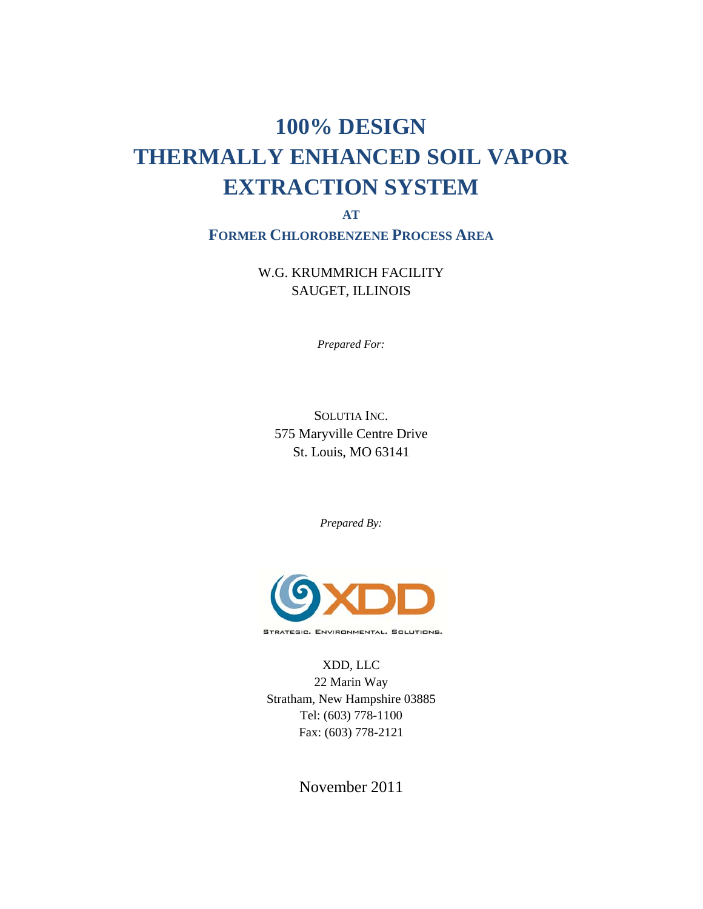# 100% DESIGN
# THERMALLY ENHANCED SOIL VAPOR EXTRACTION SYSTEM

**AT**

**FORMER CHLOROBENZENE PROCESS AREA**

W.G. KRUMMRICH FACILITY
SAUGET, ILLINOIS

*Prepared For:*

SOLUTIA INC.
575 Maryville Centre Drive
St. Louis, MO 63141

*Prepared By:*

XDD

STRATEGIC. ENVIRONMENTAL. SOLUTIONS.

XDD, LLC
22 Marin Way
Stratham, New Hampshire 03885
Tel: (603) 778-1100
Fax: (603) 778-2121

November 2011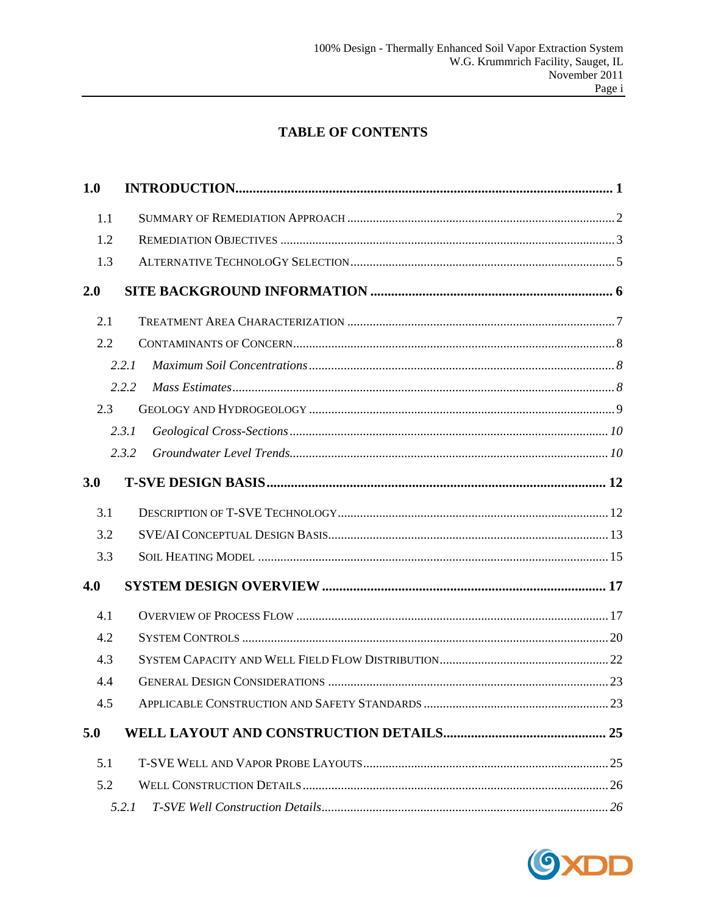# TABLE OF CONTENTS

**1.0 INTRODUCTION ........................................................................................................ 1**

1.1 SUMMARY OF REMEDIATION APPROACH ........................................................................ 2

1.2 REMEDIATION OBJECTIVES ............................................................................................ 3

1.3 ALTERNATIVE TECHNOLOGY SELECTION ..................................................................... 5

**2.0 SITE BACKGROUND INFORMATION ................................................................... 6**

2.1 TREATMENT AREA CHARACTERIZATION ....................................................................... 7

2.2 CONTAMINANTS OF CONCERN ........................................................................................ 8

*2.2.1 Maximum Soil Concentrations ................................................................................. 8*

*2.2.2 Mass Estimates .......................................................................................................... 8*

2.3 GEOLOGY AND HYDROGEOLOGY .................................................................................. 9

*2.3.1 Geological Cross-Sections ..................................................................................... 10*

*2.3.2 Groundwater Level Trends ..................................................................................... 10*

**3.0 T-SVE DESIGN BASIS ................................................................................................ 12**

3.1 DESCRIPTION OF T-SVE TECHNOLOGY ....................................................................... 12

3.2 SVE/AI CONCEPTUAL DESIGN BASIS .......................................................................... 13

3.3 SOIL HEATING MODEL ................................................................................................ 15

**4.0 SYSTEM DESIGN OVERVIEW ................................................................................ 17**

4.1 OVERVIEW OF PROCESS FLOW .................................................................................... 17

4.2 SYSTEM CONTROLS ..................................................................................................... 20

4.3 SYSTEM CAPACITY AND WELL FIELD FLOW DISTRIBUTION ....................................... 22

4.4 GENERAL DESIGN CONSIDERATIONS .......................................................................... 23

4.5 APPLICABLE CONSTRUCTION AND SAFETY STANDARDS ............................................ 23

**5.0 WELL LAYOUT AND CONSTRUCTION DETAILS .............................................. 25**

5.1 T-SVE WELL AND VAPOR PROBE LAYOUTS ................................................................ 25

5.2 WELL CONSTRUCTION DETAILS .................................................................................. 26

*5.2.1 T-SVE Well Construction Details .......................................................................... 26*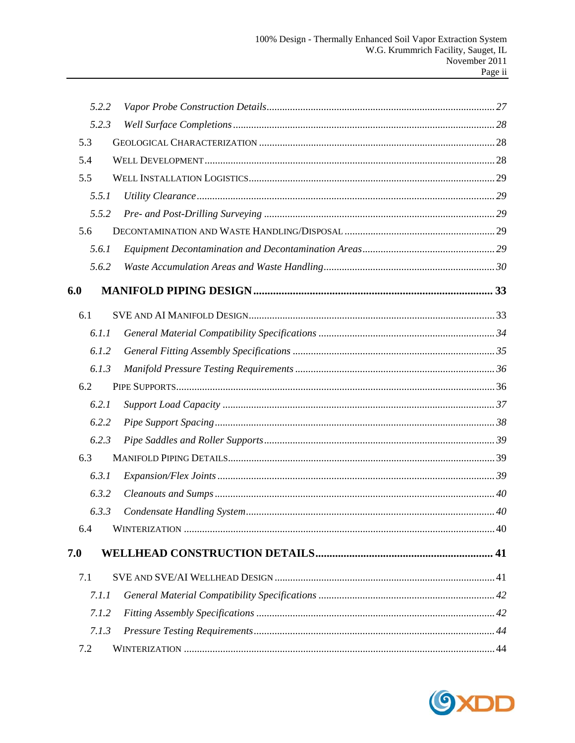5.2.2 *Vapor Probe Construction Details* ........ 27

5.2.3 *Well Surface Completions* ........ 28

5.3 GEOLOGICAL CHARACTERIZATION ........ 28

5.4 WELL DEVELOPMENT ........ 28

5.5 WELL INSTALLATION LOGISTICS ........ 29

5.5.1 *Utility Clearance* ........ 29

5.5.2 *Pre- and Post-Drilling Surveying* ........ 29

5.6 DECONTAMINATION AND WASTE HANDLING/DISPOSAL ........ 29

5.6.1 *Equipment Decontamination and Decontamination Areas* ........ 29

5.6.2 *Waste Accumulation Areas and Waste Handling* ........ 30

**6.0 MANIFOLD PIPING DESIGN ........ 33**

6.1 SVE AND AI MANIFOLD DESIGN ........ 33

6.1.1 *General Material Compatibility Specifications* ........ 34

6.1.2 *General Fitting Assembly Specifications* ........ 35

6.1.3 *Manifold Pressure Testing Requirements* ........ 36

6.2 PIPE SUPPORTS ........ 36

6.2.1 *Support Load Capacity* ........ 37

6.2.2 *Pipe Support Spacing* ........ 38

6.2.3 *Pipe Saddles and Roller Supports* ........ 39

6.3 MANIFOLD PIPING DETAILS ........ 39

6.3.1 *Expansion/Flex Joints* ........ 39

6.3.2 *Cleanouts and Sumps* ........ 40

6.3.3 *Condensate Handling System* ........ 40

6.4 WINTERIZATION ........ 40

**7.0 WELLHEAD CONSTRUCTION DETAILS ........ 41**

7.1 SVE AND SVE/AI WELLHEAD DESIGN ........ 41

7.1.1 *General Material Compatibility Specifications* ........ 42

7.1.2 *Fitting Assembly Specifications* ........ 42

7.1.3 *Pressure Testing Requirements* ........ 44

7.2 WINTERIZATION ........ 44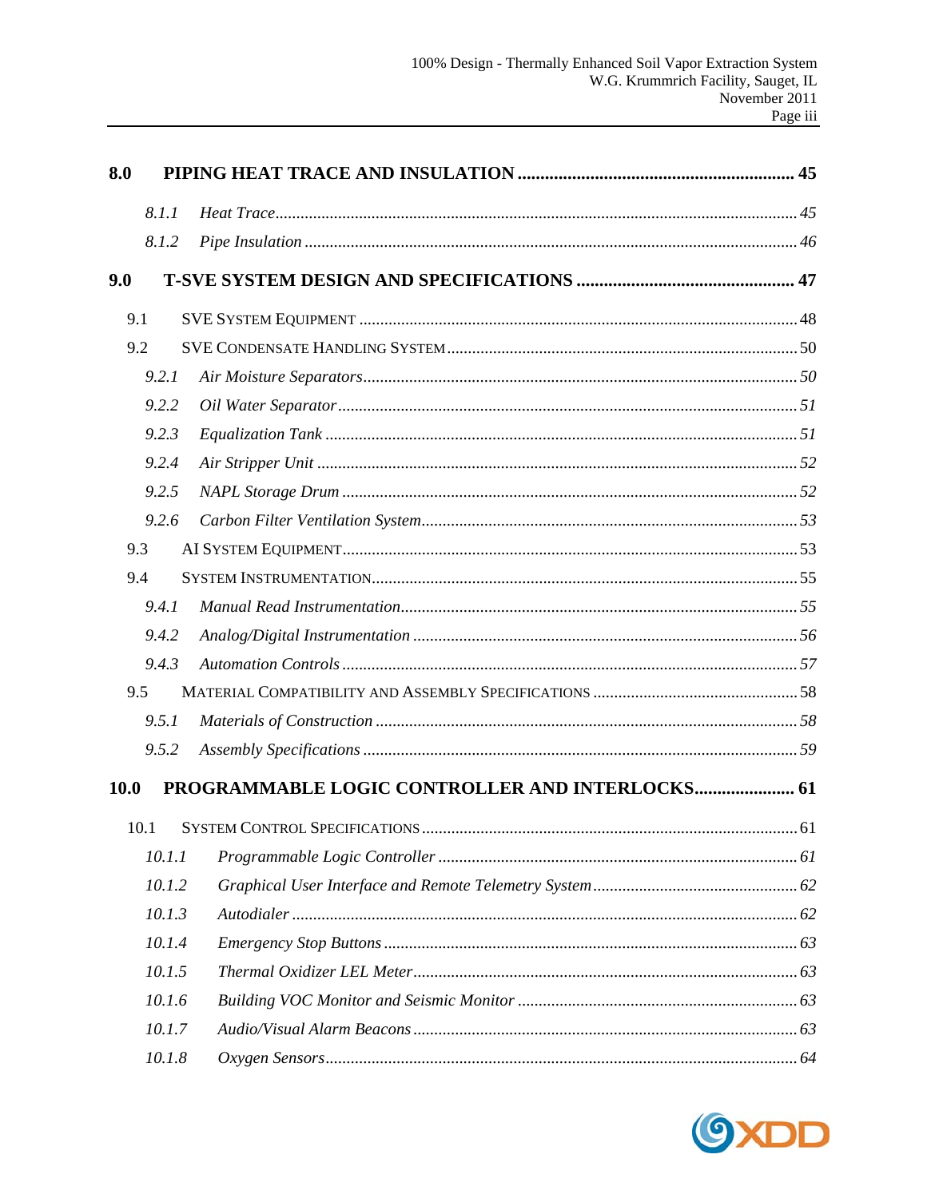**8.0 PIPING HEAT TRACE AND INSULATION ............................................................ 45**

*8.1.1 Heat Trace ........................................................................................................ 45*

*8.1.2 Pipe Insulation .................................................................................................. 46*

**9.0 T-SVE SYSTEM DESIGN AND SPECIFICATIONS ............................................... 47**

9.1 SVE SYSTEM EQUIPMENT ........................................................................................ 48

9.2 SVE CONDENSATE HANDLING SYSTEM .................................................................. 50

*9.2.1 Air Moisture Separators ..................................................................................... 50*

*9.2.2 Oil Water Separator ........................................................................................... 51*

*9.2.3 Equalization Tank .............................................................................................. 51*

*9.2.4 Air Stripper Unit ................................................................................................ 52*

*9.2.5 NAPL Storage Drum .......................................................................................... 52*

*9.2.6 Carbon Filter Ventilation System ....................................................................... 53*

9.3 AI SYSTEM EQUIPMENT ............................................................................................ 53

9.4 SYSTEM INSTRUMENTATION ..................................................................................... 55

*9.4.1 Manual Read Instrumentation ............................................................................ 55*

*9.4.2 Analog/Digital Instrumentation ......................................................................... 56*

*9.4.3 Automation Controls .......................................................................................... 57*

9.5 MATERIAL COMPATIBILITY AND ASSEMBLY SPECIFICATIONS ................................. 58

*9.5.1 Materials of Construction .................................................................................. 58*

*9.5.2 Assembly Specifications ..................................................................................... 59*

**10.0 PROGRAMMABLE LOGIC CONTROLLER AND INTERLOCKS ..................... 61**

10.1 SYSTEM CONTROL SPECIFICATIONS ......................................................................... 61

*10.1.1 Programmable Logic Controller ..................................................................... 61*

*10.1.2 Graphical User Interface and Remote Telemetry System ................................ 62*

*10.1.3 Autodialer ........................................................................................................ 62*

*10.1.4 Emergency Stop Buttons .................................................................................. 63*

*10.1.5 Thermal Oxidizer LEL Meter ........................................................................... 63*

*10.1.6 Building VOC Monitor and Seismic Monitor .................................................. 63*

*10.1.7 Audio/Visual Alarm Beacons ........................................................................... 63*

*10.1.8 Oxygen Sensors ................................................................................................ 64*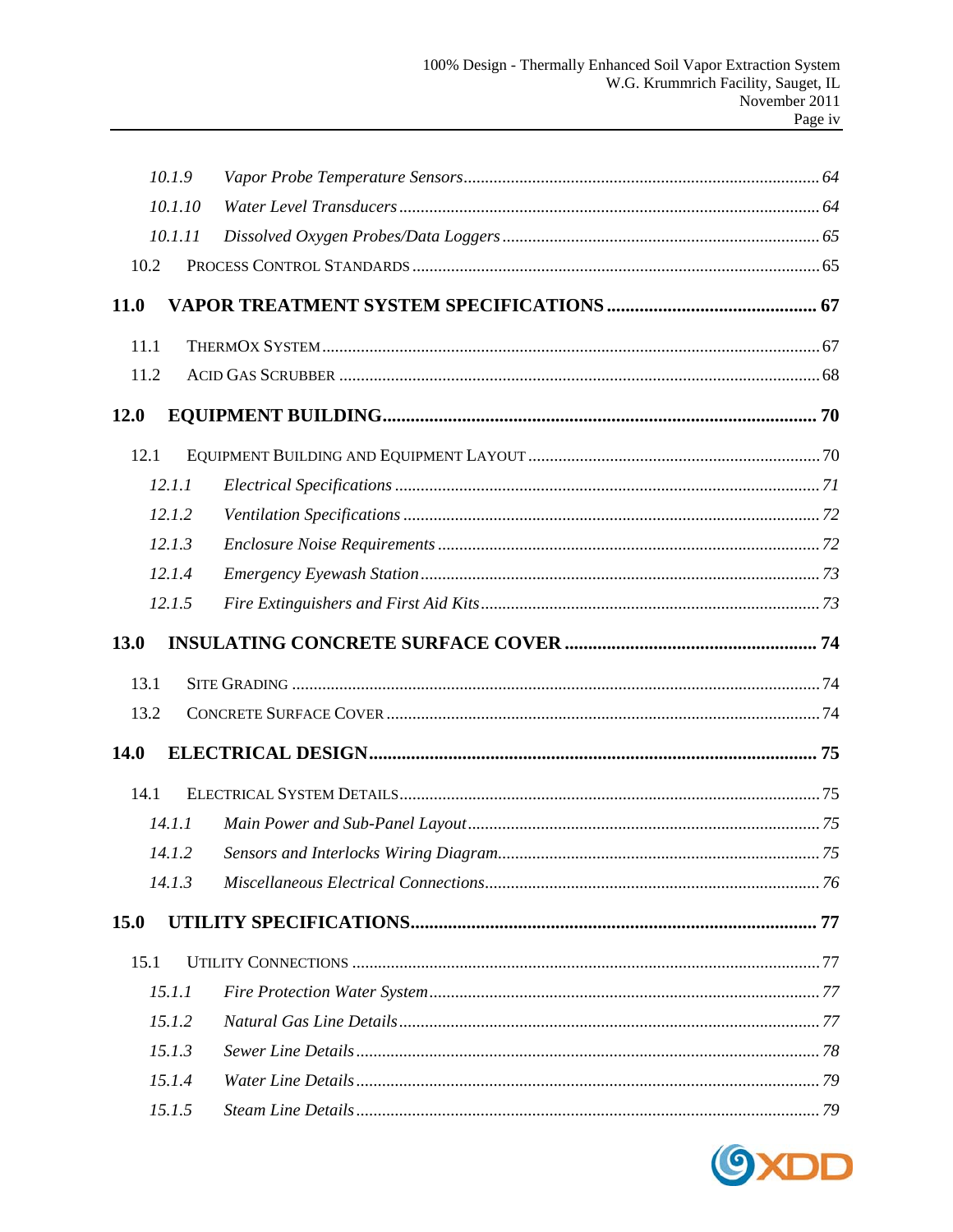| | | |
|---|---|---|
| *10.1.9* | *Vapor Probe Temperature Sensors* | *64* |
| *10.1.10* | *Water Level Transducers* | *64* |
| *10.1.11* | *Dissolved Oxygen Probes/Data Loggers* | *65* |
| 10.2 | PROCESS CONTROL STANDARDS | 65 |
| **11.0** | **VAPOR TREATMENT SYSTEM SPECIFICATIONS** | **67** |
| 11.1 | THERMOX SYSTEM | 67 |
| 11.2 | ACID GAS SCRUBBER | 68 |
| **12.0** | **EQUIPMENT BUILDING** | **70** |
| 12.1 | EQUIPMENT BUILDING AND EQUIPMENT LAYOUT | 70 |
| *12.1.1* | *Electrical Specifications* | *71* |
| *12.1.2* | *Ventilation Specifications* | *72* |
| *12.1.3* | *Enclosure Noise Requirements* | *72* |
| *12.1.4* | *Emergency Eyewash Station* | *73* |
| *12.1.5* | *Fire Extinguishers and First Aid Kits* | *73* |
| **13.0** | **INSULATING CONCRETE SURFACE COVER** | **74** |
| 13.1 | SITE GRADING | 74 |
| 13.2 | CONCRETE SURFACE COVER | 74 |
| **14.0** | **ELECTRICAL DESIGN** | **75** |
| 14.1 | ELECTRICAL SYSTEM DETAILS | 75 |
| *14.1.1* | *Main Power and Sub-Panel Layout* | *75* |
| *14.1.2* | *Sensors and Interlocks Wiring Diagram* | *75* |
| *14.1.3* | *Miscellaneous Electrical Connections* | *76* |
| **15.0** | **UTILITY SPECIFICATIONS** | **77** |
| 15.1 | UTILITY CONNECTIONS | 77 |
| *15.1.1* | *Fire Protection Water System* | *77* |
| *15.1.2* | *Natural Gas Line Details* | *77* |
| *15.1.3* | *Sewer Line Details* | *78* |
| *15.1.4* | *Water Line Details* | *79* |
| *15.1.5* | *Steam Line Details* | *79* |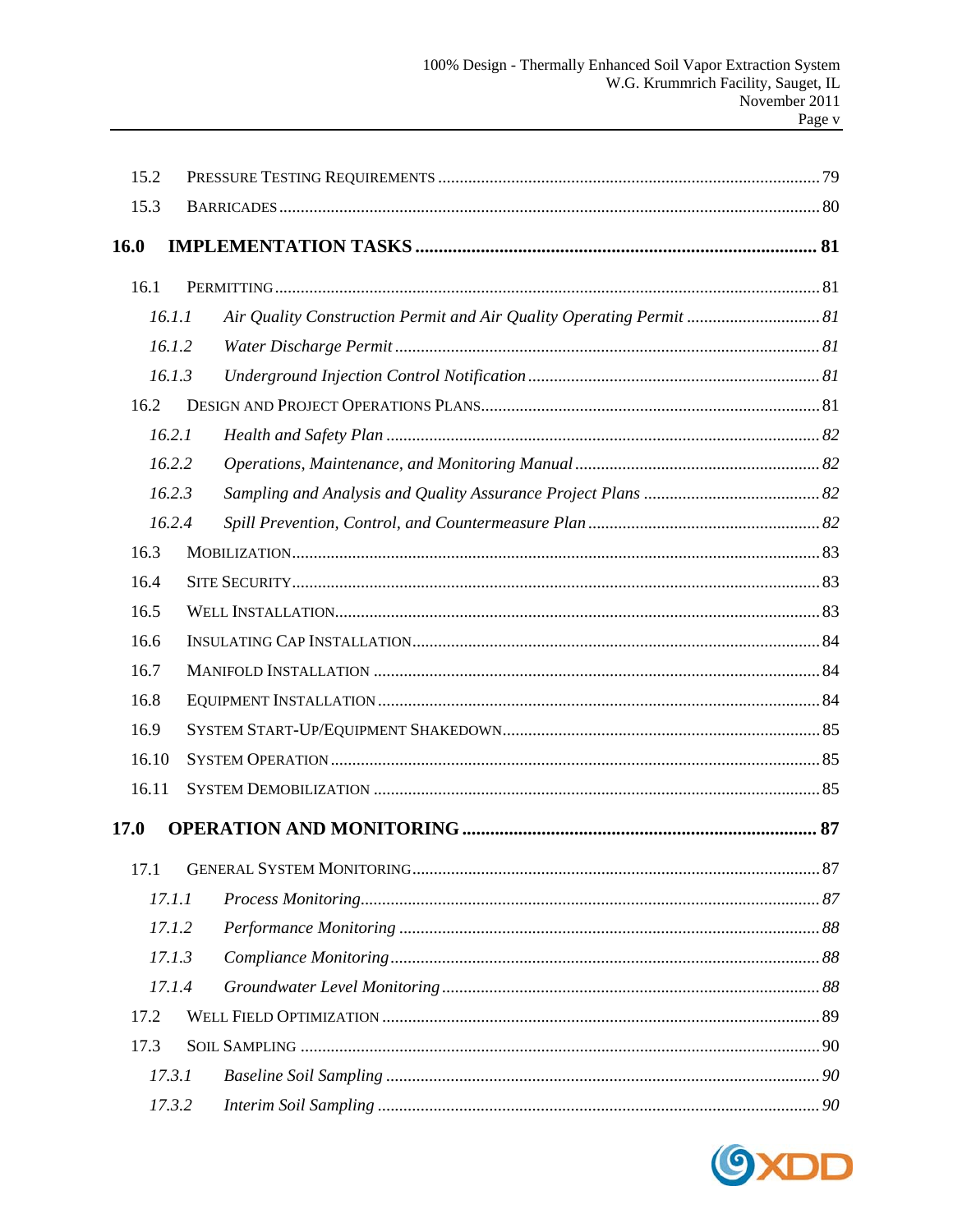| | | |
|---|---|---|
| 15.2 | PRESSURE TESTING REQUIREMENTS | 79 |
| 15.3 | BARRICADES | 80 |
| **16.0** | **IMPLEMENTATION TASKS** | **81** |
| 16.1 | PERMITTING | 81 |
| *16.1.1* | *Air Quality Construction Permit and Air Quality Operating Permit* | *81* |
| *16.1.2* | *Water Discharge Permit* | *81* |
| *16.1.3* | *Underground Injection Control Notification* | *81* |
| 16.2 | DESIGN AND PROJECT OPERATIONS PLANS | 81 |
| *16.2.1* | *Health and Safety Plan* | *82* |
| *16.2.2* | *Operations, Maintenance, and Monitoring Manual* | *82* |
| *16.2.3* | *Sampling and Analysis and Quality Assurance Project Plans* | *82* |
| *16.2.4* | *Spill Prevention, Control, and Countermeasure Plan* | *82* |
| 16.3 | MOBILIZATION | 83 |
| 16.4 | SITE SECURITY | 83 |
| 16.5 | WELL INSTALLATION | 83 |
| 16.6 | INSULATING CAP INSTALLATION | 84 |
| 16.7 | MANIFOLD INSTALLATION | 84 |
| 16.8 | EQUIPMENT INSTALLATION | 84 |
| 16.9 | SYSTEM START-UP/EQUIPMENT SHAKEDOWN | 85 |
| 16.10 | SYSTEM OPERATION | 85 |
| 16.11 | SYSTEM DEMOBILIZATION | 85 |
| **17.0** | **OPERATION AND MONITORING** | **87** |
| 17.1 | GENERAL SYSTEM MONITORING | 87 |
| *17.1.1* | *Process Monitoring* | *87* |
| *17.1.2* | *Performance Monitoring* | *88* |
| *17.1.3* | *Compliance Monitoring* | *88* |
| *17.1.4* | *Groundwater Level Monitoring* | *88* |
| 17.2 | WELL FIELD OPTIMIZATION | 89 |
| 17.3 | SOIL SAMPLING | 90 |
| *17.3.1* | *Baseline Soil Sampling* | *90* |
| *17.3.2* | *Interim Soil Sampling* | *90* |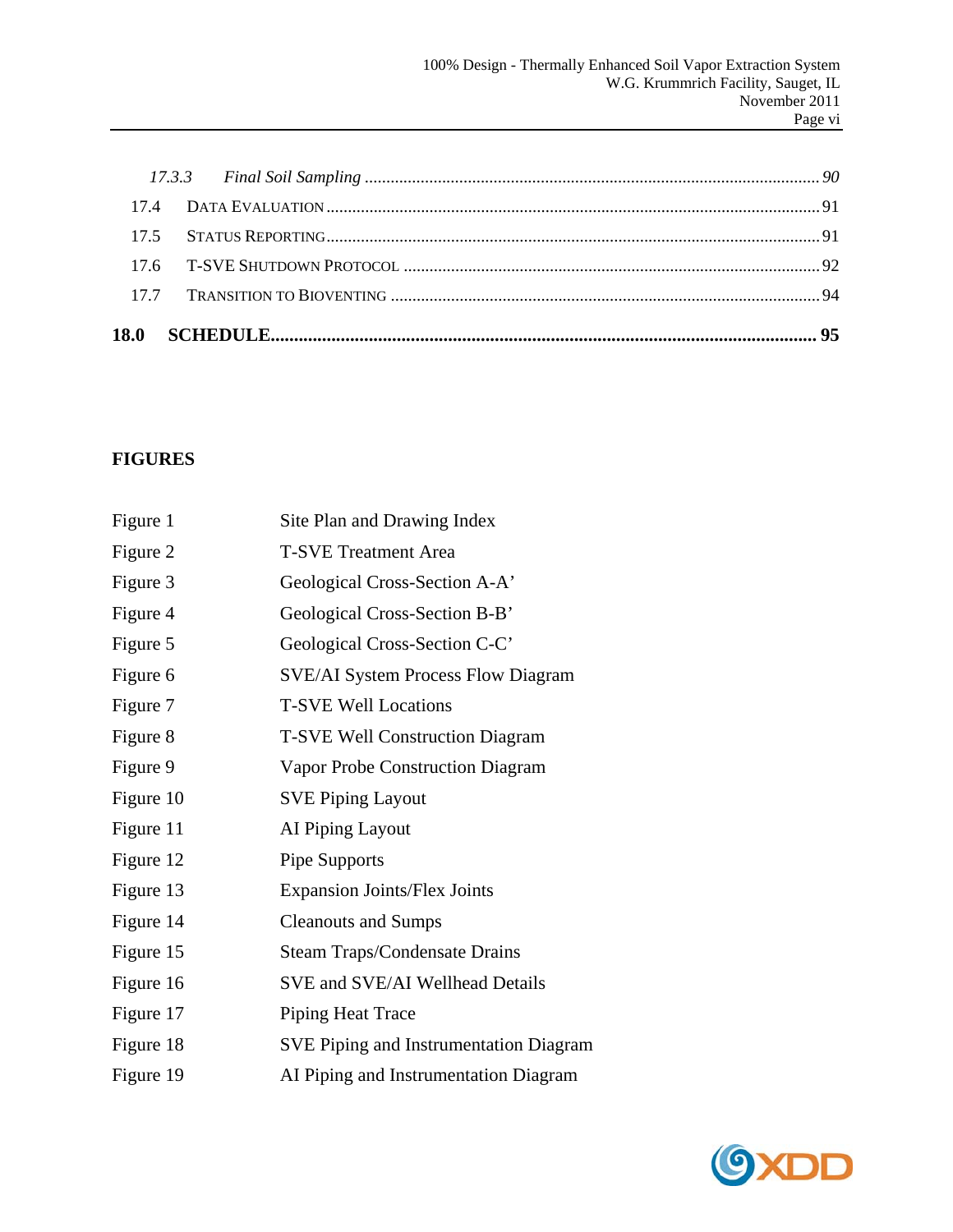*17.3.3 Final Soil Sampling* ........................................................................................................ *90*

17.4 DATA EVALUATION ................................................................................................................ 91

17.5 STATUS REPORTING ................................................................................................................ 91

17.6 T-SVE SHUTDOWN PROTOCOL ................................................................................................ 92

17.7 TRANSITION TO BIOVENTING ................................................................................................... 94

**18.0 SCHEDULE ............................................................................................................................ 95**

**FIGURES**

| | |
|---|---|
| Figure 1 | Site Plan and Drawing Index |
| Figure 2 | T-SVE Treatment Area |
| Figure 3 | Geological Cross-Section A-A’ |
| Figure 4 | Geological Cross-Section B-B’ |
| Figure 5 | Geological Cross-Section C-C’ |
| Figure 6 | SVE/AI System Process Flow Diagram |
| Figure 7 | T-SVE Well Locations |
| Figure 8 | T-SVE Well Construction Diagram |
| Figure 9 | Vapor Probe Construction Diagram |
| Figure 10 | SVE Piping Layout |
| Figure 11 | AI Piping Layout |
| Figure 12 | Pipe Supports |
| Figure 13 | Expansion Joints/Flex Joints |
| Figure 14 | Cleanouts and Sumps |
| Figure 15 | Steam Traps/Condensate Drains |
| Figure 16 | SVE and SVE/AI Wellhead Details |
| Figure 17 | Piping Heat Trace |
| Figure 18 | SVE Piping and Instrumentation Diagram |
| Figure 19 | AI Piping and Instrumentation Diagram |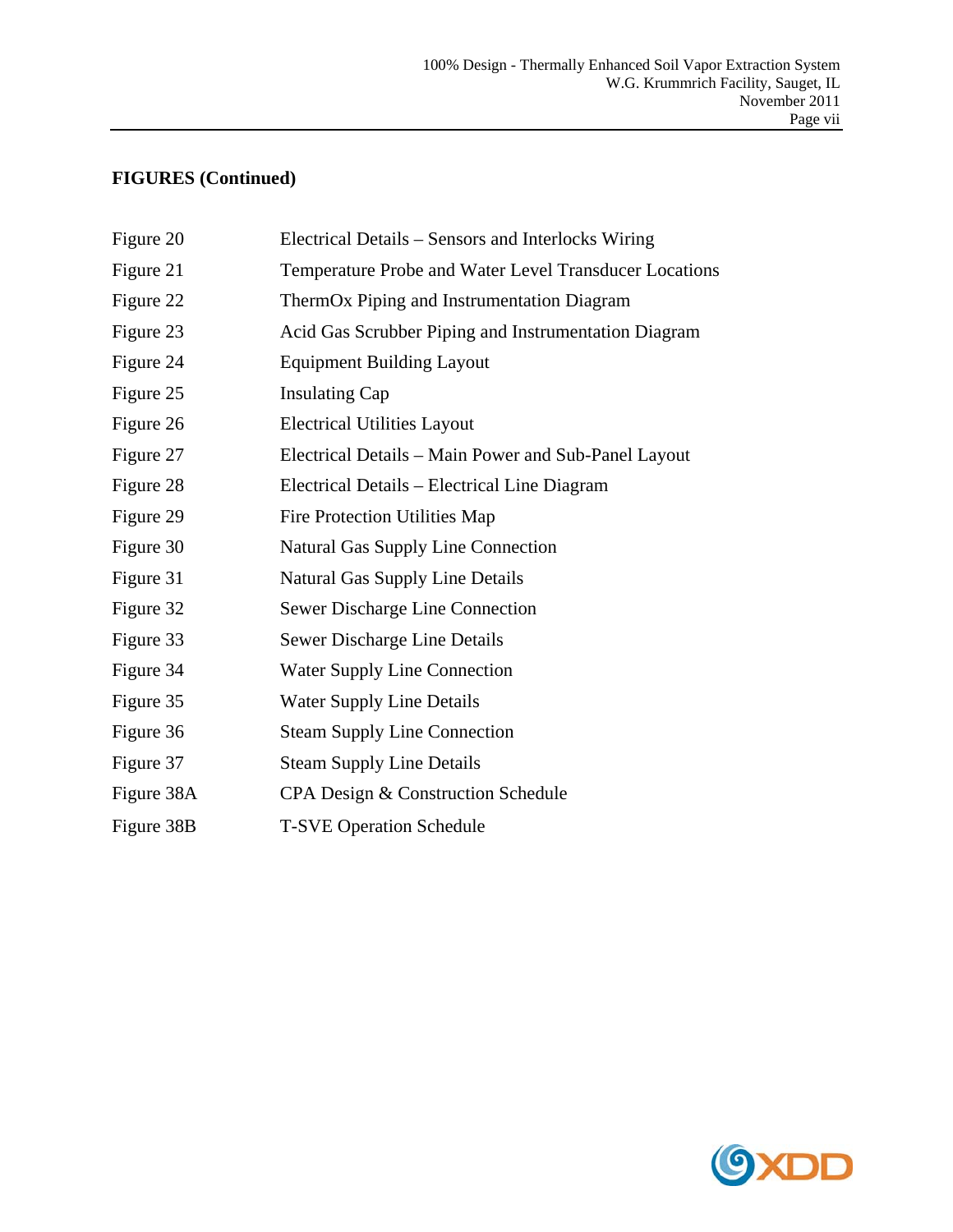## FIGURES (Continued)

| | |
|---|---|
| Figure 20 | Electrical Details – Sensors and Interlocks Wiring |
| Figure 21 | Temperature Probe and Water Level Transducer Locations |
| Figure 22 | ThermOx Piping and Instrumentation Diagram |
| Figure 23 | Acid Gas Scrubber Piping and Instrumentation Diagram |
| Figure 24 | Equipment Building Layout |
| Figure 25 | Insulating Cap |
| Figure 26 | Electrical Utilities Layout |
| Figure 27 | Electrical Details – Main Power and Sub-Panel Layout |
| Figure 28 | Electrical Details – Electrical Line Diagram |
| Figure 29 | Fire Protection Utilities Map |
| Figure 30 | Natural Gas Supply Line Connection |
| Figure 31 | Natural Gas Supply Line Details |
| Figure 32 | Sewer Discharge Line Connection |
| Figure 33 | Sewer Discharge Line Details |
| Figure 34 | Water Supply Line Connection |
| Figure 35 | Water Supply Line Details |
| Figure 36 | Steam Supply Line Connection |
| Figure 37 | Steam Supply Line Details |
| Figure 38A | CPA Design & Construction Schedule |
| Figure 38B | T-SVE Operation Schedule |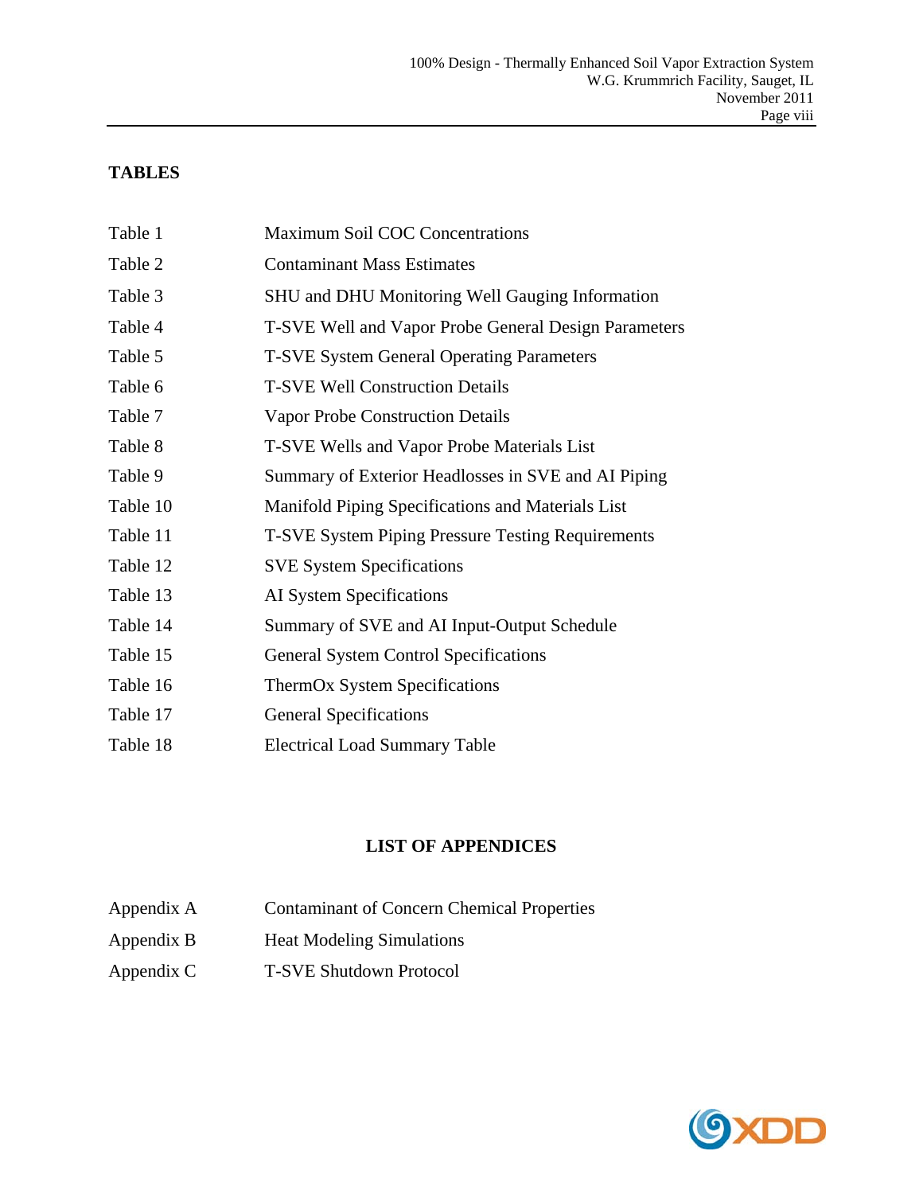## TABLES

| | |
|---|---|
| Table 1 | Maximum Soil COC Concentrations |
| Table 2 | Contaminant Mass Estimates |
| Table 3 | SHU and DHU Monitoring Well Gauging Information |
| Table 4 | T-SVE Well and Vapor Probe General Design Parameters |
| Table 5 | T-SVE System General Operating Parameters |
| Table 6 | T-SVE Well Construction Details |
| Table 7 | Vapor Probe Construction Details |
| Table 8 | T-SVE Wells and Vapor Probe Materials List |
| Table 9 | Summary of Exterior Headlosses in SVE and AI Piping |
| Table 10 | Manifold Piping Specifications and Materials List |
| Table 11 | T-SVE System Piping Pressure Testing Requirements |
| Table 12 | SVE System Specifications |
| Table 13 | AI System Specifications |
| Table 14 | Summary of SVE and AI Input-Output Schedule |
| Table 15 | General System Control Specifications |
| Table 16 | ThermOx System Specifications |
| Table 17 | General Specifications |
| Table 18 | Electrical Load Summary Table |

## LIST OF APPENDICES

| | |
|---|---|
| Appendix A | Contaminant of Concern Chemical Properties |
| Appendix B | Heat Modeling Simulations |
| Appendix C | T-SVE Shutdown Protocol |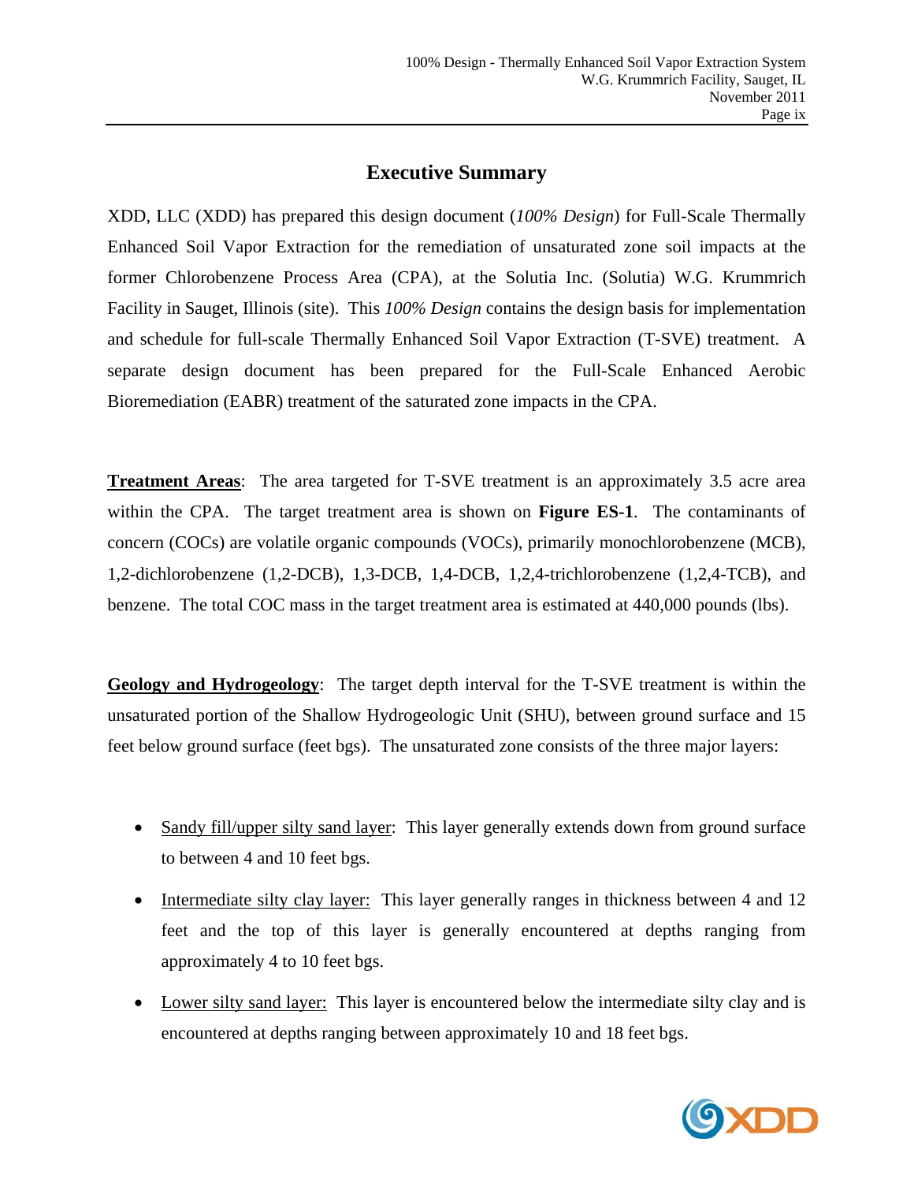# Executive Summary

XDD, LLC (XDD) has prepared this design document (*100% Design*) for Full-Scale Thermally Enhanced Soil Vapor Extraction for the remediation of unsaturated zone soil impacts at the former Chlorobenzene Process Area (CPA), at the Solutia Inc. (Solutia) W.G. Krummrich Facility in Sauget, Illinois (site). This *100% Design* contains the design basis for implementation and schedule for full-scale Thermally Enhanced Soil Vapor Extraction (T-SVE) treatment. A separate design document has been prepared for the Full-Scale Enhanced Aerobic Bioremediation (EABR) treatment of the saturated zone impacts in the CPA.

**Treatment Areas**: The area targeted for T-SVE treatment is an approximately 3.5 acre area within the CPA. The target treatment area is shown on **Figure ES-1**. The contaminants of concern (COCs) are volatile organic compounds (VOCs), primarily monochlorobenzene (MCB), 1,2-dichlorobenzene (1,2-DCB), 1,3-DCB, 1,4-DCB, 1,2,4-trichlorobenzene (1,2,4-TCB), and benzene. The total COC mass in the target treatment area is estimated at 440,000 pounds (lbs).

**Geology and Hydrogeology**: The target depth interval for the T-SVE treatment is within the unsaturated portion of the Shallow Hydrogeologic Unit (SHU), between ground surface and 15 feet below ground surface (feet bgs). The unsaturated zone consists of the three major layers:

- Sandy fill/upper silty sand layer: This layer generally extends down from ground surface to between 4 and 10 feet bgs.
- Intermediate silty clay layer: This layer generally ranges in thickness between 4 and 12 feet and the top of this layer is generally encountered at depths ranging from approximately 4 to 10 feet bgs.
- Lower silty sand layer: This layer is encountered below the intermediate silty clay and is encountered at depths ranging between approximately 10 and 18 feet bgs.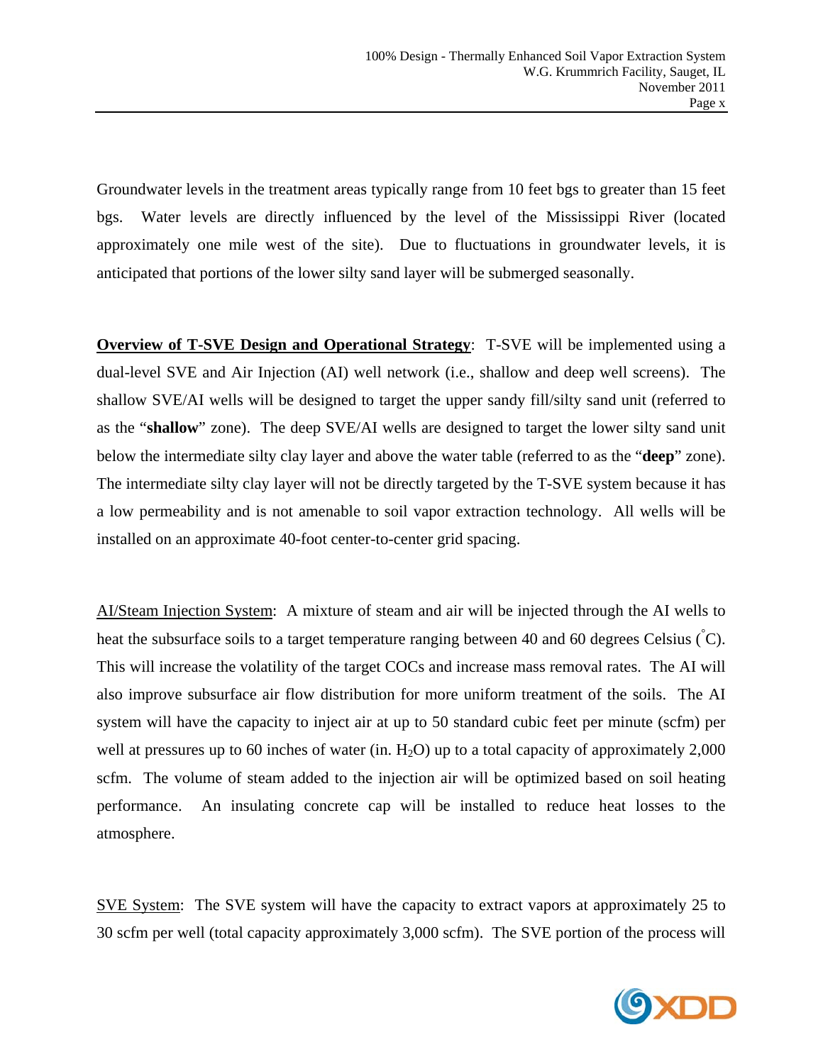Groundwater levels in the treatment areas typically range from 10 feet bgs to greater than 15 feet bgs. Water levels are directly influenced by the level of the Mississippi River (located approximately one mile west of the site). Due to fluctuations in groundwater levels, it is anticipated that portions of the lower silty sand layer will be submerged seasonally.

**Overview of T-SVE Design and Operational Strategy**: T-SVE will be implemented using a dual-level SVE and Air Injection (AI) well network (i.e., shallow and deep well screens). The shallow SVE/AI wells will be designed to target the upper sandy fill/silty sand unit (referred to as the "**shallow**" zone). The deep SVE/AI wells are designed to target the lower silty sand unit below the intermediate silty clay layer and above the water table (referred to as the "**deep**" zone). The intermediate silty clay layer will not be directly targeted by the T-SVE system because it has a low permeability and is not amenable to soil vapor extraction technology. All wells will be installed on an approximate 40-foot center-to-center grid spacing.

AI/Steam Injection System: A mixture of steam and air will be injected through the AI wells to heat the subsurface soils to a target temperature ranging between 40 and 60 degrees Celsius (°C). This will increase the volatility of the target COCs and increase mass removal rates. The AI will also improve subsurface air flow distribution for more uniform treatment of the soils. The AI system will have the capacity to inject air at up to 50 standard cubic feet per minute (scfm) per well at pressures up to 60 inches of water (in. $H_2O$) up to a total capacity of approximately 2,000 scfm. The volume of steam added to the injection air will be optimized based on soil heating performance. An insulating concrete cap will be installed to reduce heat losses to the atmosphere.

SVE System: The SVE system will have the capacity to extract vapors at approximately 25 to 30 scfm per well (total capacity approximately 3,000 scfm). The SVE portion of the process will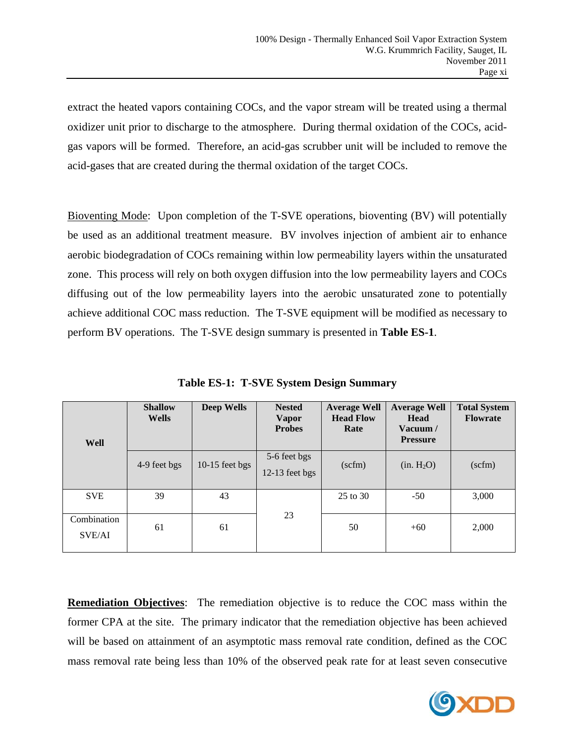extract the heated vapors containing COCs, and the vapor stream will be treated using a thermal oxidizer unit prior to discharge to the atmosphere. During thermal oxidation of the COCs, acid-gas vapors will be formed. Therefore, an acid-gas scrubber unit will be included to remove the acid-gases that are created during the thermal oxidation of the target COCs.

Bioventing Mode: Upon completion of the T-SVE operations, bioventing (BV) will potentially be used as an additional treatment measure. BV involves injection of ambient air to enhance aerobic biodegradation of COCs remaining within low permeability layers within the unsaturated zone. This process will rely on both oxygen diffusion into the low permeability layers and COCs diffusing out of the low permeability layers into the aerobic unsaturated zone to potentially achieve additional COC mass reduction. The T-SVE equipment will be modified as necessary to perform BV operations. The T-SVE design summary is presented in **Table ES-1**.

**Table ES-1: T-SVE System Design Summary**

| Well | Shallow Wells | Deep Wells | Nested Vapor Probes | Average Well Head Flow Rate | Average Well Head Vacuum / Pressure | Total System Flowrate |
|---|---|---|---|---|---|---|
| | 4-9 feet bgs | 10-15 feet bgs | 5-6 feet bgs 12-13 feet bgs | (scfm) | (in. $H_2O$) | (scfm) |
| SVE | 39 | 43 | 23 | 25 to 30 | -50 | 3,000 |
| Combination SVE/AI | 61 | 61 | | 50 | +60 | 2,000 |

**Remediation Objectives**: The remediation objective is to reduce the COC mass within the former CPA at the site. The primary indicator that the remediation objective has been achieved will be based on attainment of an asymptotic mass removal rate condition, defined as the COC mass removal rate being less than 10% of the observed peak rate for at least seven consecutive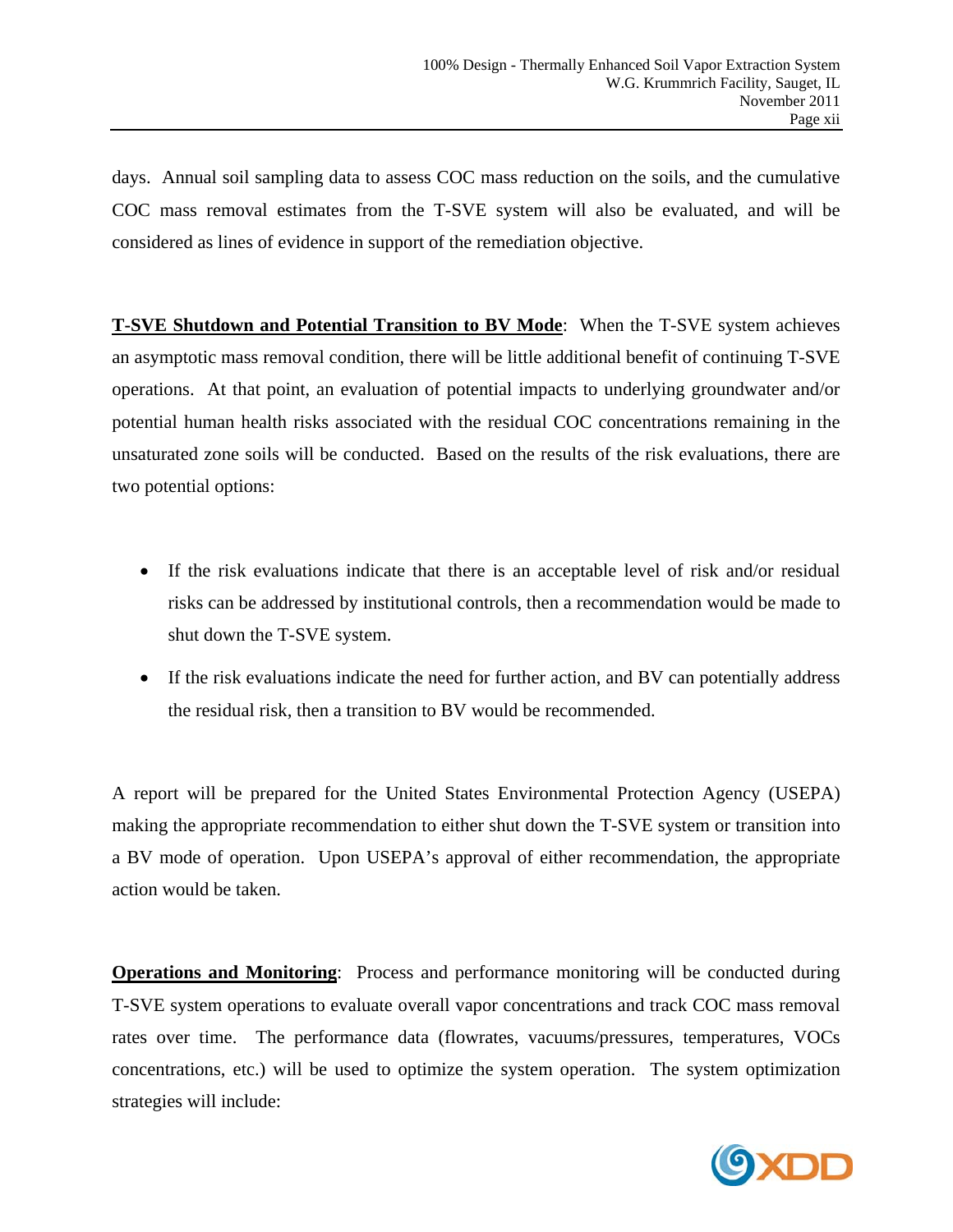days. Annual soil sampling data to assess COC mass reduction on the soils, and the cumulative COC mass removal estimates from the T-SVE system will also be evaluated, and will be considered as lines of evidence in support of the remediation objective.

**T-SVE Shutdown and Potential Transition to BV Mode**: When the T-SVE system achieves an asymptotic mass removal condition, there will be little additional benefit of continuing T-SVE operations. At that point, an evaluation of potential impacts to underlying groundwater and/or potential human health risks associated with the residual COC concentrations remaining in the unsaturated zone soils will be conducted. Based on the results of the risk evaluations, there are two potential options:

- If the risk evaluations indicate that there is an acceptable level of risk and/or residual risks can be addressed by institutional controls, then a recommendation would be made to shut down the T-SVE system.
- If the risk evaluations indicate the need for further action, and BV can potentially address the residual risk, then a transition to BV would be recommended.

A report will be prepared for the United States Environmental Protection Agency (USEPA) making the appropriate recommendation to either shut down the T-SVE system or transition into a BV mode of operation. Upon USEPA's approval of either recommendation, the appropriate action would be taken.

**Operations and Monitoring**: Process and performance monitoring will be conducted during T-SVE system operations to evaluate overall vapor concentrations and track COC mass removal rates over time. The performance data (flowrates, vacuums/pressures, temperatures, VOCs concentrations, etc.) will be used to optimize the system operation. The system optimization strategies will include: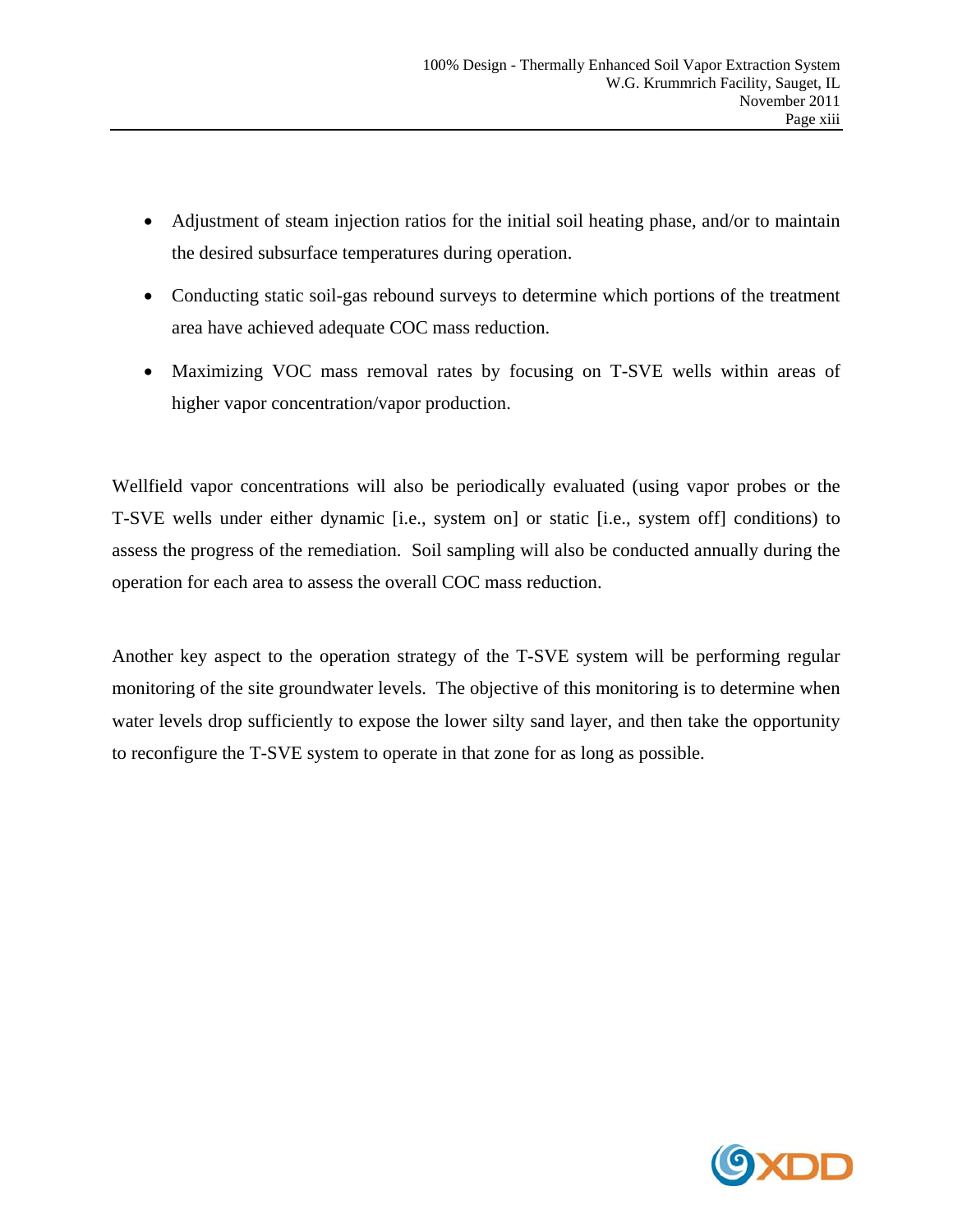- Adjustment of steam injection ratios for the initial soil heating phase, and/or to maintain the desired subsurface temperatures during operation.
- Conducting static soil-gas rebound surveys to determine which portions of the treatment area have achieved adequate COC mass reduction.
- Maximizing VOC mass removal rates by focusing on T-SVE wells within areas of higher vapor concentration/vapor production.

Wellfield vapor concentrations will also be periodically evaluated (using vapor probes or the T-SVE wells under either dynamic [i.e., system on] or static [i.e., system off] conditions) to assess the progress of the remediation. Soil sampling will also be conducted annually during the operation for each area to assess the overall COC mass reduction.

Another key aspect to the operation strategy of the T-SVE system will be performing regular monitoring of the site groundwater levels. The objective of this monitoring is to determine when water levels drop sufficiently to expose the lower silty sand layer, and then take the opportunity to reconfigure the T-SVE system to operate in that zone for as long as possible.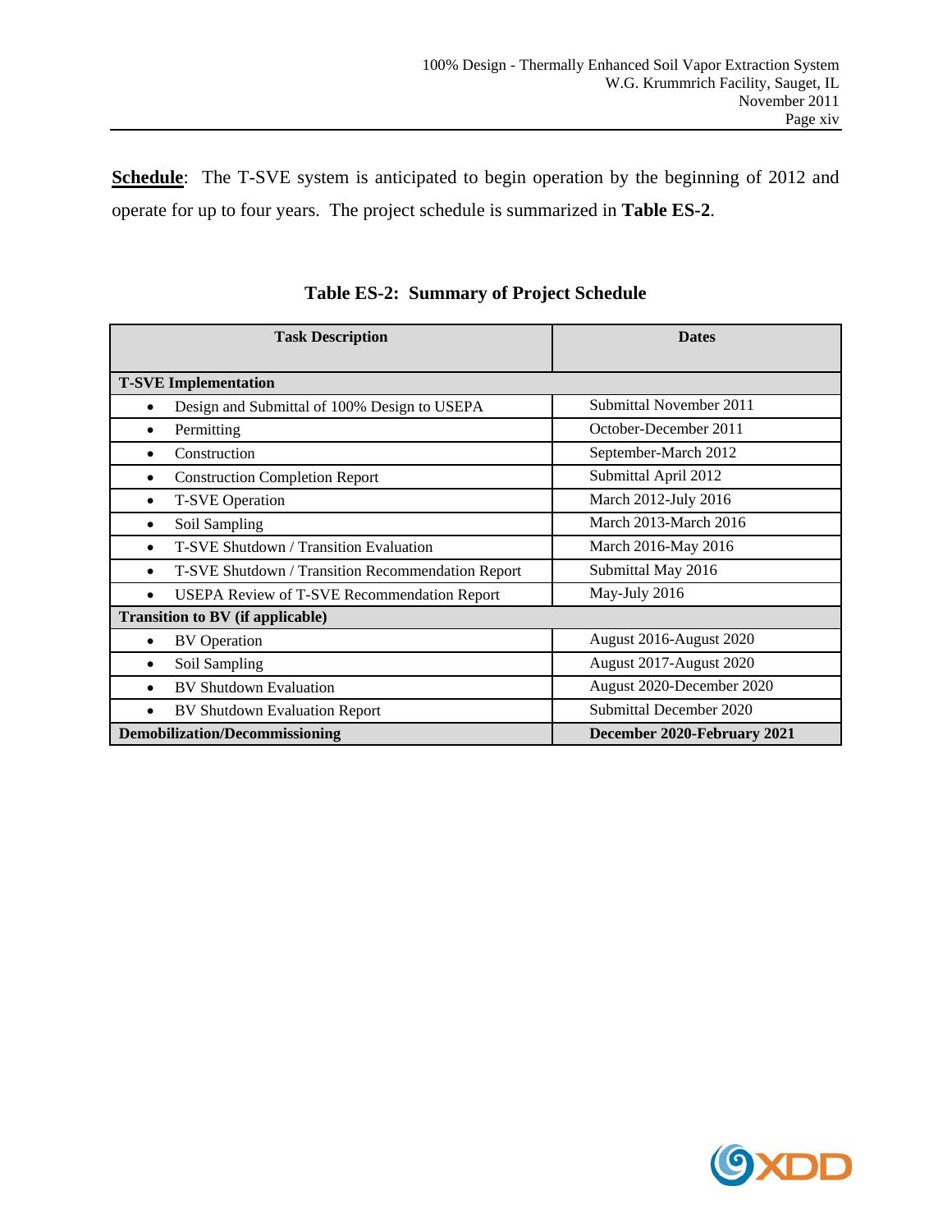**Schedule**: The T-SVE system is anticipated to begin operation by the beginning of 2012 and operate for up to four years. The project schedule is summarized in **Table ES-2**.

**Table ES-2: Summary of Project Schedule**

| Task Description | Dates |
|---|---|
| **T-SVE Implementation** | |
| • Design and Submittal of 100% Design to USEPA | Submittal November 2011 |
| • Permitting | October-December 2011 |
| • Construction | September-March 2012 |
| • Construction Completion Report | Submittal April 2012 |
| • T-SVE Operation | March 2012-July 2016 |
| • Soil Sampling | March 2013-March 2016 |
| • T-SVE Shutdown / Transition Evaluation | March 2016-May 2016 |
| • T-SVE Shutdown / Transition Recommendation Report | Submittal May 2016 |
| • USEPA Review of T-SVE Recommendation Report | May-July 2016 |
| **Transition to BV (if applicable)** | |
| • BV Operation | August 2016-August 2020 |
| • Soil Sampling | August 2017-August 2020 |
| • BV Shutdown Evaluation | August 2020-December 2020 |
| • BV Shutdown Evaluation Report | Submittal December 2020 |
| **Demobilization/Decommissioning** | **December 2020-February 2021** |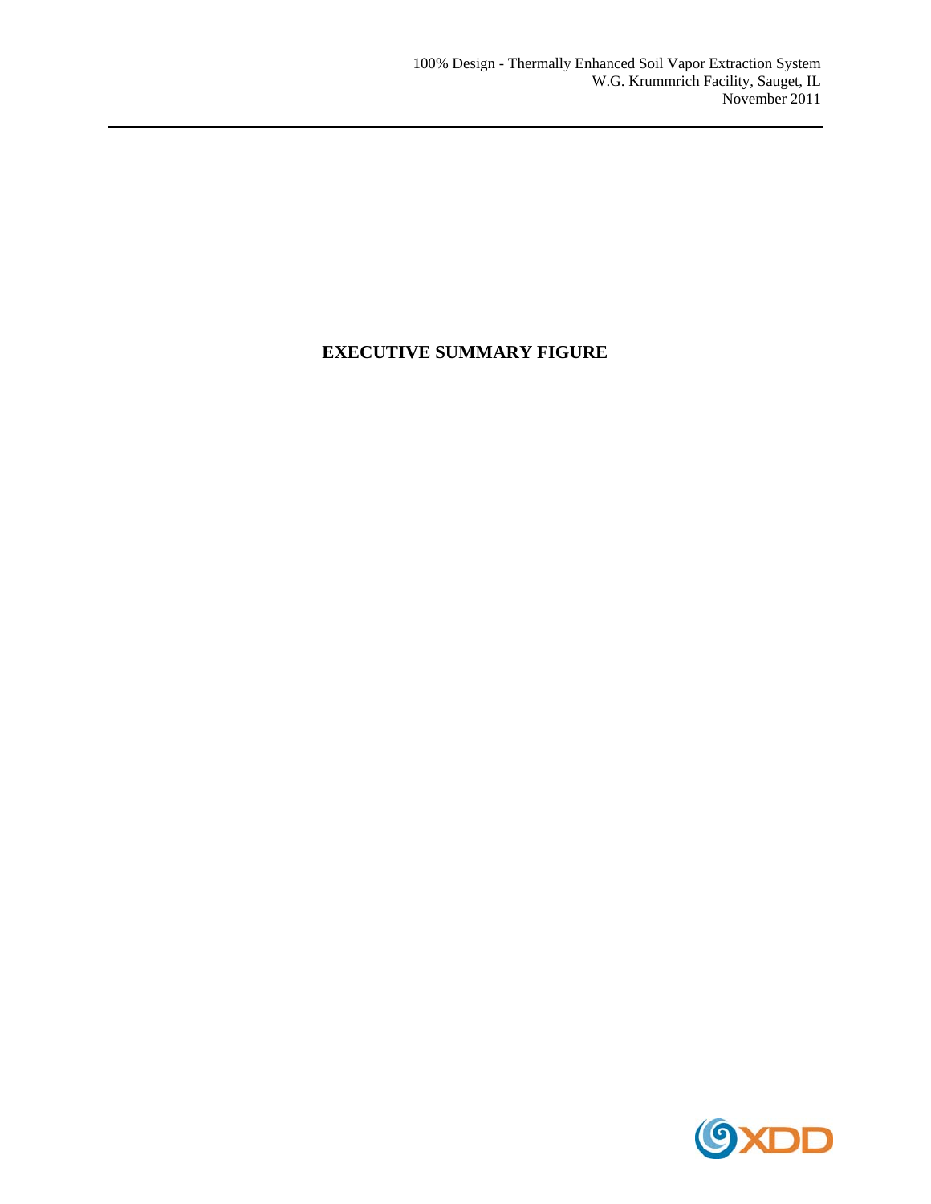# EXECUTIVE SUMMARY FIGURE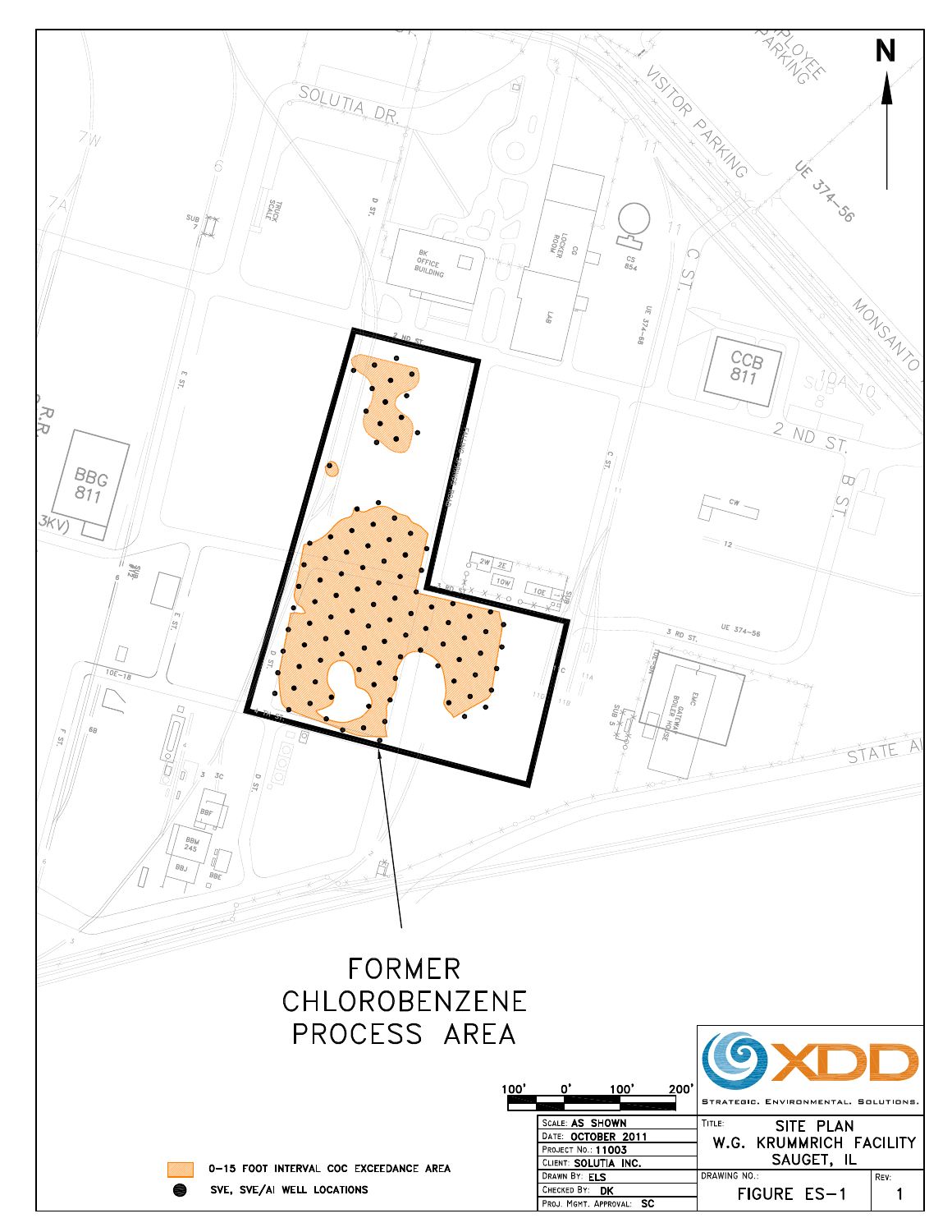FORMER CHLOROBENZENE PROCESS AREA

0–15 FOOT INTERVAL COC EXCEEDANCE AREA

SVE, SVE/AI WELL LOCATIONS

| | |
|---|---|
| SCALE: AS SHOWN | TITLE: SITE PLAN W.G. KRUMMRICH FACILITY SAUGET, IL |
| DATE: OCTOBER 2011 | |
| PROJECT NO.: 11003 | |
| CLIENT: SOLUTIA INC. | |
| DRAWN BY: ELS | DRAWING NO.: FIGURE ES-1 |
| CHECKED BY: DK | REV: 1 |
| PROJ. MGMT. APPROVAL: SC | |

XDD STRATEGIC. ENVIRONMENTAL. SOLUTIONS.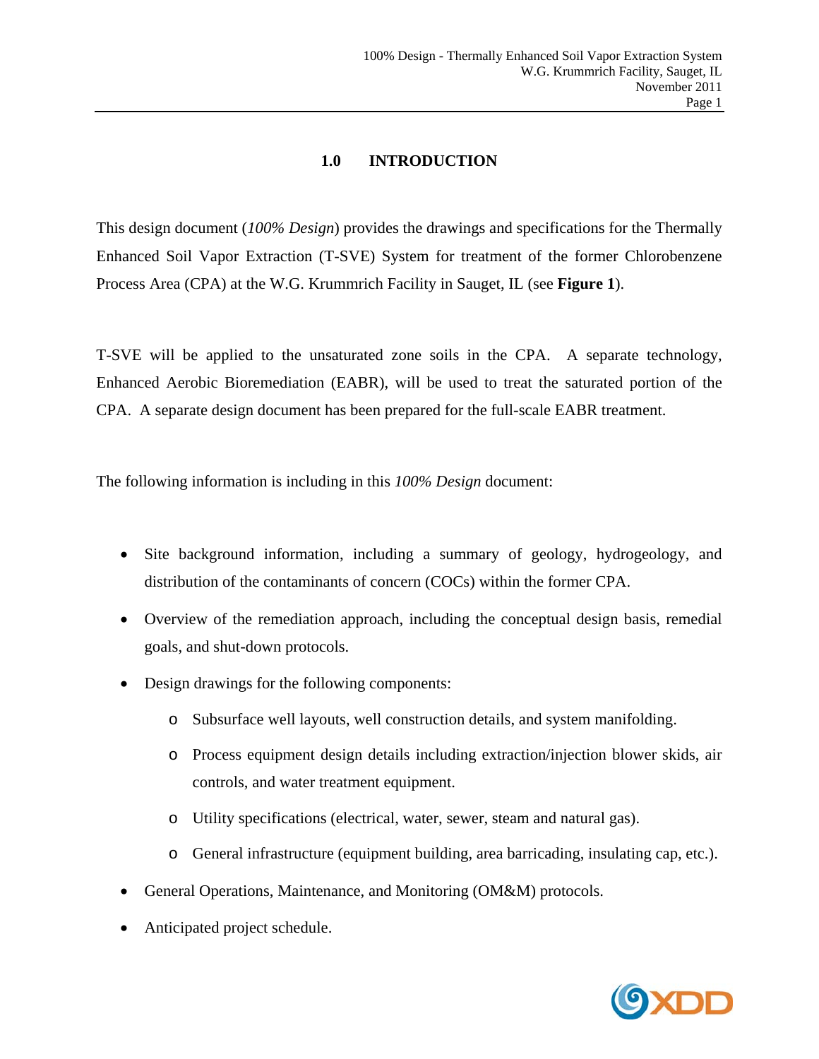# 1.0 INTRODUCTION

This design document (*100% Design*) provides the drawings and specifications for the Thermally Enhanced Soil Vapor Extraction (T-SVE) System for treatment of the former Chlorobenzene Process Area (CPA) at the W.G. Krummrich Facility in Sauget, IL (see **Figure 1**).

T-SVE will be applied to the unsaturated zone soils in the CPA. A separate technology, Enhanced Aerobic Bioremediation (EABR), will be used to treat the saturated portion of the CPA. A separate design document has been prepared for the full-scale EABR treatment.

The following information is including in this *100% Design* document:

- Site background information, including a summary of geology, hydrogeology, and distribution of the contaminants of concern (COCs) within the former CPA.
- Overview of the remediation approach, including the conceptual design basis, remedial goals, and shut-down protocols.
- Design drawings for the following components:
  - Subsurface well layouts, well construction details, and system manifolding.
  - Process equipment design details including extraction/injection blower skids, air controls, and water treatment equipment.
  - Utility specifications (electrical, water, sewer, steam and natural gas).
  - General infrastructure (equipment building, area barricading, insulating cap, etc.).
- General Operations, Maintenance, and Monitoring (OM&M) protocols.
- Anticipated project schedule.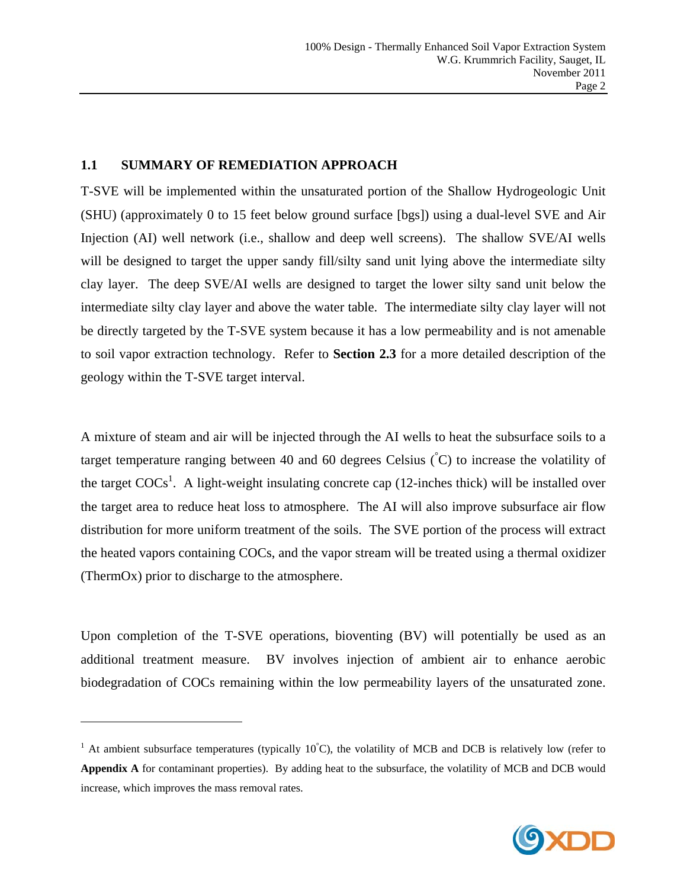## 1.1 SUMMARY OF REMEDIATION APPROACH

T-SVE will be implemented within the unsaturated portion of the Shallow Hydrogeologic Unit (SHU) (approximately 0 to 15 feet below ground surface [bgs]) using a dual-level SVE and Air Injection (AI) well network (i.e., shallow and deep well screens). The shallow SVE/AI wells will be designed to target the upper sandy fill/silty sand unit lying above the intermediate silty clay layer. The deep SVE/AI wells are designed to target the lower silty sand unit below the intermediate silty clay layer and above the water table. The intermediate silty clay layer will not be directly targeted by the T-SVE system because it has a low permeability and is not amenable to soil vapor extraction technology. Refer to **Section 2.3** for a more detailed description of the geology within the T-SVE target interval.

A mixture of steam and air will be injected through the AI wells to heat the subsurface soils to a target temperature ranging between 40 and 60 degrees Celsius (°C) to increase the volatility of the target COCs[1]. A light-weight insulating concrete cap (12-inches thick) will be installed over the target area to reduce heat loss to atmosphere. The AI will also improve subsurface air flow distribution for more uniform treatment of the soils. The SVE portion of the process will extract the heated vapors containing COCs, and the vapor stream will be treated using a thermal oxidizer (ThermOx) prior to discharge to the atmosphere.

Upon completion of the T-SVE operations, bioventing (BV) will potentially be used as an additional treatment measure. BV involves injection of ambient air to enhance aerobic biodegradation of COCs remaining within the low permeability layers of the unsaturated zone.

---

[1] At ambient subsurface temperatures (typically 10°C), the volatility of MCB and DCB is relatively low (refer to **Appendix A** for contaminant properties). By adding heat to the subsurface, the volatility of MCB and DCB would increase, which improves the mass removal rates.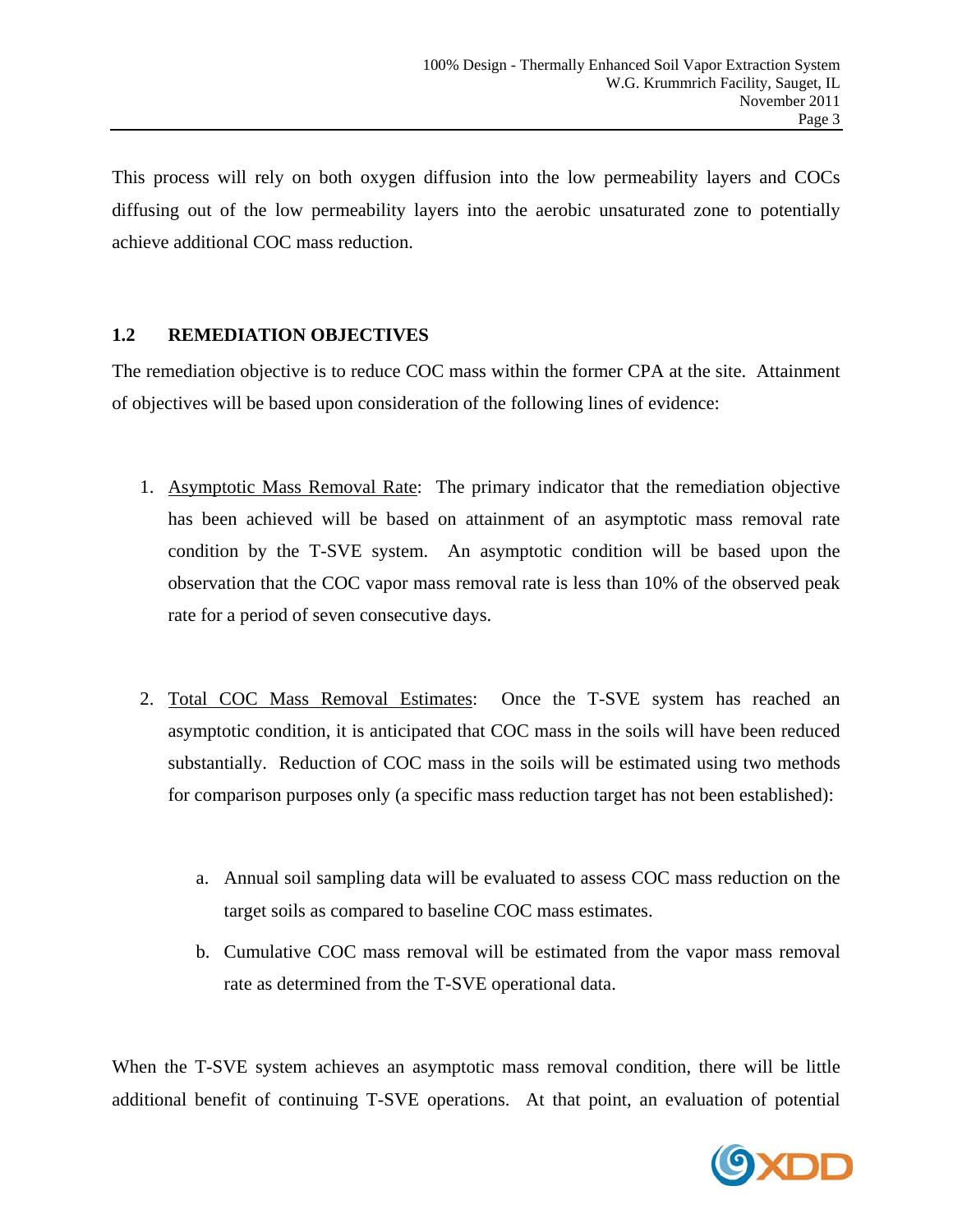This process will rely on both oxygen diffusion into the low permeability layers and COCs diffusing out of the low permeability layers into the aerobic unsaturated zone to potentially achieve additional COC mass reduction.

## 1.2 REMEDIATION OBJECTIVES

The remediation objective is to reduce COC mass within the former CPA at the site. Attainment of objectives will be based upon consideration of the following lines of evidence:

1. Asymptotic Mass Removal Rate: The primary indicator that the remediation objective has been achieved will be based on attainment of an asymptotic mass removal rate condition by the T-SVE system. An asymptotic condition will be based upon the observation that the COC vapor mass removal rate is less than 10% of the observed peak rate for a period of seven consecutive days.

2. Total COC Mass Removal Estimates: Once the T-SVE system has reached an asymptotic condition, it is anticipated that COC mass in the soils will have been reduced substantially. Reduction of COC mass in the soils will be estimated using two methods for comparison purposes only (a specific mass reduction target has not been established):

   a. Annual soil sampling data will be evaluated to assess COC mass reduction on the target soils as compared to baseline COC mass estimates.

   b. Cumulative COC mass removal will be estimated from the vapor mass removal rate as determined from the T-SVE operational data.

When the T-SVE system achieves an asymptotic mass removal condition, there will be little additional benefit of continuing T-SVE operations. At that point, an evaluation of potential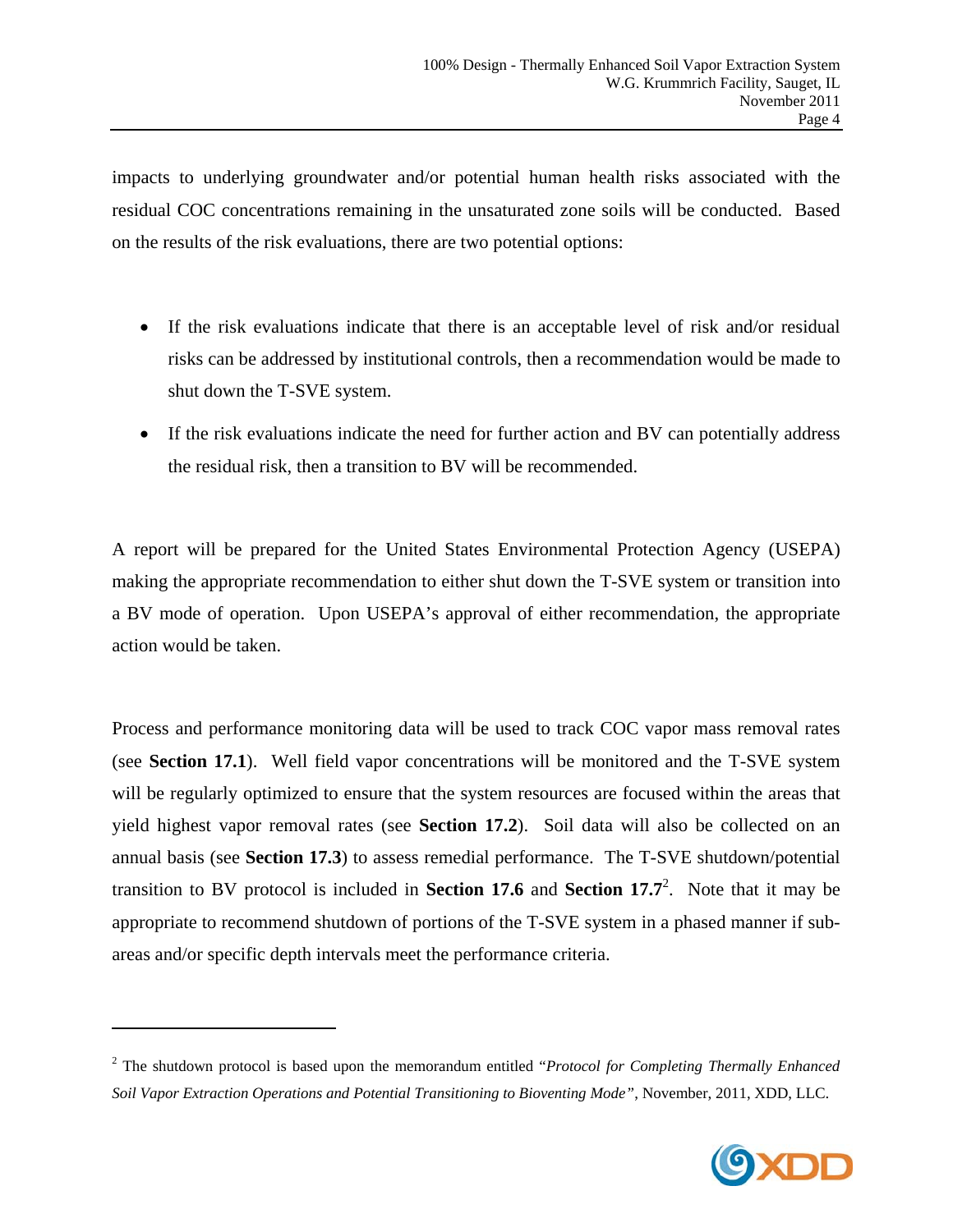impacts to underlying groundwater and/or potential human health risks associated with the residual COC concentrations remaining in the unsaturated zone soils will be conducted. Based on the results of the risk evaluations, there are two potential options:

- If the risk evaluations indicate that there is an acceptable level of risk and/or residual risks can be addressed by institutional controls, then a recommendation would be made to shut down the T-SVE system.
- If the risk evaluations indicate the need for further action and BV can potentially address the residual risk, then a transition to BV will be recommended.

A report will be prepared for the United States Environmental Protection Agency (USEPA) making the appropriate recommendation to either shut down the T-SVE system or transition into a BV mode of operation. Upon USEPA's approval of either recommendation, the appropriate action would be taken.

Process and performance monitoring data will be used to track COC vapor mass removal rates (see **Section 17.1**). Well field vapor concentrations will be monitored and the T-SVE system will be regularly optimized to ensure that the system resources are focused within the areas that yield highest vapor removal rates (see **Section 17.2**). Soil data will also be collected on an annual basis (see **Section 17.3**) to assess remedial performance. The T-SVE shutdown/potential transition to BV protocol is included in **Section 17.6** and **Section 17.7**[2]. Note that it may be appropriate to recommend shutdown of portions of the T-SVE system in a phased manner if sub-areas and/or specific depth intervals meet the performance criteria.

---

[2] The shutdown protocol is based upon the memorandum entitled "*Protocol for Completing Thermally Enhanced Soil Vapor Extraction Operations and Potential Transitioning to Bioventing Mode"*, November, 2011, XDD, LLC.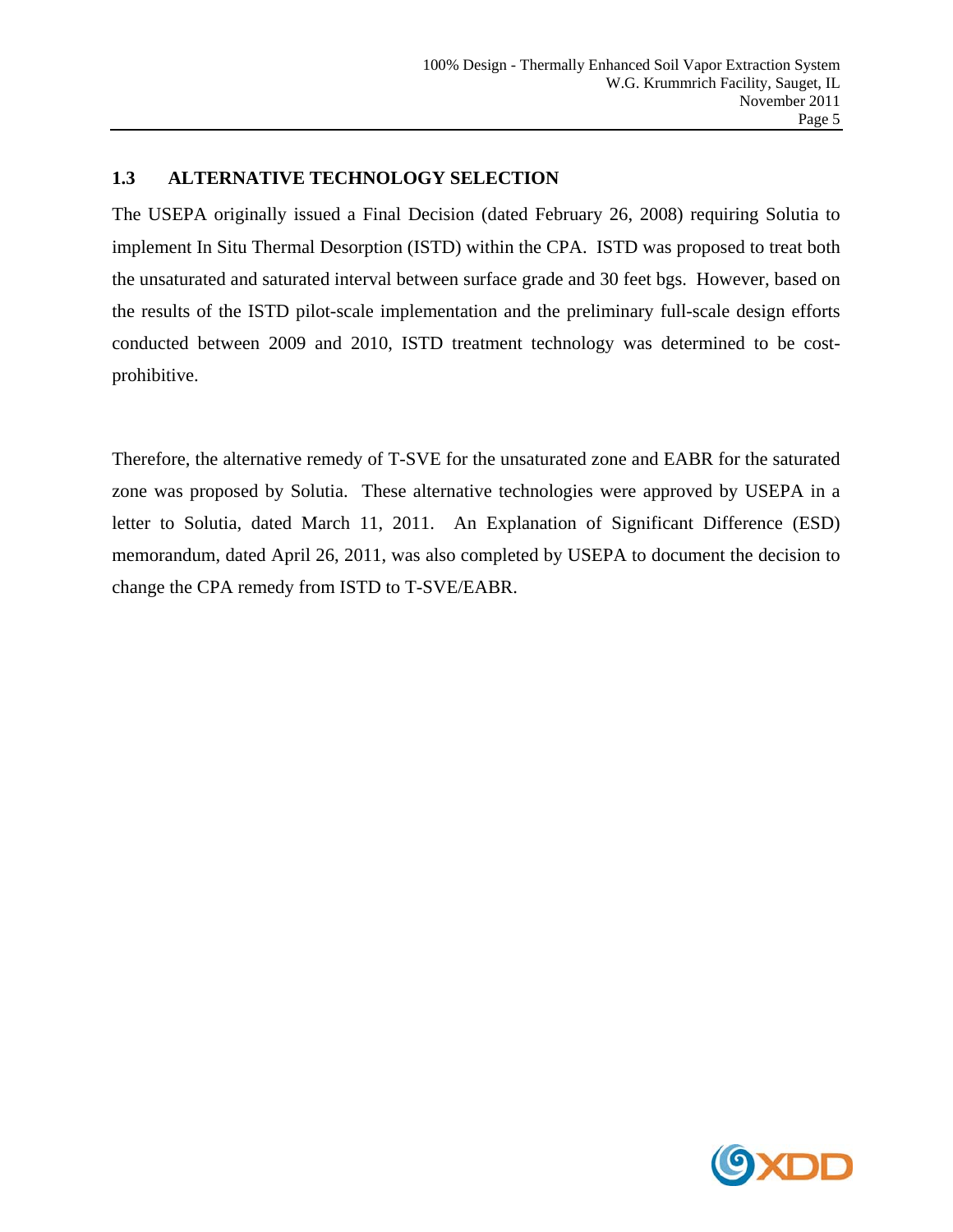## 1.3 ALTERNATIVE TECHNOLOGY SELECTION

The USEPA originally issued a Final Decision (dated February 26, 2008) requiring Solutia to implement In Situ Thermal Desorption (ISTD) within the CPA. ISTD was proposed to treat both the unsaturated and saturated interval between surface grade and 30 feet bgs. However, based on the results of the ISTD pilot-scale implementation and the preliminary full-scale design efforts conducted between 2009 and 2010, ISTD treatment technology was determined to be cost-prohibitive.

Therefore, the alternative remedy of T-SVE for the unsaturated zone and EABR for the saturated zone was proposed by Solutia. These alternative technologies were approved by USEPA in a letter to Solutia, dated March 11, 2011. An Explanation of Significant Difference (ESD) memorandum, dated April 26, 2011, was also completed by USEPA to document the decision to change the CPA remedy from ISTD to T-SVE/EABR.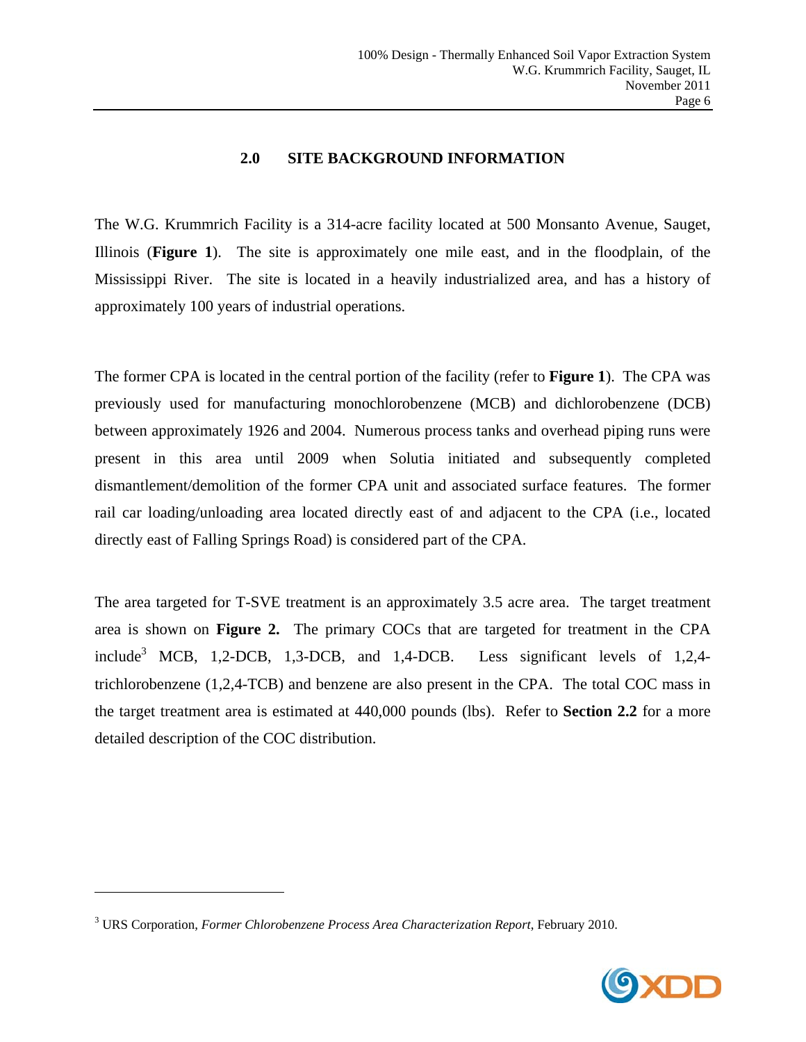## 2.0 SITE BACKGROUND INFORMATION

The W.G. Krummrich Facility is a 314-acre facility located at 500 Monsanto Avenue, Sauget, Illinois (**Figure 1**). The site is approximately one mile east, and in the floodplain, of the Mississippi River. The site is located in a heavily industrialized area, and has a history of approximately 100 years of industrial operations.

The former CPA is located in the central portion of the facility (refer to **Figure 1**). The CPA was previously used for manufacturing monochlorobenzene (MCB) and dichlorobenzene (DCB) between approximately 1926 and 2004. Numerous process tanks and overhead piping runs were present in this area until 2009 when Solutia initiated and subsequently completed dismantlement/demolition of the former CPA unit and associated surface features. The former rail car loading/unloading area located directly east of and adjacent to the CPA (i.e., located directly east of Falling Springs Road) is considered part of the CPA.

The area targeted for T-SVE treatment is an approximately 3.5 acre area. The target treatment area is shown on **Figure 2.** The primary COCs that are targeted for treatment in the CPA include[3] MCB, 1,2-DCB, 1,3-DCB, and 1,4-DCB. Less significant levels of 1,2,4-trichlorobenzene (1,2,4-TCB) and benzene are also present in the CPA. The total COC mass in the target treatment area is estimated at 440,000 pounds (lbs). Refer to **Section 2.2** for a more detailed description of the COC distribution.

[3] URS Corporation, *Former Chlorobenzene Process Area Characterization Report*, February 2010.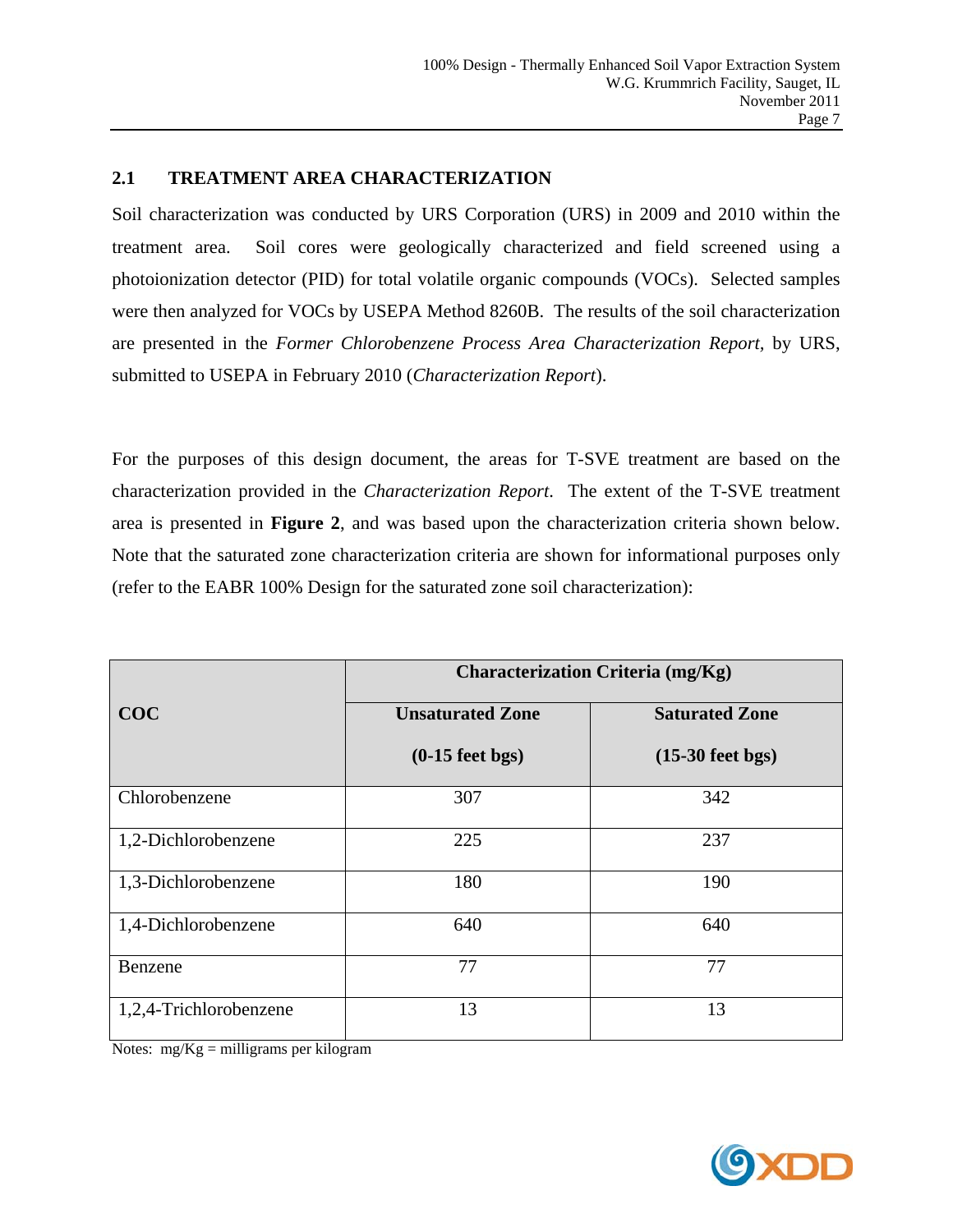## 2.1 TREATMENT AREA CHARACTERIZATION

Soil characterization was conducted by URS Corporation (URS) in 2009 and 2010 within the treatment area. Soil cores were geologically characterized and field screened using a photoionization detector (PID) for total volatile organic compounds (VOCs). Selected samples were then analyzed for VOCs by USEPA Method 8260B. The results of the soil characterization are presented in the *Former Chlorobenzene Process Area Characterization Report*, by URS, submitted to USEPA in February 2010 (*Characterization Report*).

For the purposes of this design document, the areas for T-SVE treatment are based on the characterization provided in the *Characterization Report*. The extent of the T-SVE treatment area is presented in **Figure 2**, and was based upon the characterization criteria shown below. Note that the saturated zone characterization criteria are shown for informational purposes only (refer to the EABR 100% Design for the saturated zone soil characterization):

| COC | Characterization Criteria (mg/Kg) | |
|---|---|---|
| | **Unsaturated Zone (0-15 feet bgs)** | **Saturated Zone (15-30 feet bgs)** |
| Chlorobenzene | 307 | 342 |
| 1,2-Dichlorobenzene | 225 | 237 |
| 1,3-Dichlorobenzene | 180 | 190 |
| 1,4-Dichlorobenzene | 640 | 640 |
| Benzene | 77 | 77 |
| 1,2,4-Trichlorobenzene | 13 | 13 |

Notes: mg/Kg = milligrams per kilogram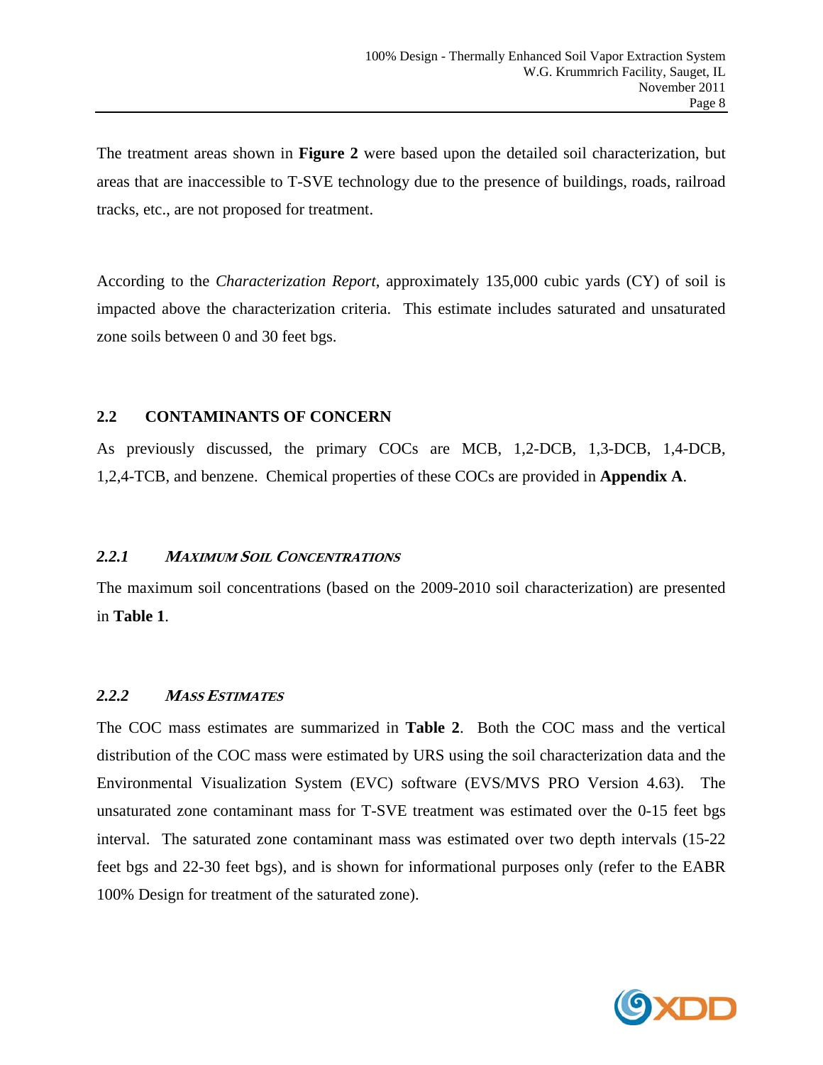The treatment areas shown in **Figure 2** were based upon the detailed soil characterization, but areas that are inaccessible to T-SVE technology due to the presence of buildings, roads, railroad tracks, etc., are not proposed for treatment.

According to the *Characterization Report*, approximately 135,000 cubic yards (CY) of soil is impacted above the characterization criteria. This estimate includes saturated and unsaturated zone soils between 0 and 30 feet bgs.

## 2.2 CONTAMINANTS OF CONCERN

As previously discussed, the primary COCs are MCB, 1,2-DCB, 1,3-DCB, 1,4-DCB, 1,2,4-TCB, and benzene. Chemical properties of these COCs are provided in **Appendix A**.

### *2.2.1 MAXIMUM SOIL CONCENTRATIONS*

The maximum soil concentrations (based on the 2009-2010 soil characterization) are presented in **Table 1**.

### *2.2.2 MASS ESTIMATES*

The COC mass estimates are summarized in **Table 2**. Both the COC mass and the vertical distribution of the COC mass were estimated by URS using the soil characterization data and the Environmental Visualization System (EVC) software (EVS/MVS PRO Version 4.63). The unsaturated zone contaminant mass for T-SVE treatment was estimated over the 0-15 feet bgs interval. The saturated zone contaminant mass was estimated over two depth intervals (15-22 feet bgs and 22-30 feet bgs), and is shown for informational purposes only (refer to the EABR 100% Design for treatment of the saturated zone).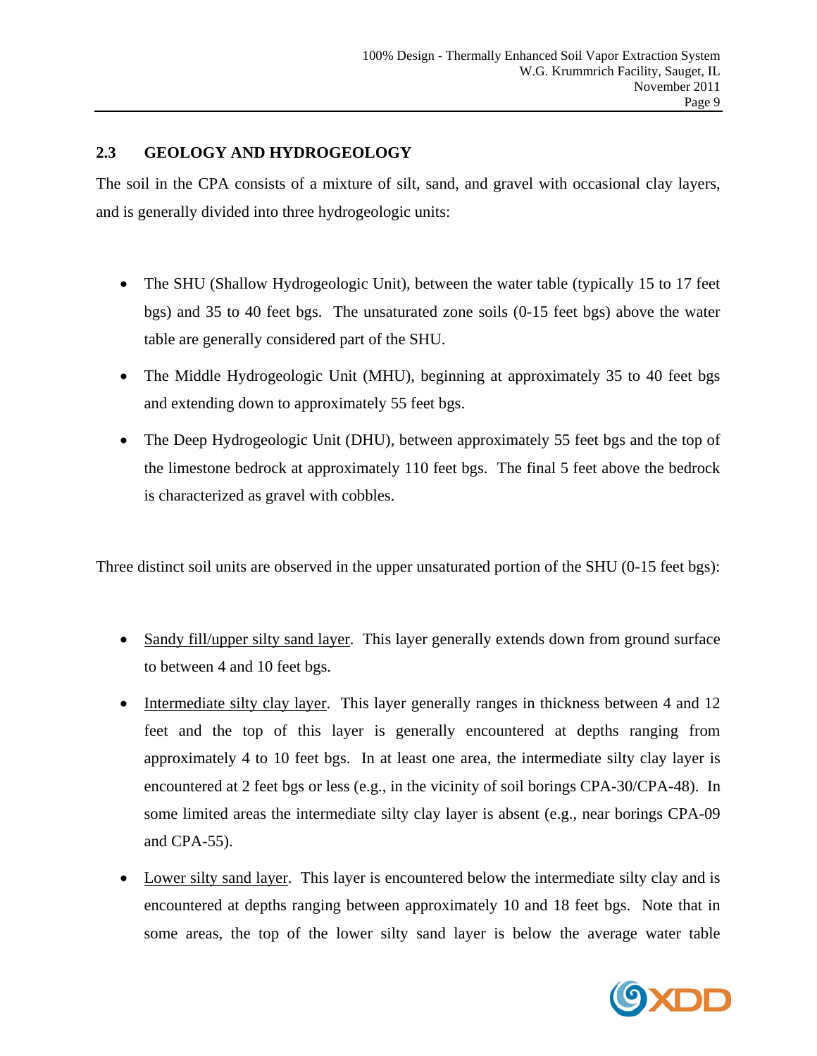## 2.3 GEOLOGY AND HYDROGEOLOGY

The soil in the CPA consists of a mixture of silt, sand, and gravel with occasional clay layers, and is generally divided into three hydrogeologic units:

- The SHU (Shallow Hydrogeologic Unit), between the water table (typically 15 to 17 feet bgs) and 35 to 40 feet bgs. The unsaturated zone soils (0-15 feet bgs) above the water table are generally considered part of the SHU.
- The Middle Hydrogeologic Unit (MHU), beginning at approximately 35 to 40 feet bgs and extending down to approximately 55 feet bgs.
- The Deep Hydrogeologic Unit (DHU), between approximately 55 feet bgs and the top of the limestone bedrock at approximately 110 feet bgs. The final 5 feet above the bedrock is characterized as gravel with cobbles.

Three distinct soil units are observed in the upper unsaturated portion of the SHU (0-15 feet bgs):

- <u>Sandy fill/upper silty sand layer</u>. This layer generally extends down from ground surface to between 4 and 10 feet bgs.
- <u>Intermediate silty clay layer</u>. This layer generally ranges in thickness between 4 and 12 feet and the top of this layer is generally encountered at depths ranging from approximately 4 to 10 feet bgs. In at least one area, the intermediate silty clay layer is encountered at 2 feet bgs or less (e.g., in the vicinity of soil borings CPA-30/CPA-48). In some limited areas the intermediate silty clay layer is absent (e.g., near borings CPA-09 and CPA-55).
- <u>Lower silty sand layer</u>. This layer is encountered below the intermediate silty clay and is encountered at depths ranging between approximately 10 and 18 feet bgs. Note that in some areas, the top of the lower silty sand layer is below the average water table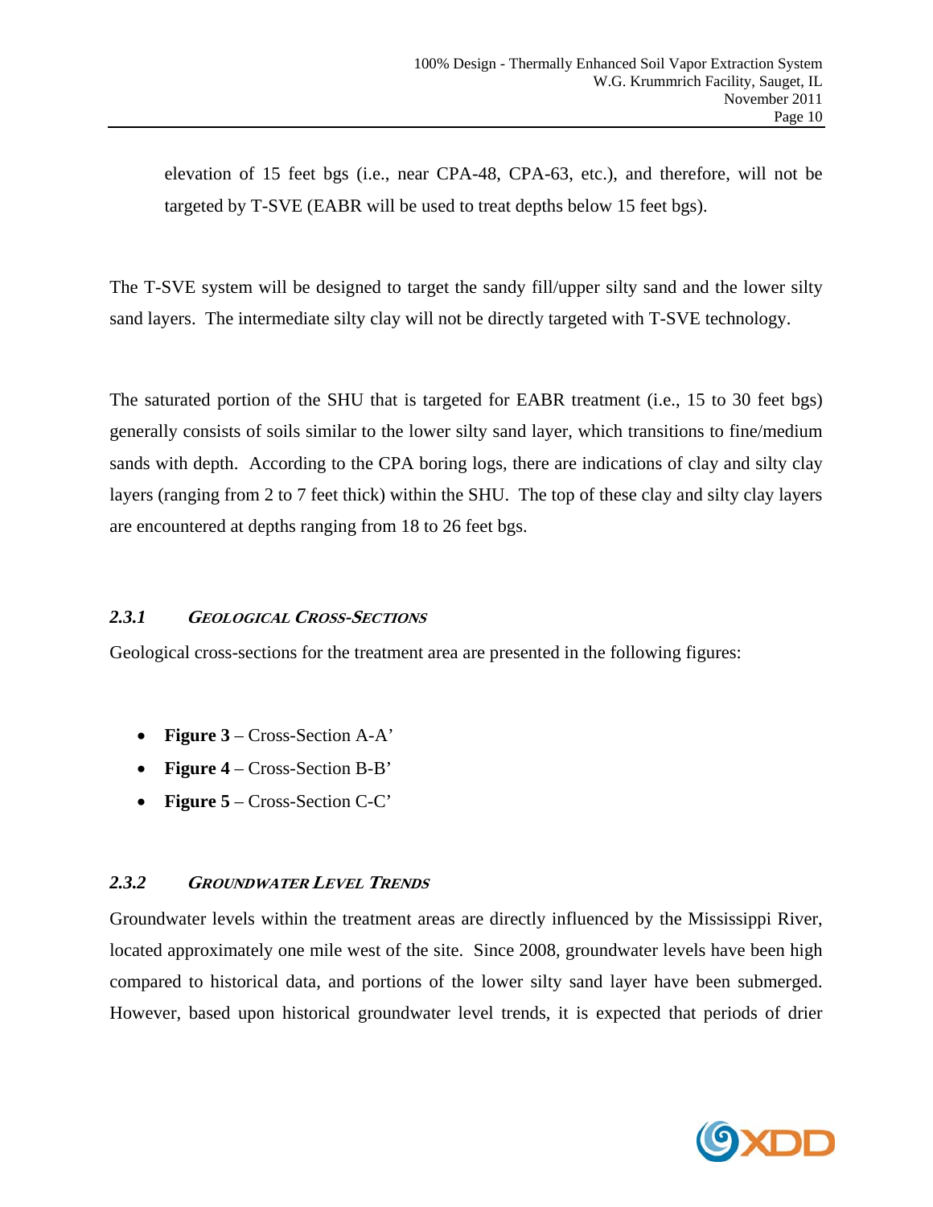elevation of 15 feet bgs (i.e., near CPA-48, CPA-63, etc.), and therefore, will not be targeted by T-SVE (EABR will be used to treat depths below 15 feet bgs).

The T-SVE system will be designed to target the sandy fill/upper silty sand and the lower silty sand layers. The intermediate silty clay will not be directly targeted with T-SVE technology.

The saturated portion of the SHU that is targeted for EABR treatment (i.e., 15 to 30 feet bgs) generally consists of soils similar to the lower silty sand layer, which transitions to fine/medium sands with depth. According to the CPA boring logs, there are indications of clay and silty clay layers (ranging from 2 to 7 feet thick) within the SHU. The top of these clay and silty clay layers are encountered at depths ranging from 18 to 26 feet bgs.

### *2.3.1 Geological Cross-Sections*

Geological cross-sections for the treatment area are presented in the following figures:

- **Figure 3** – Cross-Section A-A'
- **Figure 4** – Cross-Section B-B'
- **Figure 5** – Cross-Section C-C'

### *2.3.2 Groundwater Level Trends*

Groundwater levels within the treatment areas are directly influenced by the Mississippi River, located approximately one mile west of the site. Since 2008, groundwater levels have been high compared to historical data, and portions of the lower silty sand layer have been submerged. However, based upon historical groundwater level trends, it is expected that periods of drier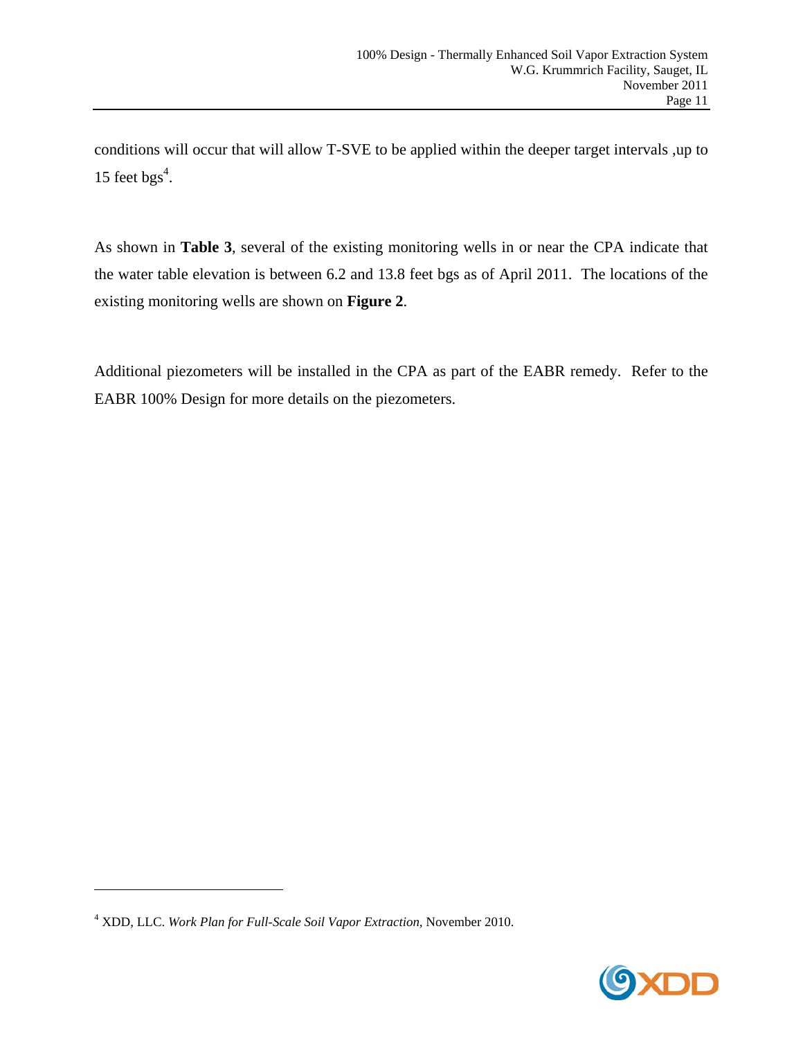conditions will occur that will allow T-SVE to be applied within the deeper target intervals ,up to 15 feet bgs[4].

As shown in **Table 3**, several of the existing monitoring wells in or near the CPA indicate that the water table elevation is between 6.2 and 13.8 feet bgs as of April 2011. The locations of the existing monitoring wells are shown on **Figure 2**.

Additional piezometers will be installed in the CPA as part of the EABR remedy. Refer to the EABR 100% Design for more details on the piezometers.

---

[4] XDD, LLC. *Work Plan for Full-Scale Soil Vapor Extraction,* November 2010.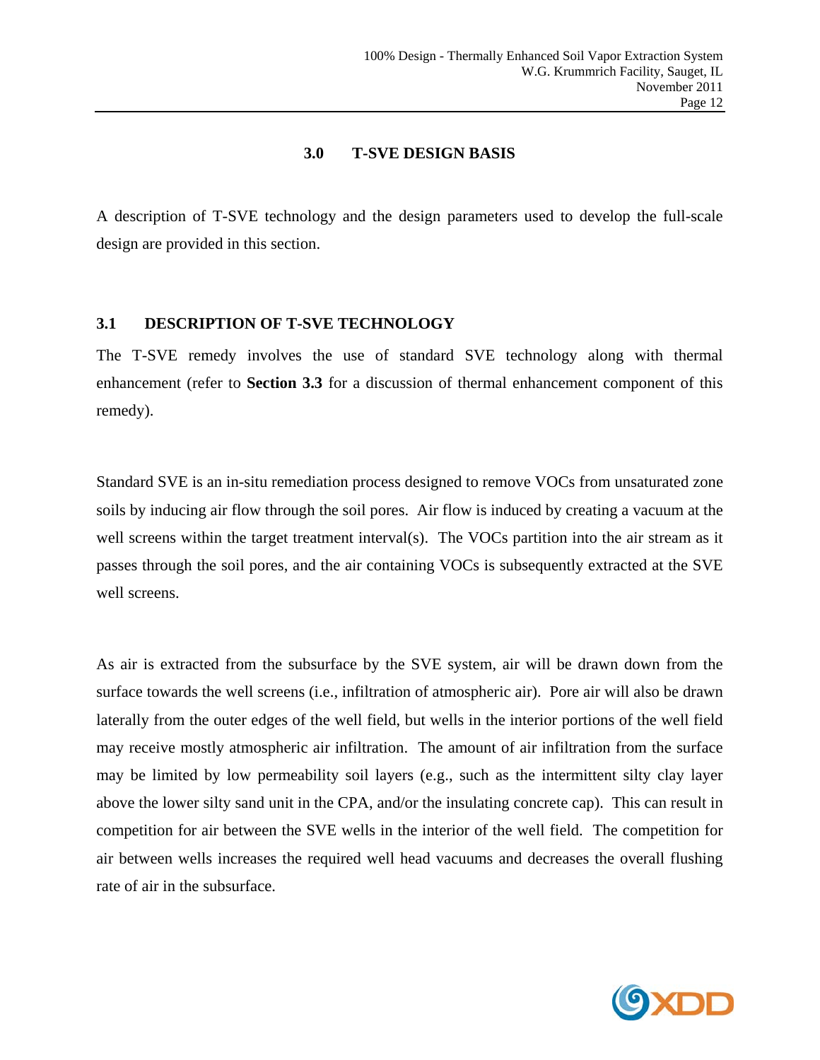# 3.0 T-SVE DESIGN BASIS

A description of T-SVE technology and the design parameters used to develop the full-scale design are provided in this section.

## 3.1 DESCRIPTION OF T-SVE TECHNOLOGY

The T-SVE remedy involves the use of standard SVE technology along with thermal enhancement (refer to **Section 3.3** for a discussion of thermal enhancement component of this remedy).

Standard SVE is an in-situ remediation process designed to remove VOCs from unsaturated zone soils by inducing air flow through the soil pores. Air flow is induced by creating a vacuum at the well screens within the target treatment interval(s). The VOCs partition into the air stream as it passes through the soil pores, and the air containing VOCs is subsequently extracted at the SVE well screens.

As air is extracted from the subsurface by the SVE system, air will be drawn down from the surface towards the well screens (i.e., infiltration of atmospheric air). Pore air will also be drawn laterally from the outer edges of the well field, but wells in the interior portions of the well field may receive mostly atmospheric air infiltration. The amount of air infiltration from the surface may be limited by low permeability soil layers (e.g., such as the intermittent silty clay layer above the lower silty sand unit in the CPA, and/or the insulating concrete cap). This can result in competition for air between the SVE wells in the interior of the well field. The competition for air between wells increases the required well head vacuums and decreases the overall flushing rate of air in the subsurface.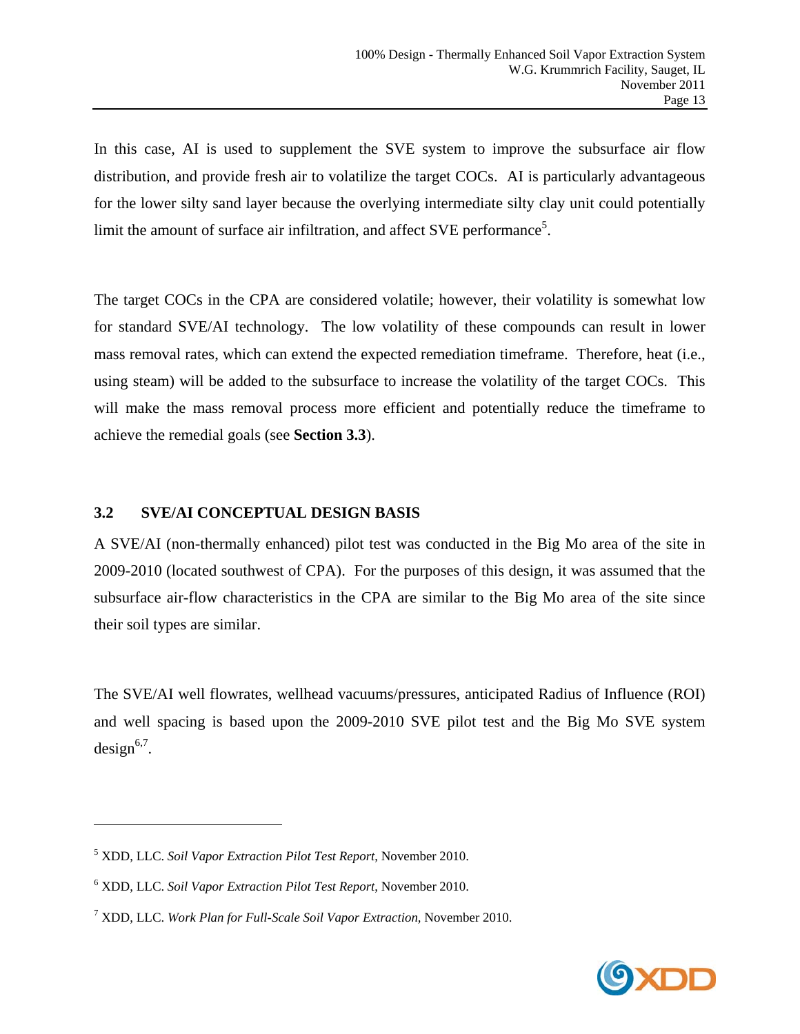In this case, AI is used to supplement the SVE system to improve the subsurface air flow distribution, and provide fresh air to volatilize the target COCs. AI is particularly advantageous for the lower silty sand layer because the overlying intermediate silty clay unit could potentially limit the amount of surface air infiltration, and affect SVE performance[5].

The target COCs in the CPA are considered volatile; however, their volatility is somewhat low for standard SVE/AI technology. The low volatility of these compounds can result in lower mass removal rates, which can extend the expected remediation timeframe. Therefore, heat (i.e., using steam) will be added to the subsurface to increase the volatility of the target COCs. This will make the mass removal process more efficient and potentially reduce the timeframe to achieve the remedial goals (see **Section 3.3**).

## 3.2 SVE/AI CONCEPTUAL DESIGN BASIS

A SVE/AI (non-thermally enhanced) pilot test was conducted in the Big Mo area of the site in 2009-2010 (located southwest of CPA). For the purposes of this design, it was assumed that the subsurface air-flow characteristics in the CPA are similar to the Big Mo area of the site since their soil types are similar.

The SVE/AI well flowrates, wellhead vacuums/pressures, anticipated Radius of Influence (ROI) and well spacing is based upon the 2009-2010 SVE pilot test and the Big Mo SVE system design[6,7].

---

[5] XDD, LLC. *Soil Vapor Extraction Pilot Test Report*, November 2010.

[6] XDD, LLC. *Soil Vapor Extraction Pilot Test Report*, November 2010.

[7] XDD, LLC. *Work Plan for Full-Scale Soil Vapor Extraction,* November 2010.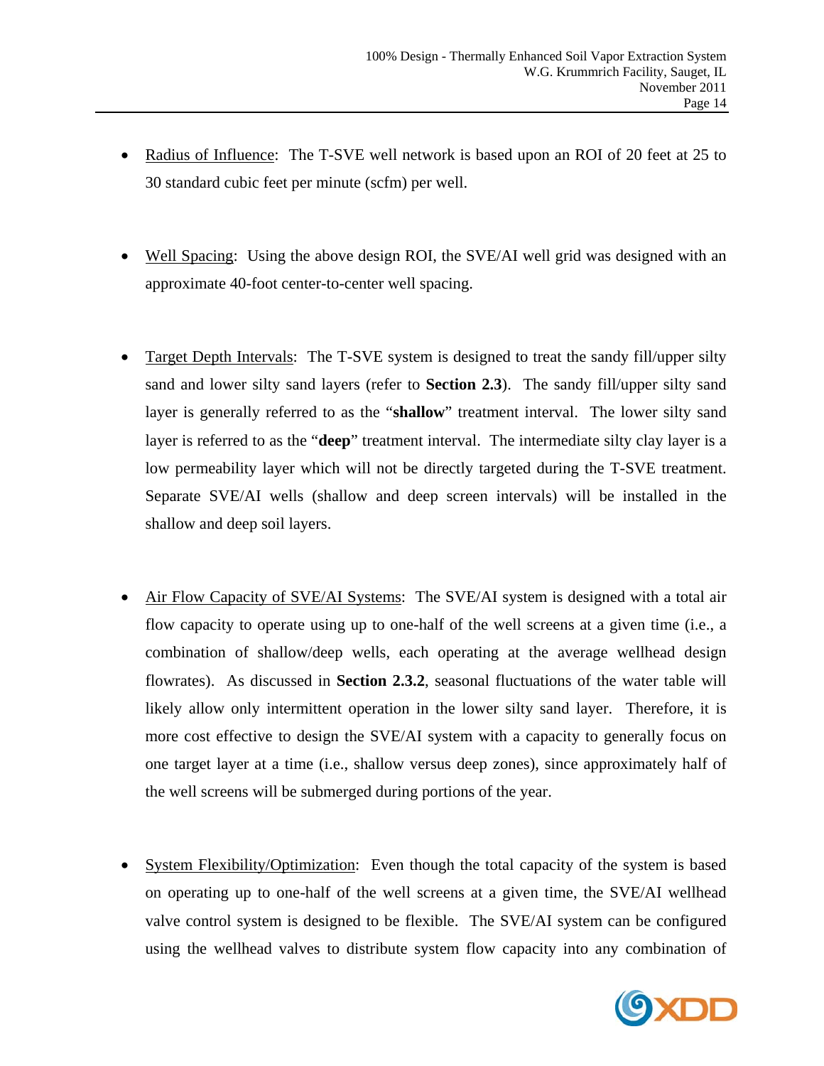- Radius of Influence: The T-SVE well network is based upon an ROI of 20 feet at 25 to 30 standard cubic feet per minute (scfm) per well.

- Well Spacing: Using the above design ROI, the SVE/AI well grid was designed with an approximate 40-foot center-to-center well spacing.

- Target Depth Intervals: The T-SVE system is designed to treat the sandy fill/upper silty sand and lower silty sand layers (refer to **Section 2.3**). The sandy fill/upper silty sand layer is generally referred to as the "**shallow**" treatment interval. The lower silty sand layer is referred to as the "**deep**" treatment interval. The intermediate silty clay layer is a low permeability layer which will not be directly targeted during the T-SVE treatment. Separate SVE/AI wells (shallow and deep screen intervals) will be installed in the shallow and deep soil layers.

- Air Flow Capacity of SVE/AI Systems: The SVE/AI system is designed with a total air flow capacity to operate using up to one-half of the well screens at a given time (i.e., a combination of shallow/deep wells, each operating at the average wellhead design flowrates). As discussed in **Section 2.3.2**, seasonal fluctuations of the water table will likely allow only intermittent operation in the lower silty sand layer. Therefore, it is more cost effective to design the SVE/AI system with a capacity to generally focus on one target layer at a time (i.e., shallow versus deep zones), since approximately half of the well screens will be submerged during portions of the year.

- System Flexibility/Optimization: Even though the total capacity of the system is based on operating up to one-half of the well screens at a given time, the SVE/AI wellhead valve control system is designed to be flexible. The SVE/AI system can be configured using the wellhead valves to distribute system flow capacity into any combination of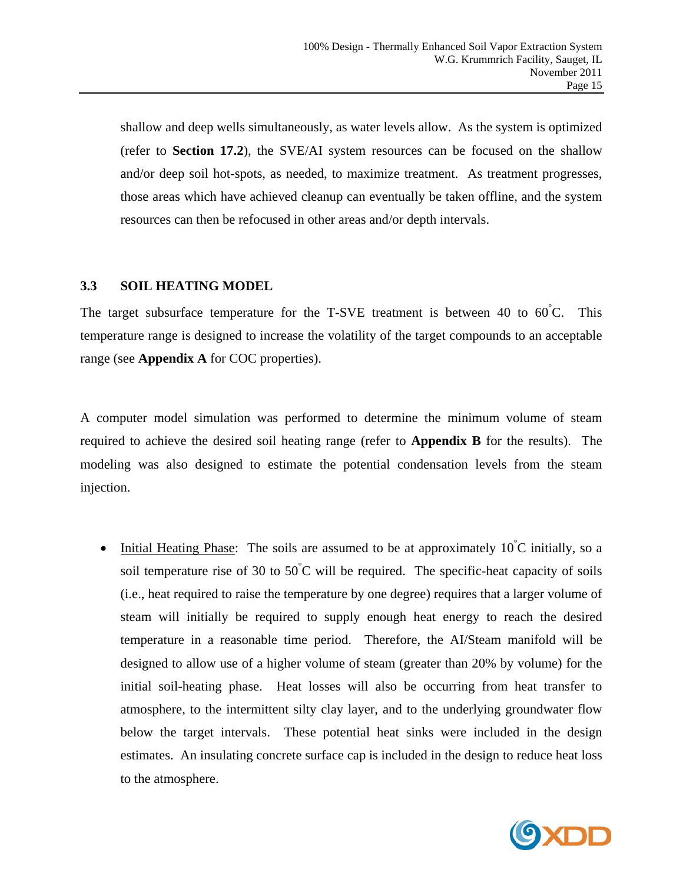shallow and deep wells simultaneously, as water levels allow. As the system is optimized (refer to **Section 17.2**), the SVE/AI system resources can be focused on the shallow and/or deep soil hot-spots, as needed, to maximize treatment. As treatment progresses, those areas which have achieved cleanup can eventually be taken offline, and the system resources can then be refocused in other areas and/or depth intervals.

### 3.3 SOIL HEATING MODEL

The target subsurface temperature for the T-SVE treatment is between 40 to 60°C. This temperature range is designed to increase the volatility of the target compounds to an acceptable range (see **Appendix A** for COC properties).

A computer model simulation was performed to determine the minimum volume of steam required to achieve the desired soil heating range (refer to **Appendix B** for the results). The modeling was also designed to estimate the potential condensation levels from the steam injection.

- Initial Heating Phase: The soils are assumed to be at approximately 10°C initially, so a soil temperature rise of 30 to 50°C will be required. The specific-heat capacity of soils (i.e., heat required to raise the temperature by one degree) requires that a larger volume of steam will initially be required to supply enough heat energy to reach the desired temperature in a reasonable time period. Therefore, the AI/Steam manifold will be designed to allow use of a higher volume of steam (greater than 20% by volume) for the initial soil-heating phase. Heat losses will also be occurring from heat transfer to atmosphere, to the intermittent silty clay layer, and to the underlying groundwater flow below the target intervals. These potential heat sinks were included in the design estimates. An insulating concrete surface cap is included in the design to reduce heat loss to the atmosphere.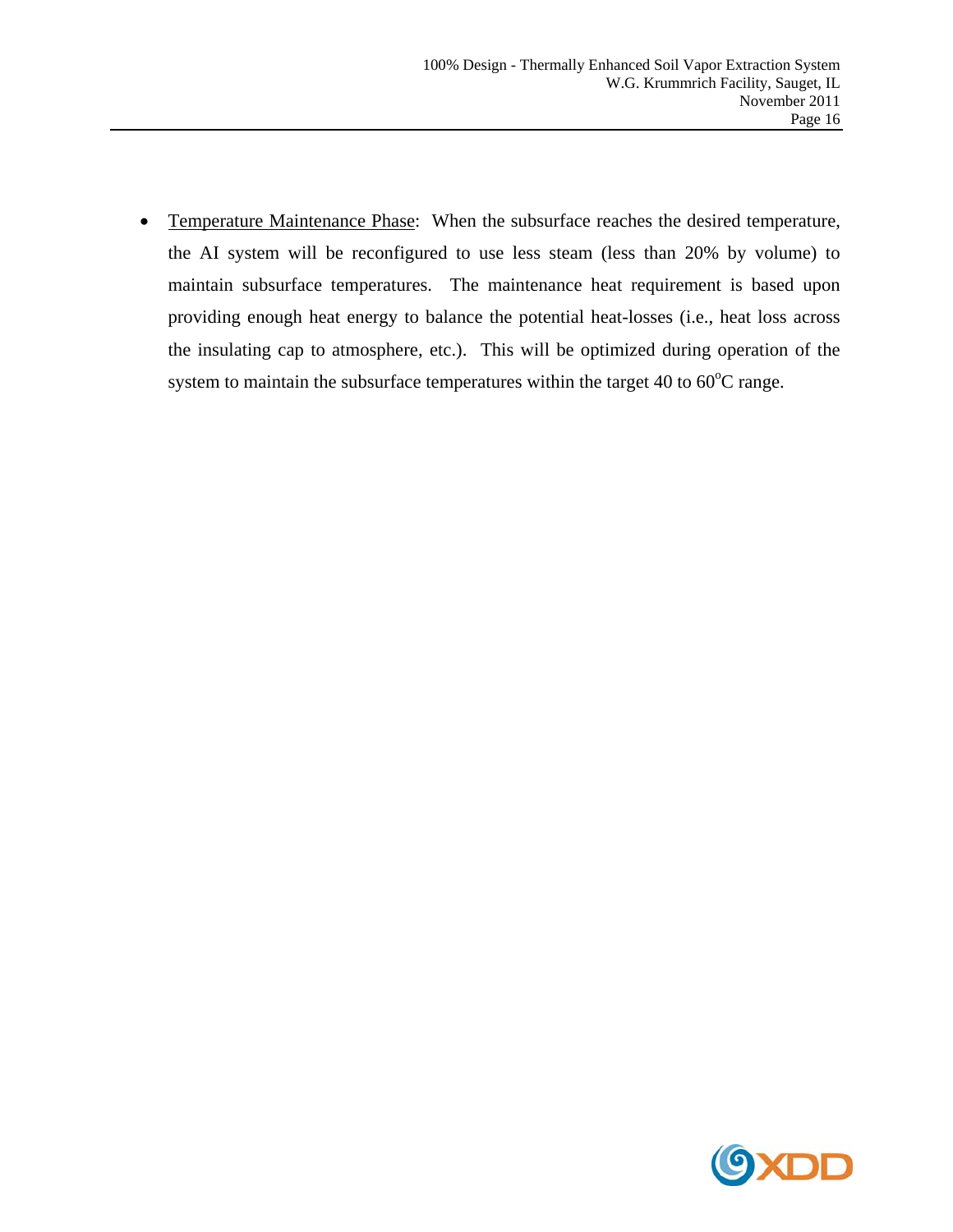- Temperature Maintenance Phase: When the subsurface reaches the desired temperature, the AI system will be reconfigured to use less steam (less than 20% by volume) to maintain subsurface temperatures. The maintenance heat requirement is based upon providing enough heat energy to balance the potential heat-losses (i.e., heat loss across the insulating cap to atmosphere, etc.). This will be optimized during operation of the system to maintain the subsurface temperatures within the target 40 to 60$^{o}$C range.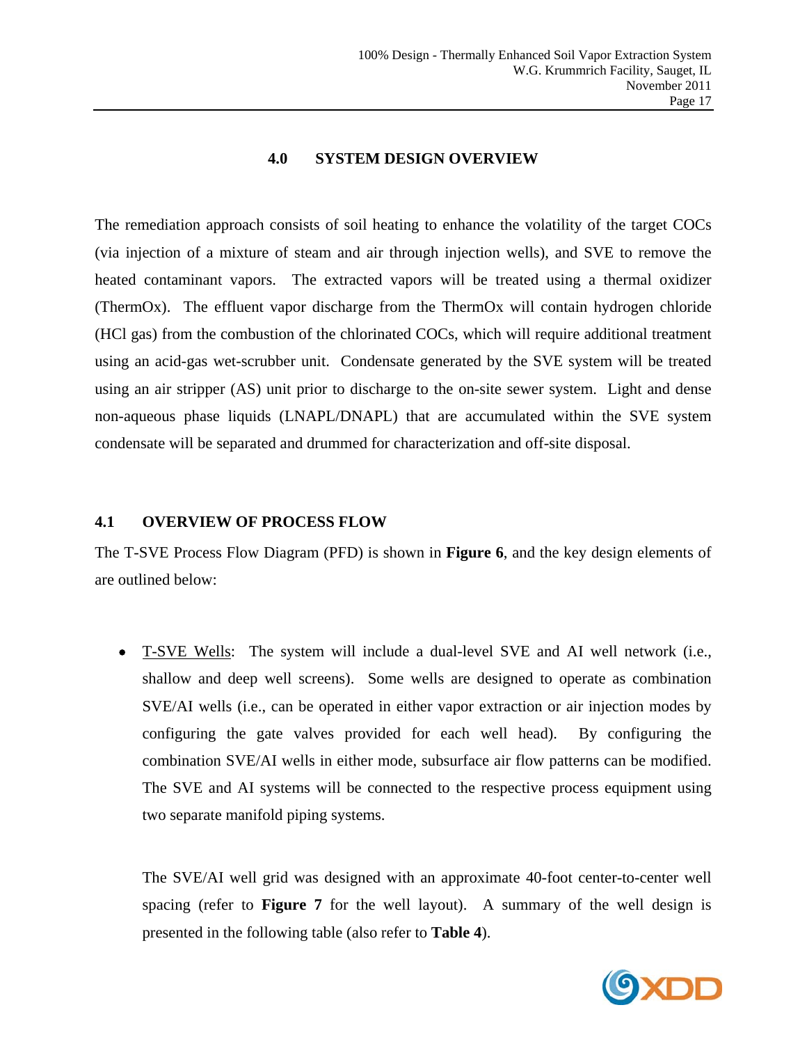# 4.0 SYSTEM DESIGN OVERVIEW

The remediation approach consists of soil heating to enhance the volatility of the target COCs (via injection of a mixture of steam and air through injection wells), and SVE to remove the heated contaminant vapors. The extracted vapors will be treated using a thermal oxidizer (ThermOx). The effluent vapor discharge from the ThermOx will contain hydrogen chloride (HCl gas) from the combustion of the chlorinated COCs, which will require additional treatment using an acid-gas wet-scrubber unit. Condensate generated by the SVE system will be treated using an air stripper (AS) unit prior to discharge to the on-site sewer system. Light and dense non-aqueous phase liquids (LNAPL/DNAPL) that are accumulated within the SVE system condensate will be separated and drummed for characterization and off-site disposal.

## 4.1 OVERVIEW OF PROCESS FLOW

The T-SVE Process Flow Diagram (PFD) is shown in **Figure 6**, and the key design elements of are outlined below:

- T-SVE Wells: The system will include a dual-level SVE and AI well network (i.e., shallow and deep well screens). Some wells are designed to operate as combination SVE/AI wells (i.e., can be operated in either vapor extraction or air injection modes by configuring the gate valves provided for each well head). By configuring the combination SVE/AI wells in either mode, subsurface air flow patterns can be modified. The SVE and AI systems will be connected to the respective process equipment using two separate manifold piping systems.

  The SVE/AI well grid was designed with an approximate 40-foot center-to-center well spacing (refer to **Figure 7** for the well layout). A summary of the well design is presented in the following table (also refer to **Table 4**).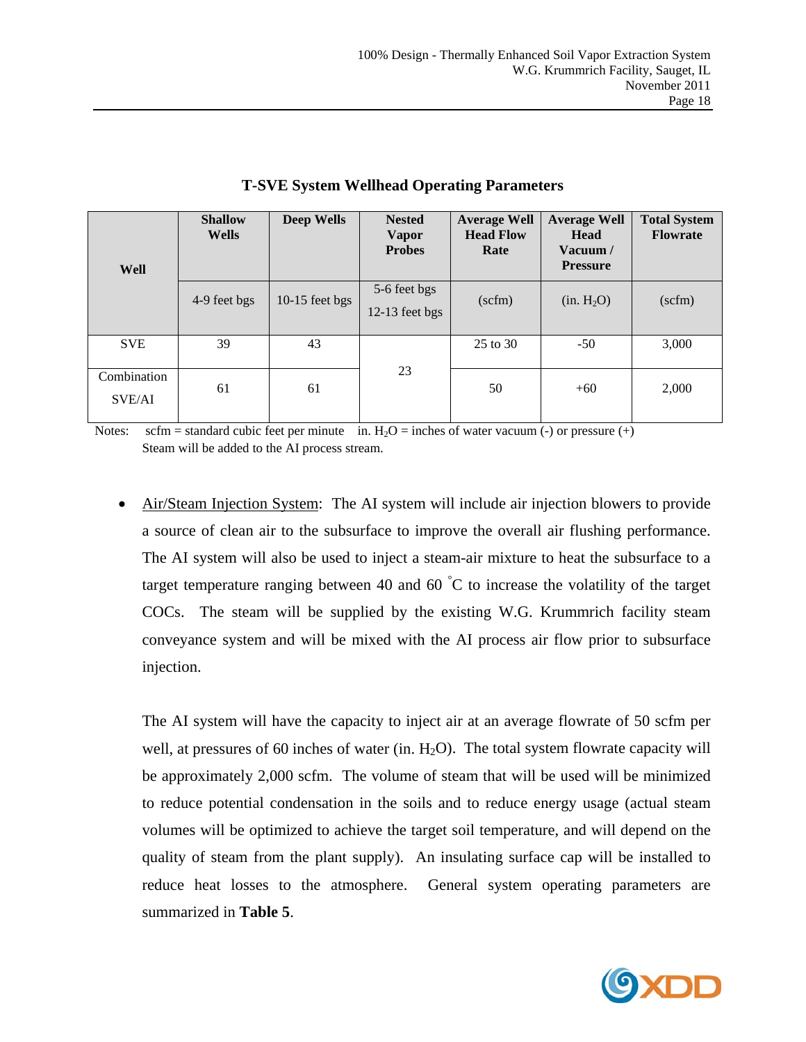**T-SVE System Wellhead Operating Parameters**

| Well | Shallow Wells | Deep Wells | Nested Vapor Probes | Average Well Head Flow Rate | Average Well Head Vacuum / Pressure | Total System Flowrate |
|---|---|---|---|---|---|---|
| | 4-9 feet bgs | 10-15 feet bgs | 5-6 feet bgs 12-13 feet bgs | (scfm) | (in. $H_2O$) | (scfm) |
| SVE | 39 | 43 | 23 | 25 to 30 | -50 | 3,000 |
| Combination SVE/AI | 61 | 61 | | 50 | +60 | 2,000 |

Notes: scfm = standard cubic feet per minute in. $H_2O$ = inches of water vacuum (-) or pressure (+)
Steam will be added to the AI process stream.

- Air/Steam Injection System: The AI system will include air injection blowers to provide a source of clean air to the subsurface to improve the overall air flushing performance. The AI system will also be used to inject a steam-air mixture to heat the subsurface to a target temperature ranging between 40 and 60 °C to increase the volatility of the target COCs. The steam will be supplied by the existing W.G. Krummrich facility steam conveyance system and will be mixed with the AI process air flow prior to subsurface injection.

  The AI system will have the capacity to inject air at an average flowrate of 50 scfm per well, at pressures of 60 inches of water (in. $H_2O$). The total system flowrate capacity will be approximately 2,000 scfm. The volume of steam that will be used will be minimized to reduce potential condensation in the soils and to reduce energy usage (actual steam volumes will be optimized to achieve the target soil temperature, and will depend on the quality of steam from the plant supply). An insulating surface cap will be installed to reduce heat losses to the atmosphere. General system operating parameters are summarized in **Table 5**.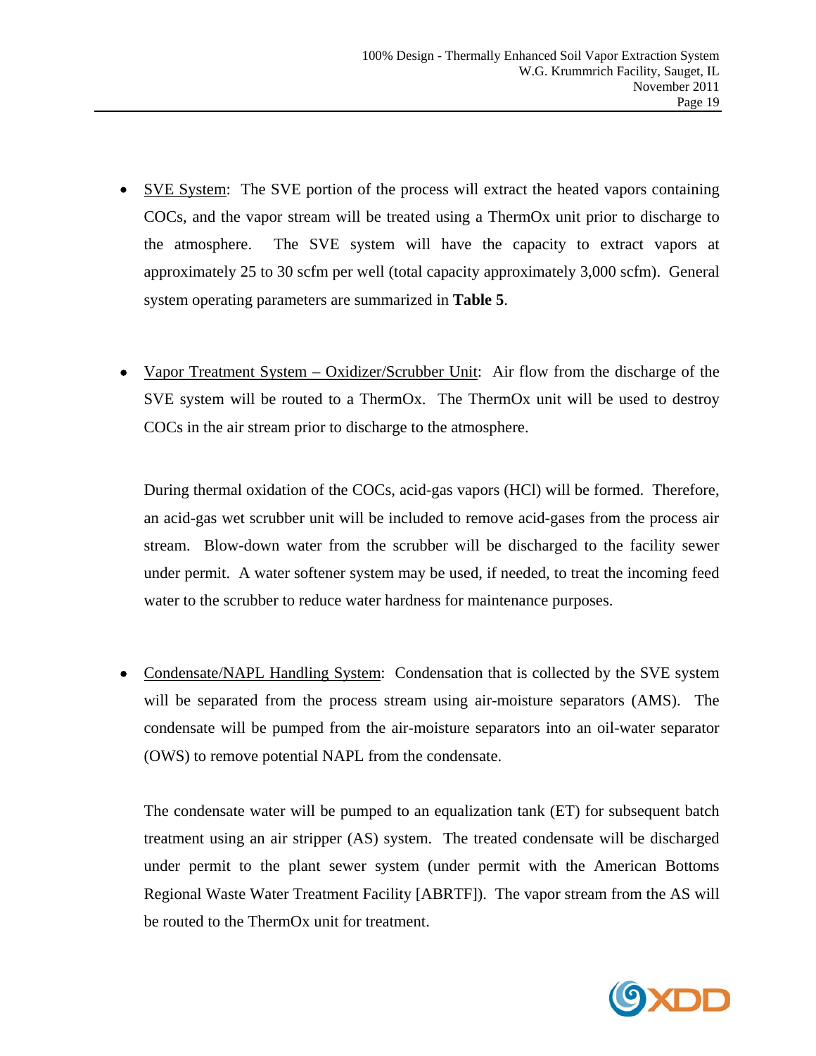- SVE System: The SVE portion of the process will extract the heated vapors containing COCs, and the vapor stream will be treated using a ThermOx unit prior to discharge to the atmosphere. The SVE system will have the capacity to extract vapors at approximately 25 to 30 scfm per well (total capacity approximately 3,000 scfm). General system operating parameters are summarized in **Table 5**.

- Vapor Treatment System – Oxidizer/Scrubber Unit: Air flow from the discharge of the SVE system will be routed to a ThermOx. The ThermOx unit will be used to destroy COCs in the air stream prior to discharge to the atmosphere.

  During thermal oxidation of the COCs, acid-gas vapors (HCl) will be formed. Therefore, an acid-gas wet scrubber unit will be included to remove acid-gases from the process air stream. Blow-down water from the scrubber will be discharged to the facility sewer under permit. A water softener system may be used, if needed, to treat the incoming feed water to the scrubber to reduce water hardness for maintenance purposes.

- Condensate/NAPL Handling System: Condensation that is collected by the SVE system will be separated from the process stream using air-moisture separators (AMS). The condensate will be pumped from the air-moisture separators into an oil-water separator (OWS) to remove potential NAPL from the condensate.

  The condensate water will be pumped to an equalization tank (ET) for subsequent batch treatment using an air stripper (AS) system. The treated condensate will be discharged under permit to the plant sewer system (under permit with the American Bottoms Regional Waste Water Treatment Facility [ABRTF]). The vapor stream from the AS will be routed to the ThermOx unit for treatment.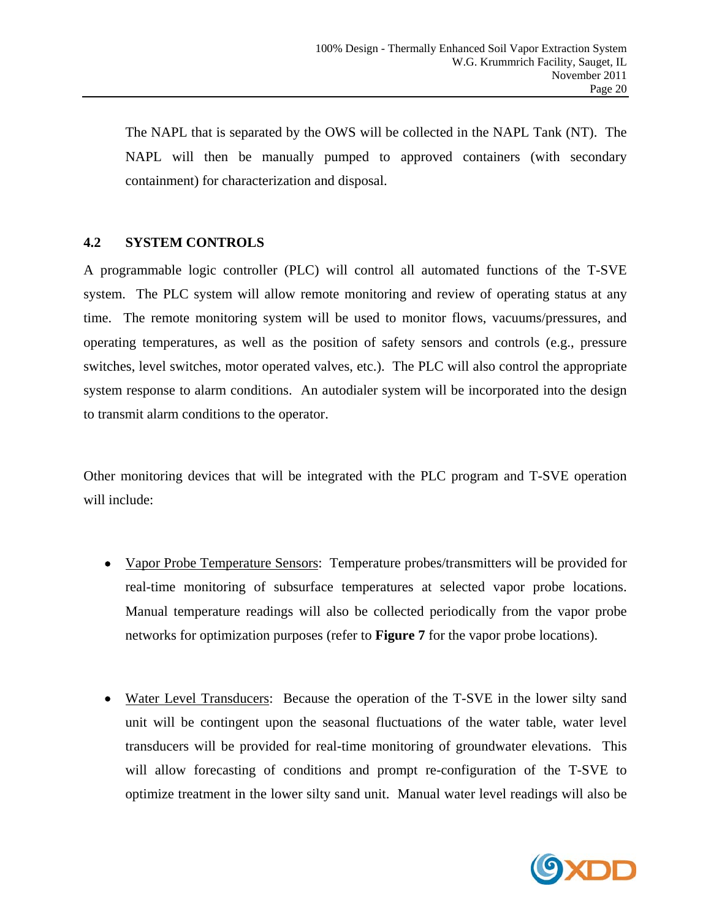The NAPL that is separated by the OWS will be collected in the NAPL Tank (NT). The NAPL will then be manually pumped to approved containers (with secondary containment) for characterization and disposal.

## 4.2 SYSTEM CONTROLS

A programmable logic controller (PLC) will control all automated functions of the T-SVE system. The PLC system will allow remote monitoring and review of operating status at any time. The remote monitoring system will be used to monitor flows, vacuums/pressures, and operating temperatures, as well as the position of safety sensors and controls (e.g., pressure switches, level switches, motor operated valves, etc.). The PLC will also control the appropriate system response to alarm conditions. An autodialer system will be incorporated into the design to transmit alarm conditions to the operator.

Other monitoring devices that will be integrated with the PLC program and T-SVE operation will include:

- Vapor Probe Temperature Sensors: Temperature probes/transmitters will be provided for real-time monitoring of subsurface temperatures at selected vapor probe locations. Manual temperature readings will also be collected periodically from the vapor probe networks for optimization purposes (refer to **Figure 7** for the vapor probe locations).

- Water Level Transducers: Because the operation of the T-SVE in the lower silty sand unit will be contingent upon the seasonal fluctuations of the water table, water level transducers will be provided for real-time monitoring of groundwater elevations. This will allow forecasting of conditions and prompt re-configuration of the T-SVE to optimize treatment in the lower silty sand unit. Manual water level readings will also be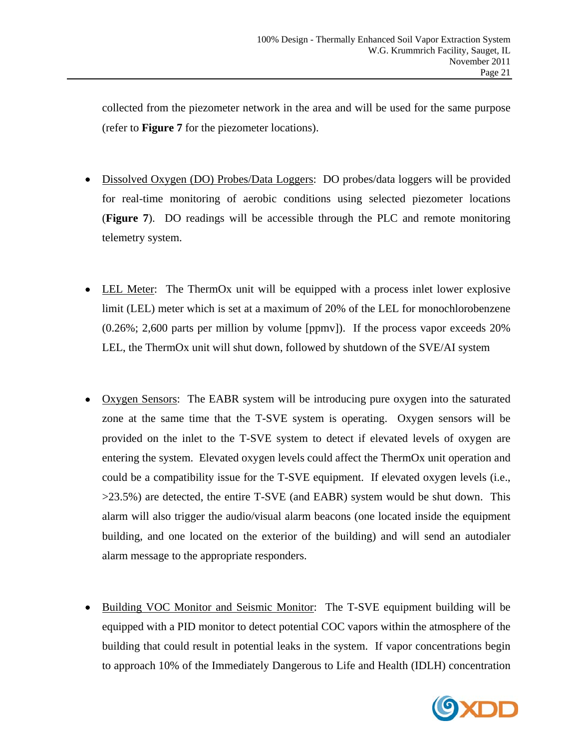collected from the piezometer network in the area and will be used for the same purpose (refer to **Figure 7** for the piezometer locations).

- Dissolved Oxygen (DO) Probes/Data Loggers: DO probes/data loggers will be provided for real-time monitoring of aerobic conditions using selected piezometer locations (**Figure 7**). DO readings will be accessible through the PLC and remote monitoring telemetry system.

- LEL Meter: The ThermOx unit will be equipped with a process inlet lower explosive limit (LEL) meter which is set at a maximum of 20% of the LEL for monochlorobenzene (0.26%; 2,600 parts per million by volume [ppmv]). If the process vapor exceeds 20% LEL, the ThermOx unit will shut down, followed by shutdown of the SVE/AI system

- Oxygen Sensors: The EABR system will be introducing pure oxygen into the saturated zone at the same time that the T-SVE system is operating. Oxygen sensors will be provided on the inlet to the T-SVE system to detect if elevated levels of oxygen are entering the system. Elevated oxygen levels could affect the ThermOx unit operation and could be a compatibility issue for the T-SVE equipment. If elevated oxygen levels (i.e., >23.5%) are detected, the entire T-SVE (and EABR) system would be shut down. This alarm will also trigger the audio/visual alarm beacons (one located inside the equipment building, and one located on the exterior of the building) and will send an autodialer alarm message to the appropriate responders.

- Building VOC Monitor and Seismic Monitor: The T-SVE equipment building will be equipped with a PID monitor to detect potential COC vapors within the atmosphere of the building that could result in potential leaks in the system. If vapor concentrations begin to approach 10% of the Immediately Dangerous to Life and Health (IDLH) concentration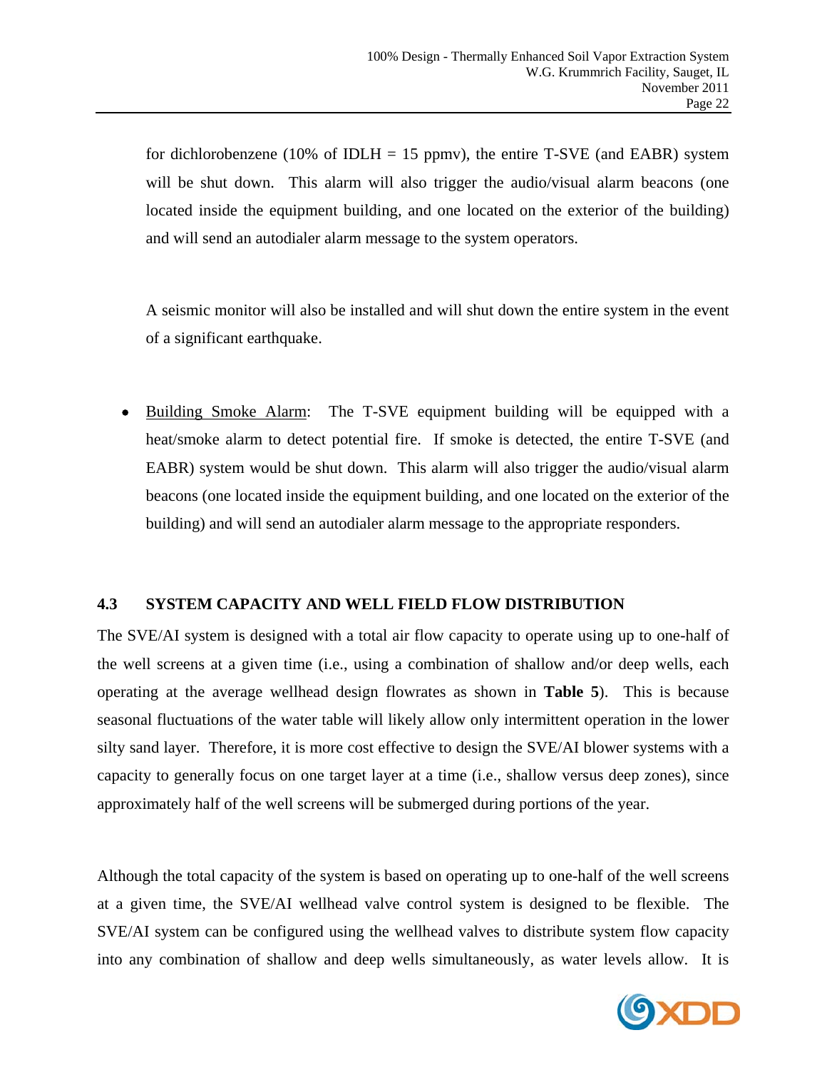for dichlorobenzene (10% of IDLH = 15 ppmv), the entire T-SVE (and EABR) system will be shut down. This alarm will also trigger the audio/visual alarm beacons (one located inside the equipment building, and one located on the exterior of the building) and will send an autodialer alarm message to the system operators.

A seismic monitor will also be installed and will shut down the entire system in the event of a significant earthquake.

- Building Smoke Alarm: The T-SVE equipment building will be equipped with a heat/smoke alarm to detect potential fire. If smoke is detected, the entire T-SVE (and EABR) system would be shut down. This alarm will also trigger the audio/visual alarm beacons (one located inside the equipment building, and one located on the exterior of the building) and will send an autodialer alarm message to the appropriate responders.

### 4.3 SYSTEM CAPACITY AND WELL FIELD FLOW DISTRIBUTION

The SVE/AI system is designed with a total air flow capacity to operate using up to one-half of the well screens at a given time (i.e., using a combination of shallow and/or deep wells, each operating at the average wellhead design flowrates as shown in **Table 5**). This is because seasonal fluctuations of the water table will likely allow only intermittent operation in the lower silty sand layer. Therefore, it is more cost effective to design the SVE/AI blower systems with a capacity to generally focus on one target layer at a time (i.e., shallow versus deep zones), since approximately half of the well screens will be submerged during portions of the year.

Although the total capacity of the system is based on operating up to one-half of the well screens at a given time, the SVE/AI wellhead valve control system is designed to be flexible. The SVE/AI system can be configured using the wellhead valves to distribute system flow capacity into any combination of shallow and deep wells simultaneously, as water levels allow. It is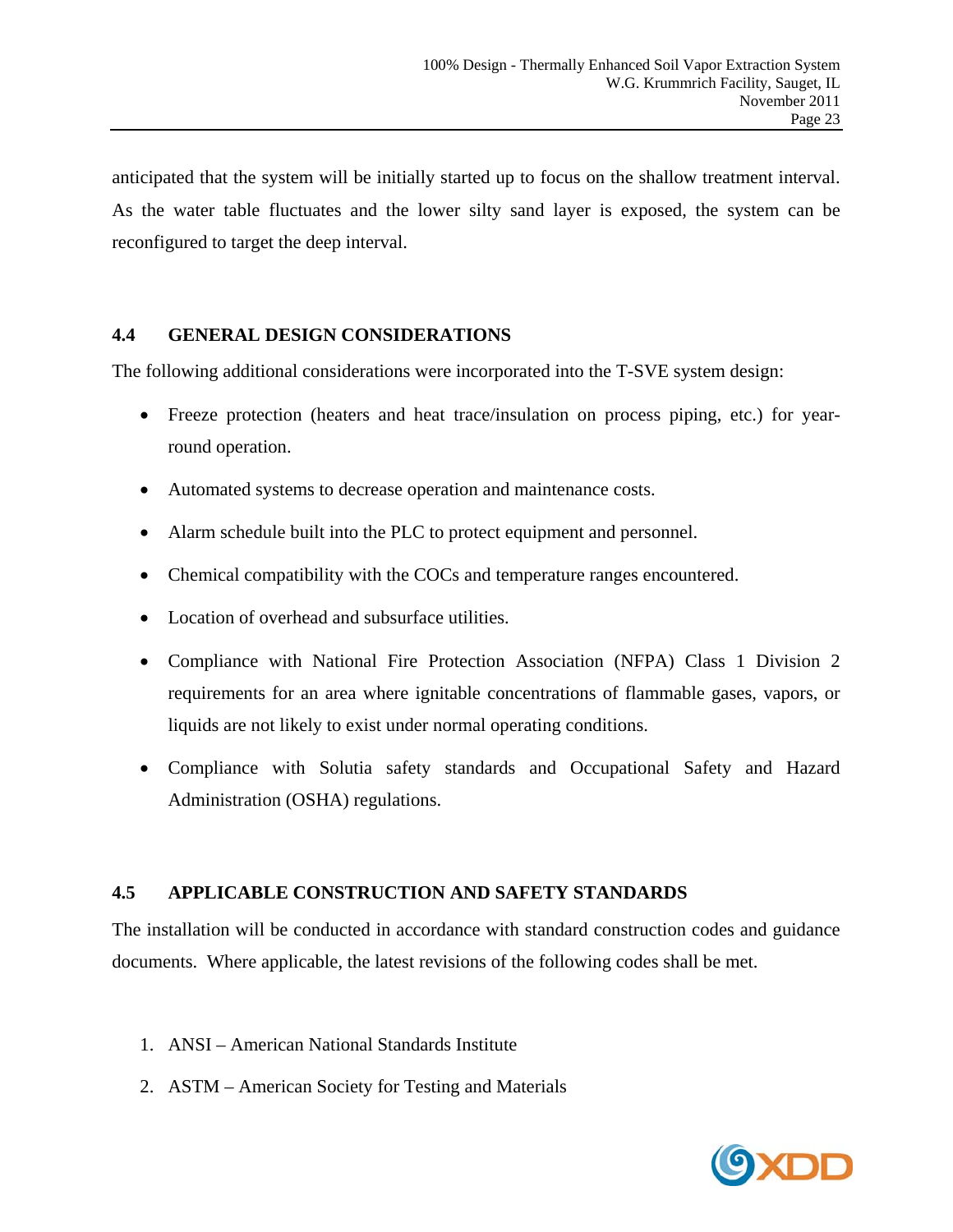anticipated that the system will be initially started up to focus on the shallow treatment interval. As the water table fluctuates and the lower silty sand layer is exposed, the system can be reconfigured to target the deep interval.

## 4.4 GENERAL DESIGN CONSIDERATIONS

The following additional considerations were incorporated into the T-SVE system design:

- Freeze protection (heaters and heat trace/insulation on process piping, etc.) for year-round operation.
- Automated systems to decrease operation and maintenance costs.
- Alarm schedule built into the PLC to protect equipment and personnel.
- Chemical compatibility with the COCs and temperature ranges encountered.
- Location of overhead and subsurface utilities.
- Compliance with National Fire Protection Association (NFPA) Class 1 Division 2 requirements for an area where ignitable concentrations of flammable gases, vapors, or liquids are not likely to exist under normal operating conditions.
- Compliance with Solutia safety standards and Occupational Safety and Hazard Administration (OSHA) regulations.

## 4.5 APPLICABLE CONSTRUCTION AND SAFETY STANDARDS

The installation will be conducted in accordance with standard construction codes and guidance documents. Where applicable, the latest revisions of the following codes shall be met.

1. ANSI – American National Standards Institute
2. ASTM – American Society for Testing and Materials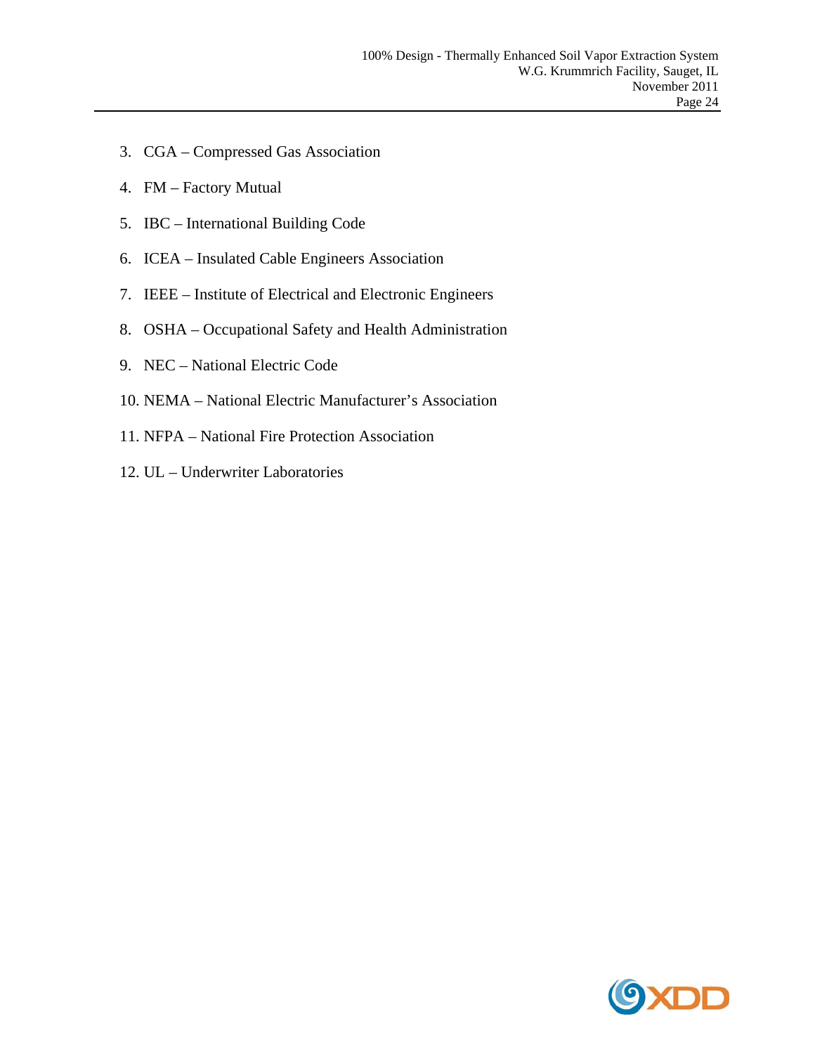3. CGA – Compressed Gas Association
4. FM – Factory Mutual
5. IBC – International Building Code
6. ICEA – Insulated Cable Engineers Association
7. IEEE – Institute of Electrical and Electronic Engineers
8. OSHA – Occupational Safety and Health Administration
9. NEC – National Electric Code
10. NEMA – National Electric Manufacturer's Association
11. NFPA – National Fire Protection Association
12. UL – Underwriter Laboratories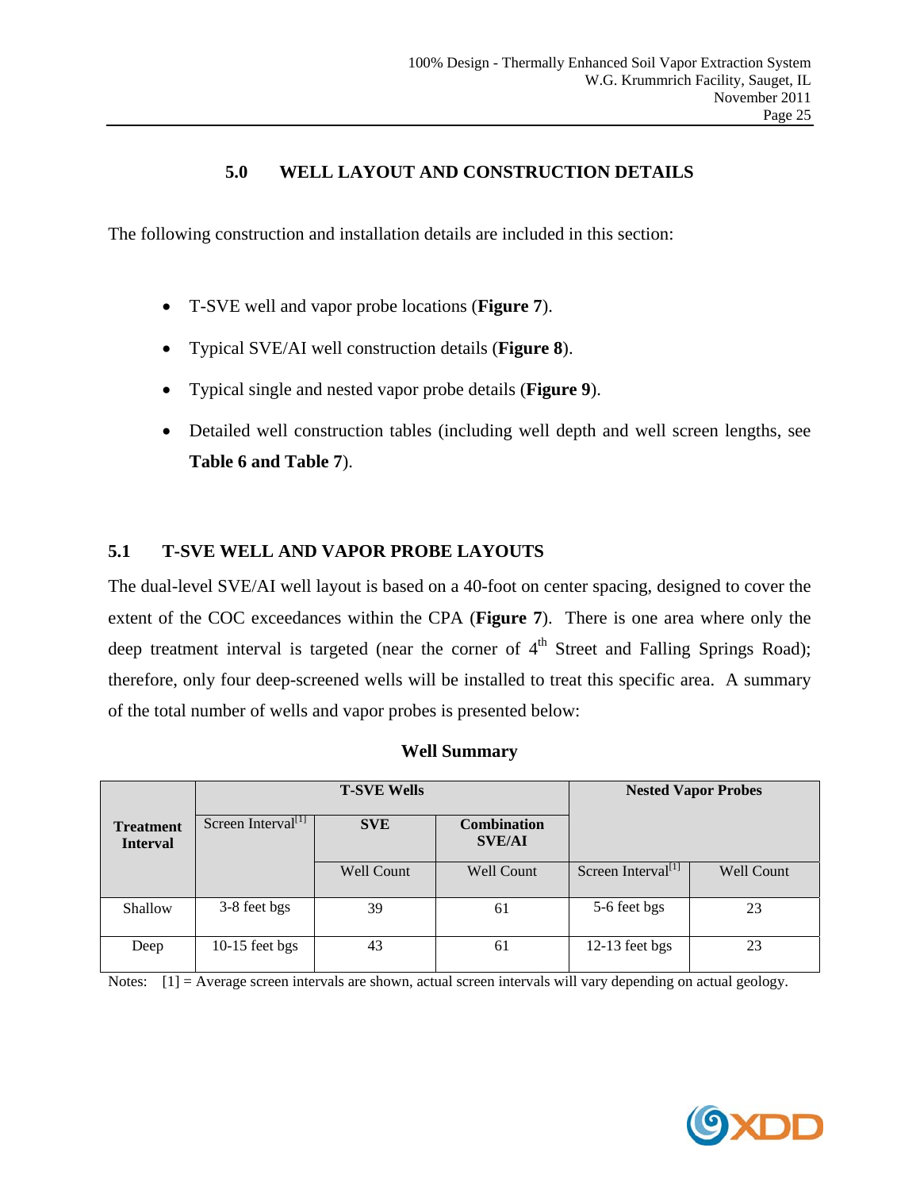## 5.0 WELL LAYOUT AND CONSTRUCTION DETAILS

The following construction and installation details are included in this section:

- T-SVE well and vapor probe locations (**Figure 7**).
- Typical SVE/AI well construction details (**Figure 8**).
- Typical single and nested vapor probe details (**Figure 9**).
- Detailed well construction tables (including well depth and well screen lengths, see **Table 6 and Table 7**).

### 5.1 T-SVE WELL AND VAPOR PROBE LAYOUTS

The dual-level SVE/AI well layout is based on a 40-foot on center spacing, designed to cover the extent of the COC exceedances within the CPA (**Figure 7**). There is one area where only the deep treatment interval is targeted (near the corner of 4th Street and Falling Springs Road); therefore, only four deep-screened wells will be installed to treat this specific area. A summary of the total number of wells and vapor probes is presented below:

**Well Summary**

| **Treatment Interval** | **T-SVE Wells** | | | **Nested Vapor Probes** | |
|---|---|---|---|---|---|
| | Screen Interval[1] | **SVE** | **Combination SVE/AI** | | |
| | | Well Count | Well Count | Screen Interval[1] | Well Count |
| Shallow | 3-8 feet bgs | 39 | 61 | 5-6 feet bgs | 23 |
| Deep | 10-15 feet bgs | 43 | 61 | 12-13 feet bgs | 23 |

Notes: [1] = Average screen intervals are shown, actual screen intervals will vary depending on actual geology.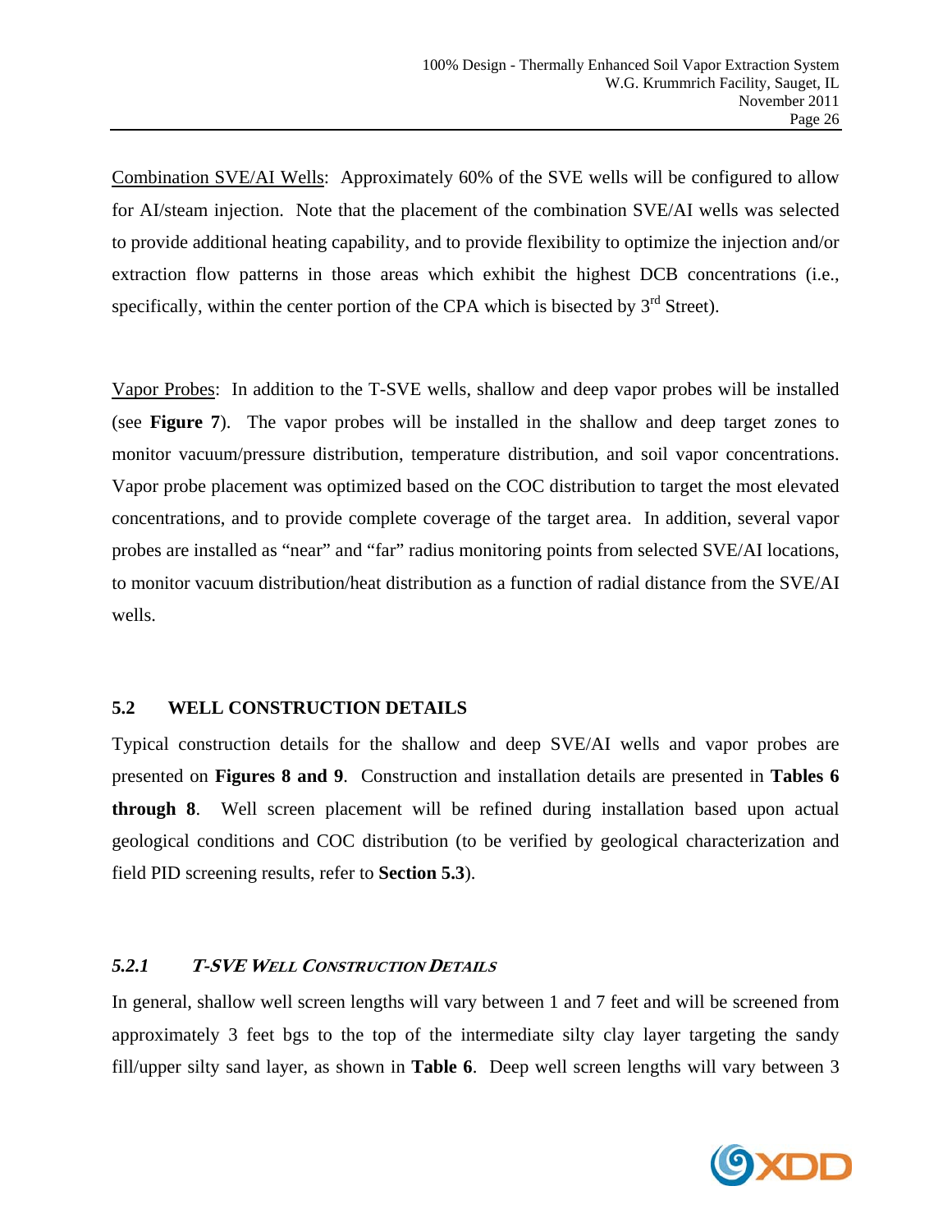Combination SVE/AI Wells: Approximately 60% of the SVE wells will be configured to allow for AI/steam injection. Note that the placement of the combination SVE/AI wells was selected to provide additional heating capability, and to provide flexibility to optimize the injection and/or extraction flow patterns in those areas which exhibit the highest DCB concentrations (i.e., specifically, within the center portion of the CPA which is bisected by 3rd Street).

Vapor Probes: In addition to the T-SVE wells, shallow and deep vapor probes will be installed (see **Figure 7**). The vapor probes will be installed in the shallow and deep target zones to monitor vacuum/pressure distribution, temperature distribution, and soil vapor concentrations. Vapor probe placement was optimized based on the COC distribution to target the most elevated concentrations, and to provide complete coverage of the target area. In addition, several vapor probes are installed as "near" and "far" radius monitoring points from selected SVE/AI locations, to monitor vacuum distribution/heat distribution as a function of radial distance from the SVE/AI wells.

## 5.2 WELL CONSTRUCTION DETAILS

Typical construction details for the shallow and deep SVE/AI wells and vapor probes are presented on **Figures 8 and 9**. Construction and installation details are presented in **Tables 6 through 8**. Well screen placement will be refined during installation based upon actual geological conditions and COC distribution (to be verified by geological characterization and field PID screening results, refer to **Section 5.3**).

### *5.2.1 T-SVE Well Construction Details*

In general, shallow well screen lengths will vary between 1 and 7 feet and will be screened from approximately 3 feet bgs to the top of the intermediate silty clay layer targeting the sandy fill/upper silty sand layer, as shown in **Table 6**. Deep well screen lengths will vary between 3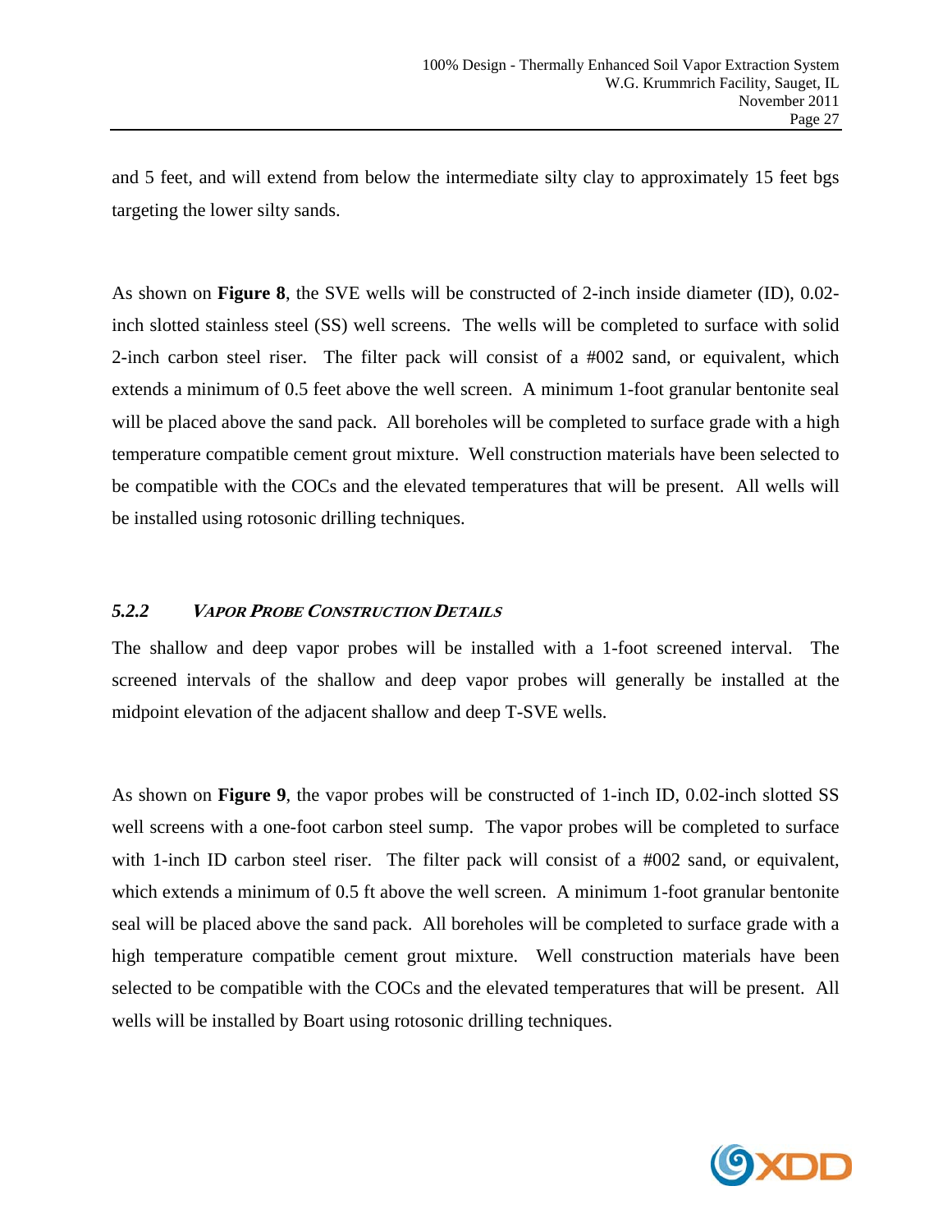and 5 feet, and will extend from below the intermediate silty clay to approximately 15 feet bgs targeting the lower silty sands.

As shown on **Figure 8**, the SVE wells will be constructed of 2-inch inside diameter (ID), 0.02-inch slotted stainless steel (SS) well screens. The wells will be completed to surface with solid 2-inch carbon steel riser. The filter pack will consist of a #002 sand, or equivalent, which extends a minimum of 0.5 feet above the well screen. A minimum 1-foot granular bentonite seal will be placed above the sand pack. All boreholes will be completed to surface grade with a high temperature compatible cement grout mixture. Well construction materials have been selected to be compatible with the COCs and the elevated temperatures that will be present. All wells will be installed using rotosonic drilling techniques.

### *5.2.2 VAPOR PROBE CONSTRUCTION DETAILS*

The shallow and deep vapor probes will be installed with a 1-foot screened interval. The screened intervals of the shallow and deep vapor probes will generally be installed at the midpoint elevation of the adjacent shallow and deep T-SVE wells.

As shown on **Figure 9**, the vapor probes will be constructed of 1-inch ID, 0.02-inch slotted SS well screens with a one-foot carbon steel sump. The vapor probes will be completed to surface with 1-inch ID carbon steel riser. The filter pack will consist of a #002 sand, or equivalent, which extends a minimum of 0.5 ft above the well screen. A minimum 1-foot granular bentonite seal will be placed above the sand pack. All boreholes will be completed to surface grade with a high temperature compatible cement grout mixture. Well construction materials have been selected to be compatible with the COCs and the elevated temperatures that will be present. All wells will be installed by Boart using rotosonic drilling techniques.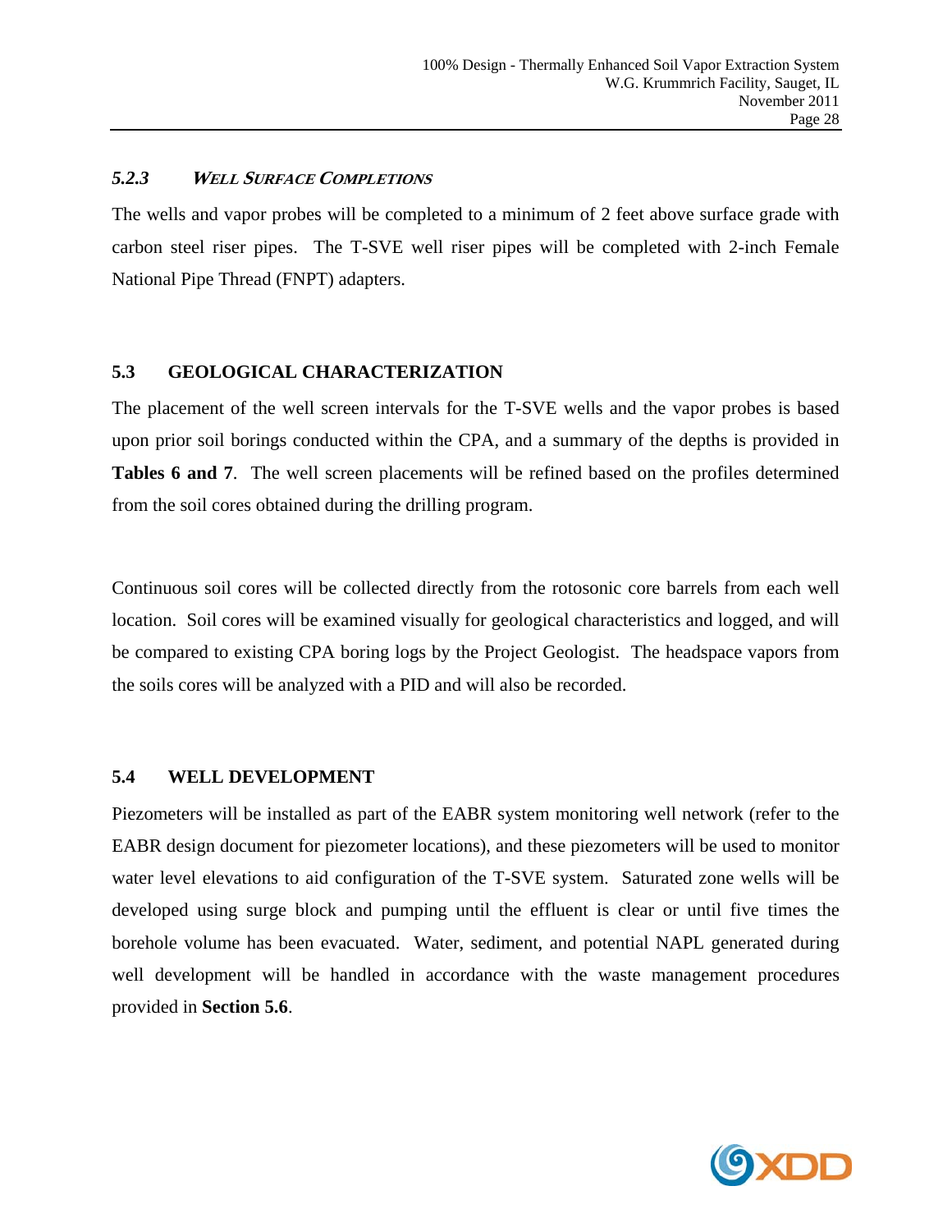#### *5.2.3 Well Surface Completions*

The wells and vapor probes will be completed to a minimum of 2 feet above surface grade with carbon steel riser pipes. The T-SVE well riser pipes will be completed with 2-inch Female National Pipe Thread (FNPT) adapters.

### 5.3 GEOLOGICAL CHARACTERIZATION

The placement of the well screen intervals for the T-SVE wells and the vapor probes is based upon prior soil borings conducted within the CPA, and a summary of the depths is provided in **Tables 6 and 7**. The well screen placements will be refined based on the profiles determined from the soil cores obtained during the drilling program.

Continuous soil cores will be collected directly from the rotosonic core barrels from each well location. Soil cores will be examined visually for geological characteristics and logged, and will be compared to existing CPA boring logs by the Project Geologist. The headspace vapors from the soils cores will be analyzed with a PID and will also be recorded.

### 5.4 WELL DEVELOPMENT

Piezometers will be installed as part of the EABR system monitoring well network (refer to the EABR design document for piezometer locations), and these piezometers will be used to monitor water level elevations to aid configuration of the T-SVE system. Saturated zone wells will be developed using surge block and pumping until the effluent is clear or until five times the borehole volume has been evacuated. Water, sediment, and potential NAPL generated during well development will be handled in accordance with the waste management procedures provided in **Section 5.6**.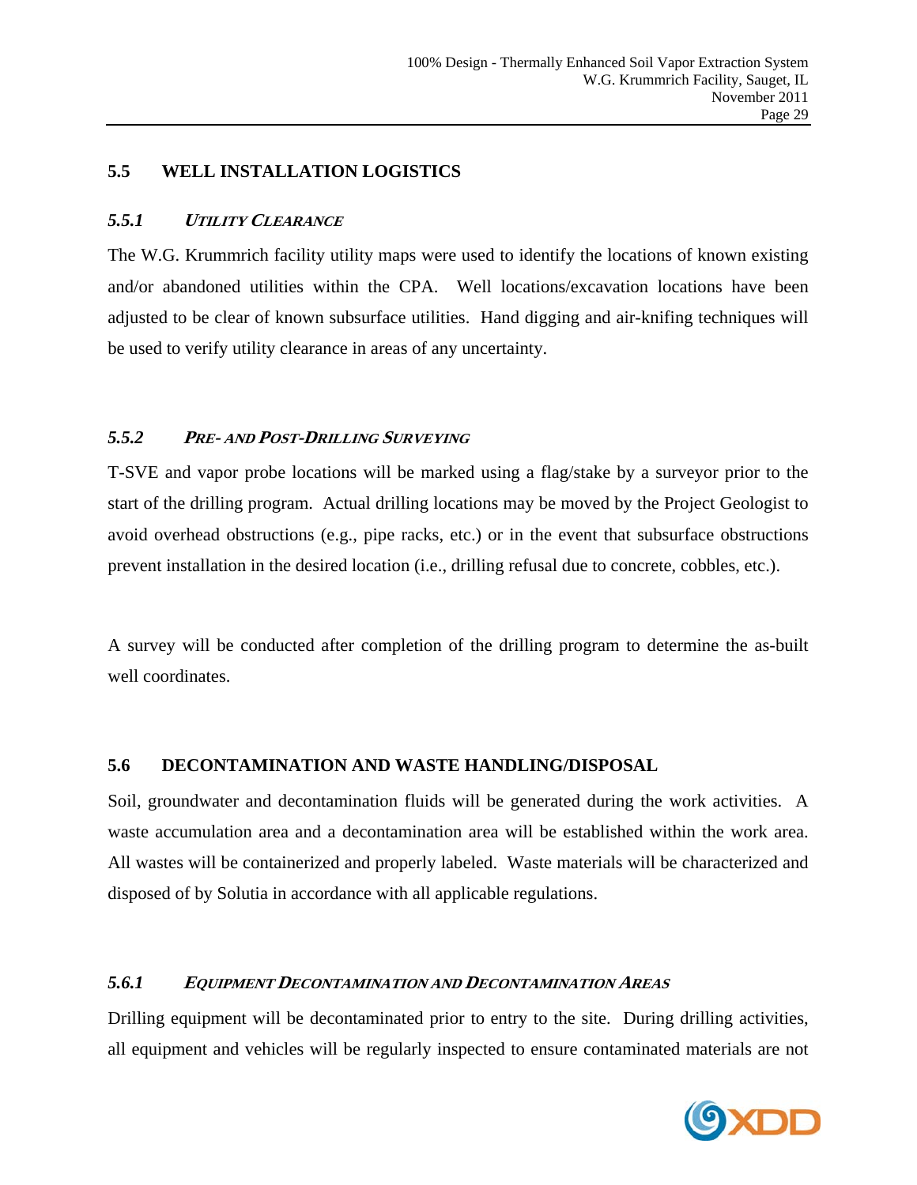## 5.5 WELL INSTALLATION LOGISTICS

### *5.5.1 UTILITY CLEARANCE*

The W.G. Krummrich facility utility maps were used to identify the locations of known existing and/or abandoned utilities within the CPA. Well locations/excavation locations have been adjusted to be clear of known subsurface utilities. Hand digging and air-knifing techniques will be used to verify utility clearance in areas of any uncertainty.

### *5.5.2 PRE- AND POST-DRILLING SURVEYING*

T-SVE and vapor probe locations will be marked using a flag/stake by a surveyor prior to the start of the drilling program. Actual drilling locations may be moved by the Project Geologist to avoid overhead obstructions (e.g., pipe racks, etc.) or in the event that subsurface obstructions prevent installation in the desired location (i.e., drilling refusal due to concrete, cobbles, etc.).

A survey will be conducted after completion of the drilling program to determine the as-built well coordinates.

## 5.6 DECONTAMINATION AND WASTE HANDLING/DISPOSAL

Soil, groundwater and decontamination fluids will be generated during the work activities. A waste accumulation area and a decontamination area will be established within the work area. All wastes will be containerized and properly labeled. Waste materials will be characterized and disposed of by Solutia in accordance with all applicable regulations.

### *5.6.1 EQUIPMENT DECONTAMINATION AND DECONTAMINATION AREAS*

Drilling equipment will be decontaminated prior to entry to the site. During drilling activities, all equipment and vehicles will be regularly inspected to ensure contaminated materials are not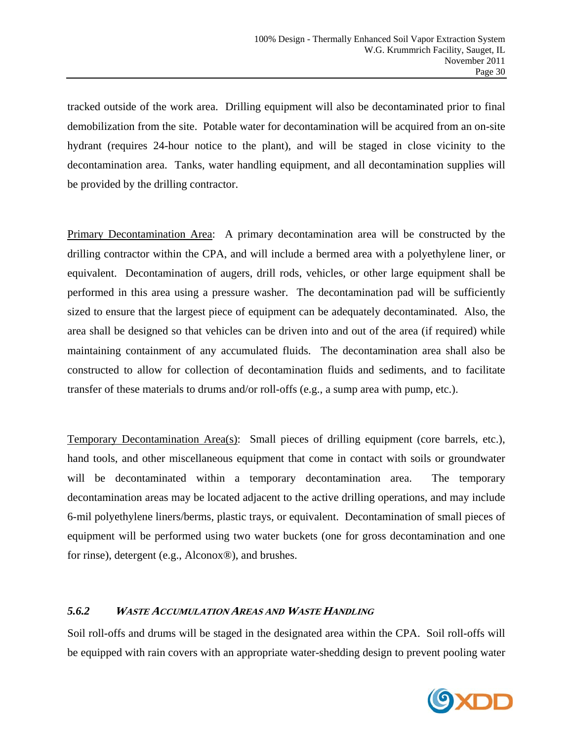tracked outside of the work area. Drilling equipment will also be decontaminated prior to final demobilization from the site. Potable water for decontamination will be acquired from an on-site hydrant (requires 24-hour notice to the plant), and will be staged in close vicinity to the decontamination area. Tanks, water handling equipment, and all decontamination supplies will be provided by the drilling contractor.

<u>Primary Decontamination Area</u>: A primary decontamination area will be constructed by the drilling contractor within the CPA, and will include a bermed area with a polyethylene liner, or equivalent. Decontamination of augers, drill rods, vehicles, or other large equipment shall be performed in this area using a pressure washer. The decontamination pad will be sufficiently sized to ensure that the largest piece of equipment can be adequately decontaminated. Also, the area shall be designed so that vehicles can be driven into and out of the area (if required) while maintaining containment of any accumulated fluids. The decontamination area shall also be constructed to allow for collection of decontamination fluids and sediments, and to facilitate transfer of these materials to drums and/or roll-offs (e.g., a sump area with pump, etc.).

<u>Temporary Decontamination Area(s)</u>: Small pieces of drilling equipment (core barrels, etc.), hand tools, and other miscellaneous equipment that come in contact with soils or groundwater will be decontaminated within a temporary decontamination area. The temporary decontamination areas may be located adjacent to the active drilling operations, and may include 6-mil polyethylene liners/berms, plastic trays, or equivalent. Decontamination of small pieces of equipment will be performed using two water buckets (one for gross decontamination and one for rinse), detergent (e.g., Alconox®), and brushes.

### *5.6.2 Waste Accumulation Areas and Waste Handling*

Soil roll-offs and drums will be staged in the designated area within the CPA. Soil roll-offs will be equipped with rain covers with an appropriate water-shedding design to prevent pooling water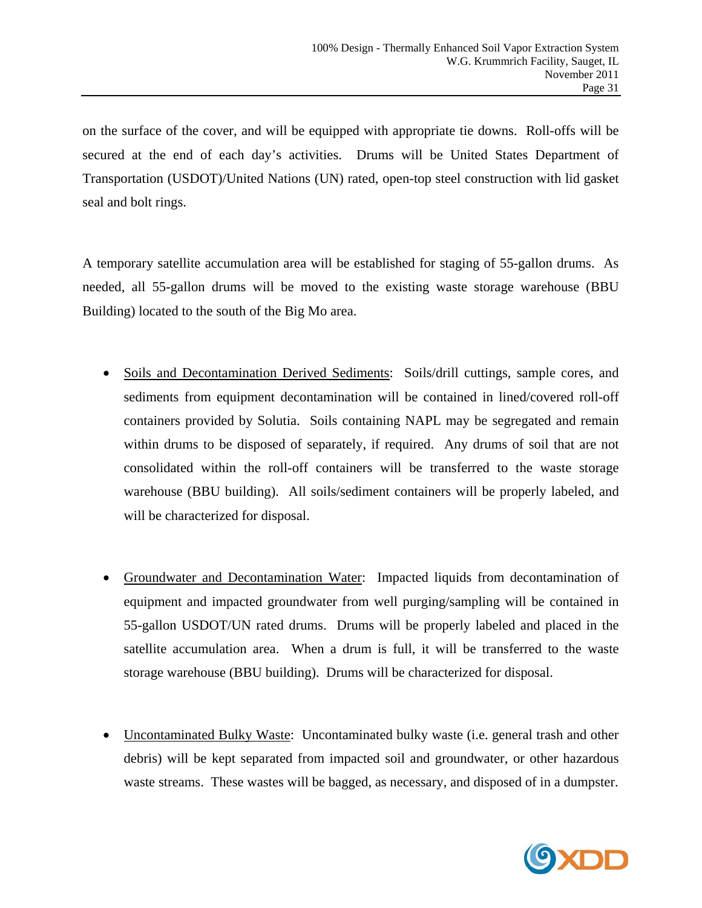on the surface of the cover, and will be equipped with appropriate tie downs. Roll-offs will be secured at the end of each day's activities. Drums will be United States Department of Transportation (USDOT)/United Nations (UN) rated, open-top steel construction with lid gasket seal and bolt rings.

A temporary satellite accumulation area will be established for staging of 55-gallon drums. As needed, all 55-gallon drums will be moved to the existing waste storage warehouse (BBU Building) located to the south of the Big Mo area.

- Soils and Decontamination Derived Sediments: Soils/drill cuttings, sample cores, and sediments from equipment decontamination will be contained in lined/covered roll-off containers provided by Solutia. Soils containing NAPL may be segregated and remain within drums to be disposed of separately, if required. Any drums of soil that are not consolidated within the roll-off containers will be transferred to the waste storage warehouse (BBU building). All soils/sediment containers will be properly labeled, and will be characterized for disposal.

- Groundwater and Decontamination Water: Impacted liquids from decontamination of equipment and impacted groundwater from well purging/sampling will be contained in 55-gallon USDOT/UN rated drums. Drums will be properly labeled and placed in the satellite accumulation area. When a drum is full, it will be transferred to the waste storage warehouse (BBU building). Drums will be characterized for disposal.

- Uncontaminated Bulky Waste: Uncontaminated bulky waste (i.e. general trash and other debris) will be kept separated from impacted soil and groundwater, or other hazardous waste streams. These wastes will be bagged, as necessary, and disposed of in a dumpster.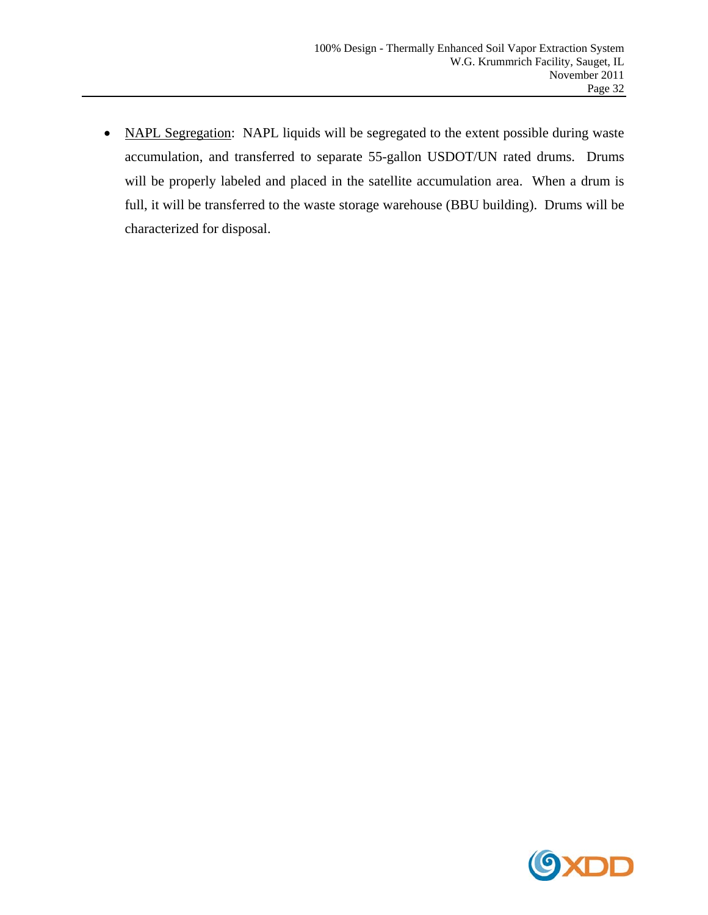- <u>NAPL Segregation</u>: NAPL liquids will be segregated to the extent possible during waste accumulation, and transferred to separate 55-gallon USDOT/UN rated drums. Drums will be properly labeled and placed in the satellite accumulation area. When a drum is full, it will be transferred to the waste storage warehouse (BBU building). Drums will be characterized for disposal.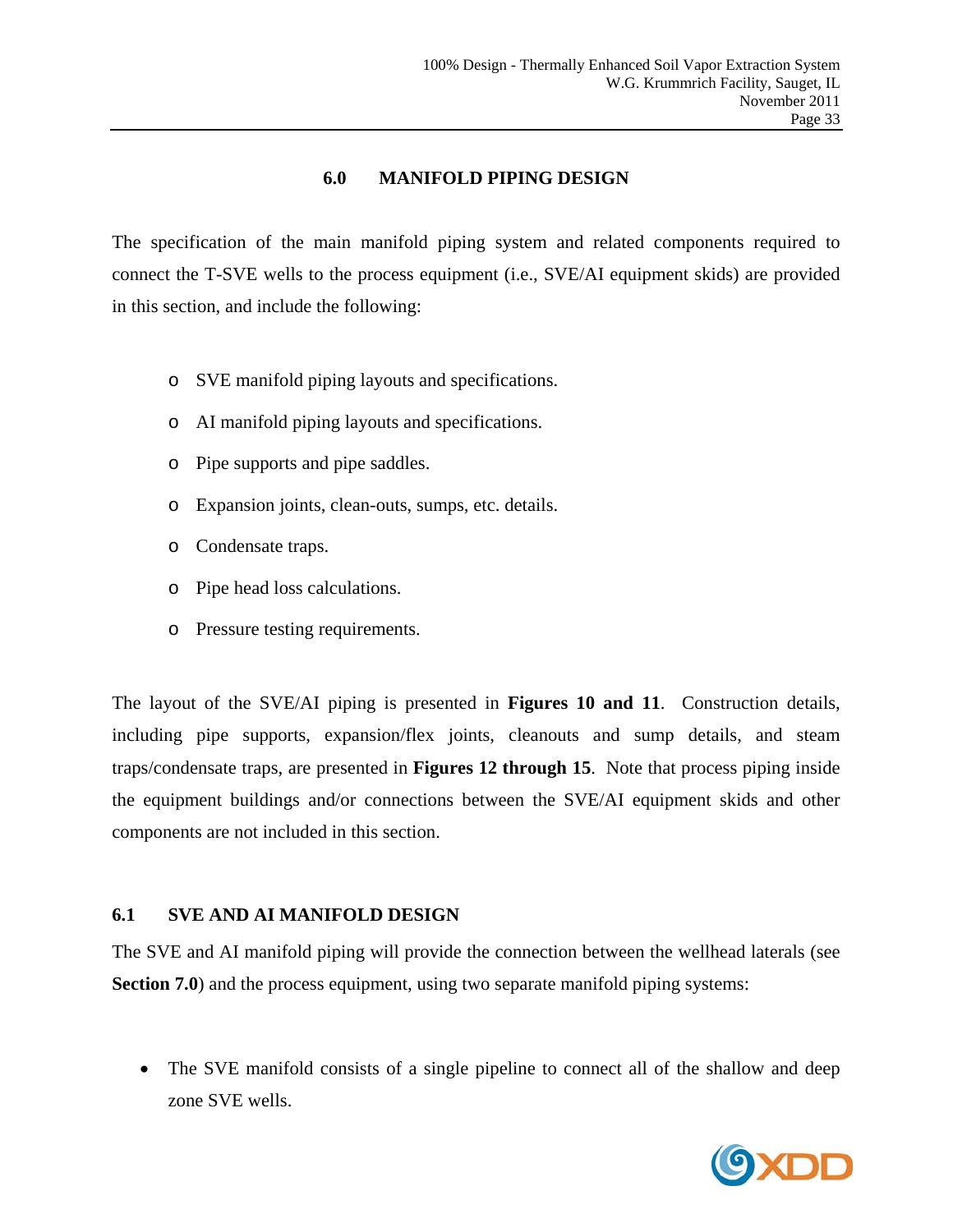# 6.0 MANIFOLD PIPING DESIGN

The specification of the main manifold piping system and related components required to connect the T-SVE wells to the process equipment (i.e., SVE/AI equipment skids) are provided in this section, and include the following:

- SVE manifold piping layouts and specifications.
- AI manifold piping layouts and specifications.
- Pipe supports and pipe saddles.
- Expansion joints, clean-outs, sumps, etc. details.
- Condensate traps.
- Pipe head loss calculations.
- Pressure testing requirements.

The layout of the SVE/AI piping is presented in **Figures 10 and 11**. Construction details, including pipe supports, expansion/flex joints, cleanouts and sump details, and steam traps/condensate traps, are presented in **Figures 12 through 15**. Note that process piping inside the equipment buildings and/or connections between the SVE/AI equipment skids and other components are not included in this section.

## 6.1 SVE AND AI MANIFOLD DESIGN

The SVE and AI manifold piping will provide the connection between the wellhead laterals (see **Section 7.0**) and the process equipment, using two separate manifold piping systems:

- The SVE manifold consists of a single pipeline to connect all of the shallow and deep zone SVE wells.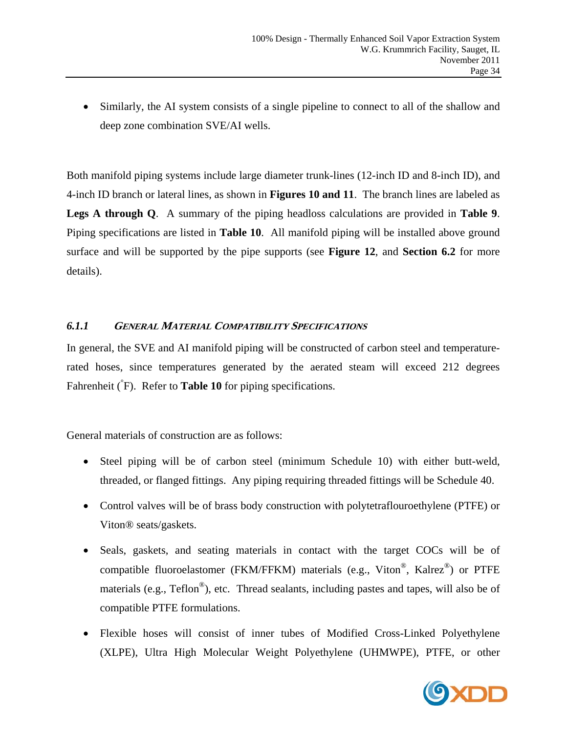- Similarly, the AI system consists of a single pipeline to connect to all of the shallow and deep zone combination SVE/AI wells.

Both manifold piping systems include large diameter trunk-lines (12-inch ID and 8-inch ID), and 4-inch ID branch or lateral lines, as shown in **Figures 10 and 11**. The branch lines are labeled as **Legs A through Q**. A summary of the piping headloss calculations are provided in **Table 9**. Piping specifications are listed in **Table 10**. All manifold piping will be installed above ground surface and will be supported by the pipe supports (see **Figure 12**, and **Section 6.2** for more details).

### *6.1.1 GENERAL MATERIAL COMPATIBILITY SPECIFICATIONS*

In general, the SVE and AI manifold piping will be constructed of carbon steel and temperature-rated hoses, since temperatures generated by the aerated steam will exceed 212 degrees Fahrenheit (°F). Refer to **Table 10** for piping specifications.

General materials of construction are as follows:

- Steel piping will be of carbon steel (minimum Schedule 10) with either butt-weld, threaded, or flanged fittings. Any piping requiring threaded fittings will be Schedule 40.
- Control valves will be of brass body construction with polytetraflouroethylene (PTFE) or Viton® seats/gaskets.
- Seals, gaskets, and seating materials in contact with the target COCs will be of compatible fluoroelastomer (FKM/FFKM) materials (e.g., Viton®, Kalrez®) or PTFE materials (e.g., Teflon®), etc. Thread sealants, including pastes and tapes, will also be of compatible PTFE formulations.
- Flexible hoses will consist of inner tubes of Modified Cross-Linked Polyethylene (XLPE), Ultra High Molecular Weight Polyethylene (UHMWPE), PTFE, or other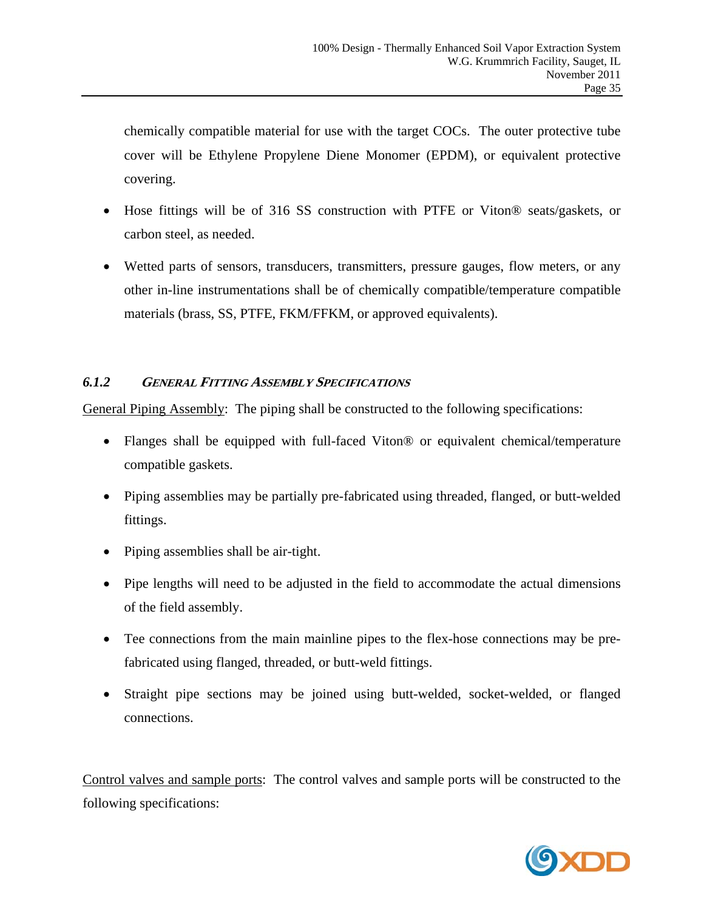chemically compatible material for use with the target COCs. The outer protective tube cover will be Ethylene Propylene Diene Monomer (EPDM), or equivalent protective covering.

- Hose fittings will be of 316 SS construction with PTFE or Viton® seats/gaskets, or carbon steel, as needed.
- Wetted parts of sensors, transducers, transmitters, pressure gauges, flow meters, or any other in-line instrumentations shall be of chemically compatible/temperature compatible materials (brass, SS, PTFE, FKM/FFKM, or approved equivalents).

### *6.1.2 GENERAL FITTING ASSEMBLY SPECIFICATIONS*

<u>General Piping Assembly</u>: The piping shall be constructed to the following specifications:

- Flanges shall be equipped with full-faced Viton® or equivalent chemical/temperature compatible gaskets.
- Piping assemblies may be partially pre-fabricated using threaded, flanged, or butt-welded fittings.
- Piping assemblies shall be air-tight.
- Pipe lengths will need to be adjusted in the field to accommodate the actual dimensions of the field assembly.
- Tee connections from the main mainline pipes to the flex-hose connections may be pre-fabricated using flanged, threaded, or butt-weld fittings.
- Straight pipe sections may be joined using butt-welded, socket-welded, or flanged connections.

<u>Control valves and sample ports</u>: The control valves and sample ports will be constructed to the following specifications: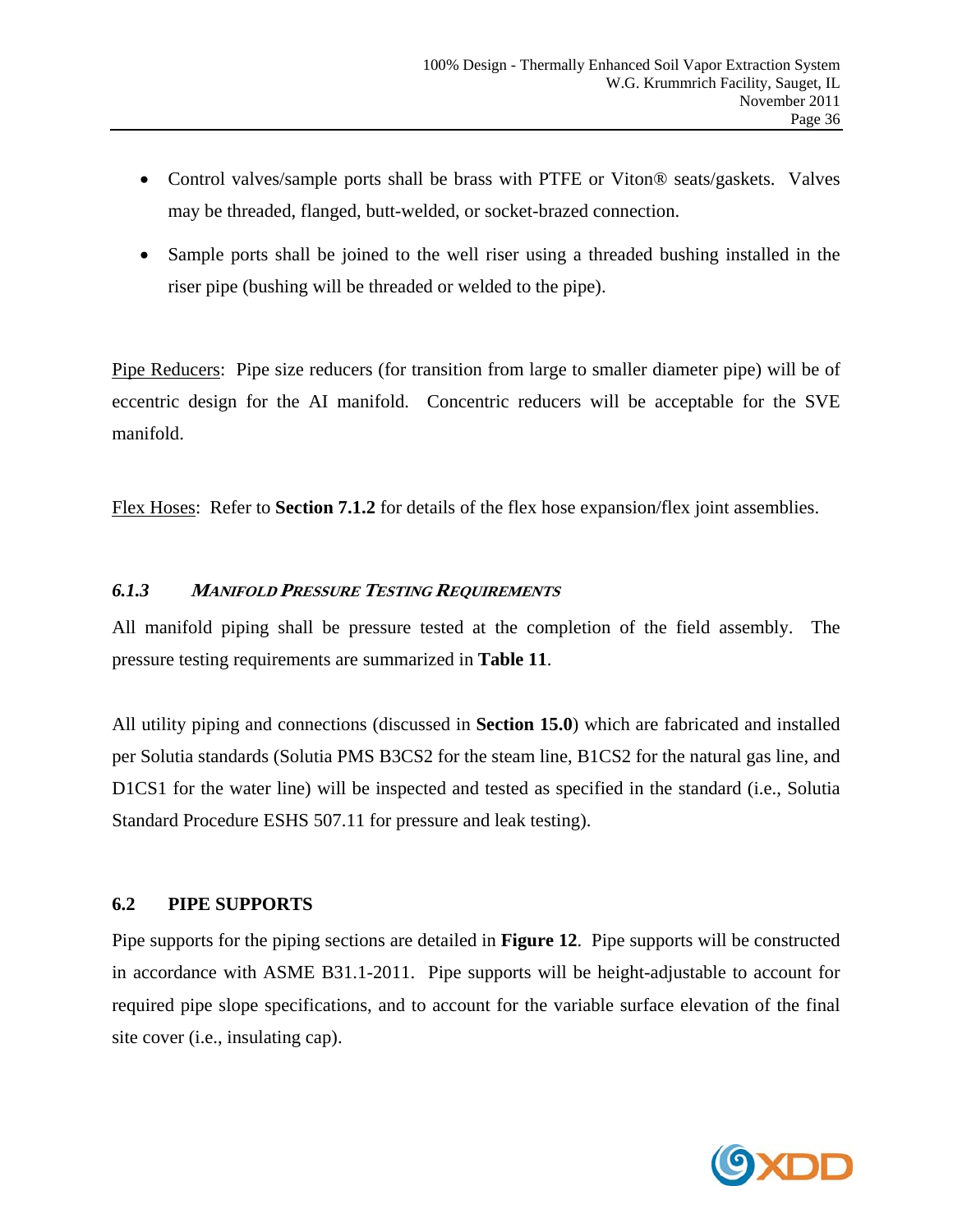- Control valves/sample ports shall be brass with PTFE or Viton® seats/gaskets. Valves may be threaded, flanged, butt-welded, or socket-brazed connection.
- Sample ports shall be joined to the well riser using a threaded bushing installed in the riser pipe (bushing will be threaded or welded to the pipe).

Pipe Reducers: Pipe size reducers (for transition from large to smaller diameter pipe) will be of eccentric design for the AI manifold. Concentric reducers will be acceptable for the SVE manifold.

Flex Hoses: Refer to **Section 7.1.2** for details of the flex hose expansion/flex joint assemblies.

#### *6.1.3 Manifold Pressure Testing Requirements*

All manifold piping shall be pressure tested at the completion of the field assembly. The pressure testing requirements are summarized in **Table 11**.

All utility piping and connections (discussed in **Section 15.0**) which are fabricated and installed per Solutia standards (Solutia PMS B3CS2 for the steam line, B1CS2 for the natural gas line, and D1CS1 for the water line) will be inspected and tested as specified in the standard (i.e., Solutia Standard Procedure ESHS 507.11 for pressure and leak testing).

### 6.2 PIPE SUPPORTS

Pipe supports for the piping sections are detailed in **Figure 12**. Pipe supports will be constructed in accordance with ASME B31.1-2011. Pipe supports will be height-adjustable to account for required pipe slope specifications, and to account for the variable surface elevation of the final site cover (i.e., insulating cap).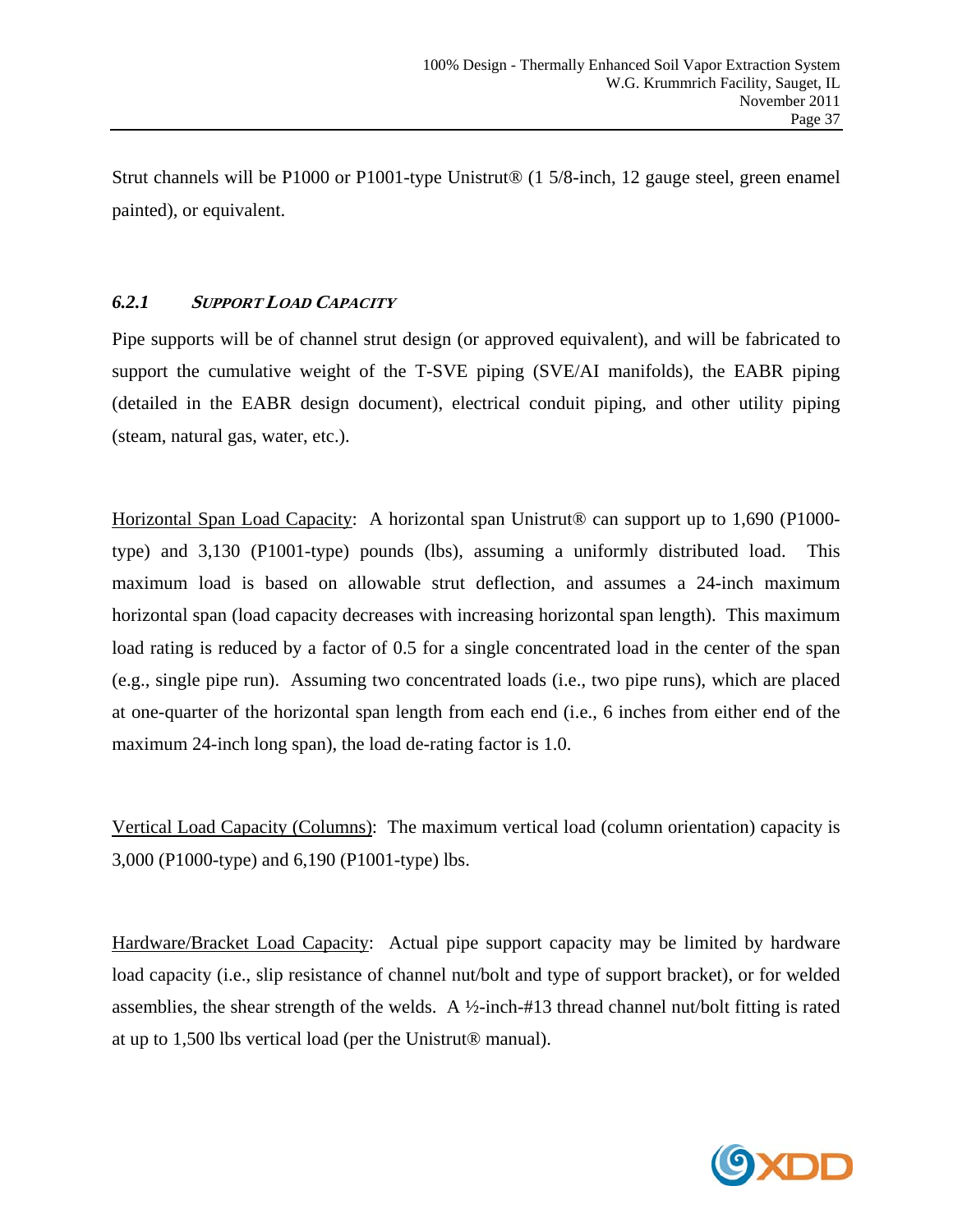Strut channels will be P1000 or P1001-type Unistrut® (1 5/8-inch, 12 gauge steel, green enamel painted), or equivalent.

### *6.2.1 SUPPORT LOAD CAPACITY*

Pipe supports will be of channel strut design (or approved equivalent), and will be fabricated to support the cumulative weight of the T-SVE piping (SVE/AI manifolds), the EABR piping (detailed in the EABR design document), electrical conduit piping, and other utility piping (steam, natural gas, water, etc.).

Horizontal Span Load Capacity: A horizontal span Unistrut® can support up to 1,690 (P1000-type) and 3,130 (P1001-type) pounds (lbs), assuming a uniformly distributed load. This maximum load is based on allowable strut deflection, and assumes a 24-inch maximum horizontal span (load capacity decreases with increasing horizontal span length). This maximum load rating is reduced by a factor of 0.5 for a single concentrated load in the center of the span (e.g., single pipe run). Assuming two concentrated loads (i.e., two pipe runs), which are placed at one-quarter of the horizontal span length from each end (i.e., 6 inches from either end of the maximum 24-inch long span), the load de-rating factor is 1.0.

Vertical Load Capacity (Columns): The maximum vertical load (column orientation) capacity is 3,000 (P1000-type) and 6,190 (P1001-type) lbs.

Hardware/Bracket Load Capacity: Actual pipe support capacity may be limited by hardware load capacity (i.e., slip resistance of channel nut/bolt and type of support bracket), or for welded assemblies, the shear strength of the welds. A ½-inch-#13 thread channel nut/bolt fitting is rated at up to 1,500 lbs vertical load (per the Unistrut® manual).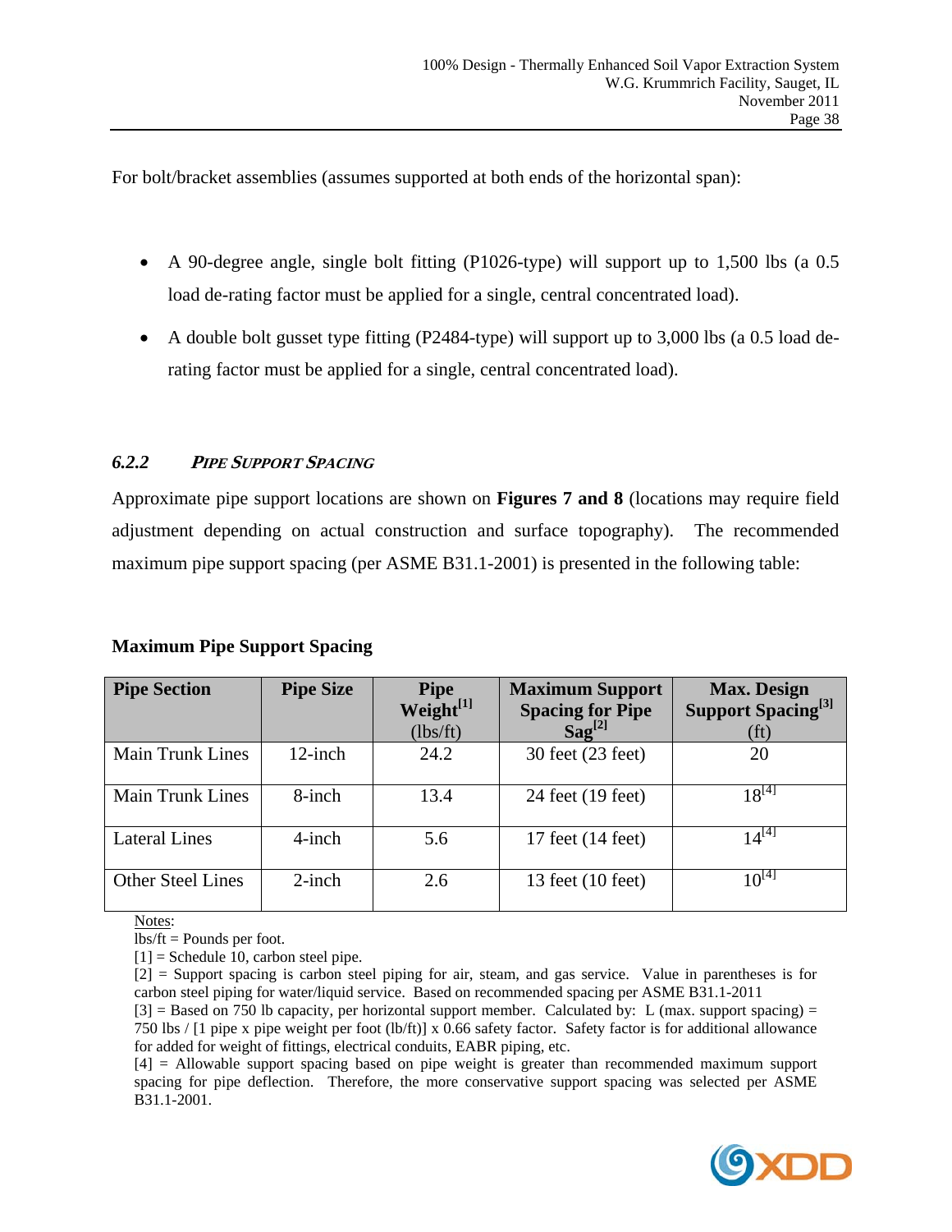For bolt/bracket assemblies (assumes supported at both ends of the horizontal span):

- A 90-degree angle, single bolt fitting (P1026-type) will support up to 1,500 lbs (a 0.5 load de-rating factor must be applied for a single, central concentrated load).
- A double bolt gusset type fitting (P2484-type) will support up to 3,000 lbs (a 0.5 load de-rating factor must be applied for a single, central concentrated load).

### *6.2.2 Pipe Support Spacing*

Approximate pipe support locations are shown on **Figures 7 and 8** (locations may require field adjustment depending on actual construction and surface topography). The recommended maximum pipe support spacing (per ASME B31.1-2001) is presented in the following table:

**Maximum Pipe Support Spacing**

| Pipe Section | Pipe Size | Pipe Weight[1] (lbs/ft) | Maximum Support Spacing for Pipe Sag[2] | Max. Design Support Spacing[3] (ft) |
|---|---|---|---|---|
| Main Trunk Lines | 12-inch | 24.2 | 30 feet (23 feet) | 20 |
| Main Trunk Lines | 8-inch | 13.4 | 24 feet (19 feet) | 18[4] |
| Lateral Lines | 4-inch | 5.6 | 17 feet (14 feet) | 14[4] |
| Other Steel Lines | 2-inch | 2.6 | 13 feet (10 feet) | 10[4] |

Notes:

lbs/ft = Pounds per foot.

[1] = Schedule 10, carbon steel pipe.

[2] = Support spacing is carbon steel piping for air, steam, and gas service. Value in parentheses is for carbon steel piping for water/liquid service. Based on recommended spacing per ASME B31.1-2011

[3] = Based on 750 lb capacity, per horizontal support member. Calculated by: L (max. support spacing) = 750 lbs / [1 pipe x pipe weight per foot (lb/ft)] x 0.66 safety factor. Safety factor is for additional allowance for added for weight of fittings, electrical conduits, EABR piping, etc.

[4] = Allowable support spacing based on pipe weight is greater than recommended maximum support spacing for pipe deflection. Therefore, the more conservative support spacing was selected per ASME B31.1-2001.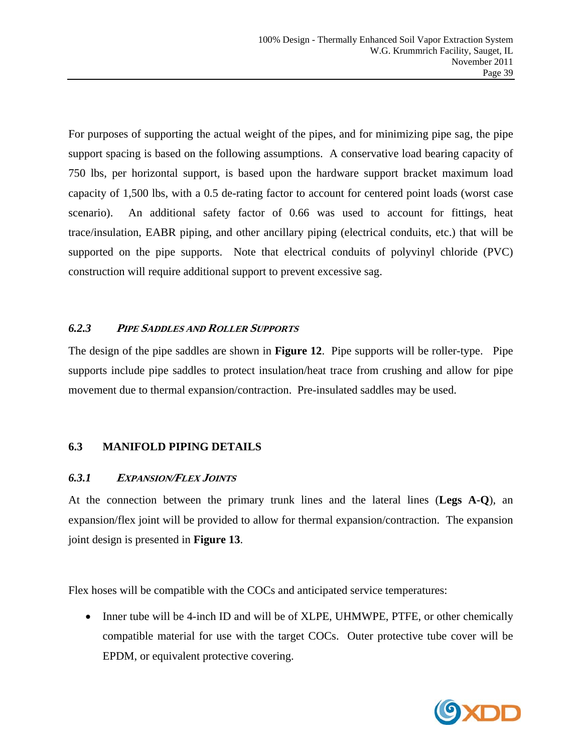For purposes of supporting the actual weight of the pipes, and for minimizing pipe sag, the pipe support spacing is based on the following assumptions. A conservative load bearing capacity of 750 lbs, per horizontal support, is based upon the hardware support bracket maximum load capacity of 1,500 lbs, with a 0.5 de-rating factor to account for centered point loads (worst case scenario). An additional safety factor of 0.66 was used to account for fittings, heat trace/insulation, EABR piping, and other ancillary piping (electrical conduits, etc.) that will be supported on the pipe supports. Note that electrical conduits of polyvinyl chloride (PVC) construction will require additional support to prevent excessive sag.

### *6.2.3 Pipe Saddles and Roller Supports*

The design of the pipe saddles are shown in **Figure 12**. Pipe supports will be roller-type. Pipe supports include pipe saddles to protect insulation/heat trace from crushing and allow for pipe movement due to thermal expansion/contraction. Pre-insulated saddles may be used.

## 6.3 MANIFOLD PIPING DETAILS

### *6.3.1 Expansion/Flex Joints*

At the connection between the primary trunk lines and the lateral lines (**Legs A-Q**), an expansion/flex joint will be provided to allow for thermal expansion/contraction. The expansion joint design is presented in **Figure 13**.

Flex hoses will be compatible with the COCs and anticipated service temperatures:

- Inner tube will be 4-inch ID and will be of XLPE, UHMWPE, PTFE, or other chemically compatible material for use with the target COCs. Outer protective tube cover will be EPDM, or equivalent protective covering.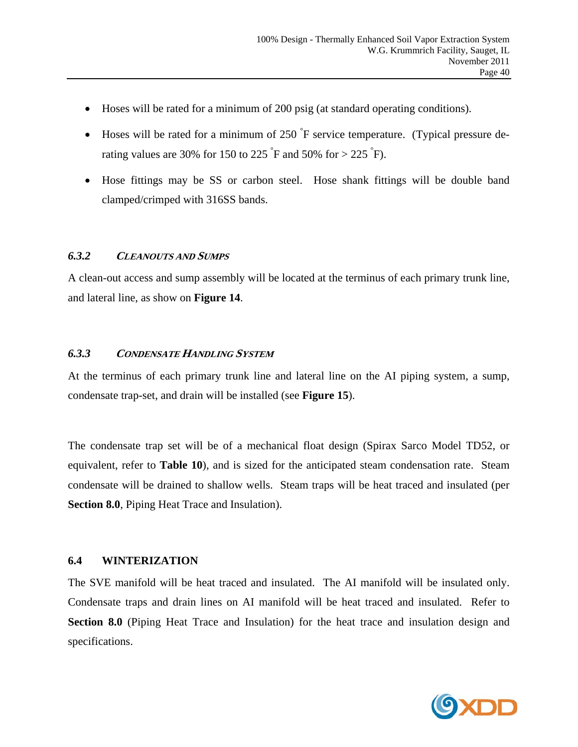- Hoses will be rated for a minimum of 200 psig (at standard operating conditions).
- Hoses will be rated for a minimum of 250 °F service temperature. (Typical pressure de-rating values are 30% for 150 to 225 °F and 50% for > 225 °F).
- Hose fittings may be SS or carbon steel. Hose shank fittings will be double band clamped/crimped with 316SS bands.

### 6.3.2 *CLEANOUTS AND SUMPS*

A clean-out access and sump assembly will be located at the terminus of each primary trunk line, and lateral line, as show on **Figure 14**.

### 6.3.3 *CONDENSATE HANDLING SYSTEM*

At the terminus of each primary trunk line and lateral line on the AI piping system, a sump, condensate trap-set, and drain will be installed (see **Figure 15**).

The condensate trap set will be of a mechanical float design (Spirax Sarco Model TD52, or equivalent, refer to **Table 10**), and is sized for the anticipated steam condensation rate. Steam condensate will be drained to shallow wells. Steam traps will be heat traced and insulated (per **Section 8.0**, Piping Heat Trace and Insulation).

## 6.4 WINTERIZATION

The SVE manifold will be heat traced and insulated. The AI manifold will be insulated only. Condensate traps and drain lines on AI manifold will be heat traced and insulated. Refer to **Section 8.0** (Piping Heat Trace and Insulation) for the heat trace and insulation design and specifications.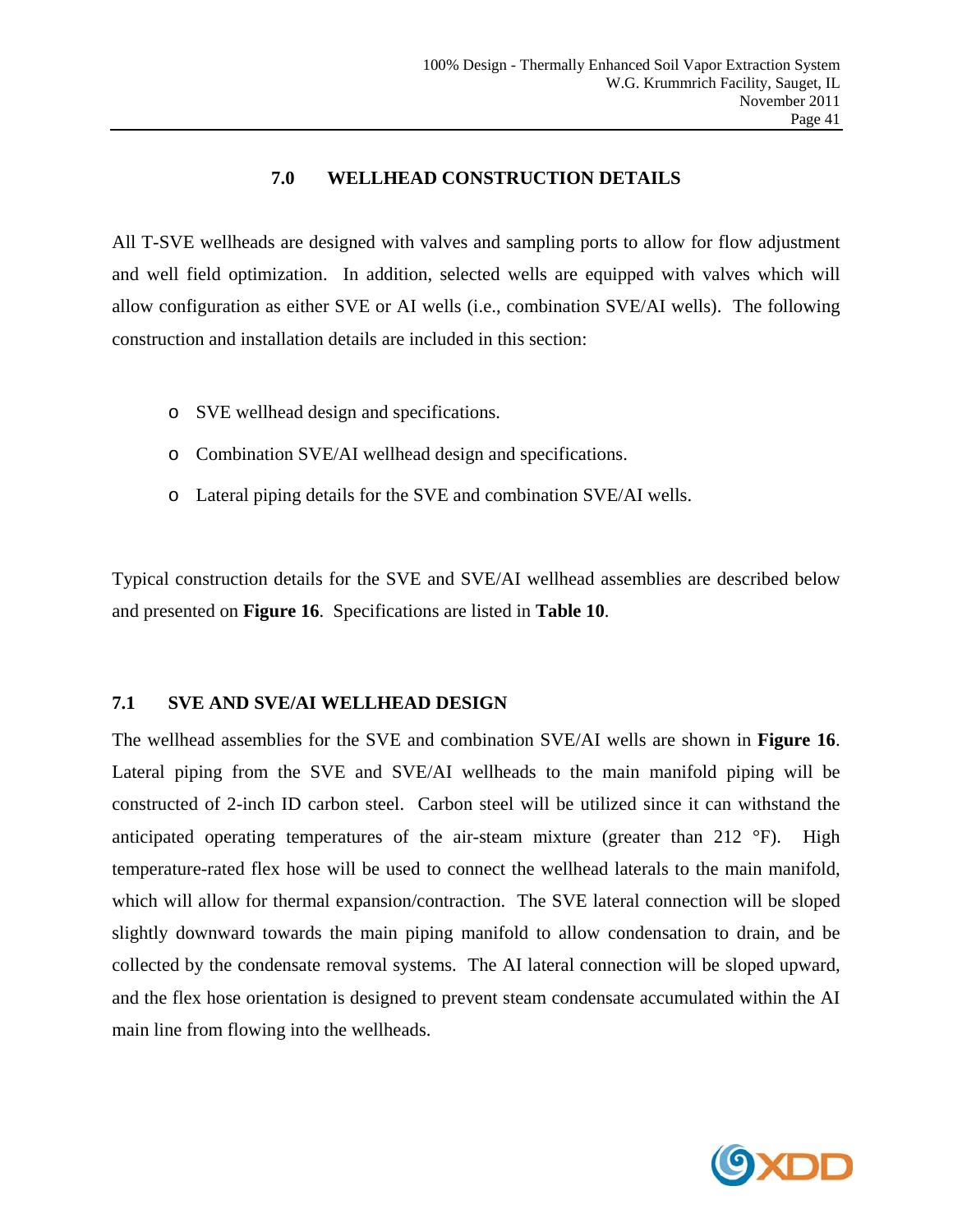# 7.0 WELLHEAD CONSTRUCTION DETAILS

All T-SVE wellheads are designed with valves and sampling ports to allow for flow adjustment and well field optimization. In addition, selected wells are equipped with valves which will allow configuration as either SVE or AI wells (i.e., combination SVE/AI wells). The following construction and installation details are included in this section:

- SVE wellhead design and specifications.
- Combination SVE/AI wellhead design and specifications.
- Lateral piping details for the SVE and combination SVE/AI wells.

Typical construction details for the SVE and SVE/AI wellhead assemblies are described below and presented on **Figure 16**. Specifications are listed in **Table 10**.

## 7.1 SVE AND SVE/AI WELLHEAD DESIGN

The wellhead assemblies for the SVE and combination SVE/AI wells are shown in **Figure 16**. Lateral piping from the SVE and SVE/AI wellheads to the main manifold piping will be constructed of 2-inch ID carbon steel. Carbon steel will be utilized since it can withstand the anticipated operating temperatures of the air-steam mixture (greater than 212 °F). High temperature-rated flex hose will be used to connect the wellhead laterals to the main manifold, which will allow for thermal expansion/contraction. The SVE lateral connection will be sloped slightly downward towards the main piping manifold to allow condensation to drain, and be collected by the condensate removal systems. The AI lateral connection will be sloped upward, and the flex hose orientation is designed to prevent steam condensate accumulated within the AI main line from flowing into the wellheads.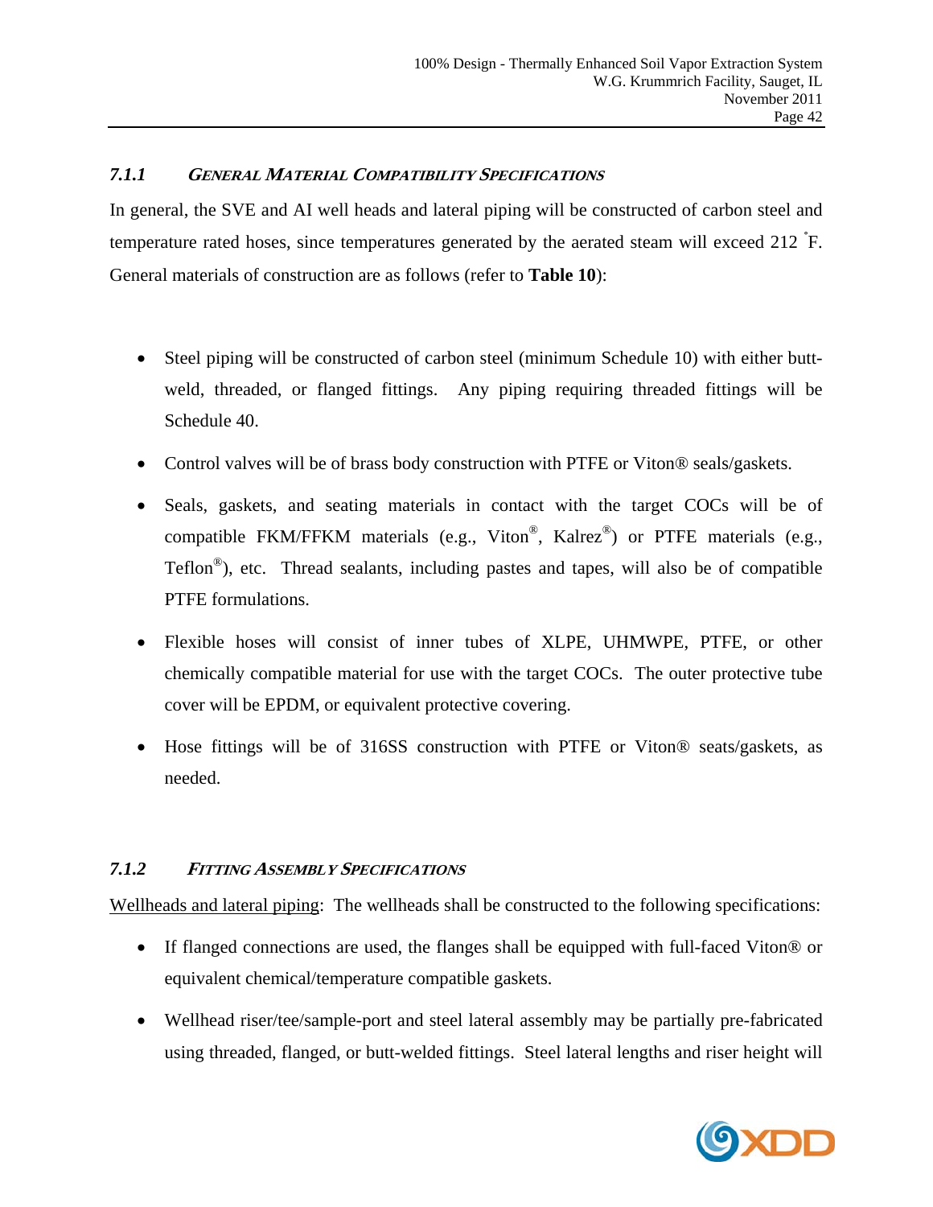### 7.1.1 *General Material Compatibility Specifications*

In general, the SVE and AI well heads and lateral piping will be constructed of carbon steel and temperature rated hoses, since temperatures generated by the aerated steam will exceed 212 °F. General materials of construction are as follows (refer to **Table 10**):

- Steel piping will be constructed of carbon steel (minimum Schedule 10) with either butt-weld, threaded, or flanged fittings. Any piping requiring threaded fittings will be Schedule 40.
- Control valves will be of brass body construction with PTFE or Viton® seals/gaskets.
- Seals, gaskets, and seating materials in contact with the target COCs will be of compatible FKM/FFKM materials (e.g., Viton®, Kalrez®) or PTFE materials (e.g., Teflon®), etc. Thread sealants, including pastes and tapes, will also be of compatible PTFE formulations.
- Flexible hoses will consist of inner tubes of XLPE, UHMWPE, PTFE, or other chemically compatible material for use with the target COCs. The outer protective tube cover will be EPDM, or equivalent protective covering.
- Hose fittings will be of 316SS construction with PTFE or Viton® seats/gaskets, as needed.

### 7.1.2 *Fitting Assembly Specifications*

Wellheads and lateral piping: The wellheads shall be constructed to the following specifications:

- If flanged connections are used, the flanges shall be equipped with full-faced Viton® or equivalent chemical/temperature compatible gaskets.
- Wellhead riser/tee/sample-port and steel lateral assembly may be partially pre-fabricated using threaded, flanged, or butt-welded fittings. Steel lateral lengths and riser height will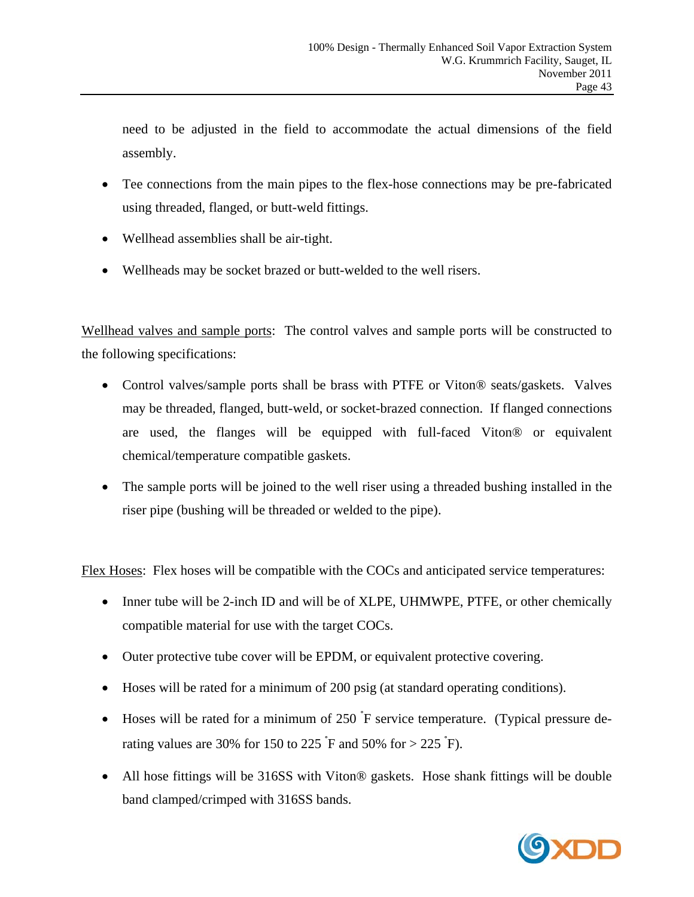need to be adjusted in the field to accommodate the actual dimensions of the field assembly.

- Tee connections from the main pipes to the flex-hose connections may be pre-fabricated using threaded, flanged, or butt-weld fittings.
- Wellhead assemblies shall be air-tight.
- Wellheads may be socket brazed or butt-welded to the well risers.

Wellhead valves and sample ports: The control valves and sample ports will be constructed to the following specifications:

- Control valves/sample ports shall be brass with PTFE or Viton® seats/gaskets. Valves may be threaded, flanged, butt-weld, or socket-brazed connection. If flanged connections are used, the flanges will be equipped with full-faced Viton® or equivalent chemical/temperature compatible gaskets.
- The sample ports will be joined to the well riser using a threaded bushing installed in the riser pipe (bushing will be threaded or welded to the pipe).

Flex Hoses: Flex hoses will be compatible with the COCs and anticipated service temperatures:

- Inner tube will be 2-inch ID and will be of XLPE, UHMWPE, PTFE, or other chemically compatible material for use with the target COCs.
- Outer protective tube cover will be EPDM, or equivalent protective covering.
- Hoses will be rated for a minimum of 200 psig (at standard operating conditions).
- Hoses will be rated for a minimum of 250 °F service temperature. (Typical pressure de-rating values are 30% for 150 to 225 °F and 50% for > 225 °F).
- All hose fittings will be 316SS with Viton® gaskets. Hose shank fittings will be double band clamped/crimped with 316SS bands.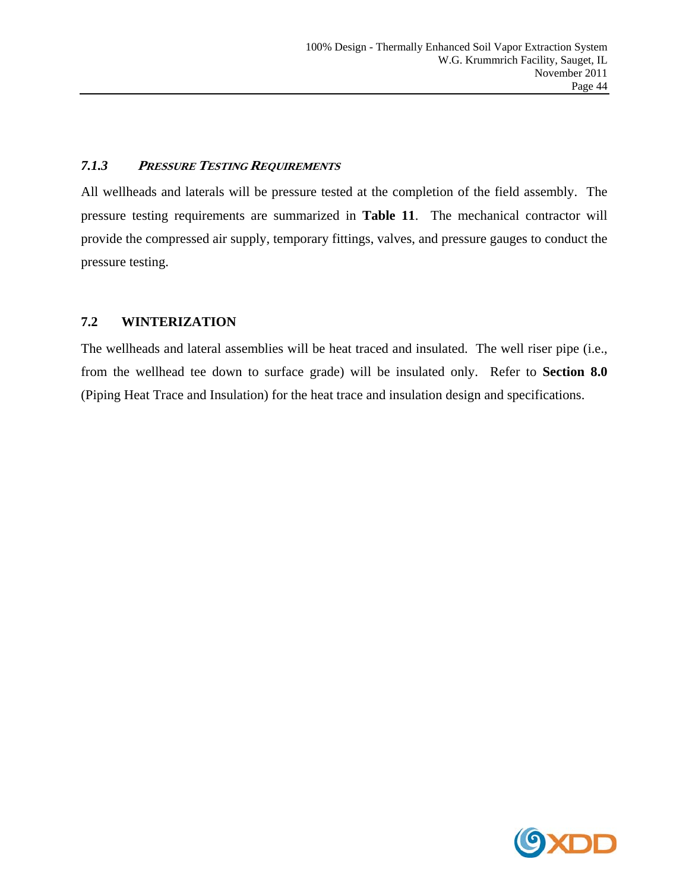### *7.1.3 PRESSURE TESTING REQUIREMENTS*

All wellheads and laterals will be pressure tested at the completion of the field assembly. The pressure testing requirements are summarized in **Table 11**. The mechanical contractor will provide the compressed air supply, temporary fittings, valves, and pressure gauges to conduct the pressure testing.

## 7.2 WINTERIZATION

The wellheads and lateral assemblies will be heat traced and insulated. The well riser pipe (i.e., from the wellhead tee down to surface grade) will be insulated only. Refer to **Section 8.0** (Piping Heat Trace and Insulation) for the heat trace and insulation design and specifications.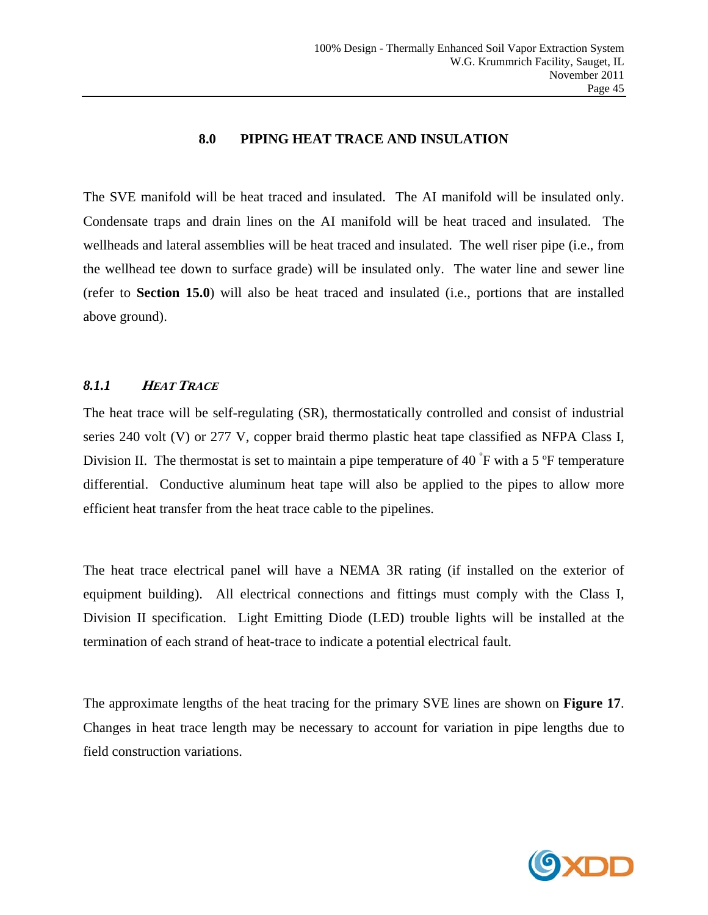## 8.0 PIPING HEAT TRACE AND INSULATION

The SVE manifold will be heat traced and insulated. The AI manifold will be insulated only. Condensate traps and drain lines on the AI manifold will be heat traced and insulated. The wellheads and lateral assemblies will be heat traced and insulated. The well riser pipe (i.e., from the wellhead tee down to surface grade) will be insulated only. The water line and sewer line (refer to **Section 15.0**) will also be heat traced and insulated (i.e., portions that are installed above ground).

### *8.1.1 Heat Trace*

The heat trace will be self-regulating (SR), thermostatically controlled and consist of industrial series 240 volt (V) or 277 V, copper braid thermo plastic heat tape classified as NFPA Class I, Division II. The thermostat is set to maintain a pipe temperature of 40 °F with a 5 ºF temperature differential. Conductive aluminum heat tape will also be applied to the pipes to allow more efficient heat transfer from the heat trace cable to the pipelines.

The heat trace electrical panel will have a NEMA 3R rating (if installed on the exterior of equipment building). All electrical connections and fittings must comply with the Class I, Division II specification. Light Emitting Diode (LED) trouble lights will be installed at the termination of each strand of heat-trace to indicate a potential electrical fault.

The approximate lengths of the heat tracing for the primary SVE lines are shown on **Figure 17**. Changes in heat trace length may be necessary to account for variation in pipe lengths due to field construction variations.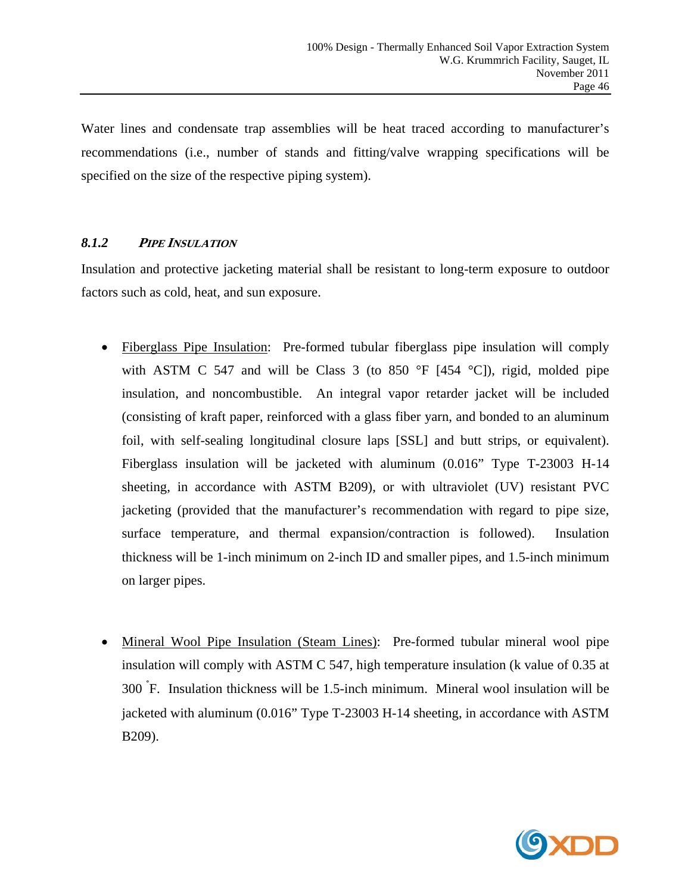Water lines and condensate trap assemblies will be heat traced according to manufacturer's recommendations (i.e., number of stands and fitting/valve wrapping specifications will be specified on the size of the respective piping system).

### *8.1.2 PIPE INSULATION*

Insulation and protective jacketing material shall be resistant to long-term exposure to outdoor factors such as cold, heat, and sun exposure.

- Fiberglass Pipe Insulation: Pre-formed tubular fiberglass pipe insulation will comply with ASTM C 547 and will be Class 3 (to 850 °F [454 °C]), rigid, molded pipe insulation, and noncombustible. An integral vapor retarder jacket will be included (consisting of kraft paper, reinforced with a glass fiber yarn, and bonded to an aluminum foil, with self-sealing longitudinal closure laps [SSL] and butt strips, or equivalent). Fiberglass insulation will be jacketed with aluminum (0.016" Type T-23003 H-14 sheeting, in accordance with ASTM B209), or with ultraviolet (UV) resistant PVC jacketing (provided that the manufacturer's recommendation with regard to pipe size, surface temperature, and thermal expansion/contraction is followed). Insulation thickness will be 1-inch minimum on 2-inch ID and smaller pipes, and 1.5-inch minimum on larger pipes.

- Mineral Wool Pipe Insulation (Steam Lines): Pre-formed tubular mineral wool pipe insulation will comply with ASTM C 547, high temperature insulation (k value of 0.35 at 300 °F. Insulation thickness will be 1.5-inch minimum. Mineral wool insulation will be jacketed with aluminum (0.016" Type T-23003 H-14 sheeting, in accordance with ASTM B209).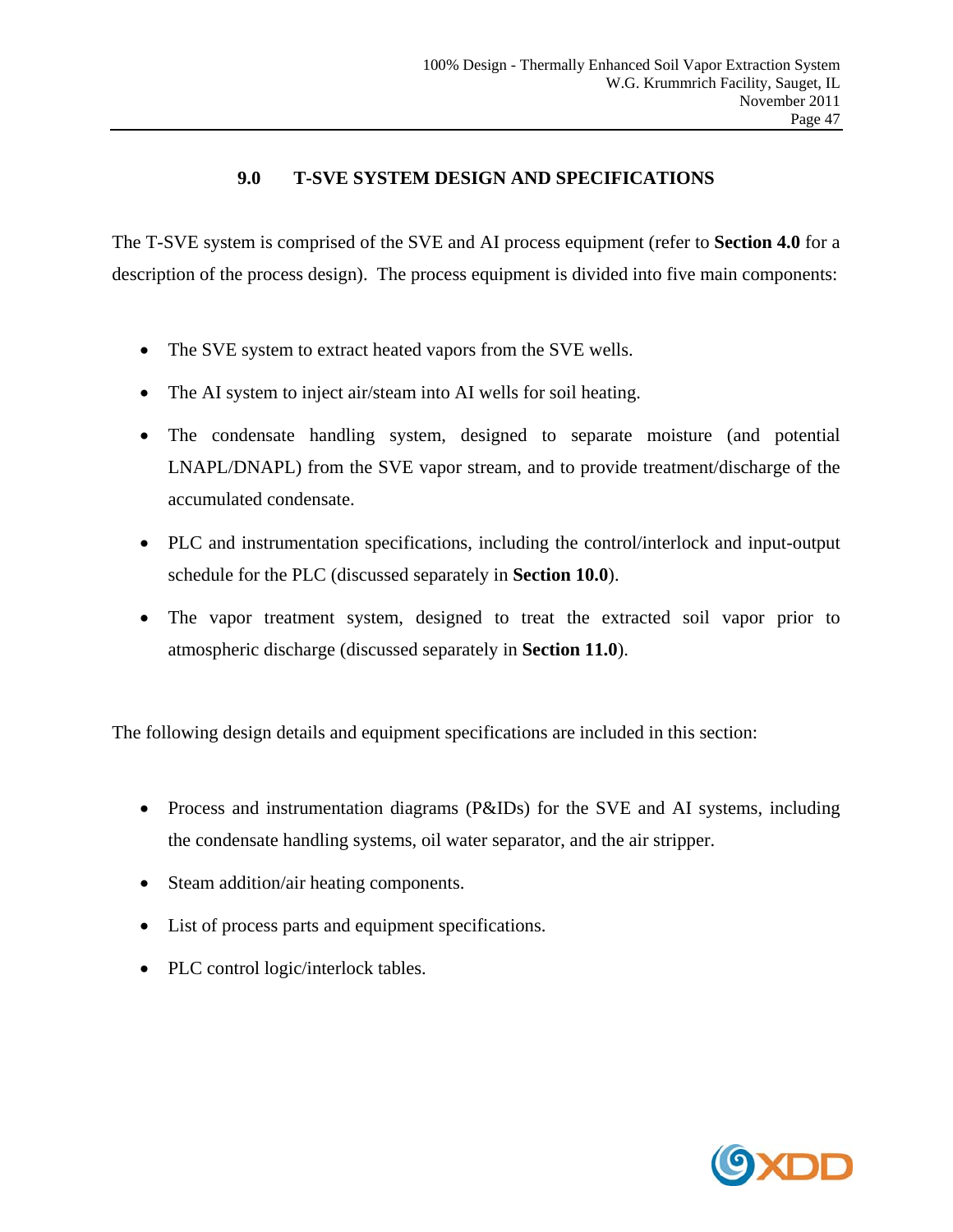# 9.0 T-SVE SYSTEM DESIGN AND SPECIFICATIONS

The T-SVE system is comprised of the SVE and AI process equipment (refer to **Section 4.0** for a description of the process design). The process equipment is divided into five main components:

- The SVE system to extract heated vapors from the SVE wells.
- The AI system to inject air/steam into AI wells for soil heating.
- The condensate handling system, designed to separate moisture (and potential LNAPL/DNAPL) from the SVE vapor stream, and to provide treatment/discharge of the accumulated condensate.
- PLC and instrumentation specifications, including the control/interlock and input-output schedule for the PLC (discussed separately in **Section 10.0**).
- The vapor treatment system, designed to treat the extracted soil vapor prior to atmospheric discharge (discussed separately in **Section 11.0**).

The following design details and equipment specifications are included in this section:

- Process and instrumentation diagrams (P&IDs) for the SVE and AI systems, including the condensate handling systems, oil water separator, and the air stripper.
- Steam addition/air heating components.
- List of process parts and equipment specifications.
- PLC control logic/interlock tables.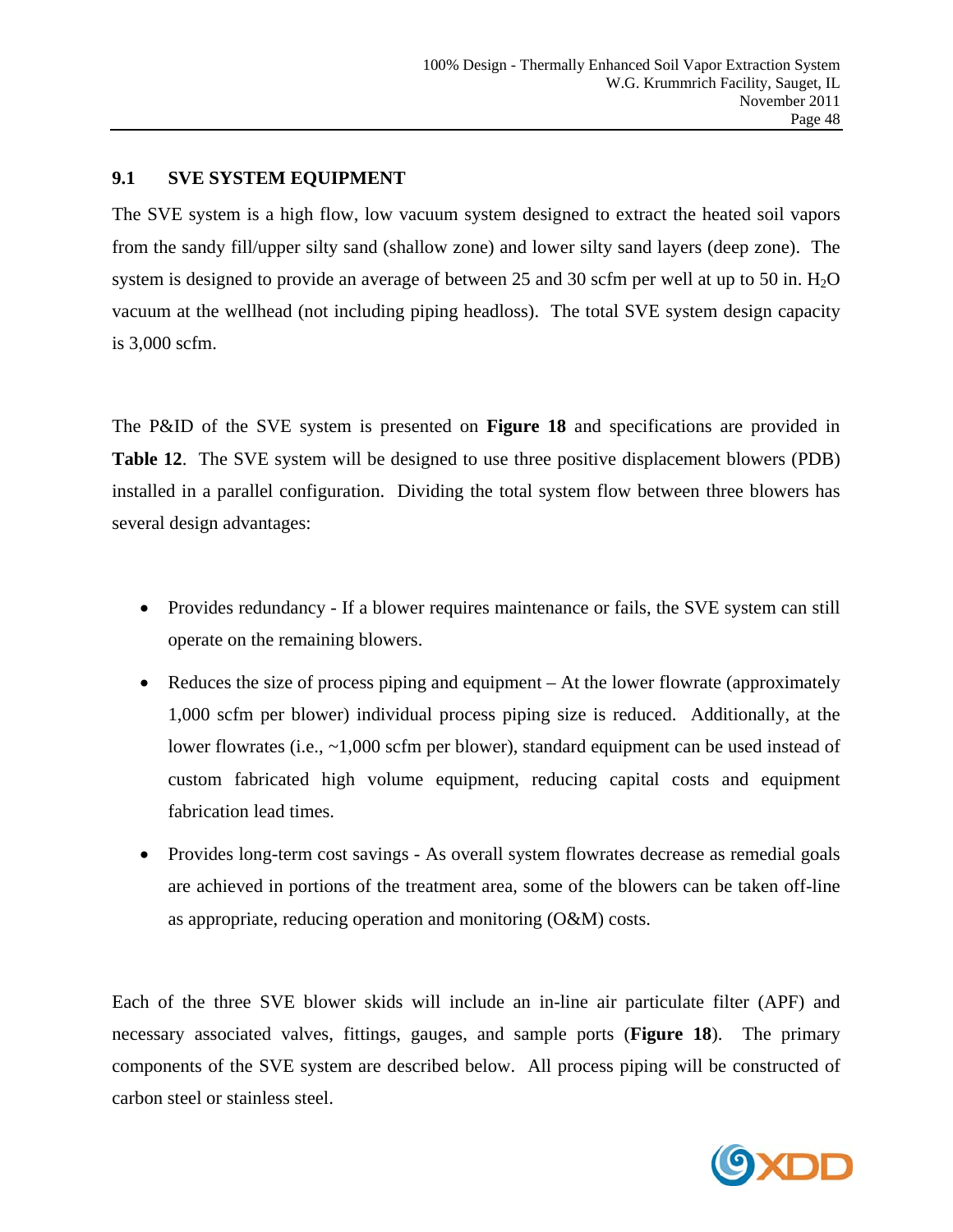## 9.1 SVE SYSTEM EQUIPMENT

The SVE system is a high flow, low vacuum system designed to extract the heated soil vapors from the sandy fill/upper silty sand (shallow zone) and lower silty sand layers (deep zone). The system is designed to provide an average of between 25 and 30 scfm per well at up to 50 in. $H_2O$ vacuum at the wellhead (not including piping headloss). The total SVE system design capacity is 3,000 scfm.

The P&ID of the SVE system is presented on **Figure 18** and specifications are provided in **Table 12**. The SVE system will be designed to use three positive displacement blowers (PDB) installed in a parallel configuration. Dividing the total system flow between three blowers has several design advantages:

- Provides redundancy - If a blower requires maintenance or fails, the SVE system can still operate on the remaining blowers.
- Reduces the size of process piping and equipment – At the lower flowrate (approximately 1,000 scfm per blower) individual process piping size is reduced. Additionally, at the lower flowrates (i.e., ~1,000 scfm per blower), standard equipment can be used instead of custom fabricated high volume equipment, reducing capital costs and equipment fabrication lead times.
- Provides long-term cost savings - As overall system flowrates decrease as remedial goals are achieved in portions of the treatment area, some of the blowers can be taken off-line as appropriate, reducing operation and monitoring (O&M) costs.

Each of the three SVE blower skids will include an in-line air particulate filter (APF) and necessary associated valves, fittings, gauges, and sample ports (**Figure 18**). The primary components of the SVE system are described below. All process piping will be constructed of carbon steel or stainless steel.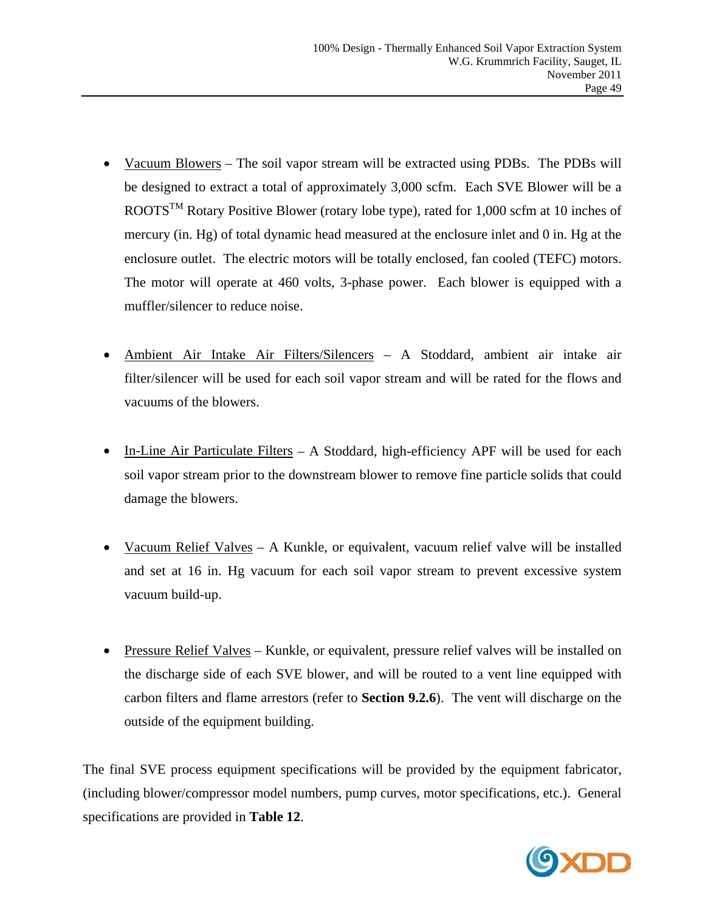- Vacuum Blowers – The soil vapor stream will be extracted using PDBs. The PDBs will be designed to extract a total of approximately 3,000 scfm. Each SVE Blower will be a ROOTS™ Rotary Positive Blower (rotary lobe type), rated for 1,000 scfm at 10 inches of mercury (in. Hg) of total dynamic head measured at the enclosure inlet and 0 in. Hg at the enclosure outlet. The electric motors will be totally enclosed, fan cooled (TEFC) motors. The motor will operate at 460 volts, 3-phase power. Each blower is equipped with a muffler/silencer to reduce noise.

- Ambient Air Intake Air Filters/Silencers – A Stoddard, ambient air intake air filter/silencer will be used for each soil vapor stream and will be rated for the flows and vacuums of the blowers.

- In-Line Air Particulate Filters – A Stoddard, high-efficiency APF will be used for each soil vapor stream prior to the downstream blower to remove fine particle solids that could damage the blowers.

- Vacuum Relief Valves – A Kunkle, or equivalent, vacuum relief valve will be installed and set at 16 in. Hg vacuum for each soil vapor stream to prevent excessive system vacuum build-up.

- Pressure Relief Valves – Kunkle, or equivalent, pressure relief valves will be installed on the discharge side of each SVE blower, and will be routed to a vent line equipped with carbon filters and flame arrestors (refer to **Section 9.2.6**). The vent will discharge on the outside of the equipment building.

The final SVE process equipment specifications will be provided by the equipment fabricator, (including blower/compressor model numbers, pump curves, motor specifications, etc.). General specifications are provided in **Table 12**.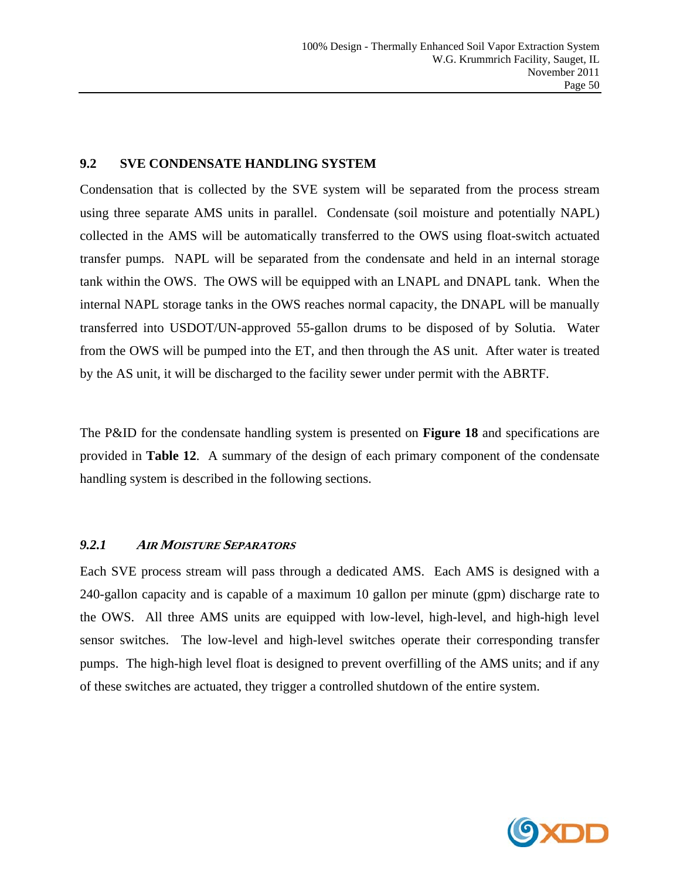## 9.2 SVE CONDENSATE HANDLING SYSTEM

Condensation that is collected by the SVE system will be separated from the process stream using three separate AMS units in parallel. Condensate (soil moisture and potentially NAPL) collected in the AMS will be automatically transferred to the OWS using float-switch actuated transfer pumps. NAPL will be separated from the condensate and held in an internal storage tank within the OWS. The OWS will be equipped with an LNAPL and DNAPL tank. When the internal NAPL storage tanks in the OWS reaches normal capacity, the DNAPL will be manually transferred into USDOT/UN-approved 55-gallon drums to be disposed of by Solutia. Water from the OWS will be pumped into the ET, and then through the AS unit. After water is treated by the AS unit, it will be discharged to the facility sewer under permit with the ABRTF.

The P&ID for the condensate handling system is presented on **Figure 18** and specifications are provided in **Table 12**. A summary of the design of each primary component of the condensate handling system is described in the following sections.

### *9.2.1 AIR MOISTURE SEPARATORS*

Each SVE process stream will pass through a dedicated AMS. Each AMS is designed with a 240-gallon capacity and is capable of a maximum 10 gallon per minute (gpm) discharge rate to the OWS. All three AMS units are equipped with low-level, high-level, and high-high level sensor switches. The low-level and high-level switches operate their corresponding transfer pumps. The high-high level float is designed to prevent overfilling of the AMS units; and if any of these switches are actuated, they trigger a controlled shutdown of the entire system.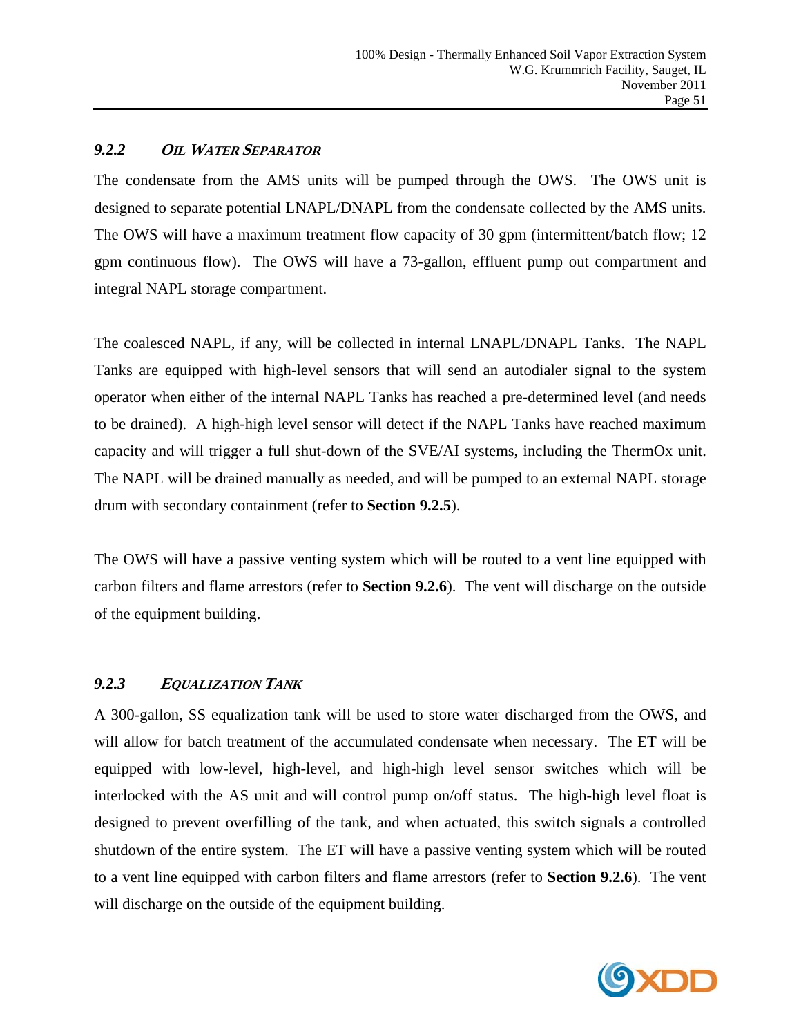### 9.2.2 *OIL WATER SEPARATOR*

The condensate from the AMS units will be pumped through the OWS. The OWS unit is designed to separate potential LNAPL/DNAPL from the condensate collected by the AMS units. The OWS will have a maximum treatment flow capacity of 30 gpm (intermittent/batch flow; 12 gpm continuous flow). The OWS will have a 73-gallon, effluent pump out compartment and integral NAPL storage compartment.

The coalesced NAPL, if any, will be collected in internal LNAPL/DNAPL Tanks. The NAPL Tanks are equipped with high-level sensors that will send an autodialer signal to the system operator when either of the internal NAPL Tanks has reached a pre-determined level (and needs to be drained). A high-high level sensor will detect if the NAPL Tanks have reached maximum capacity and will trigger a full shut-down of the SVE/AI systems, including the ThermOx unit. The NAPL will be drained manually as needed, and will be pumped to an external NAPL storage drum with secondary containment (refer to **Section 9.2.5**).

The OWS will have a passive venting system which will be routed to a vent line equipped with carbon filters and flame arrestors (refer to **Section 9.2.6**). The vent will discharge on the outside of the equipment building.

### 9.2.3 *EQUALIZATION TANK*

A 300-gallon, SS equalization tank will be used to store water discharged from the OWS, and will allow for batch treatment of the accumulated condensate when necessary. The ET will be equipped with low-level, high-level, and high-high level sensor switches which will be interlocked with the AS unit and will control pump on/off status. The high-high level float is designed to prevent overfilling of the tank, and when actuated, this switch signals a controlled shutdown of the entire system. The ET will have a passive venting system which will be routed to a vent line equipped with carbon filters and flame arrestors (refer to **Section 9.2.6**). The vent will discharge on the outside of the equipment building.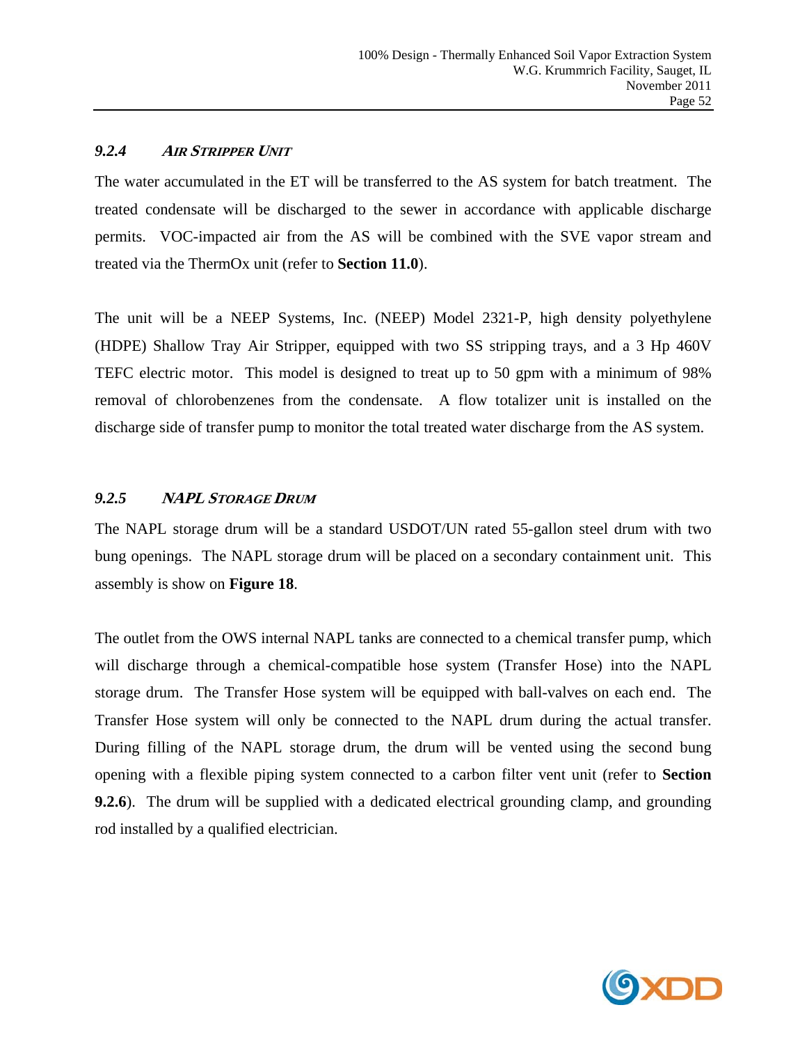### *9.2.4 Air Stripper Unit*

The water accumulated in the ET will be transferred to the AS system for batch treatment. The treated condensate will be discharged to the sewer in accordance with applicable discharge permits. VOC-impacted air from the AS will be combined with the SVE vapor stream and treated via the ThermOx unit (refer to **Section 11.0**).

The unit will be a NEEP Systems, Inc. (NEEP) Model 2321-P, high density polyethylene (HDPE) Shallow Tray Air Stripper, equipped with two SS stripping trays, and a 3 Hp 460V TEFC electric motor. This model is designed to treat up to 50 gpm with a minimum of 98% removal of chlorobenzenes from the condensate. A flow totalizer unit is installed on the discharge side of transfer pump to monitor the total treated water discharge from the AS system.

### *9.2.5 NAPL Storage Drum*

The NAPL storage drum will be a standard USDOT/UN rated 55-gallon steel drum with two bung openings. The NAPL storage drum will be placed on a secondary containment unit. This assembly is show on **Figure 18**.

The outlet from the OWS internal NAPL tanks are connected to a chemical transfer pump, which will discharge through a chemical-compatible hose system (Transfer Hose) into the NAPL storage drum. The Transfer Hose system will be equipped with ball-valves on each end. The Transfer Hose system will only be connected to the NAPL drum during the actual transfer. During filling of the NAPL storage drum, the drum will be vented using the second bung opening with a flexible piping system connected to a carbon filter vent unit (refer to **Section 9.2.6**). The drum will be supplied with a dedicated electrical grounding clamp, and grounding rod installed by a qualified electrician.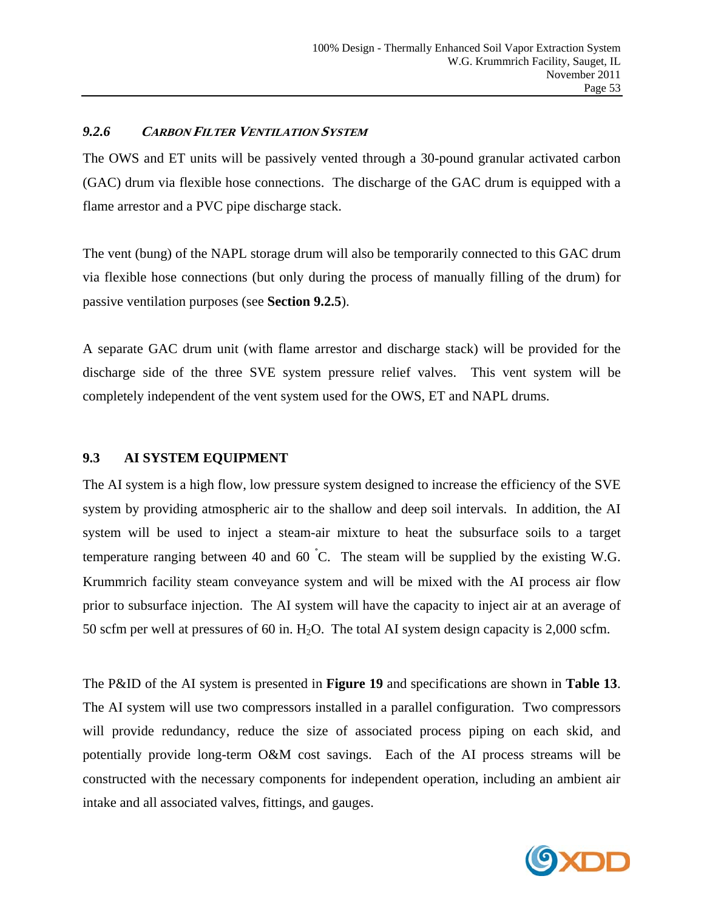#### *9.2.6 Carbon Filter Ventilation System*

The OWS and ET units will be passively vented through a 30-pound granular activated carbon (GAC) drum via flexible hose connections. The discharge of the GAC drum is equipped with a flame arrestor and a PVC pipe discharge stack.

The vent (bung) of the NAPL storage drum will also be temporarily connected to this GAC drum via flexible hose connections (but only during the process of manually filling of the drum) for passive ventilation purposes (see **Section 9.2.5**).

A separate GAC drum unit (with flame arrestor and discharge stack) will be provided for the discharge side of the three SVE system pressure relief valves. This vent system will be completely independent of the vent system used for the OWS, ET and NAPL drums.

### 9.3 AI SYSTEM EQUIPMENT

The AI system is a high flow, low pressure system designed to increase the efficiency of the SVE system by providing atmospheric air to the shallow and deep soil intervals. In addition, the AI system will be used to inject a steam-air mixture to heat the subsurface soils to a target temperature ranging between 40 and 60 $^{\circ}$C. The steam will be supplied by the existing W.G. Krummrich facility steam conveyance system and will be mixed with the AI process air flow prior to subsurface injection. The AI system will have the capacity to inject air at an average of 50 scfm per well at pressures of 60 in. $H_2O$. The total AI system design capacity is 2,000 scfm.

The P&ID of the AI system is presented in **Figure 19** and specifications are shown in **Table 13**. The AI system will use two compressors installed in a parallel configuration. Two compressors will provide redundancy, reduce the size of associated process piping on each skid, and potentially provide long-term O&M cost savings. Each of the AI process streams will be constructed with the necessary components for independent operation, including an ambient air intake and all associated valves, fittings, and gauges.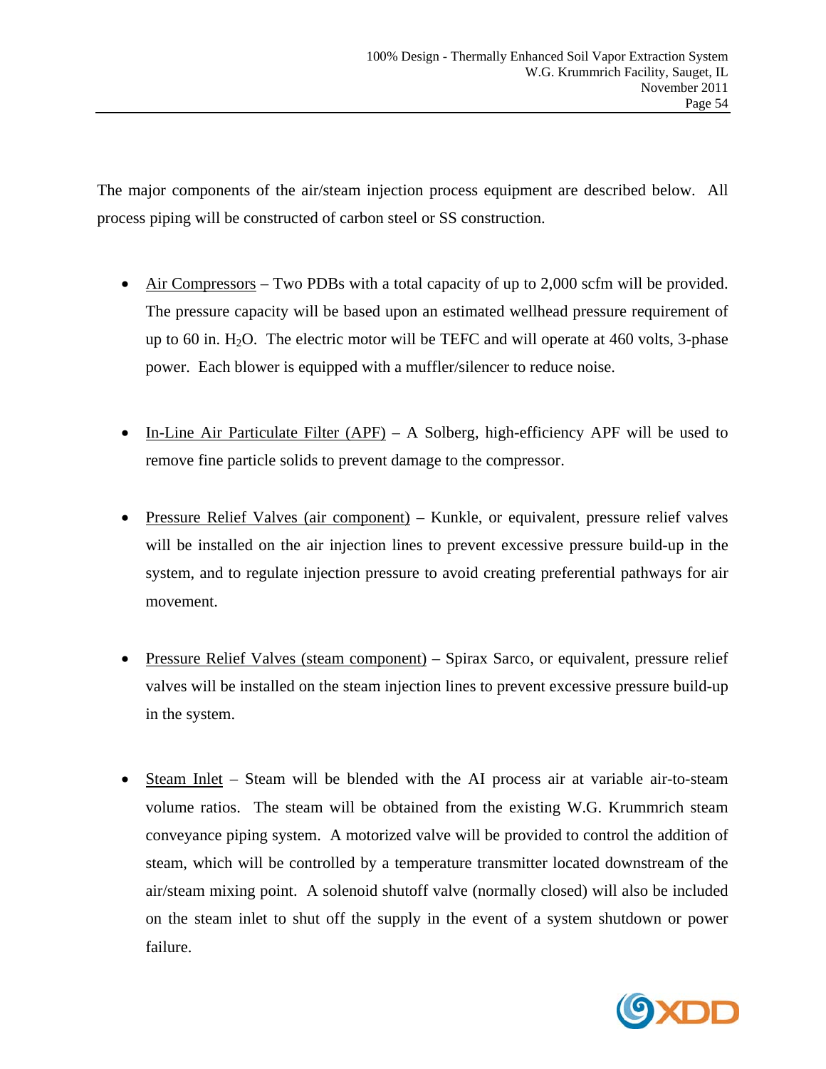The major components of the air/steam injection process equipment are described below. All process piping will be constructed of carbon steel or SS construction.

- Air Compressors – Two PDBs with a total capacity of up to 2,000 scfm will be provided. The pressure capacity will be based upon an estimated wellhead pressure requirement of up to 60 in. $H_2O$. The electric motor will be TEFC and will operate at 460 volts, 3-phase power. Each blower is equipped with a muffler/silencer to reduce noise.

- In-Line Air Particulate Filter (APF) – A Solberg, high-efficiency APF will be used to remove fine particle solids to prevent damage to the compressor.

- Pressure Relief Valves (air component) – Kunkle, or equivalent, pressure relief valves will be installed on the air injection lines to prevent excessive pressure build-up in the system, and to regulate injection pressure to avoid creating preferential pathways for air movement.

- Pressure Relief Valves (steam component) – Spirax Sarco, or equivalent, pressure relief valves will be installed on the steam injection lines to prevent excessive pressure build-up in the system.

- Steam Inlet – Steam will be blended with the AI process air at variable air-to-steam volume ratios. The steam will be obtained from the existing W.G. Krummrich steam conveyance piping system. A motorized valve will be provided to control the addition of steam, which will be controlled by a temperature transmitter located downstream of the air/steam mixing point. A solenoid shutoff valve (normally closed) will also be included on the steam inlet to shut off the supply in the event of a system shutdown or power failure.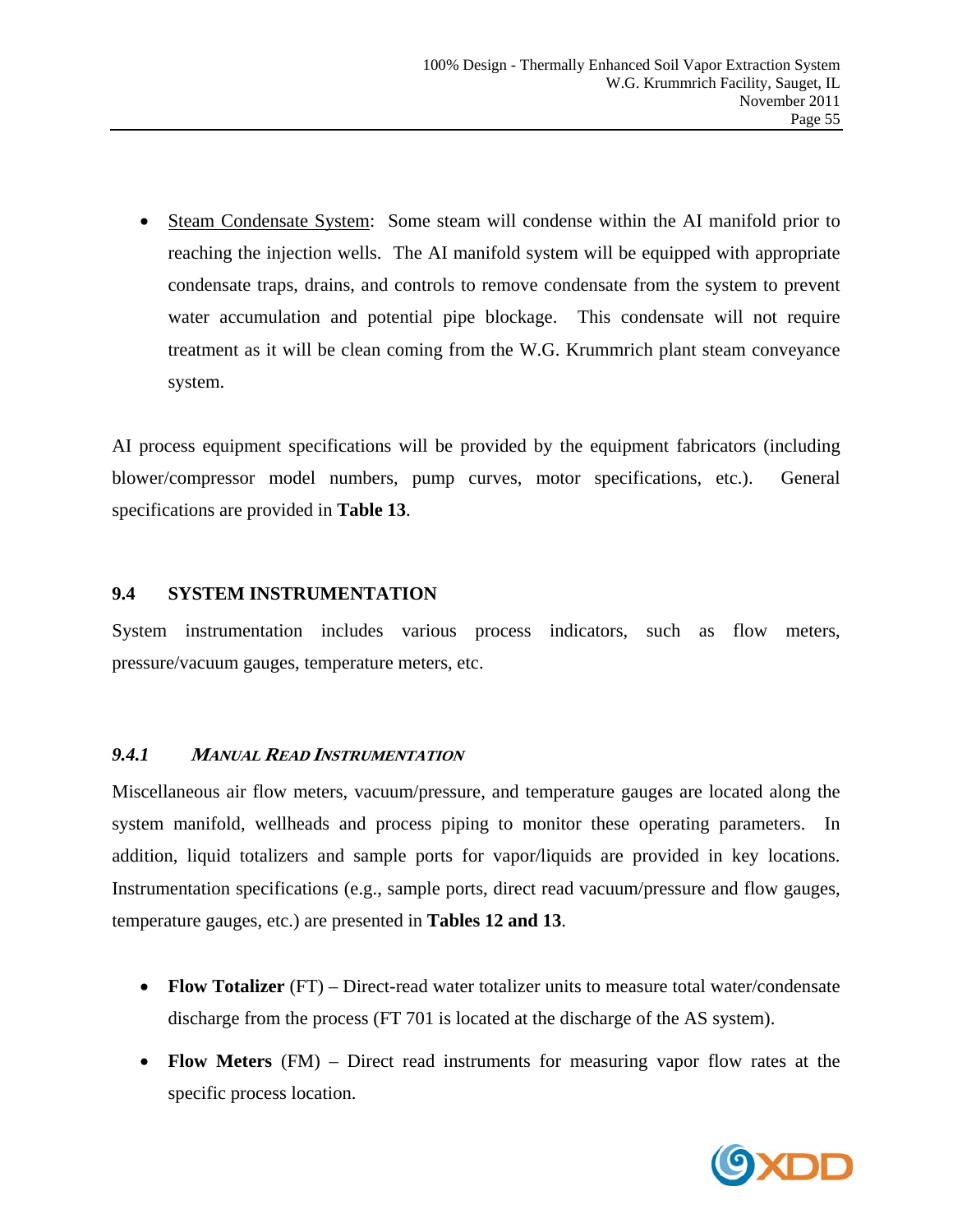- Steam Condensate System: Some steam will condense within the AI manifold prior to reaching the injection wells. The AI manifold system will be equipped with appropriate condensate traps, drains, and controls to remove condensate from the system to prevent water accumulation and potential pipe blockage. This condensate will not require treatment as it will be clean coming from the W.G. Krummrich plant steam conveyance system.

AI process equipment specifications will be provided by the equipment fabricators (including blower/compressor model numbers, pump curves, motor specifications, etc.). General specifications are provided in **Table 13**.

## 9.4 SYSTEM INSTRUMENTATION

System instrumentation includes various process indicators, such as flow meters, pressure/vacuum gauges, temperature meters, etc.

### *9.4.1 MANUAL READ INSTRUMENTATION*

Miscellaneous air flow meters, vacuum/pressure, and temperature gauges are located along the system manifold, wellheads and process piping to monitor these operating parameters. In addition, liquid totalizers and sample ports for vapor/liquids are provided in key locations. Instrumentation specifications (e.g., sample ports, direct read vacuum/pressure and flow gauges, temperature gauges, etc.) are presented in **Tables 12 and 13**.

- **Flow Totalizer** (FT) – Direct-read water totalizer units to measure total water/condensate discharge from the process (FT 701 is located at the discharge of the AS system).
- **Flow Meters** (FM) – Direct read instruments for measuring vapor flow rates at the specific process location.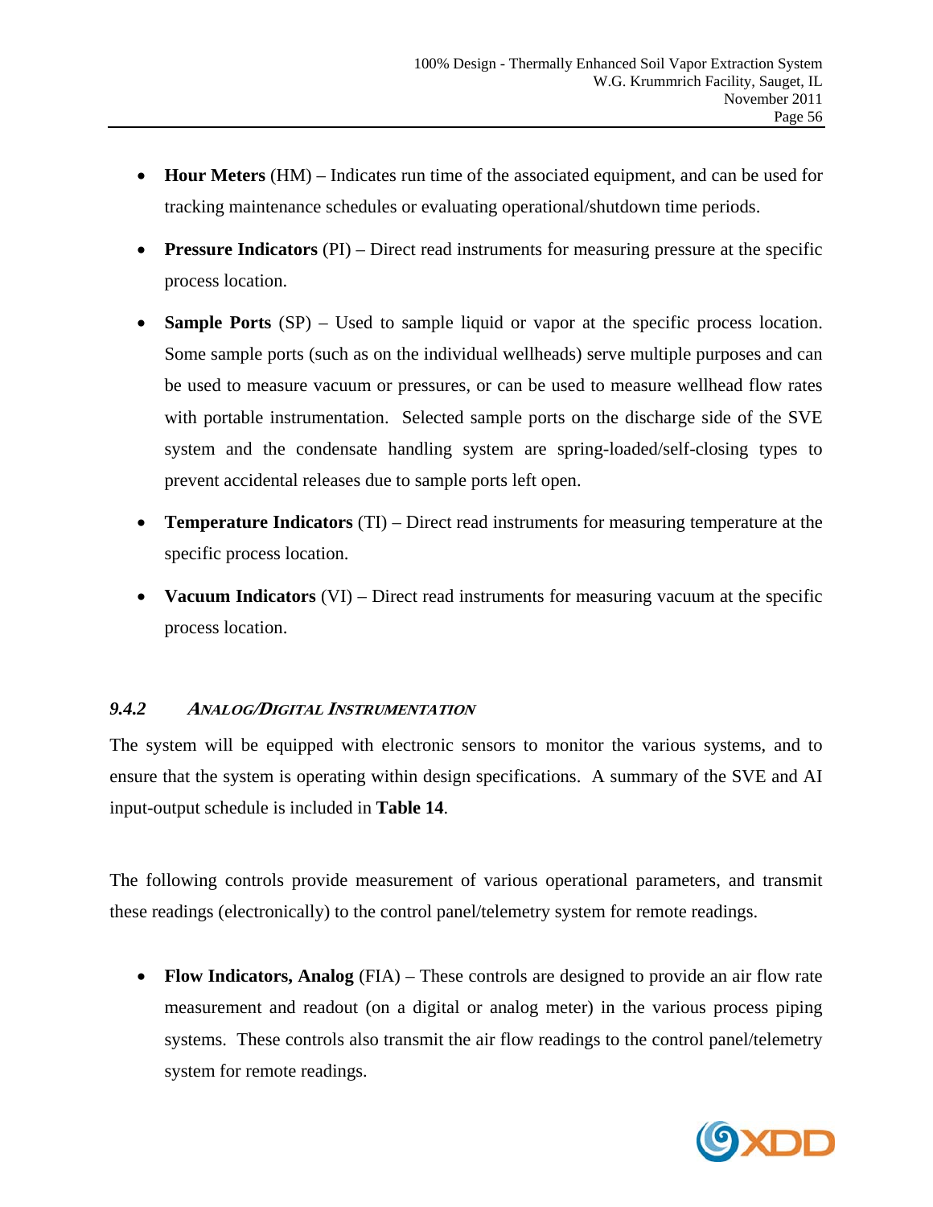- **Hour Meters** (HM) – Indicates run time of the associated equipment, and can be used for tracking maintenance schedules or evaluating operational/shutdown time periods.
- **Pressure Indicators** (PI) – Direct read instruments for measuring pressure at the specific process location.
- **Sample Ports** (SP) – Used to sample liquid or vapor at the specific process location. Some sample ports (such as on the individual wellheads) serve multiple purposes and can be used to measure vacuum or pressures, or can be used to measure wellhead flow rates with portable instrumentation. Selected sample ports on the discharge side of the SVE system and the condensate handling system are spring-loaded/self-closing types to prevent accidental releases due to sample ports left open.
- **Temperature Indicators** (TI) – Direct read instruments for measuring temperature at the specific process location.
- **Vacuum Indicators** (VI) – Direct read instruments for measuring vacuum at the specific process location.

### *9.4.2 Analog/Digital Instrumentation*

The system will be equipped with electronic sensors to monitor the various systems, and to ensure that the system is operating within design specifications. A summary of the SVE and AI input-output schedule is included in **Table 14**.

The following controls provide measurement of various operational parameters, and transmit these readings (electronically) to the control panel/telemetry system for remote readings.

- **Flow Indicators, Analog** (FIA) – These controls are designed to provide an air flow rate measurement and readout (on a digital or analog meter) in the various process piping systems. These controls also transmit the air flow readings to the control panel/telemetry system for remote readings.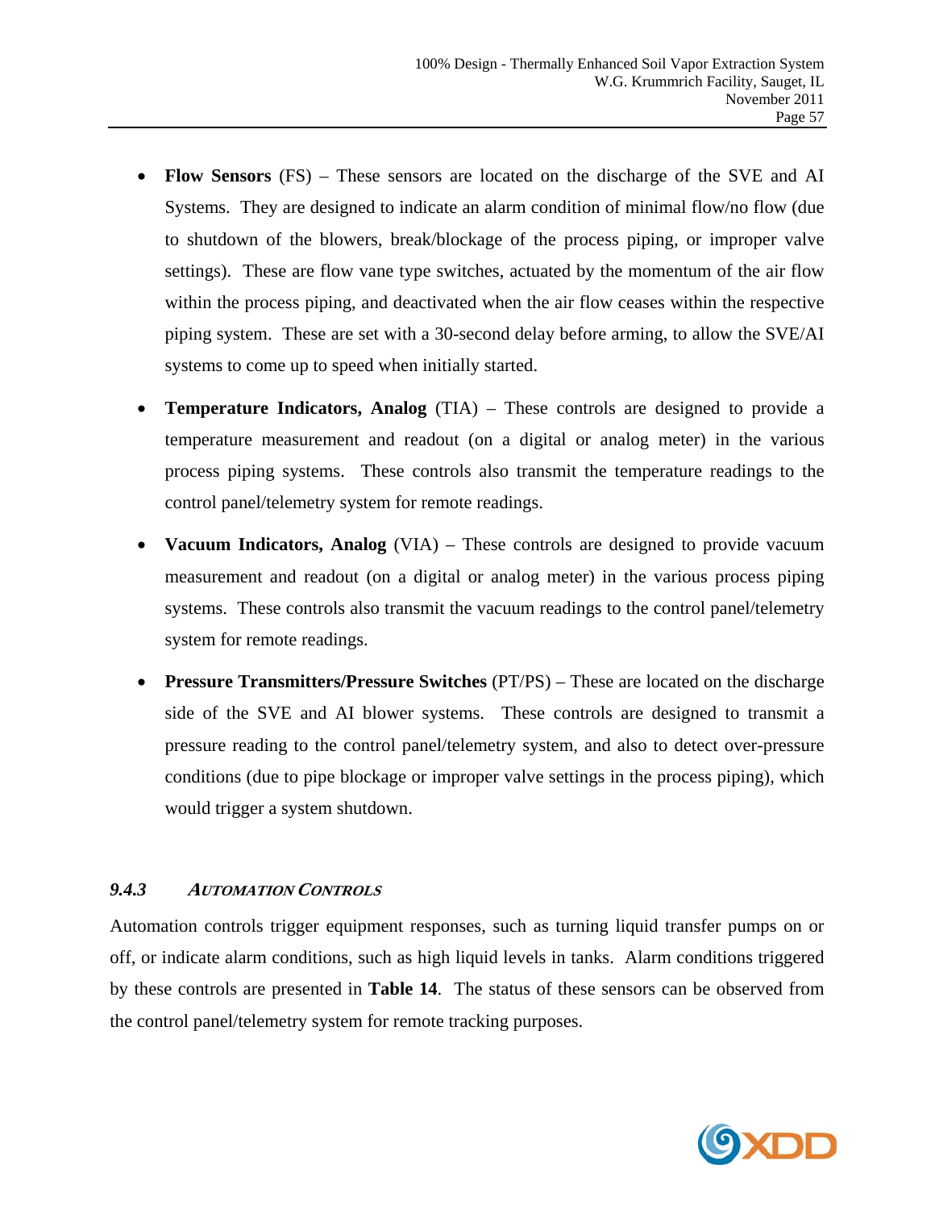- **Flow Sensors** (FS) – These sensors are located on the discharge of the SVE and AI Systems. They are designed to indicate an alarm condition of minimal flow/no flow (due to shutdown of the blowers, break/blockage of the process piping, or improper valve settings). These are flow vane type switches, actuated by the momentum of the air flow within the process piping, and deactivated when the air flow ceases within the respective piping system. These are set with a 30-second delay before arming, to allow the SVE/AI systems to come up to speed when initially started.
- **Temperature Indicators, Analog** (TIA) – These controls are designed to provide a temperature measurement and readout (on a digital or analog meter) in the various process piping systems. These controls also transmit the temperature readings to the control panel/telemetry system for remote readings.
- **Vacuum Indicators, Analog** (VIA) – These controls are designed to provide vacuum measurement and readout (on a digital or analog meter) in the various process piping systems. These controls also transmit the vacuum readings to the control panel/telemetry system for remote readings.
- **Pressure Transmitters/Pressure Switches** (PT/PS) – These are located on the discharge side of the SVE and AI blower systems. These controls are designed to transmit a pressure reading to the control panel/telemetry system, and also to detect over-pressure conditions (due to pipe blockage or improper valve settings in the process piping), which would trigger a system shutdown.

### *9.4.3 AUTOMATION CONTROLS*

Automation controls trigger equipment responses, such as turning liquid transfer pumps on or off, or indicate alarm conditions, such as high liquid levels in tanks. Alarm conditions triggered by these controls are presented in **Table 14**. The status of these sensors can be observed from the control panel/telemetry system for remote tracking purposes.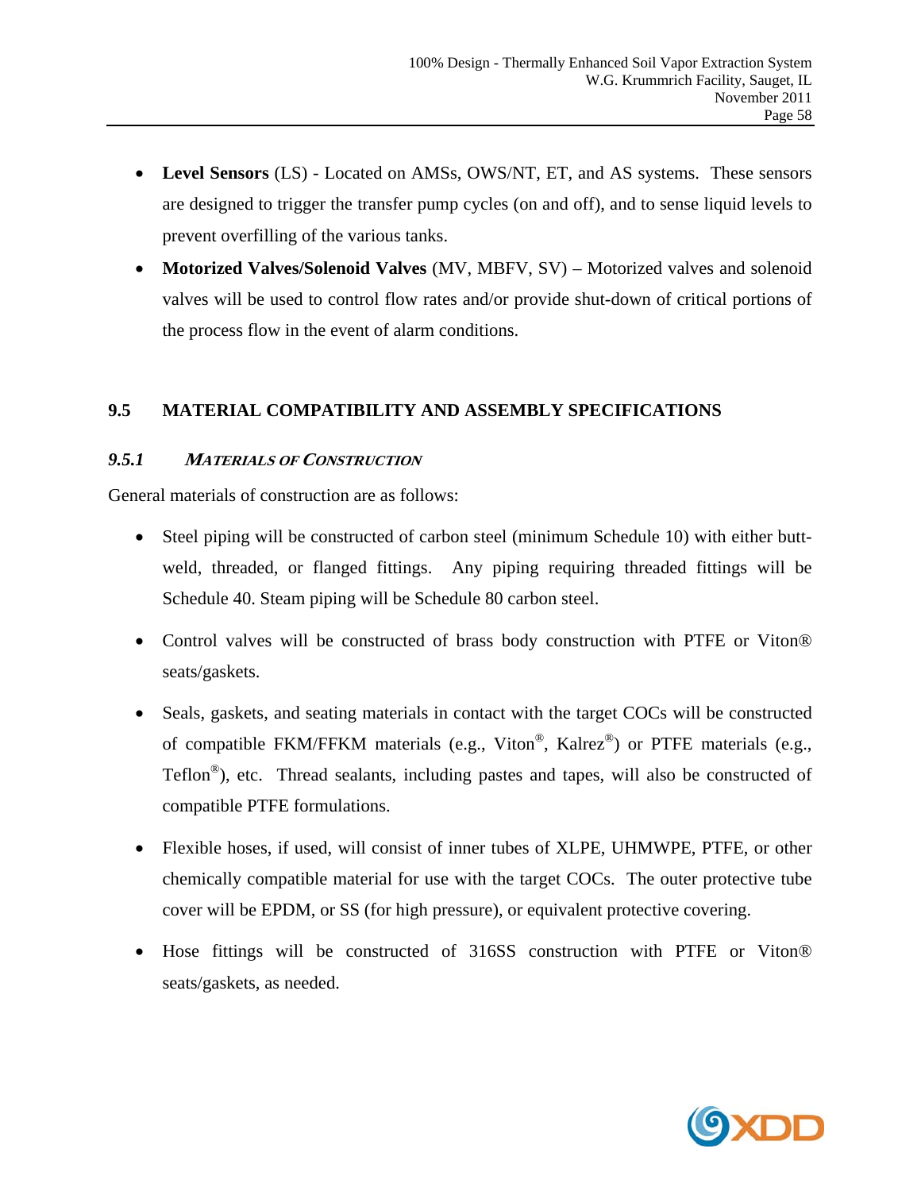- **Level Sensors** (LS) - Located on AMSs, OWS/NT, ET, and AS systems. These sensors are designed to trigger the transfer pump cycles (on and off), and to sense liquid levels to prevent overfilling of the various tanks.
- **Motorized Valves/Solenoid Valves** (MV, MBFV, SV) – Motorized valves and solenoid valves will be used to control flow rates and/or provide shut-down of critical portions of the process flow in the event of alarm conditions.

## 9.5 MATERIAL COMPATIBILITY AND ASSEMBLY SPECIFICATIONS

### *9.5.1 MATERIALS OF CONSTRUCTION*

General materials of construction are as follows:

- Steel piping will be constructed of carbon steel (minimum Schedule 10) with either butt-weld, threaded, or flanged fittings. Any piping requiring threaded fittings will be Schedule 40. Steam piping will be Schedule 80 carbon steel.
- Control valves will be constructed of brass body construction with PTFE or Viton® seats/gaskets.
- Seals, gaskets, and seating materials in contact with the target COCs will be constructed of compatible FKM/FFKM materials (e.g., Viton®, Kalrez®) or PTFE materials (e.g., Teflon®), etc. Thread sealants, including pastes and tapes, will also be constructed of compatible PTFE formulations.
- Flexible hoses, if used, will consist of inner tubes of XLPE, UHMWPE, PTFE, or other chemically compatible material for use with the target COCs. The outer protective tube cover will be EPDM, or SS (for high pressure), or equivalent protective covering.
- Hose fittings will be constructed of 316SS construction with PTFE or Viton® seats/gaskets, as needed.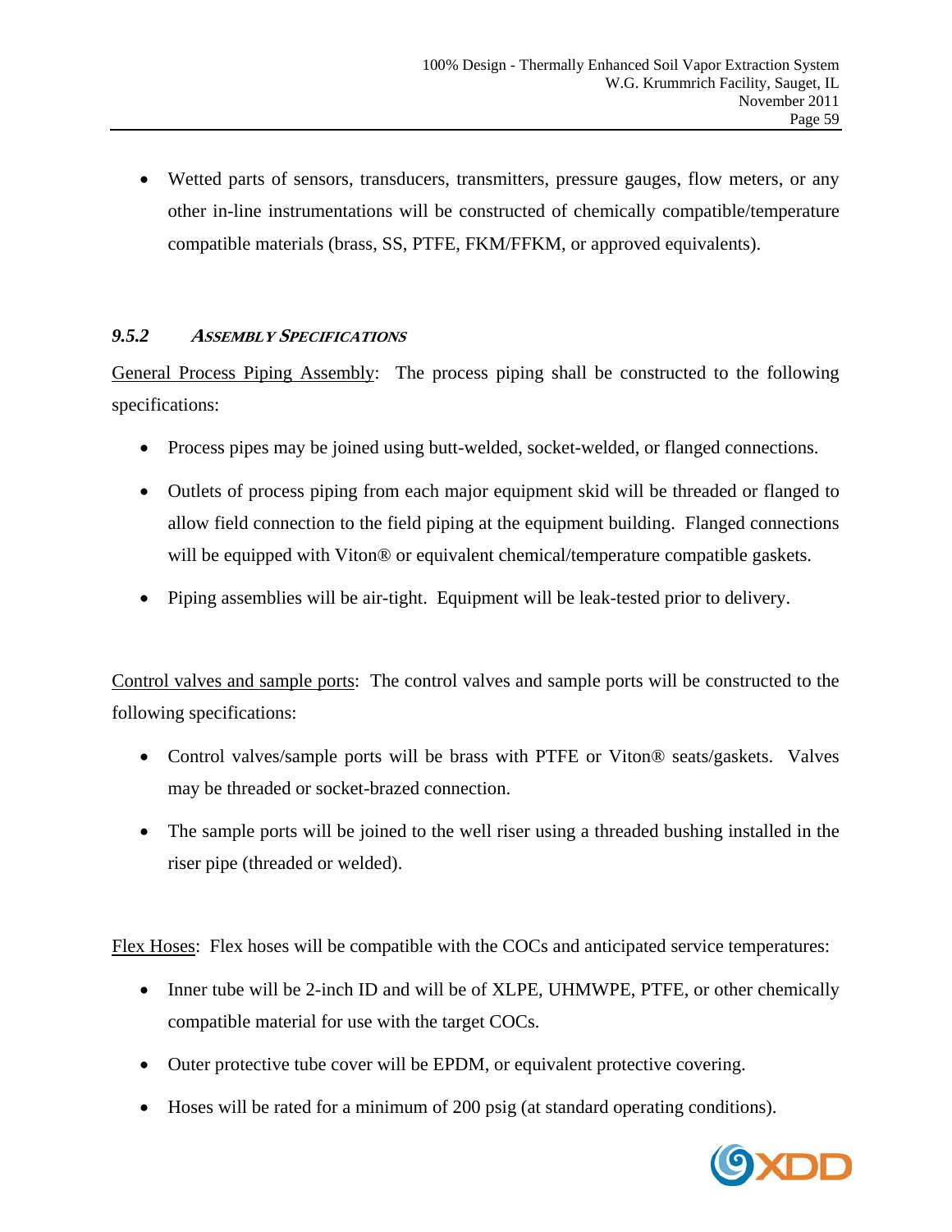- Wetted parts of sensors, transducers, transmitters, pressure gauges, flow meters, or any other in-line instrumentations will be constructed of chemically compatible/temperature compatible materials (brass, SS, PTFE, FKM/FFKM, or approved equivalents).

### *9.5.2 ASSEMBLY SPECIFICATIONS*

General Process Piping Assembly: The process piping shall be constructed to the following specifications:

- Process pipes may be joined using butt-welded, socket-welded, or flanged connections.
- Outlets of process piping from each major equipment skid will be threaded or flanged to allow field connection to the field piping at the equipment building. Flanged connections will be equipped with Viton® or equivalent chemical/temperature compatible gaskets.
- Piping assemblies will be air-tight. Equipment will be leak-tested prior to delivery.

Control valves and sample ports: The control valves and sample ports will be constructed to the following specifications:

- Control valves/sample ports will be brass with PTFE or Viton® seats/gaskets. Valves may be threaded or socket-brazed connection.
- The sample ports will be joined to the well riser using a threaded bushing installed in the riser pipe (threaded or welded).

Flex Hoses: Flex hoses will be compatible with the COCs and anticipated service temperatures:

- Inner tube will be 2-inch ID and will be of XLPE, UHMWPE, PTFE, or other chemically compatible material for use with the target COCs.
- Outer protective tube cover will be EPDM, or equivalent protective covering.
- Hoses will be rated for a minimum of 200 psig (at standard operating conditions).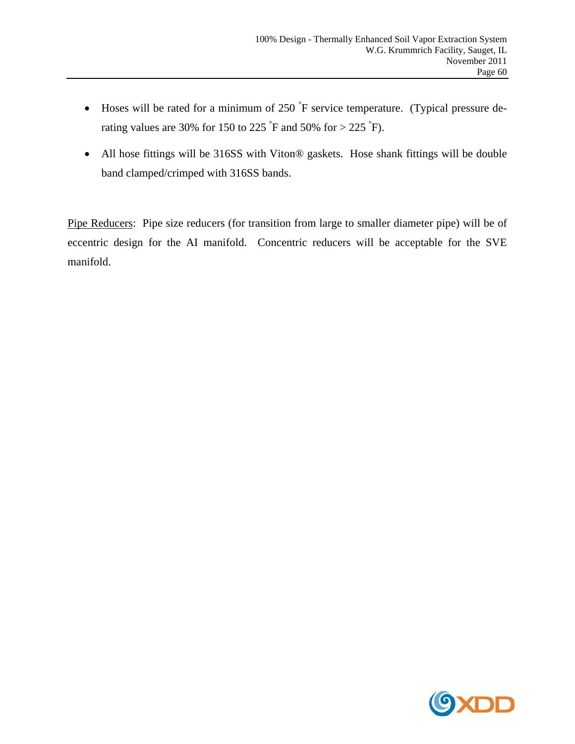- Hoses will be rated for a minimum of 250 °F service temperature. (Typical pressure de-rating values are 30% for 150 to 225 °F and 50% for > 225 °F).
- All hose fittings will be 316SS with Viton® gaskets. Hose shank fittings will be double band clamped/crimped with 316SS bands.

<u>Pipe Reducers</u>: Pipe size reducers (for transition from large to smaller diameter pipe) will be of eccentric design for the AI manifold. Concentric reducers will be acceptable for the SVE manifold.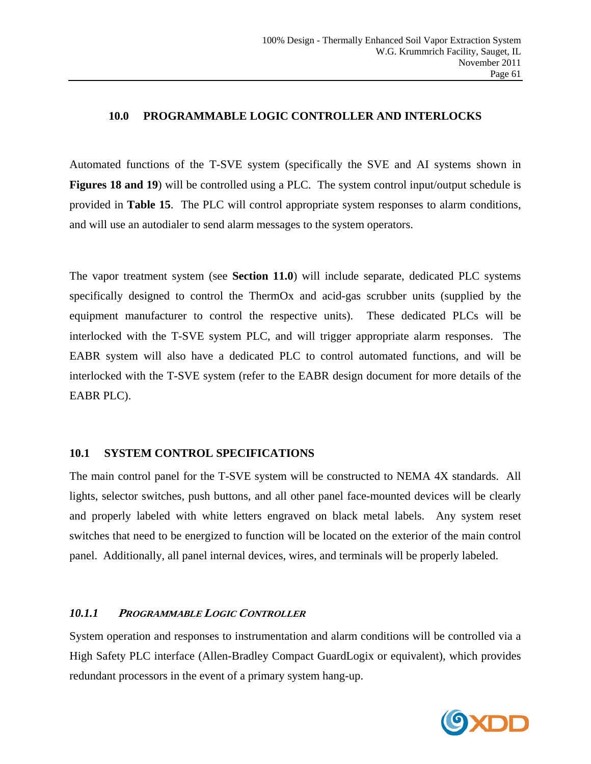## 10.0 PROGRAMMABLE LOGIC CONTROLLER AND INTERLOCKS

Automated functions of the T-SVE system (specifically the SVE and AI systems shown in **Figures 18 and 19**) will be controlled using a PLC. The system control input/output schedule is provided in **Table 15**. The PLC will control appropriate system responses to alarm conditions, and will use an autodialer to send alarm messages to the system operators.

The vapor treatment system (see **Section 11.0**) will include separate, dedicated PLC systems specifically designed to control the ThermOx and acid-gas scrubber units (supplied by the equipment manufacturer to control the respective units). These dedicated PLCs will be interlocked with the T-SVE system PLC, and will trigger appropriate alarm responses. The EABR system will also have a dedicated PLC to control automated functions, and will be interlocked with the T-SVE system (refer to the EABR design document for more details of the EABR PLC).

### 10.1 SYSTEM CONTROL SPECIFICATIONS

The main control panel for the T-SVE system will be constructed to NEMA 4X standards. All lights, selector switches, push buttons, and all other panel face-mounted devices will be clearly and properly labeled with white letters engraved on black metal labels. Any system reset switches that need to be energized to function will be located on the exterior of the main control panel. Additionally, all panel internal devices, wires, and terminals will be properly labeled.

#### *10.1.1 PROGRAMMABLE LOGIC CONTROLLER*

System operation and responses to instrumentation and alarm conditions will be controlled via a High Safety PLC interface (Allen-Bradley Compact GuardLogix or equivalent), which provides redundant processors in the event of a primary system hang-up.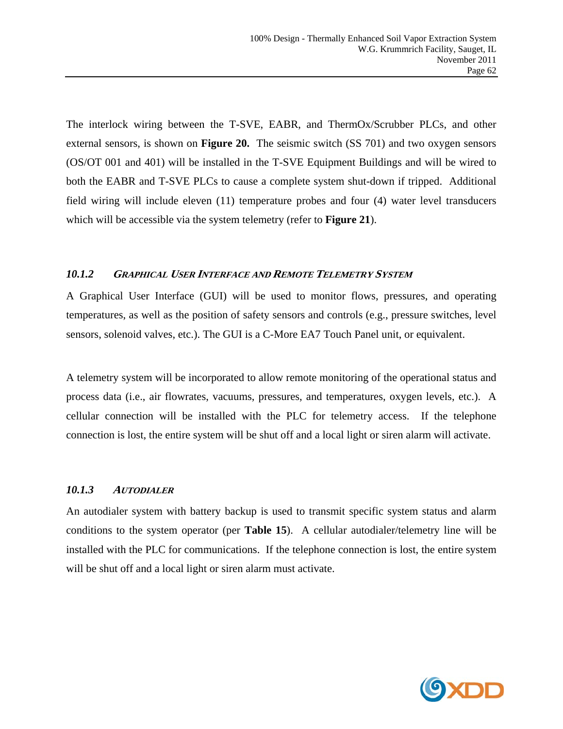The interlock wiring between the T-SVE, EABR, and ThermOx/Scrubber PLCs, and other external sensors, is shown on **Figure 20.** The seismic switch (SS 701) and two oxygen sensors (OS/OT 001 and 401) will be installed in the T-SVE Equipment Buildings and will be wired to both the EABR and T-SVE PLCs to cause a complete system shut-down if tripped. Additional field wiring will include eleven (11) temperature probes and four (4) water level transducers which will be accessible via the system telemetry (refer to **Figure 21**).

### *10.1.2 Graphical User Interface and Remote Telemetry System*

A Graphical User Interface (GUI) will be used to monitor flows, pressures, and operating temperatures, as well as the position of safety sensors and controls (e.g., pressure switches, level sensors, solenoid valves, etc.). The GUI is a C-More EA7 Touch Panel unit, or equivalent.

A telemetry system will be incorporated to allow remote monitoring of the operational status and process data (i.e., air flowrates, vacuums, pressures, and temperatures, oxygen levels, etc.). A cellular connection will be installed with the PLC for telemetry access. If the telephone connection is lost, the entire system will be shut off and a local light or siren alarm will activate.

### *10.1.3 Autodialer*

An autodialer system with battery backup is used to transmit specific system status and alarm conditions to the system operator (per **Table 15**). A cellular autodialer/telemetry line will be installed with the PLC for communications. If the telephone connection is lost, the entire system will be shut off and a local light or siren alarm must activate.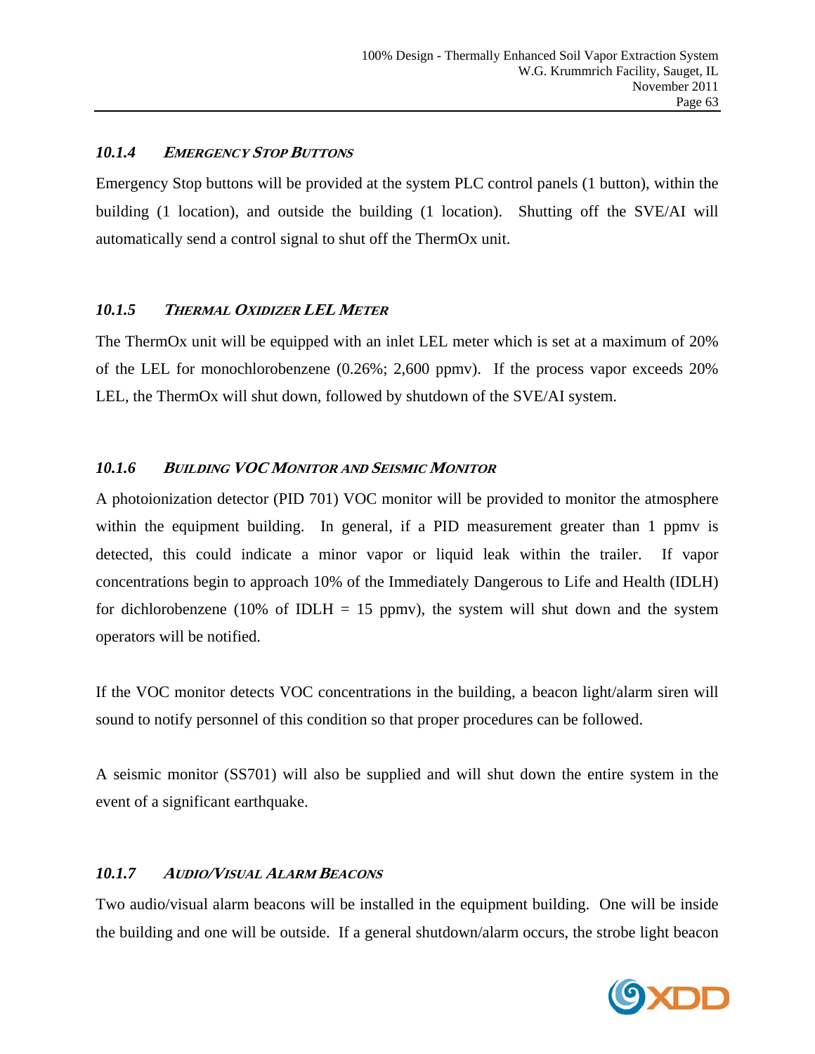#### 10.1.4 *EMERGENCY STOP BUTTONS*

Emergency Stop buttons will be provided at the system PLC control panels (1 button), within the building (1 location), and outside the building (1 location). Shutting off the SVE/AI will automatically send a control signal to shut off the ThermOx unit.

#### 10.1.5 *THERMAL OXIDIZER LEL METER*

The ThermOx unit will be equipped with an inlet LEL meter which is set at a maximum of 20% of the LEL for monochlorobenzene (0.26%; 2,600 ppmv). If the process vapor exceeds 20% LEL, the ThermOx will shut down, followed by shutdown of the SVE/AI system.

#### 10.1.6 *BUILDING VOC MONITOR AND SEISMIC MONITOR*

A photoionization detector (PID 701) VOC monitor will be provided to monitor the atmosphere within the equipment building. In general, if a PID measurement greater than 1 ppmv is detected, this could indicate a minor vapor or liquid leak within the trailer. If vapor concentrations begin to approach 10% of the Immediately Dangerous to Life and Health (IDLH) for dichlorobenzene (10% of IDLH = 15 ppmv), the system will shut down and the system operators will be notified.

If the VOC monitor detects VOC concentrations in the building, a beacon light/alarm siren will sound to notify personnel of this condition so that proper procedures can be followed.

A seismic monitor (SS701) will also be supplied and will shut down the entire system in the event of a significant earthquake.

#### 10.1.7 *AUDIO/VISUAL ALARM BEACONS*

Two audio/visual alarm beacons will be installed in the equipment building. One will be inside the building and one will be outside. If a general shutdown/alarm occurs, the strobe light beacon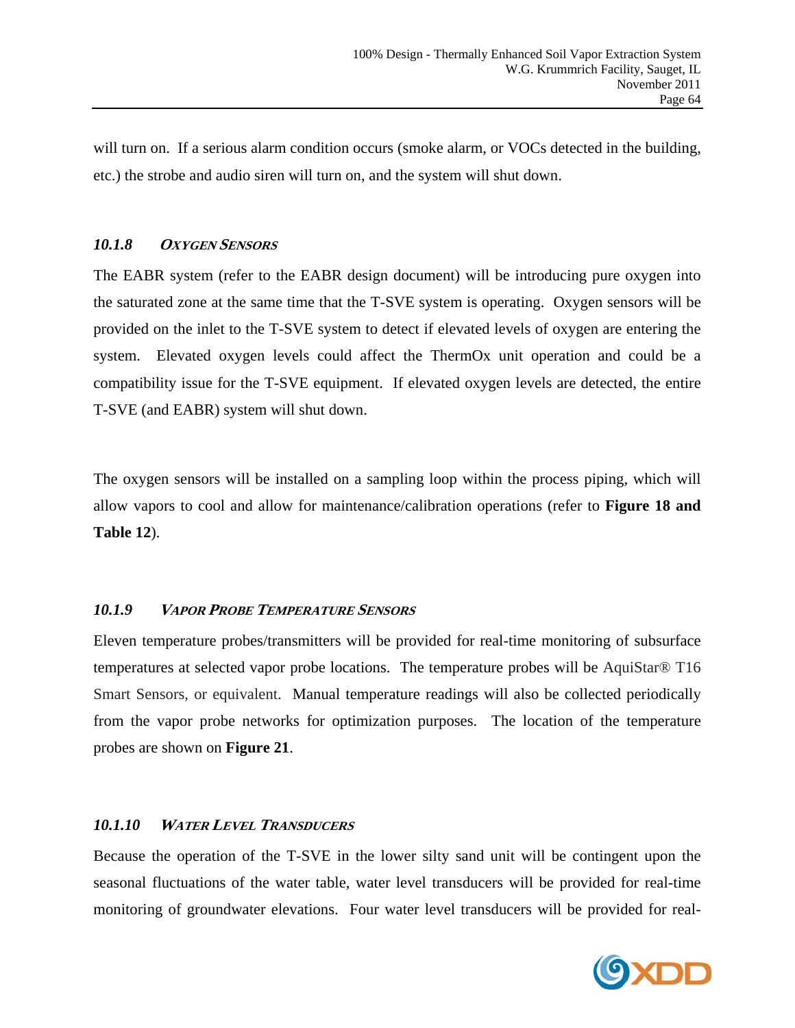will turn on. If a serious alarm condition occurs (smoke alarm, or VOCs detected in the building, etc.) the strobe and audio siren will turn on, and the system will shut down.

#### *10.1.8 OXYGEN SENSORS*

The EABR system (refer to the EABR design document) will be introducing pure oxygen into the saturated zone at the same time that the T-SVE system is operating. Oxygen sensors will be provided on the inlet to the T-SVE system to detect if elevated levels of oxygen are entering the system. Elevated oxygen levels could affect the ThermOx unit operation and could be a compatibility issue for the T-SVE equipment. If elevated oxygen levels are detected, the entire T-SVE (and EABR) system will shut down.

The oxygen sensors will be installed on a sampling loop within the process piping, which will allow vapors to cool and allow for maintenance/calibration operations (refer to **Figure 18 and Table 12**).

#### *10.1.9 VAPOR PROBE TEMPERATURE SENSORS*

Eleven temperature probes/transmitters will be provided for real-time monitoring of subsurface temperatures at selected vapor probe locations. The temperature probes will be AquiStar® T16 Smart Sensors, or equivalent. Manual temperature readings will also be collected periodically from the vapor probe networks for optimization purposes. The location of the temperature probes are shown on **Figure 21**.

#### *10.1.10 WATER LEVEL TRANSDUCERS*

Because the operation of the T-SVE in the lower silty sand unit will be contingent upon the seasonal fluctuations of the water table, water level transducers will be provided for real-time monitoring of groundwater elevations. Four water level transducers will be provided for real-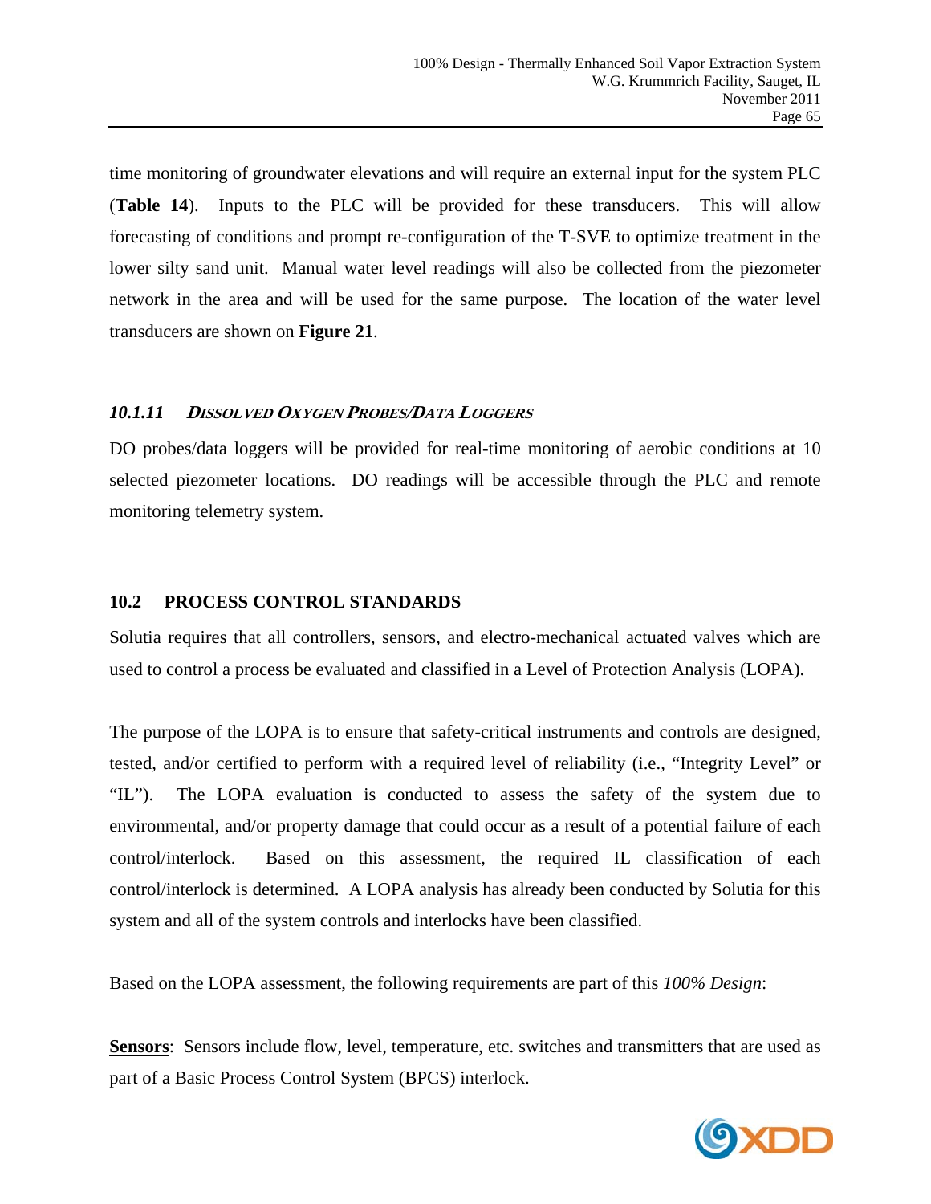time monitoring of groundwater elevations and will require an external input for the system PLC (**Table 14**). Inputs to the PLC will be provided for these transducers. This will allow forecasting of conditions and prompt re-configuration of the T-SVE to optimize treatment in the lower silty sand unit. Manual water level readings will also be collected from the piezometer network in the area and will be used for the same purpose. The location of the water level transducers are shown on **Figure 21**.

#### *10.1.11 Dissolved Oxygen Probes/Data Loggers*

DO probes/data loggers will be provided for real-time monitoring of aerobic conditions at 10 selected piezometer locations. DO readings will be accessible through the PLC and remote monitoring telemetry system.

### 10.2 PROCESS CONTROL STANDARDS

Solutia requires that all controllers, sensors, and electro-mechanical actuated valves which are used to control a process be evaluated and classified in a Level of Protection Analysis (LOPA).

The purpose of the LOPA is to ensure that safety-critical instruments and controls are designed, tested, and/or certified to perform with a required level of reliability (i.e., "Integrity Level" or "IL"). The LOPA evaluation is conducted to assess the safety of the system due to environmental, and/or property damage that could occur as a result of a potential failure of each control/interlock. Based on this assessment, the required IL classification of each control/interlock is determined. A LOPA analysis has already been conducted by Solutia for this system and all of the system controls and interlocks have been classified.

Based on the LOPA assessment, the following requirements are part of this *100% Design*:

**Sensors**: Sensors include flow, level, temperature, etc. switches and transmitters that are used as part of a Basic Process Control System (BPCS) interlock.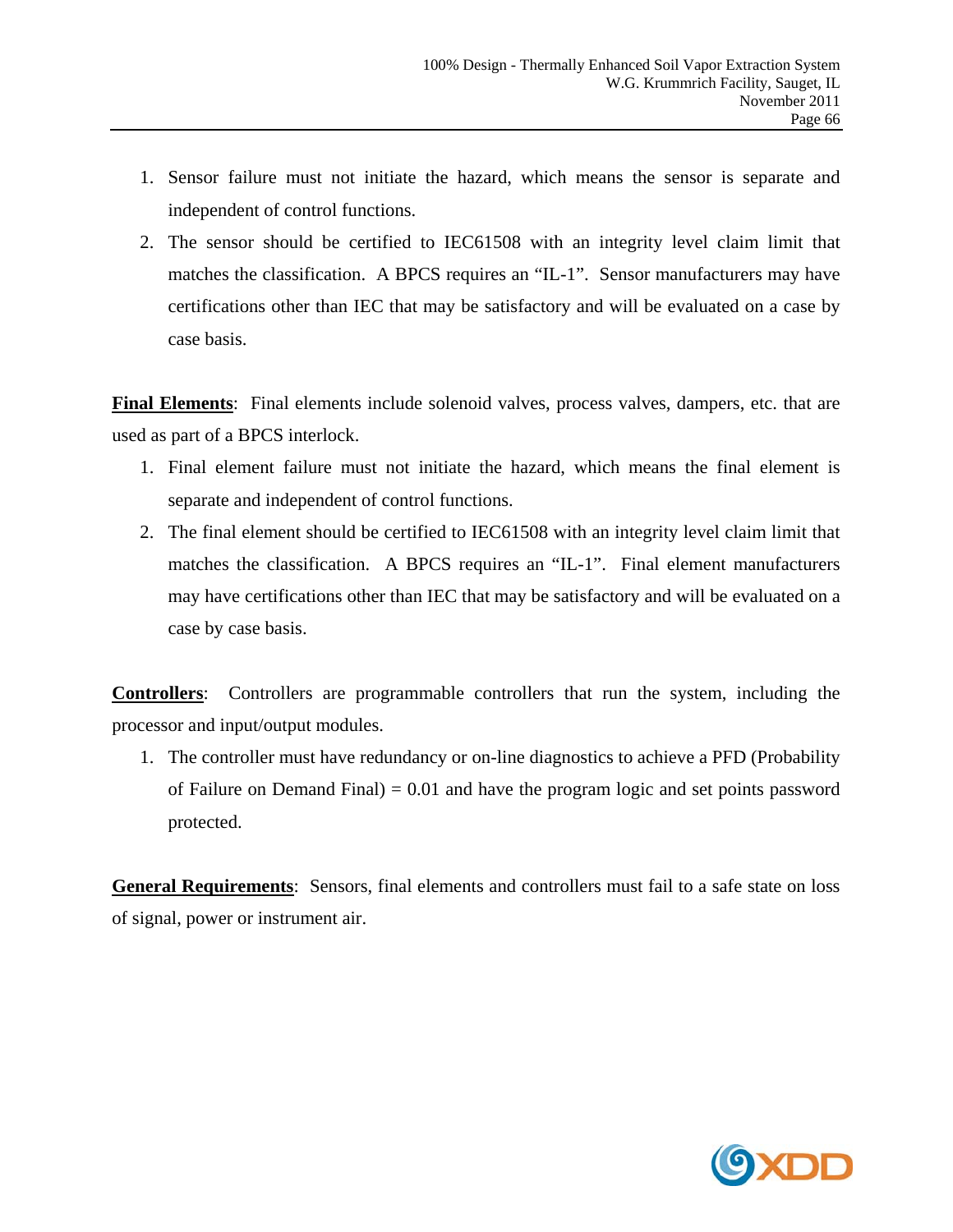1. Sensor failure must not initiate the hazard, which means the sensor is separate and independent of control functions.
2. The sensor should be certified to IEC61508 with an integrity level claim limit that matches the classification. A BPCS requires an "IL-1". Sensor manufacturers may have certifications other than IEC that may be satisfactory and will be evaluated on a case by case basis.

**Final Elements**: Final elements include solenoid valves, process valves, dampers, etc. that are used as part of a BPCS interlock.

1. Final element failure must not initiate the hazard, which means the final element is separate and independent of control functions.
2. The final element should be certified to IEC61508 with an integrity level claim limit that matches the classification. A BPCS requires an "IL-1". Final element manufacturers may have certifications other than IEC that may be satisfactory and will be evaluated on a case by case basis.

**Controllers**: Controllers are programmable controllers that run the system, including the processor and input/output modules.

1. The controller must have redundancy or on-line diagnostics to achieve a PFD (Probability of Failure on Demand Final) = 0.01 and have the program logic and set points password protected.

**General Requirements**: Sensors, final elements and controllers must fail to a safe state on loss of signal, power or instrument air.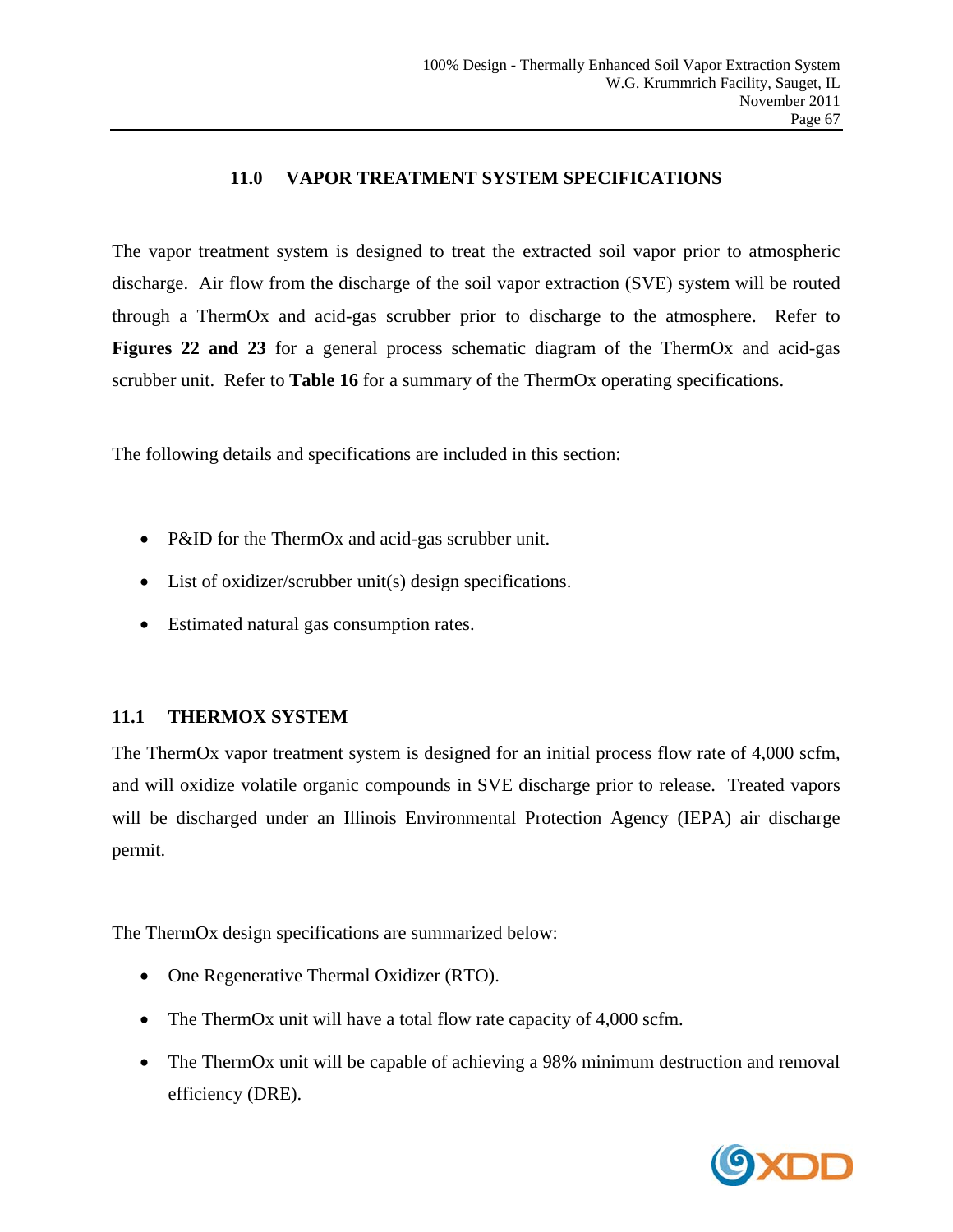## 11.0 VAPOR TREATMENT SYSTEM SPECIFICATIONS

The vapor treatment system is designed to treat the extracted soil vapor prior to atmospheric discharge. Air flow from the discharge of the soil vapor extraction (SVE) system will be routed through a ThermOx and acid-gas scrubber prior to discharge to the atmosphere. Refer to **Figures 22 and 23** for a general process schematic diagram of the ThermOx and acid-gas scrubber unit. Refer to **Table 16** for a summary of the ThermOx operating specifications.

The following details and specifications are included in this section:

- P&ID for the ThermOx and acid-gas scrubber unit.
- List of oxidizer/scrubber unit(s) design specifications.
- Estimated natural gas consumption rates.

### 11.1 THERMOX SYSTEM

The ThermOx vapor treatment system is designed for an initial process flow rate of 4,000 scfm, and will oxidize volatile organic compounds in SVE discharge prior to release. Treated vapors will be discharged under an Illinois Environmental Protection Agency (IEPA) air discharge permit.

The ThermOx design specifications are summarized below:

- One Regenerative Thermal Oxidizer (RTO).
- The ThermOx unit will have a total flow rate capacity of 4,000 scfm.
- The ThermOx unit will be capable of achieving a 98% minimum destruction and removal efficiency (DRE).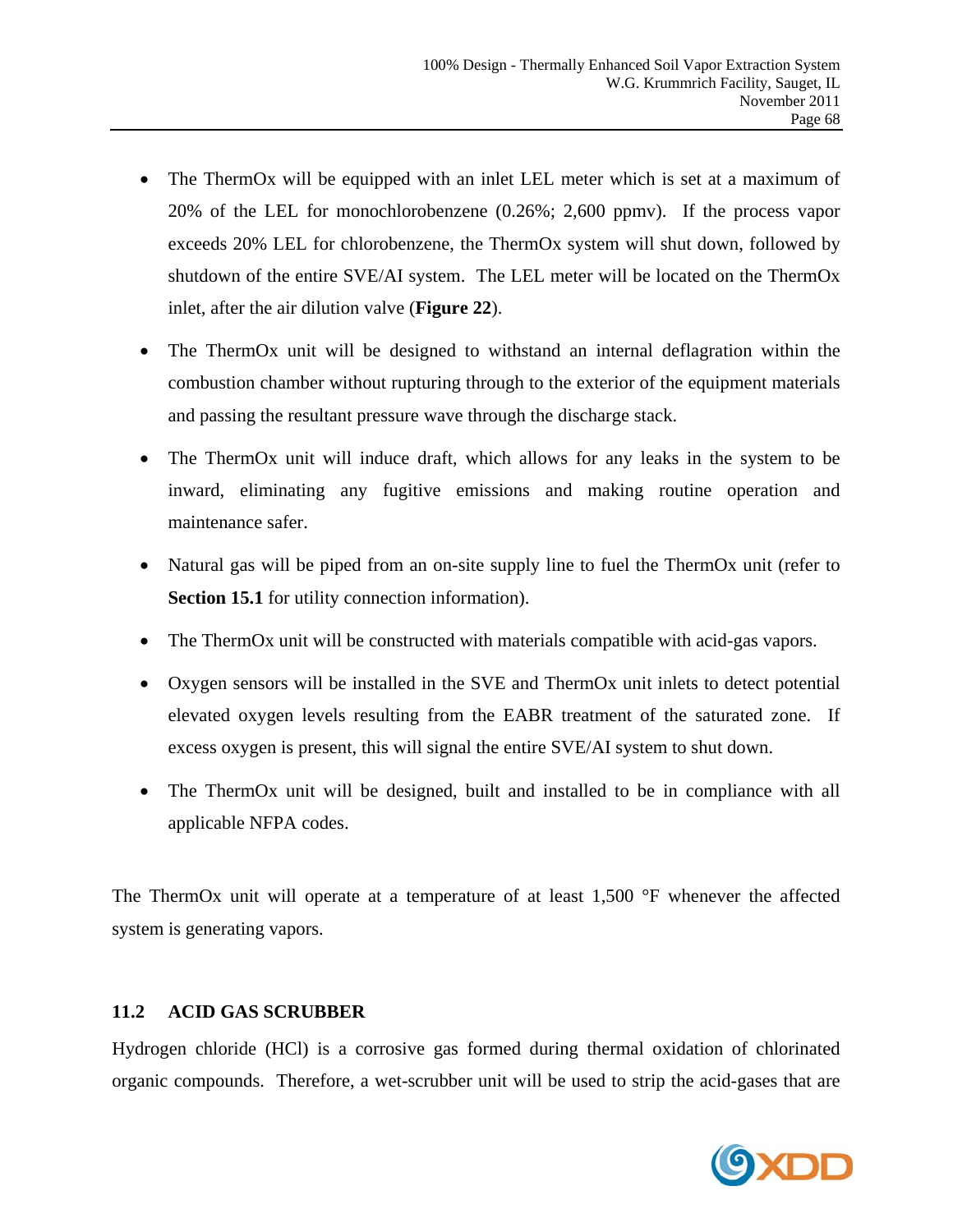- The ThermOx will be equipped with an inlet LEL meter which is set at a maximum of 20% of the LEL for monochlorobenzene (0.26%; 2,600 ppmv). If the process vapor exceeds 20% LEL for chlorobenzene, the ThermOx system will shut down, followed by shutdown of the entire SVE/AI system. The LEL meter will be located on the ThermOx inlet, after the air dilution valve (**Figure 22**).

- The ThermOx unit will be designed to withstand an internal deflagration within the combustion chamber without rupturing through to the exterior of the equipment materials and passing the resultant pressure wave through the discharge stack.

- The ThermOx unit will induce draft, which allows for any leaks in the system to be inward, eliminating any fugitive emissions and making routine operation and maintenance safer.

- Natural gas will be piped from an on-site supply line to fuel the ThermOx unit (refer to **Section 15.1** for utility connection information).

- The ThermOx unit will be constructed with materials compatible with acid-gas vapors.

- Oxygen sensors will be installed in the SVE and ThermOx unit inlets to detect potential elevated oxygen levels resulting from the EABR treatment of the saturated zone. If excess oxygen is present, this will signal the entire SVE/AI system to shut down.

- The ThermOx unit will be designed, built and installed to be in compliance with all applicable NFPA codes.

The ThermOx unit will operate at a temperature of at least 1,500 °F whenever the affected system is generating vapors.

## 11.2 ACID GAS SCRUBBER

Hydrogen chloride (HCl) is a corrosive gas formed during thermal oxidation of chlorinated organic compounds. Therefore, a wet-scrubber unit will be used to strip the acid-gases that are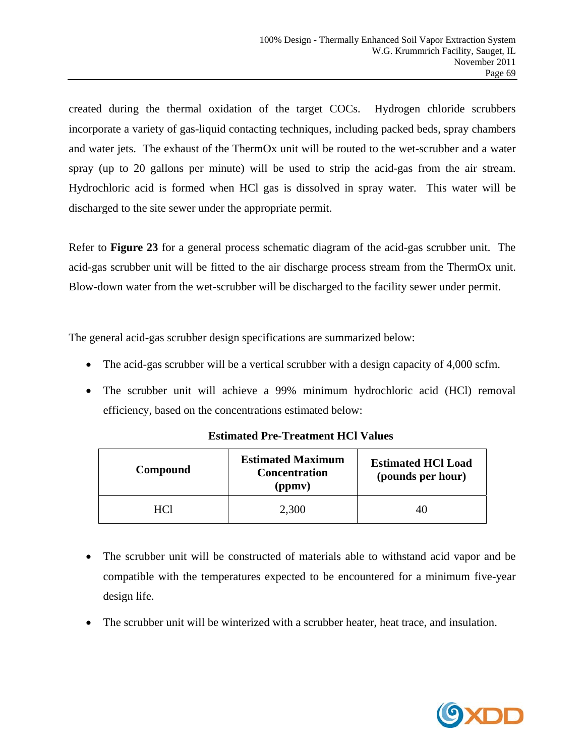created during the thermal oxidation of the target COCs. Hydrogen chloride scrubbers incorporate a variety of gas-liquid contacting techniques, including packed beds, spray chambers and water jets. The exhaust of the ThermOx unit will be routed to the wet-scrubber and a water spray (up to 20 gallons per minute) will be used to strip the acid-gas from the air stream. Hydrochloric acid is formed when HCl gas is dissolved in spray water. This water will be discharged to the site sewer under the appropriate permit.

Refer to **Figure 23** for a general process schematic diagram of the acid-gas scrubber unit. The acid-gas scrubber unit will be fitted to the air discharge process stream from the ThermOx unit. Blow-down water from the wet-scrubber will be discharged to the facility sewer under permit.

The general acid-gas scrubber design specifications are summarized below:

- The acid-gas scrubber will be a vertical scrubber with a design capacity of 4,000 scfm.
- The scrubber unit will achieve a 99% minimum hydrochloric acid (HCl) removal efficiency, based on the concentrations estimated below:

**Estimated Pre-Treatment HCl Values**

| Compound | Estimated Maximum Concentration (ppmv) | Estimated HCl Load (pounds per hour) |
|---|---|---|
| HCl | 2,300 | 40 |

- The scrubber unit will be constructed of materials able to withstand acid vapor and be compatible with the temperatures expected to be encountered for a minimum five-year design life.
- The scrubber unit will be winterized with a scrubber heater, heat trace, and insulation.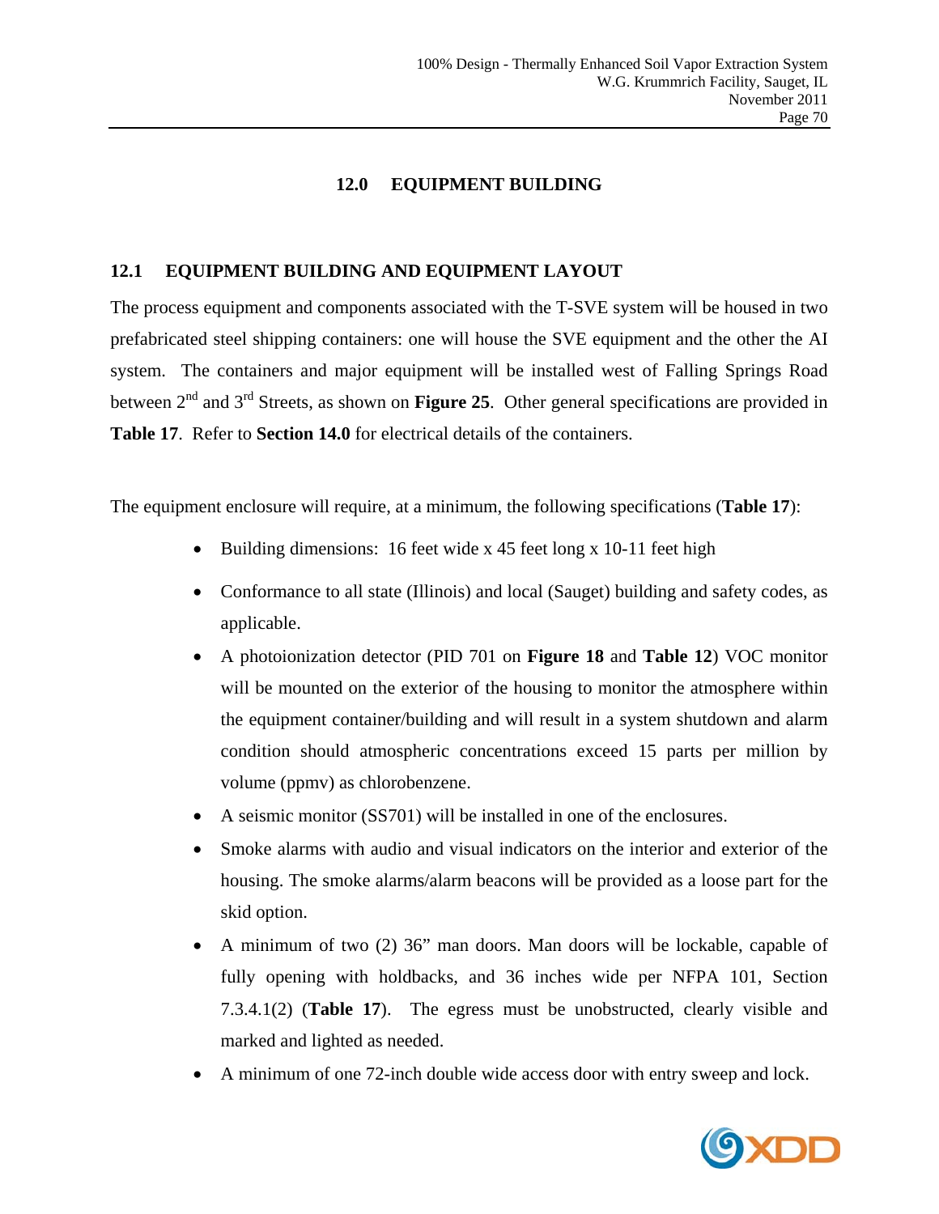# 12.0 EQUIPMENT BUILDING

## 12.1 EQUIPMENT BUILDING AND EQUIPMENT LAYOUT

The process equipment and components associated with the T-SVE system will be housed in two prefabricated steel shipping containers: one will house the SVE equipment and the other the AI system. The containers and major equipment will be installed west of Falling Springs Road between 2nd and 3rd Streets, as shown on **Figure 25**. Other general specifications are provided in **Table 17**. Refer to **Section 14.0** for electrical details of the containers.

The equipment enclosure will require, at a minimum, the following specifications (**Table 17**):

- Building dimensions: 16 feet wide x 45 feet long x 10-11 feet high
- Conformance to all state (Illinois) and local (Sauget) building and safety codes, as applicable.
- A photoionization detector (PID 701 on **Figure 18** and **Table 12**) VOC monitor will be mounted on the exterior of the housing to monitor the atmosphere within the equipment container/building and will result in a system shutdown and alarm condition should atmospheric concentrations exceed 15 parts per million by volume (ppmv) as chlorobenzene.
- A seismic monitor (SS701) will be installed in one of the enclosures.
- Smoke alarms with audio and visual indicators on the interior and exterior of the housing. The smoke alarms/alarm beacons will be provided as a loose part for the skid option.
- A minimum of two (2) 36" man doors. Man doors will be lockable, capable of fully opening with holdbacks, and 36 inches wide per NFPA 101, Section 7.3.4.1(2) (**Table 17**). The egress must be unobstructed, clearly visible and marked and lighted as needed.
- A minimum of one 72-inch double wide access door with entry sweep and lock.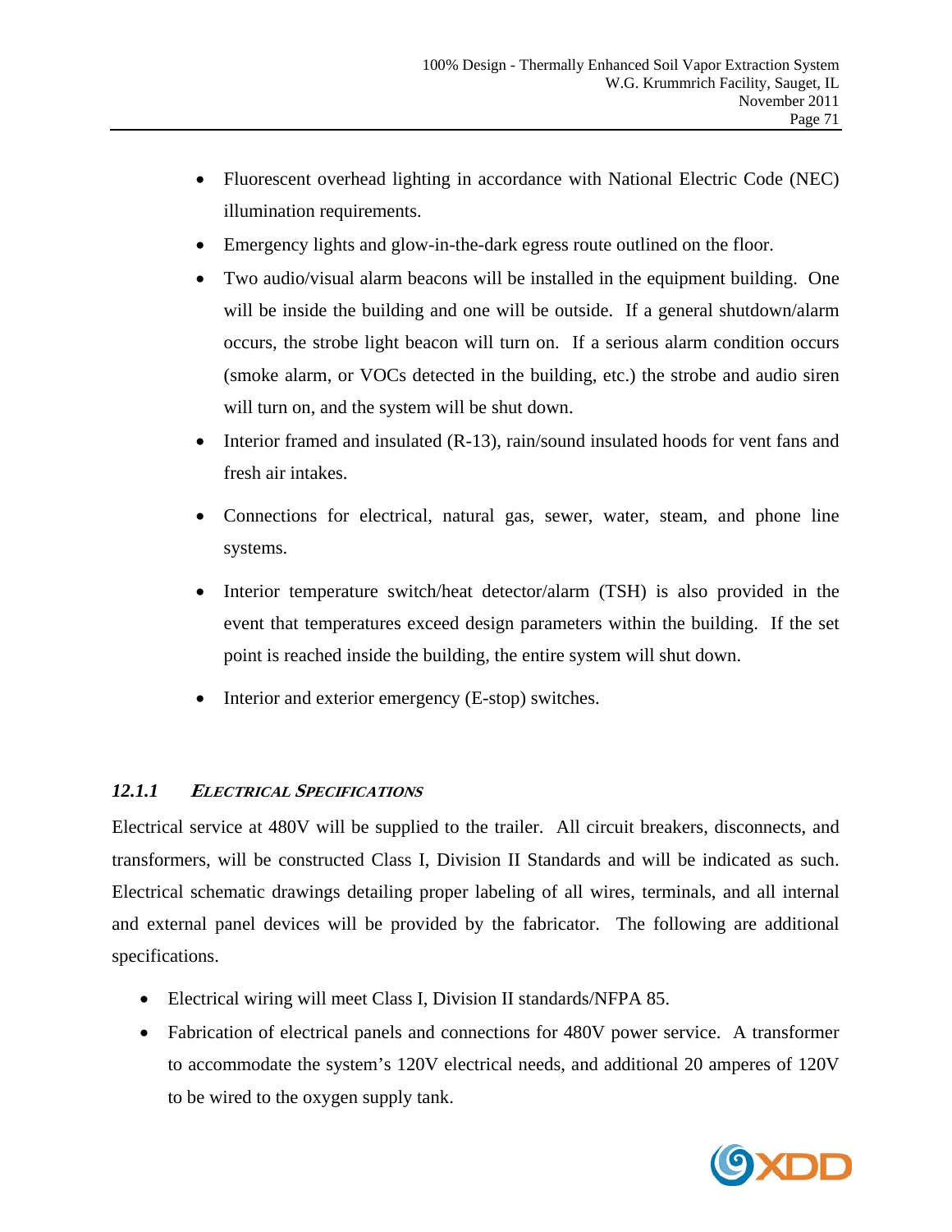- Fluorescent overhead lighting in accordance with National Electric Code (NEC) illumination requirements.
- Emergency lights and glow-in-the-dark egress route outlined on the floor.
- Two audio/visual alarm beacons will be installed in the equipment building. One will be inside the building and one will be outside. If a general shutdown/alarm occurs, the strobe light beacon will turn on. If a serious alarm condition occurs (smoke alarm, or VOCs detected in the building, etc.) the strobe and audio siren will turn on, and the system will be shut down.
- Interior framed and insulated (R-13), rain/sound insulated hoods for vent fans and fresh air intakes.
- Connections for electrical, natural gas, sewer, water, steam, and phone line systems.
- Interior temperature switch/heat detector/alarm (TSH) is also provided in the event that temperatures exceed design parameters within the building. If the set point is reached inside the building, the entire system will shut down.
- Interior and exterior emergency (E-stop) switches.

### *12.1.1 Electrical Specifications*

Electrical service at 480V will be supplied to the trailer. All circuit breakers, disconnects, and transformers, will be constructed Class I, Division II Standards and will be indicated as such. Electrical schematic drawings detailing proper labeling of all wires, terminals, and all internal and external panel devices will be provided by the fabricator. The following are additional specifications.

- Electrical wiring will meet Class I, Division II standards/NFPA 85.
- Fabrication of electrical panels and connections for 480V power service. A transformer to accommodate the system's 120V electrical needs, and additional 20 amperes of 120V to be wired to the oxygen supply tank.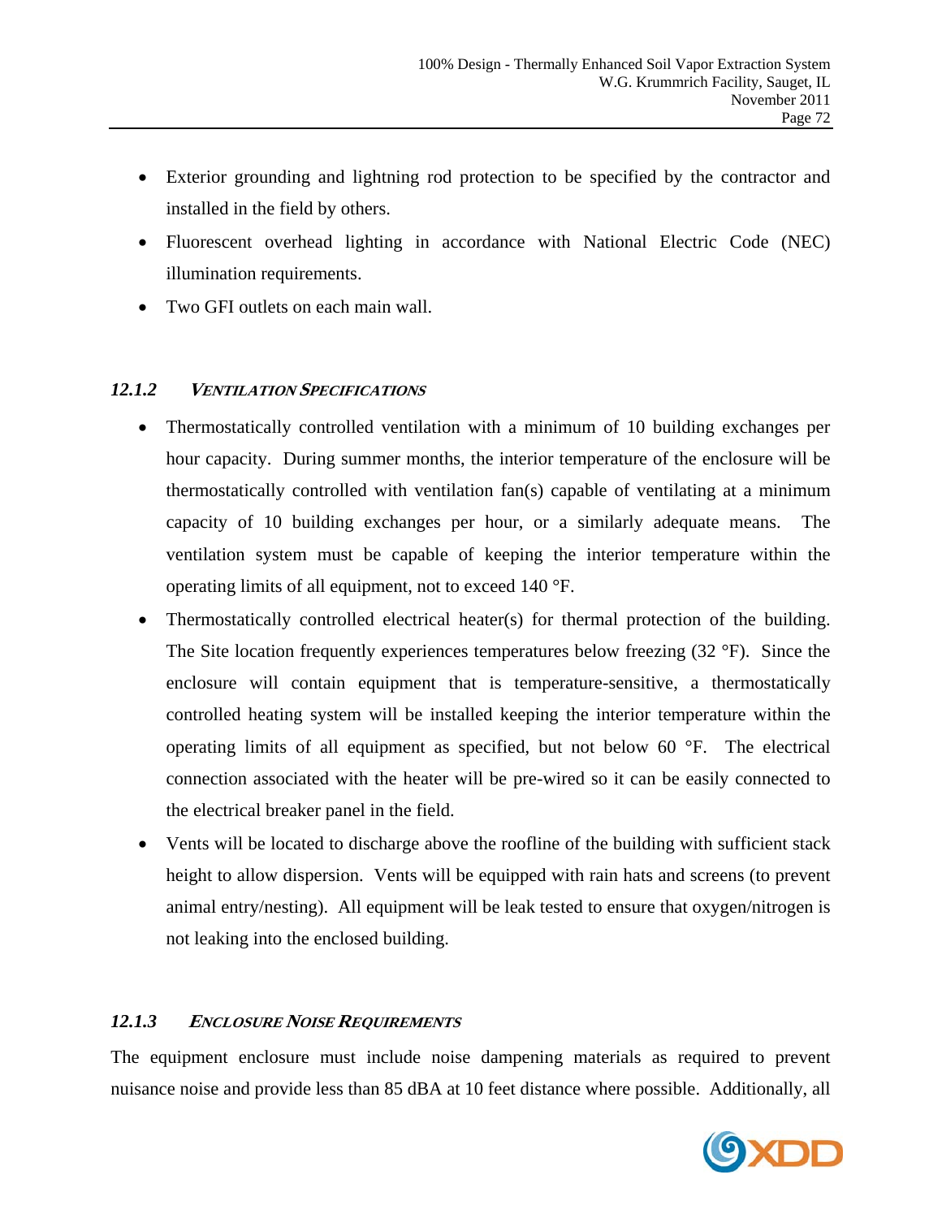- Exterior grounding and lightning rod protection to be specified by the contractor and installed in the field by others.
- Fluorescent overhead lighting in accordance with National Electric Code (NEC) illumination requirements.
- Two GFI outlets on each main wall.

#### *12.1.2 Ventilation Specifications*

- Thermostatically controlled ventilation with a minimum of 10 building exchanges per hour capacity. During summer months, the interior temperature of the enclosure will be thermostatically controlled with ventilation fan(s) capable of ventilating at a minimum capacity of 10 building exchanges per hour, or a similarly adequate means. The ventilation system must be capable of keeping the interior temperature within the operating limits of all equipment, not to exceed 140 °F.
- Thermostatically controlled electrical heater(s) for thermal protection of the building. The Site location frequently experiences temperatures below freezing (32 °F). Since the enclosure will contain equipment that is temperature-sensitive, a thermostatically controlled heating system will be installed keeping the interior temperature within the operating limits of all equipment as specified, but not below 60 °F. The electrical connection associated with the heater will be pre-wired so it can be easily connected to the electrical breaker panel in the field.
- Vents will be located to discharge above the roofline of the building with sufficient stack height to allow dispersion. Vents will be equipped with rain hats and screens (to prevent animal entry/nesting). All equipment will be leak tested to ensure that oxygen/nitrogen is not leaking into the enclosed building.

#### *12.1.3 Enclosure Noise Requirements*

The equipment enclosure must include noise dampening materials as required to prevent nuisance noise and provide less than 85 dBA at 10 feet distance where possible. Additionally, all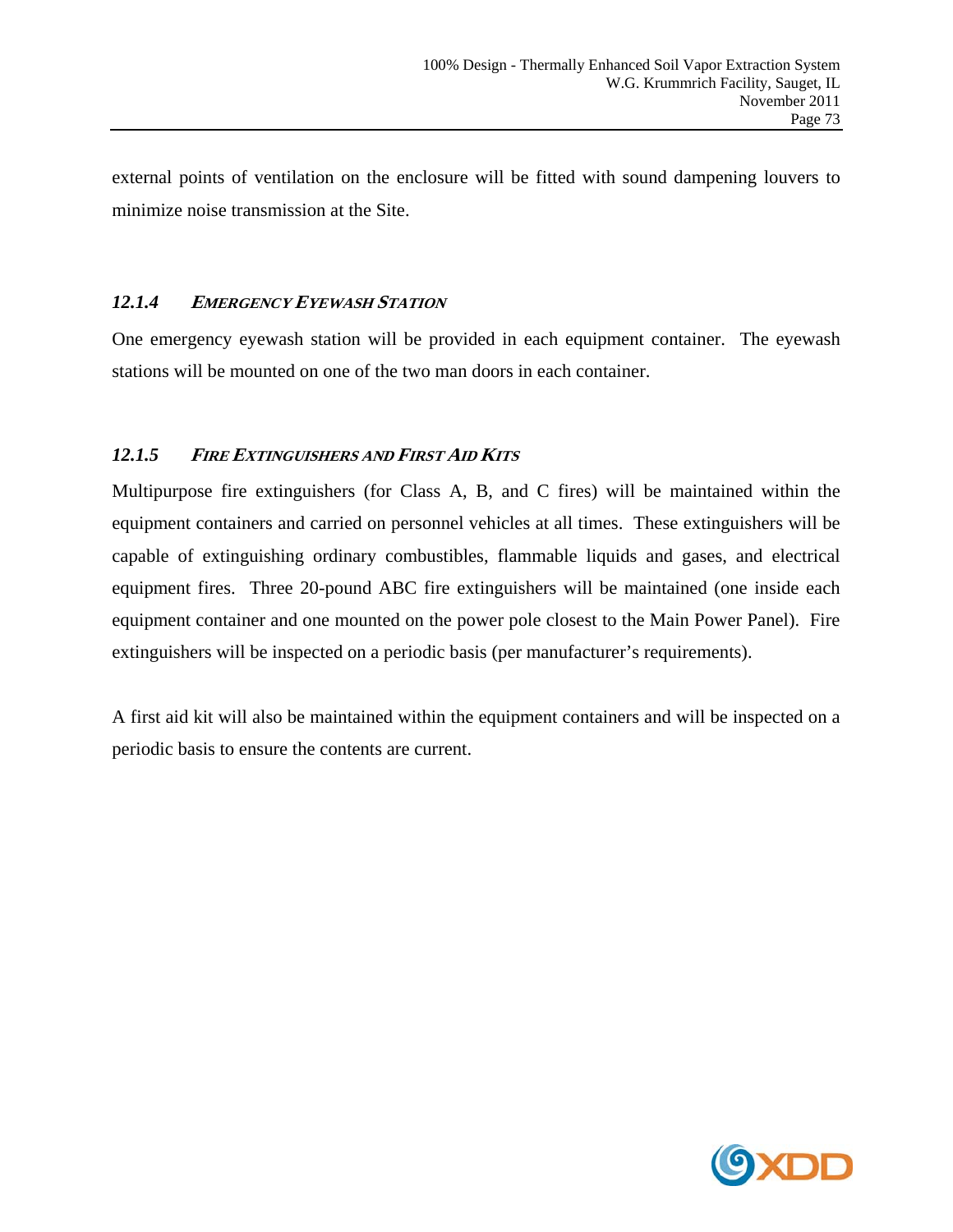external points of ventilation on the enclosure will be fitted with sound dampening louvers to minimize noise transmission at the Site.

#### *12.1.4 Emergency Eyewash Station*

One emergency eyewash station will be provided in each equipment container. The eyewash stations will be mounted on one of the two man doors in each container.

#### *12.1.5 Fire Extinguishers and First Aid Kits*

Multipurpose fire extinguishers (for Class A, B, and C fires) will be maintained within the equipment containers and carried on personnel vehicles at all times. These extinguishers will be capable of extinguishing ordinary combustibles, flammable liquids and gases, and electrical equipment fires. Three 20-pound ABC fire extinguishers will be maintained (one inside each equipment container and one mounted on the power pole closest to the Main Power Panel). Fire extinguishers will be inspected on a periodic basis (per manufacturer's requirements).

A first aid kit will also be maintained within the equipment containers and will be inspected on a periodic basis to ensure the contents are current.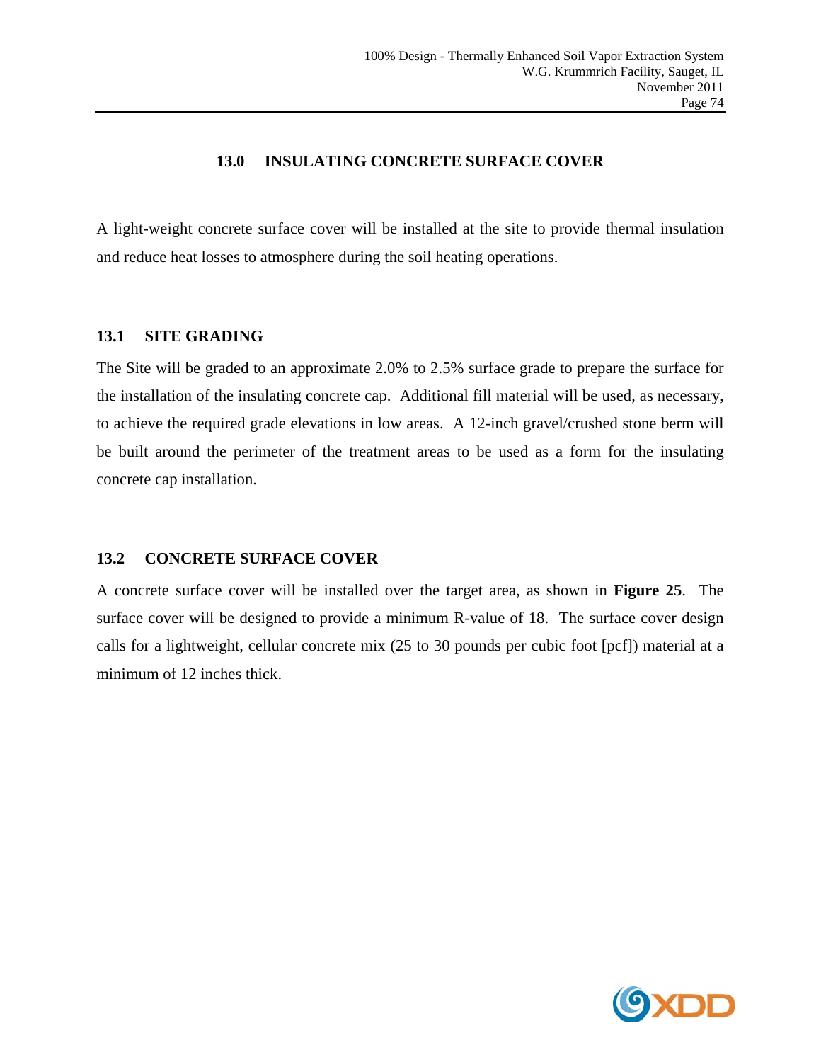# 13.0 INSULATING CONCRETE SURFACE COVER

A light-weight concrete surface cover will be installed at the site to provide thermal insulation and reduce heat losses to atmosphere during the soil heating operations.

## 13.1 SITE GRADING

The Site will be graded to an approximate 2.0% to 2.5% surface grade to prepare the surface for the installation of the insulating concrete cap. Additional fill material will be used, as necessary, to achieve the required grade elevations in low areas. A 12-inch gravel/crushed stone berm will be built around the perimeter of the treatment areas to be used as a form for the insulating concrete cap installation.

## 13.2 CONCRETE SURFACE COVER

A concrete surface cover will be installed over the target area, as shown in **Figure 25**. The surface cover will be designed to provide a minimum R-value of 18. The surface cover design calls for a lightweight, cellular concrete mix (25 to 30 pounds per cubic foot [pcf]) material at a minimum of 12 inches thick.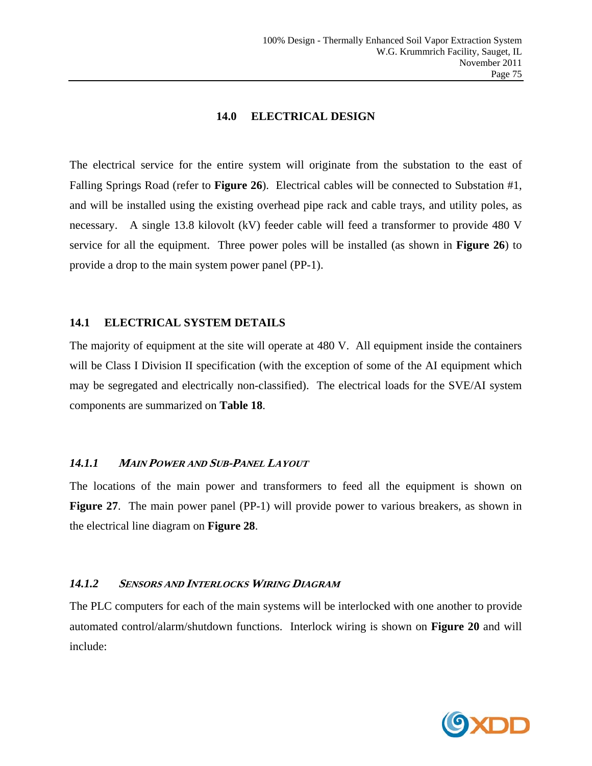# 14.0 ELECTRICAL DESIGN

The electrical service for the entire system will originate from the substation to the east of Falling Springs Road (refer to **Figure 26**). Electrical cables will be connected to Substation #1, and will be installed using the existing overhead pipe rack and cable trays, and utility poles, as necessary. A single 13.8 kilovolt (kV) feeder cable will feed a transformer to provide 480 V service for all the equipment. Three power poles will be installed (as shown in **Figure 26**) to provide a drop to the main system power panel (PP-1).

## 14.1 ELECTRICAL SYSTEM DETAILS

The majority of equipment at the site will operate at 480 V. All equipment inside the containers will be Class I Division II specification (with the exception of some of the AI equipment which may be segregated and electrically non-classified). The electrical loads for the SVE/AI system components are summarized on **Table 18**.

### *14.1.1 Main Power and Sub-Panel Layout*

The locations of the main power and transformers to feed all the equipment is shown on **Figure 27**. The main power panel (PP-1) will provide power to various breakers, as shown in the electrical line diagram on **Figure 28**.

### *14.1.2 Sensors and Interlocks Wiring Diagram*

The PLC computers for each of the main systems will be interlocked with one another to provide automated control/alarm/shutdown functions. Interlock wiring is shown on **Figure 20** and will include: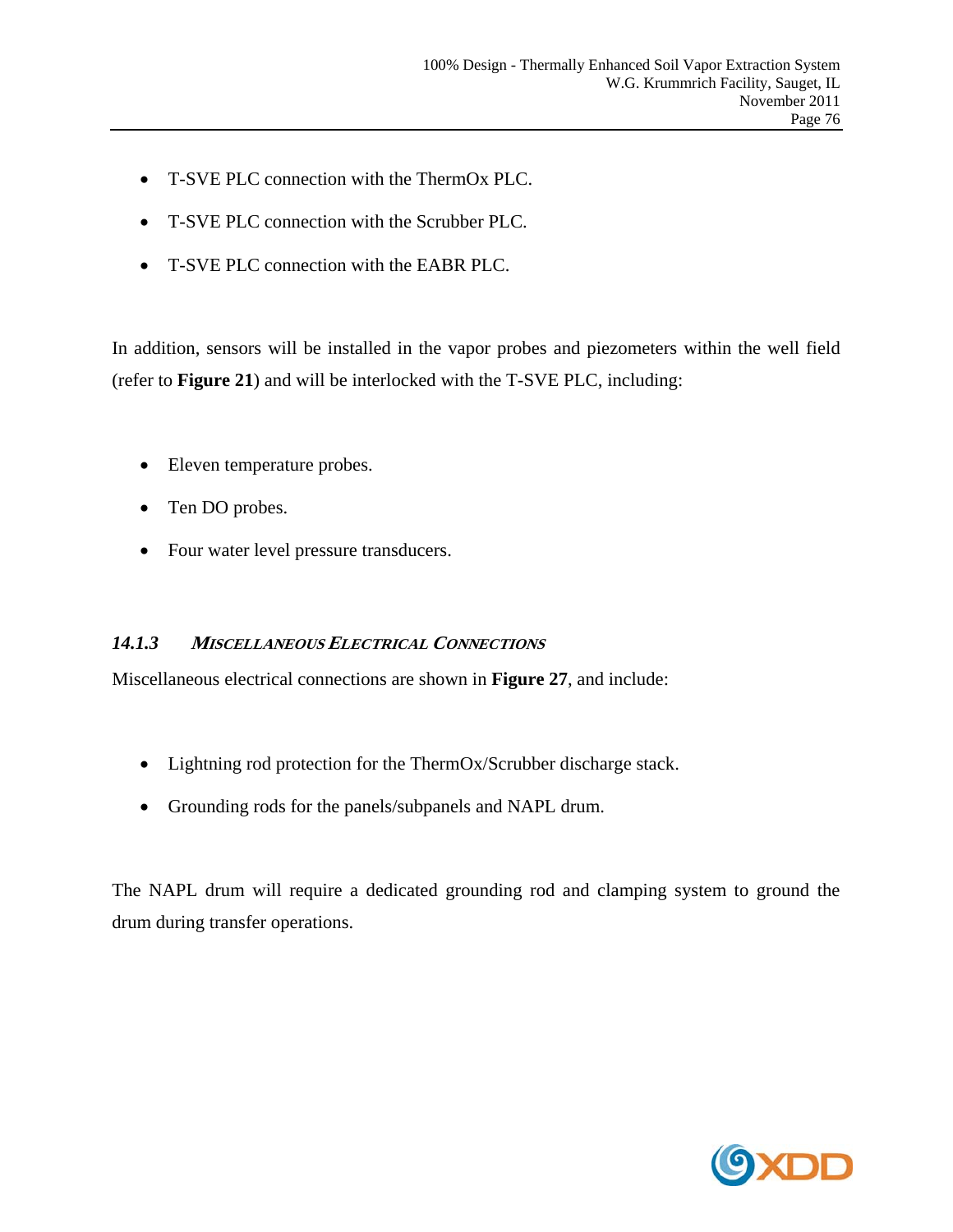- T-SVE PLC connection with the ThermOx PLC.
- T-SVE PLC connection with the Scrubber PLC.
- T-SVE PLC connection with the EABR PLC.

In addition, sensors will be installed in the vapor probes and piezometers within the well field (refer to **Figure 21**) and will be interlocked with the T-SVE PLC, including:

- Eleven temperature probes.
- Ten DO probes.
- Four water level pressure transducers.

#### *14.1.3 Miscellaneous Electrical Connections*

Miscellaneous electrical connections are shown in **Figure 27**, and include:

- Lightning rod protection for the ThermOx/Scrubber discharge stack.
- Grounding rods for the panels/subpanels and NAPL drum.

The NAPL drum will require a dedicated grounding rod and clamping system to ground the drum during transfer operations.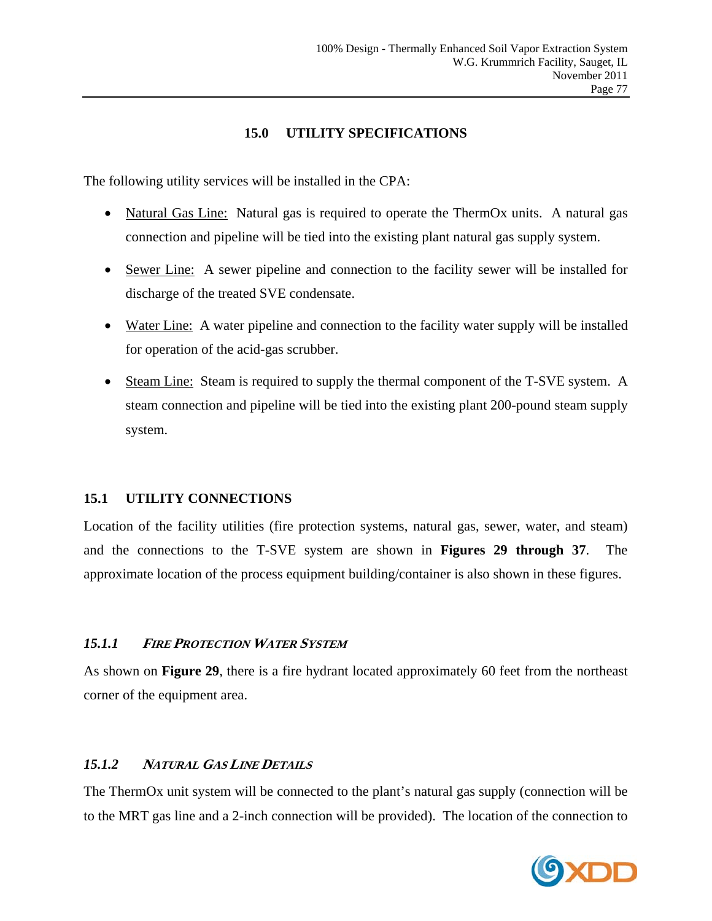# 15.0 UTILITY SPECIFICATIONS

The following utility services will be installed in the CPA:

- Natural Gas Line: Natural gas is required to operate the ThermOx units. A natural gas connection and pipeline will be tied into the existing plant natural gas supply system.
- Sewer Line: A sewer pipeline and connection to the facility sewer will be installed for discharge of the treated SVE condensate.
- Water Line: A water pipeline and connection to the facility water supply will be installed for operation of the acid-gas scrubber.
- Steam Line: Steam is required to supply the thermal component of the T-SVE system. A steam connection and pipeline will be tied into the existing plant 200-pound steam supply system.

## 15.1 UTILITY CONNECTIONS

Location of the facility utilities (fire protection systems, natural gas, sewer, water, and steam) and the connections to the T-SVE system are shown in **Figures 29 through 37**. The approximate location of the process equipment building/container is also shown in these figures.

### *15.1.1 FIRE PROTECTION WATER SYSTEM*

As shown on **Figure 29**, there is a fire hydrant located approximately 60 feet from the northeast corner of the equipment area.

### *15.1.2 NATURAL GAS LINE DETAILS*

The ThermOx unit system will be connected to the plant's natural gas supply (connection will be to the MRT gas line and a 2-inch connection will be provided). The location of the connection to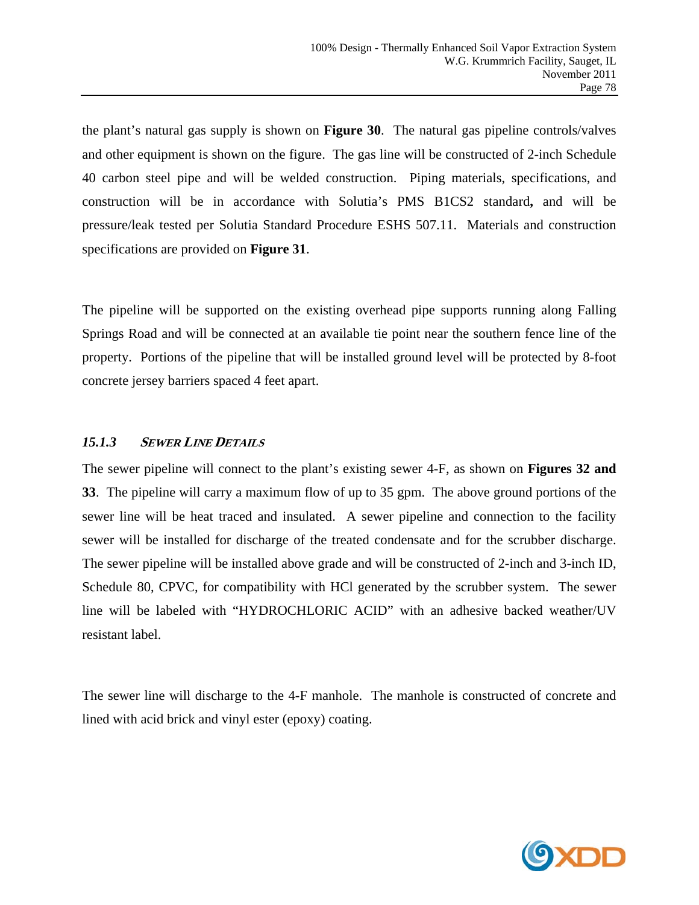the plant's natural gas supply is shown on **Figure 30**. The natural gas pipeline controls/valves and other equipment is shown on the figure. The gas line will be constructed of 2-inch Schedule 40 carbon steel pipe and will be welded construction. Piping materials, specifications, and construction will be in accordance with Solutia's PMS B1CS2 standard**,** and will be pressure/leak tested per Solutia Standard Procedure ESHS 507.11. Materials and construction specifications are provided on **Figure 31**.

The pipeline will be supported on the existing overhead pipe supports running along Falling Springs Road and will be connected at an available tie point near the southern fence line of the property. Portions of the pipeline that will be installed ground level will be protected by 8-foot concrete jersey barriers spaced 4 feet apart.

#### *15.1.3 SEWER LINE DETAILS*

The sewer pipeline will connect to the plant's existing sewer 4-F, as shown on **Figures 32 and 33**. The pipeline will carry a maximum flow of up to 35 gpm. The above ground portions of the sewer line will be heat traced and insulated. A sewer pipeline and connection to the facility sewer will be installed for discharge of the treated condensate and for the scrubber discharge. The sewer pipeline will be installed above grade and will be constructed of 2-inch and 3-inch ID, Schedule 80, CPVC, for compatibility with HCl generated by the scrubber system. The sewer line will be labeled with "HYDROCHLORIC ACID" with an adhesive backed weather/UV resistant label.

The sewer line will discharge to the 4-F manhole. The manhole is constructed of concrete and lined with acid brick and vinyl ester (epoxy) coating.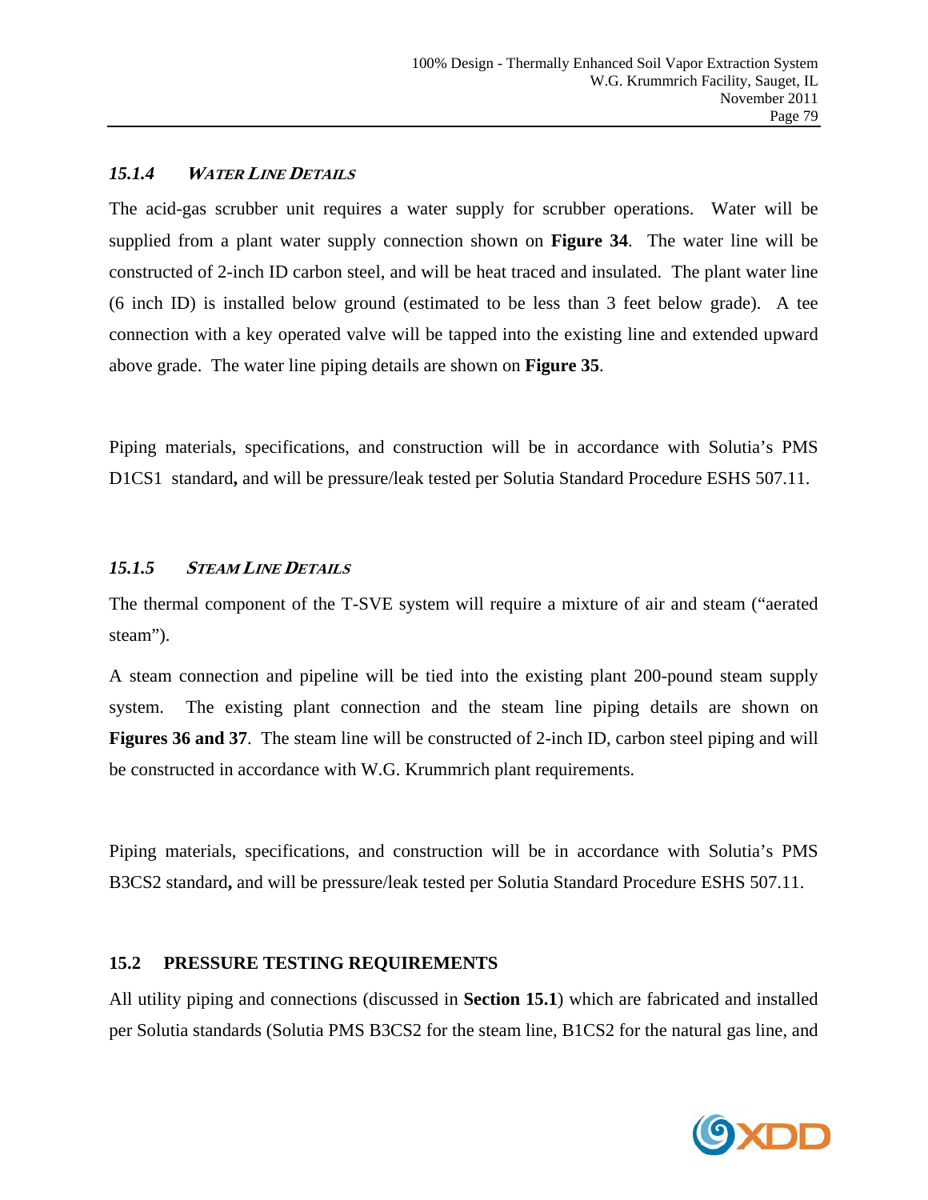#### 15.1.4 *WATER LINE DETAILS*

The acid-gas scrubber unit requires a water supply for scrubber operations. Water will be supplied from a plant water supply connection shown on **Figure 34**. The water line will be constructed of 2-inch ID carbon steel, and will be heat traced and insulated. The plant water line (6 inch ID) is installed below ground (estimated to be less than 3 feet below grade). A tee connection with a key operated valve will be tapped into the existing line and extended upward above grade. The water line piping details are shown on **Figure 35**.

Piping materials, specifications, and construction will be in accordance with Solutia's PMS D1CS1 standard**,** and will be pressure/leak tested per Solutia Standard Procedure ESHS 507.11.

#### 15.1.5 *STEAM LINE DETAILS*

The thermal component of the T-SVE system will require a mixture of air and steam ("aerated steam").

A steam connection and pipeline will be tied into the existing plant 200-pound steam supply system. The existing plant connection and the steam line piping details are shown on **Figures 36 and 37**. The steam line will be constructed of 2-inch ID, carbon steel piping and will be constructed in accordance with W.G. Krummrich plant requirements.

Piping materials, specifications, and construction will be in accordance with Solutia's PMS B3CS2 standard**,** and will be pressure/leak tested per Solutia Standard Procedure ESHS 507.11.

### 15.2 PRESSURE TESTING REQUIREMENTS

All utility piping and connections (discussed in **Section 15.1**) which are fabricated and installed per Solutia standards (Solutia PMS B3CS2 for the steam line, B1CS2 for the natural gas line, and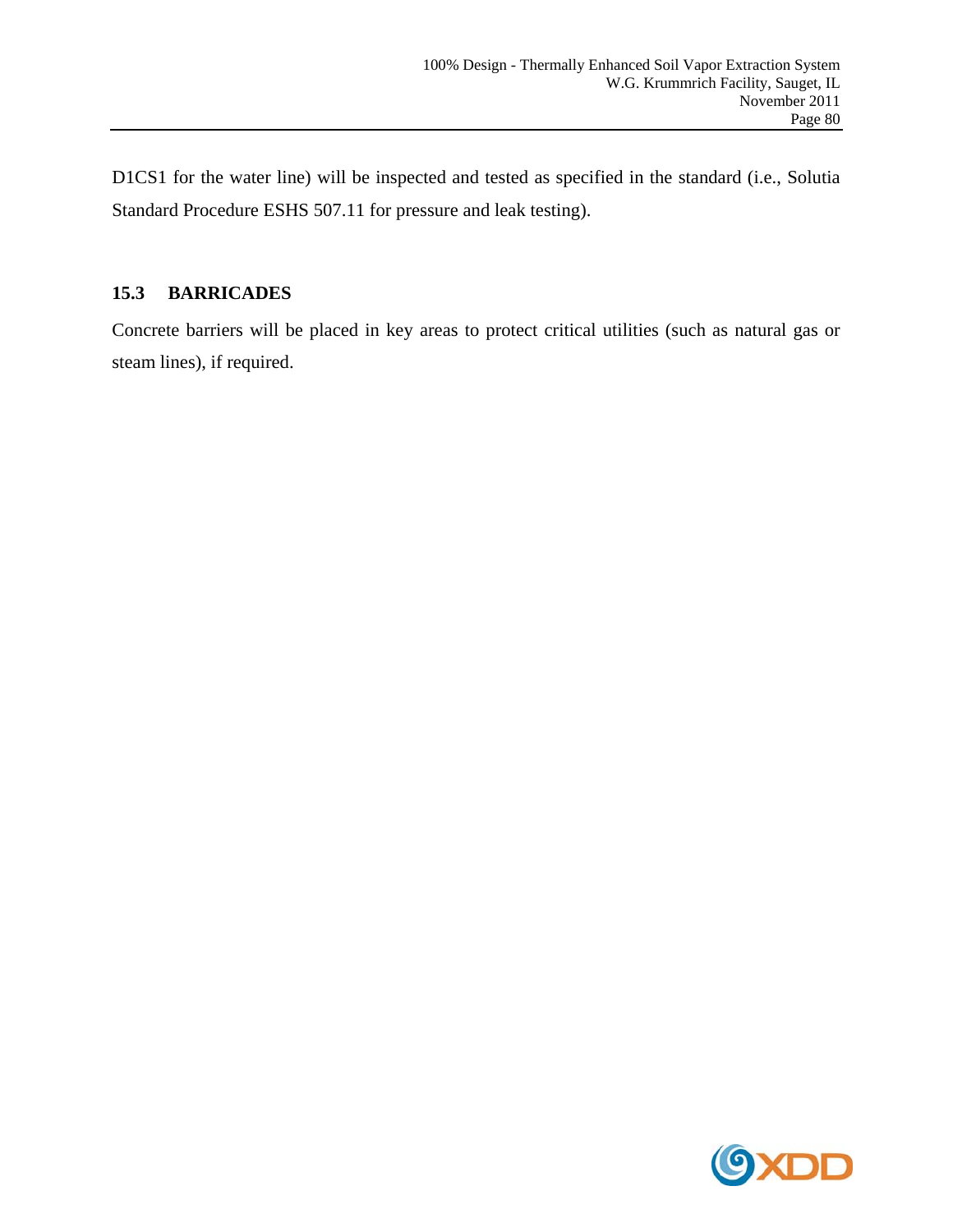D1CS1 for the water line) will be inspected and tested as specified in the standard (i.e., Solutia Standard Procedure ESHS 507.11 for pressure and leak testing).

## 15.3 BARRICADES

Concrete barriers will be placed in key areas to protect critical utilities (such as natural gas or steam lines), if required.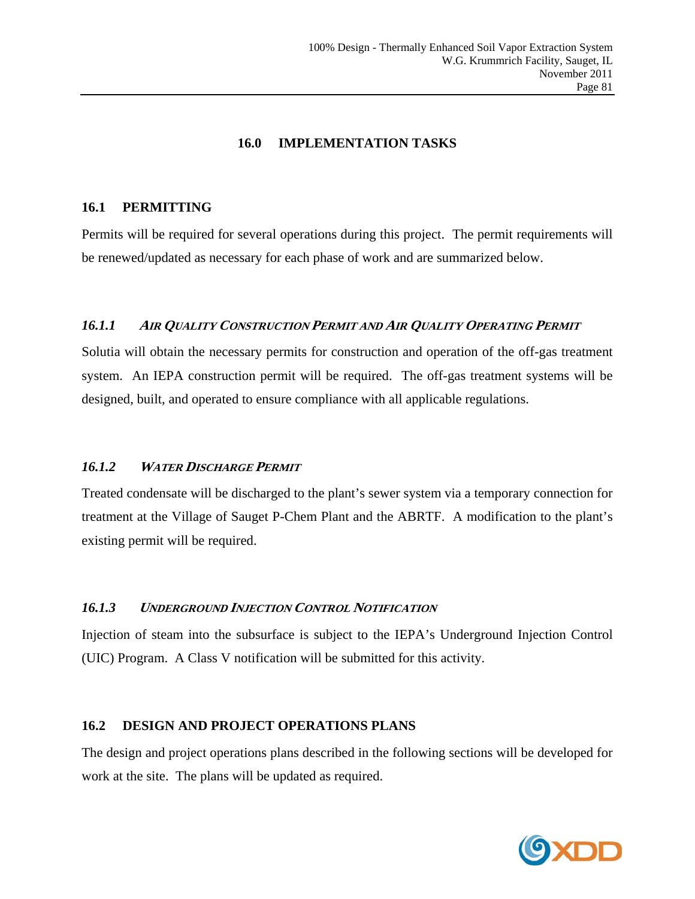# 16.0 IMPLEMENTATION TASKS

## 16.1 PERMITTING

Permits will be required for several operations during this project. The permit requirements will be renewed/updated as necessary for each phase of work and are summarized below.

### *16.1.1 Air Quality Construction Permit and Air Quality Operating Permit*

Solutia will obtain the necessary permits for construction and operation of the off-gas treatment system. An IEPA construction permit will be required. The off-gas treatment systems will be designed, built, and operated to ensure compliance with all applicable regulations.

### *16.1.2 Water Discharge Permit*

Treated condensate will be discharged to the plant's sewer system via a temporary connection for treatment at the Village of Sauget P-Chem Plant and the ABRTF. A modification to the plant's existing permit will be required.

### *16.1.3 Underground Injection Control Notification*

Injection of steam into the subsurface is subject to the IEPA's Underground Injection Control (UIC) Program. A Class V notification will be submitted for this activity.

## 16.2 DESIGN AND PROJECT OPERATIONS PLANS

The design and project operations plans described in the following sections will be developed for work at the site. The plans will be updated as required.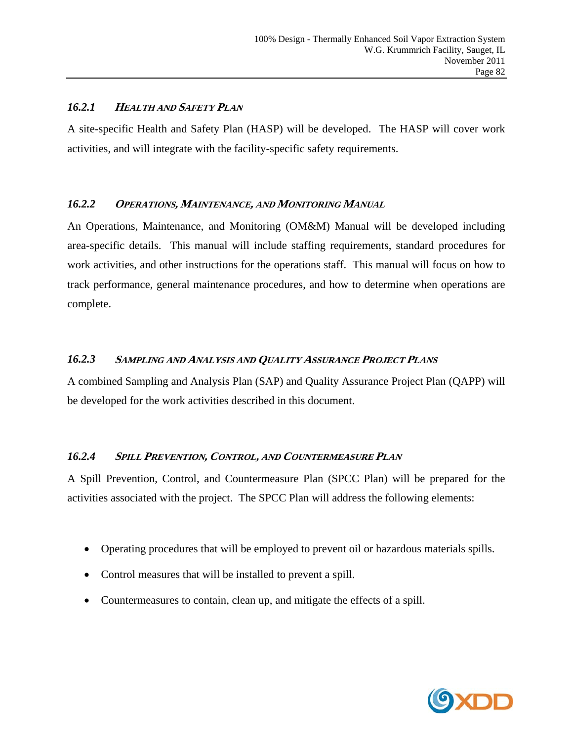### 16.2.1 *Health and Safety Plan*

A site-specific Health and Safety Plan (HASP) will be developed. The HASP will cover work activities, and will integrate with the facility-specific safety requirements.

### 16.2.2 *Operations, Maintenance, and Monitoring Manual*

An Operations, Maintenance, and Monitoring (OM&M) Manual will be developed including area-specific details. This manual will include staffing requirements, standard procedures for work activities, and other instructions for the operations staff. This manual will focus on how to track performance, general maintenance procedures, and how to determine when operations are complete.

### 16.2.3 *Sampling and Analysis and Quality Assurance Project Plans*

A combined Sampling and Analysis Plan (SAP) and Quality Assurance Project Plan (QAPP) will be developed for the work activities described in this document.

### 16.2.4 *Spill Prevention, Control, and Countermeasure Plan*

A Spill Prevention, Control, and Countermeasure Plan (SPCC Plan) will be prepared for the activities associated with the project. The SPCC Plan will address the following elements:

- Operating procedures that will be employed to prevent oil or hazardous materials spills.
- Control measures that will be installed to prevent a spill.
- Countermeasures to contain, clean up, and mitigate the effects of a spill.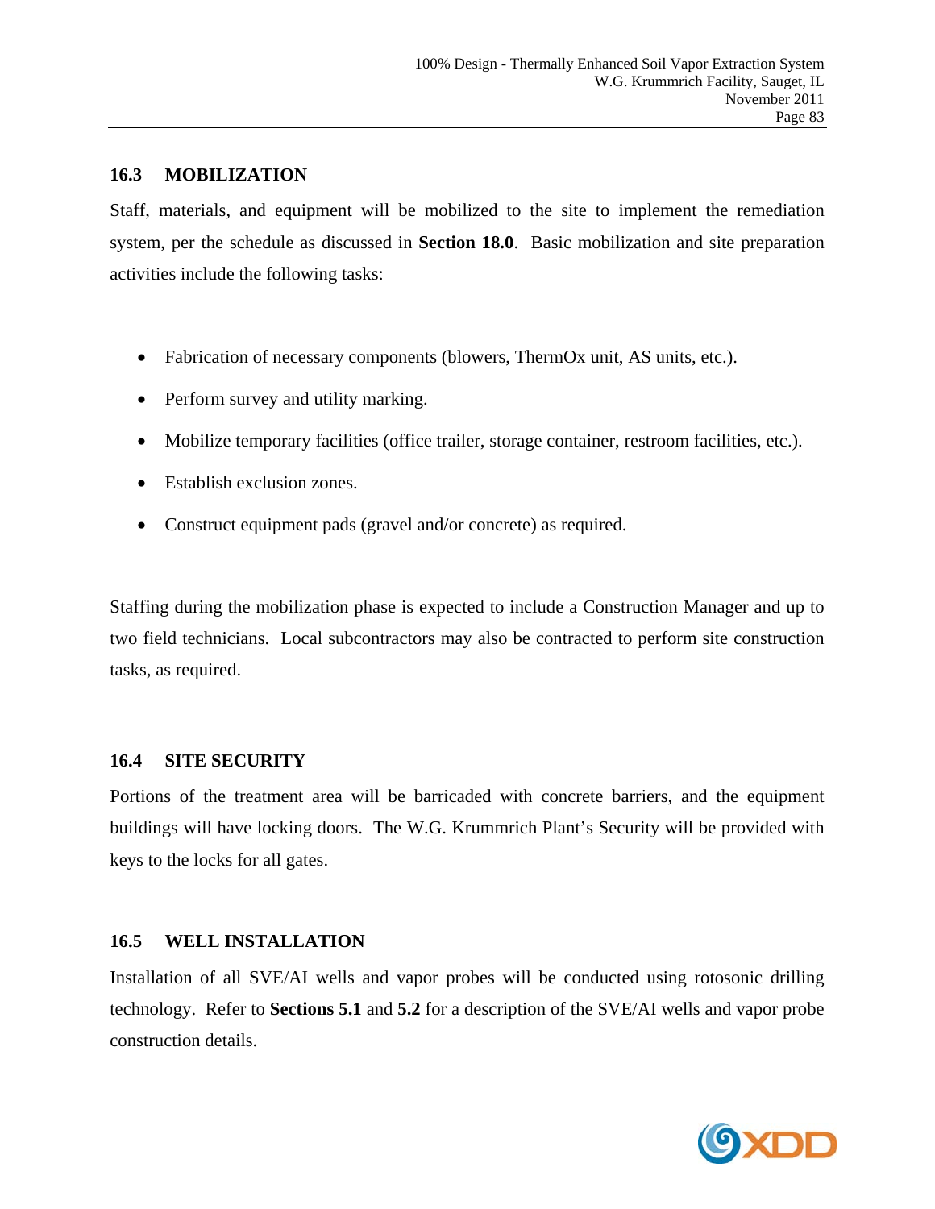## 16.3 MOBILIZATION

Staff, materials, and equipment will be mobilized to the site to implement the remediation system, per the schedule as discussed in **Section 18.0**. Basic mobilization and site preparation activities include the following tasks:

- Fabrication of necessary components (blowers, ThermOx unit, AS units, etc.).
- Perform survey and utility marking.
- Mobilize temporary facilities (office trailer, storage container, restroom facilities, etc.).
- Establish exclusion zones.
- Construct equipment pads (gravel and/or concrete) as required.

Staffing during the mobilization phase is expected to include a Construction Manager and up to two field technicians. Local subcontractors may also be contracted to perform site construction tasks, as required.

## 16.4 SITE SECURITY

Portions of the treatment area will be barricaded with concrete barriers, and the equipment buildings will have locking doors. The W.G. Krummrich Plant's Security will be provided with keys to the locks for all gates.

## 16.5 WELL INSTALLATION

Installation of all SVE/AI wells and vapor probes will be conducted using rotosonic drilling technology. Refer to **Sections 5.1** and **5.2** for a description of the SVE/AI wells and vapor probe construction details.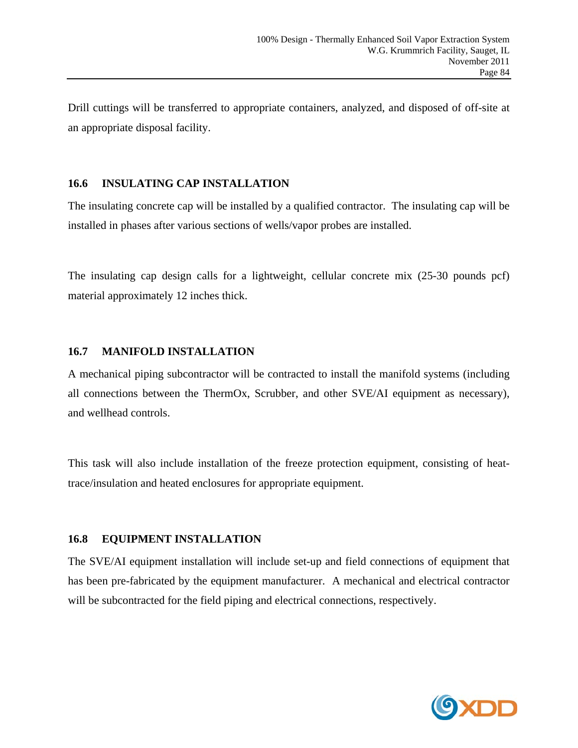Drill cuttings will be transferred to appropriate containers, analyzed, and disposed of off-site at an appropriate disposal facility.

## 16.6 INSULATING CAP INSTALLATION

The insulating concrete cap will be installed by a qualified contractor. The insulating cap will be installed in phases after various sections of wells/vapor probes are installed.

The insulating cap design calls for a lightweight, cellular concrete mix (25-30 pounds pcf) material approximately 12 inches thick.

## 16.7 MANIFOLD INSTALLATION

A mechanical piping subcontractor will be contracted to install the manifold systems (including all connections between the ThermOx, Scrubber, and other SVE/AI equipment as necessary), and wellhead controls.

This task will also include installation of the freeze protection equipment, consisting of heat-trace/insulation and heated enclosures for appropriate equipment.

## 16.8 EQUIPMENT INSTALLATION

The SVE/AI equipment installation will include set-up and field connections of equipment that has been pre-fabricated by the equipment manufacturer. A mechanical and electrical contractor will be subcontracted for the field piping and electrical connections, respectively.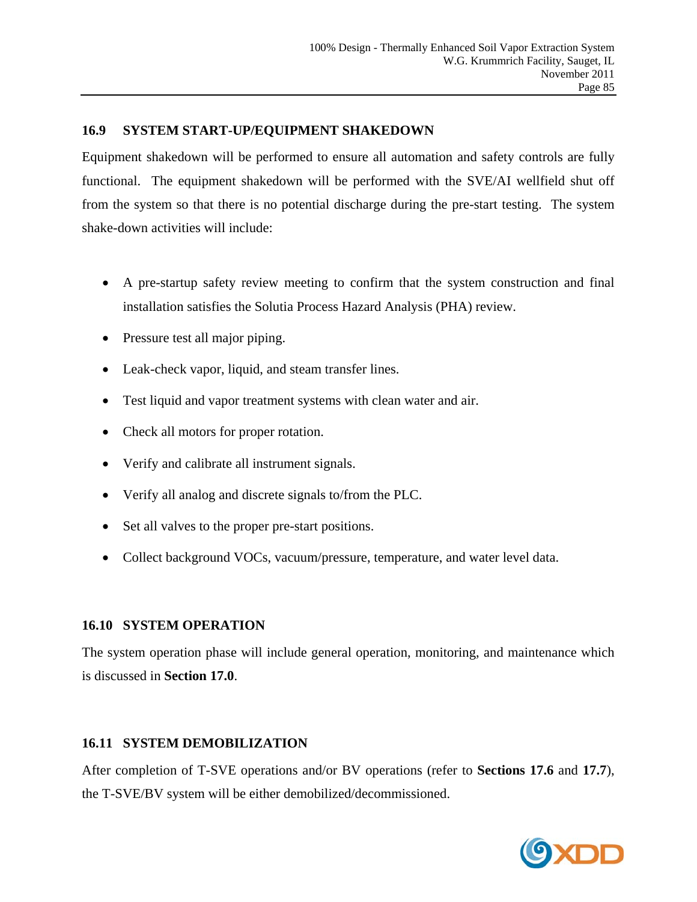## 16.9 SYSTEM START-UP/EQUIPMENT SHAKEDOWN

Equipment shakedown will be performed to ensure all automation and safety controls are fully functional. The equipment shakedown will be performed with the SVE/AI wellfield shut off from the system so that there is no potential discharge during the pre-start testing. The system shake-down activities will include:

- A pre-startup safety review meeting to confirm that the system construction and final installation satisfies the Solutia Process Hazard Analysis (PHA) review.
- Pressure test all major piping.
- Leak-check vapor, liquid, and steam transfer lines.
- Test liquid and vapor treatment systems with clean water and air.
- Check all motors for proper rotation.
- Verify and calibrate all instrument signals.
- Verify all analog and discrete signals to/from the PLC.
- Set all valves to the proper pre-start positions.
- Collect background VOCs, vacuum/pressure, temperature, and water level data.

## 16.10 SYSTEM OPERATION

The system operation phase will include general operation, monitoring, and maintenance which is discussed in **Section 17.0**.

## 16.11 SYSTEM DEMOBILIZATION

After completion of T-SVE operations and/or BV operations (refer to **Sections 17.6** and **17.7**), the T-SVE/BV system will be either demobilized/decommissioned.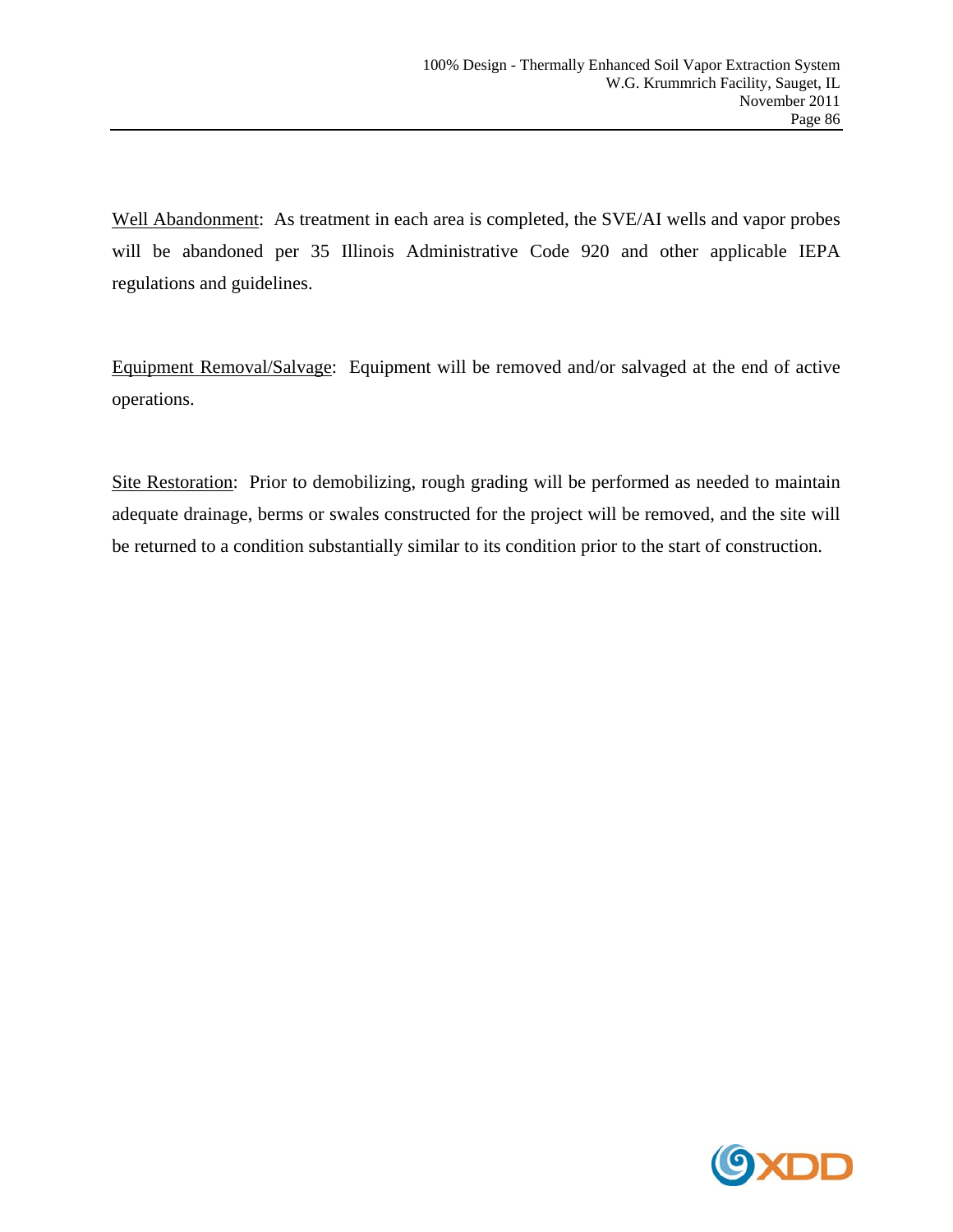Well Abandonment: As treatment in each area is completed, the SVE/AI wells and vapor probes will be abandoned per 35 Illinois Administrative Code 920 and other applicable IEPA regulations and guidelines.

Equipment Removal/Salvage: Equipment will be removed and/or salvaged at the end of active operations.

Site Restoration: Prior to demobilizing, rough grading will be performed as needed to maintain adequate drainage, berms or swales constructed for the project will be removed, and the site will be returned to a condition substantially similar to its condition prior to the start of construction.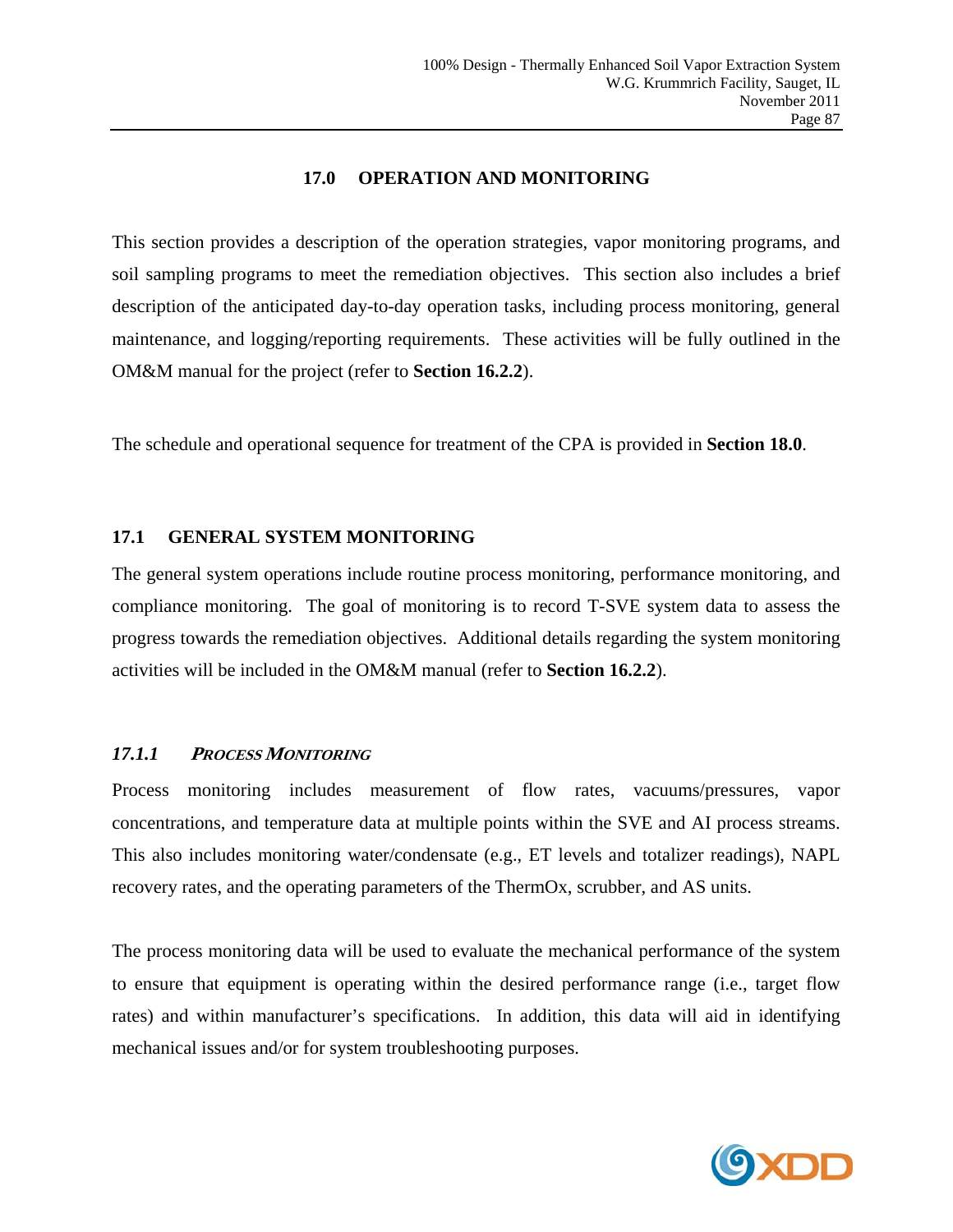# 17.0 OPERATION AND MONITORING

This section provides a description of the operation strategies, vapor monitoring programs, and soil sampling programs to meet the remediation objectives. This section also includes a brief description of the anticipated day-to-day operation tasks, including process monitoring, general maintenance, and logging/reporting requirements. These activities will be fully outlined in the OM&M manual for the project (refer to **Section 16.2.2**).

The schedule and operational sequence for treatment of the CPA is provided in **Section 18.0**.

## 17.1 GENERAL SYSTEM MONITORING

The general system operations include routine process monitoring, performance monitoring, and compliance monitoring. The goal of monitoring is to record T-SVE system data to assess the progress towards the remediation objectives. Additional details regarding the system monitoring activities will be included in the OM&M manual (refer to **Section 16.2.2**).

### *17.1.1 PROCESS MONITORING*

Process monitoring includes measurement of flow rates, vacuums/pressures, vapor concentrations, and temperature data at multiple points within the SVE and AI process streams. This also includes monitoring water/condensate (e.g., ET levels and totalizer readings), NAPL recovery rates, and the operating parameters of the ThermOx, scrubber, and AS units.

The process monitoring data will be used to evaluate the mechanical performance of the system to ensure that equipment is operating within the desired performance range (i.e., target flow rates) and within manufacturer's specifications. In addition, this data will aid in identifying mechanical issues and/or for system troubleshooting purposes.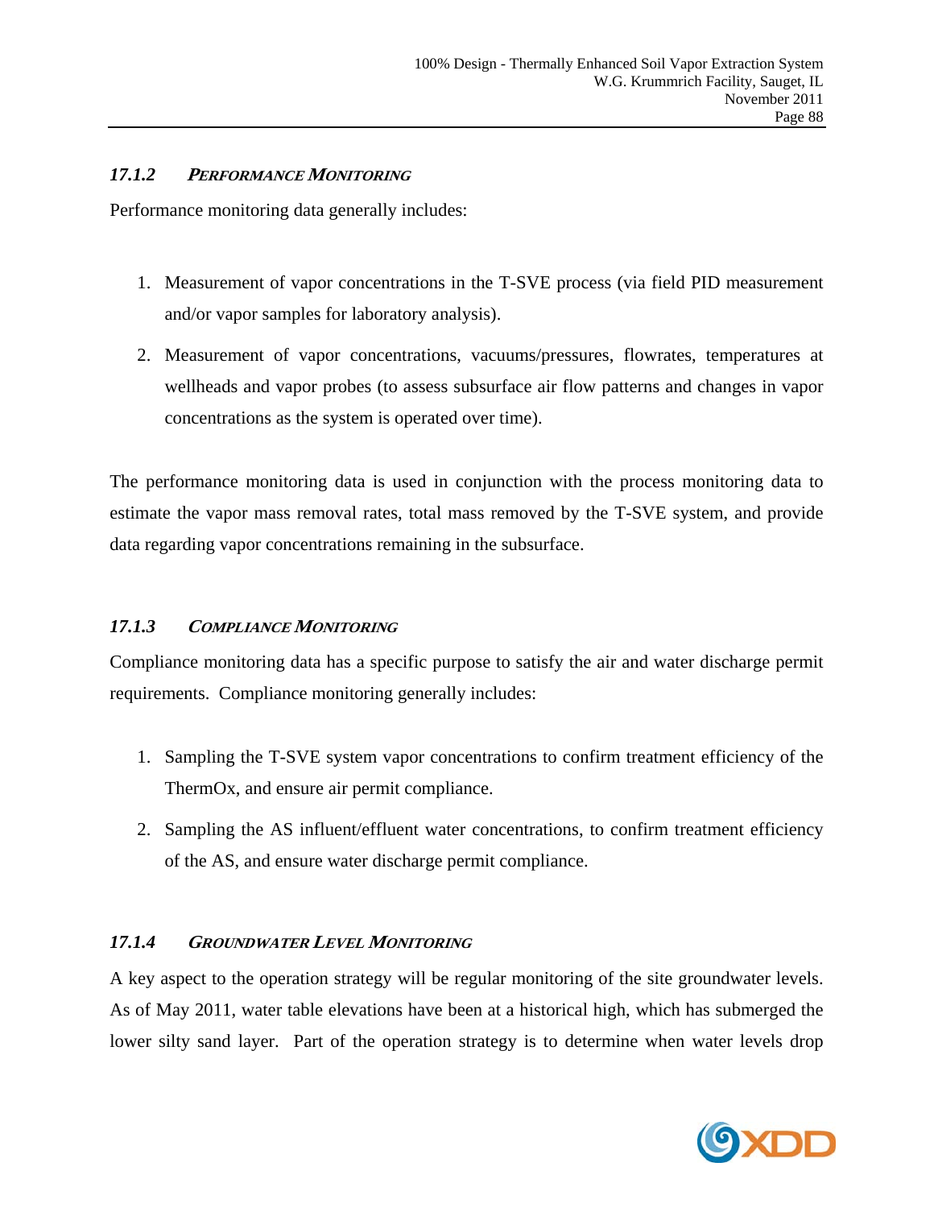### 17.1.2 *Performance Monitoring*

Performance monitoring data generally includes:

1. Measurement of vapor concentrations in the T-SVE process (via field PID measurement and/or vapor samples for laboratory analysis).
2. Measurement of vapor concentrations, vacuums/pressures, flowrates, temperatures at wellheads and vapor probes (to assess subsurface air flow patterns and changes in vapor concentrations as the system is operated over time).

The performance monitoring data is used in conjunction with the process monitoring data to estimate the vapor mass removal rates, total mass removed by the T-SVE system, and provide data regarding vapor concentrations remaining in the subsurface.

### 17.1.3 *Compliance Monitoring*

Compliance monitoring data has a specific purpose to satisfy the air and water discharge permit requirements. Compliance monitoring generally includes:

1. Sampling the T-SVE system vapor concentrations to confirm treatment efficiency of the ThermOx, and ensure air permit compliance.
2. Sampling the AS influent/effluent water concentrations, to confirm treatment efficiency of the AS, and ensure water discharge permit compliance.

### 17.1.4 *Groundwater Level Monitoring*

A key aspect to the operation strategy will be regular monitoring of the site groundwater levels. As of May 2011, water table elevations have been at a historical high, which has submerged the lower silty sand layer. Part of the operation strategy is to determine when water levels drop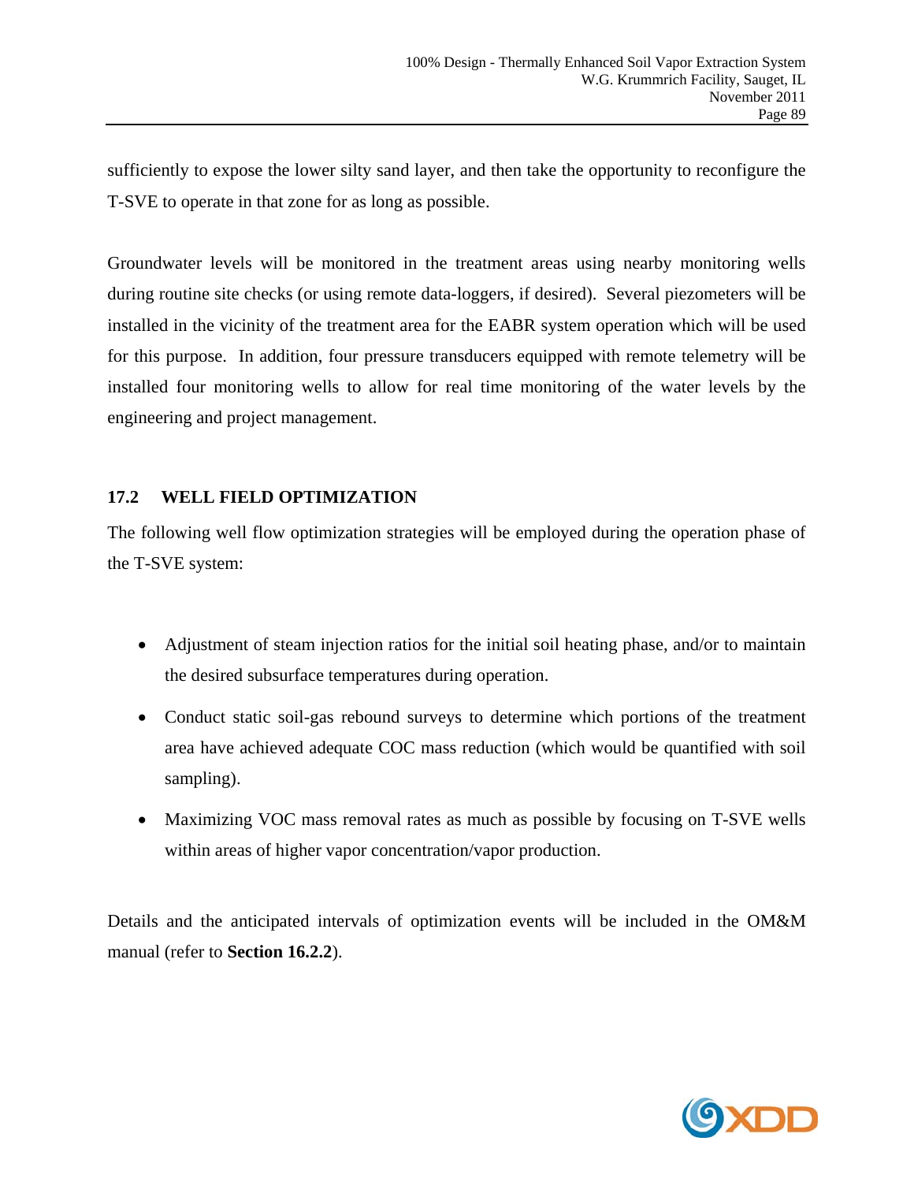sufficiently to expose the lower silty sand layer, and then take the opportunity to reconfigure the T-SVE to operate in that zone for as long as possible.

Groundwater levels will be monitored in the treatment areas using nearby monitoring wells during routine site checks (or using remote data-loggers, if desired). Several piezometers will be installed in the vicinity of the treatment area for the EABR system operation which will be used for this purpose. In addition, four pressure transducers equipped with remote telemetry will be installed four monitoring wells to allow for real time monitoring of the water levels by the engineering and project management.

## 17.2 WELL FIELD OPTIMIZATION

The following well flow optimization strategies will be employed during the operation phase of the T-SVE system:

- Adjustment of steam injection ratios for the initial soil heating phase, and/or to maintain the desired subsurface temperatures during operation.
- Conduct static soil-gas rebound surveys to determine which portions of the treatment area have achieved adequate COC mass reduction (which would be quantified with soil sampling).
- Maximizing VOC mass removal rates as much as possible by focusing on T-SVE wells within areas of higher vapor concentration/vapor production.

Details and the anticipated intervals of optimization events will be included in the OM&M manual (refer to **Section 16.2.2**).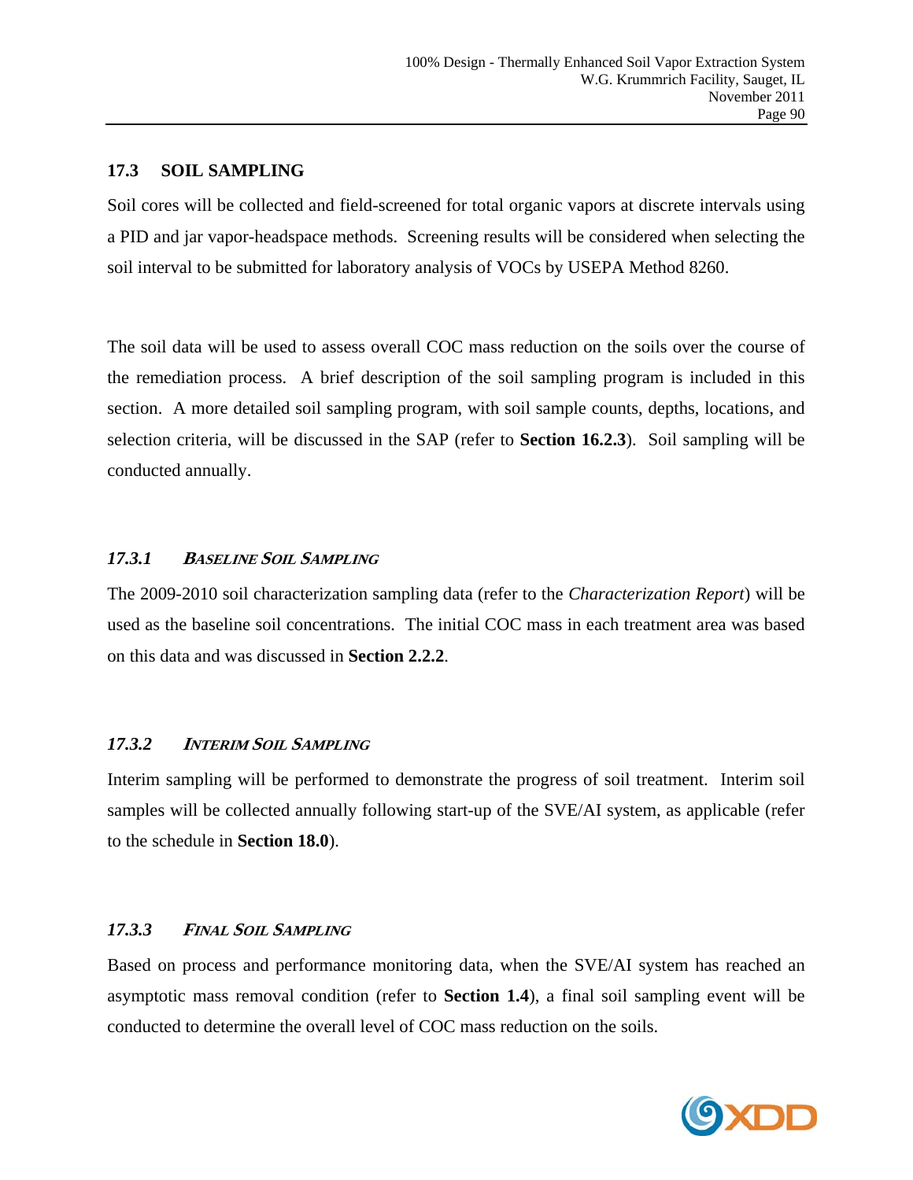## 17.3 SOIL SAMPLING

Soil cores will be collected and field-screened for total organic vapors at discrete intervals using a PID and jar vapor-headspace methods. Screening results will be considered when selecting the soil interval to be submitted for laboratory analysis of VOCs by USEPA Method 8260.

The soil data will be used to assess overall COC mass reduction on the soils over the course of the remediation process. A brief description of the soil sampling program is included in this section. A more detailed soil sampling program, with soil sample counts, depths, locations, and selection criteria, will be discussed in the SAP (refer to **Section 16.2.3**). Soil sampling will be conducted annually.

### *17.3.1 BASELINE SOIL SAMPLING*

The 2009-2010 soil characterization sampling data (refer to the *Characterization Report*) will be used as the baseline soil concentrations. The initial COC mass in each treatment area was based on this data and was discussed in **Section 2.2.2**.

### *17.3.2 INTERIM SOIL SAMPLING*

Interim sampling will be performed to demonstrate the progress of soil treatment. Interim soil samples will be collected annually following start-up of the SVE/AI system, as applicable (refer to the schedule in **Section 18.0**).

### *17.3.3 FINAL SOIL SAMPLING*

Based on process and performance monitoring data, when the SVE/AI system has reached an asymptotic mass removal condition (refer to **Section 1.4**), a final soil sampling event will be conducted to determine the overall level of COC mass reduction on the soils.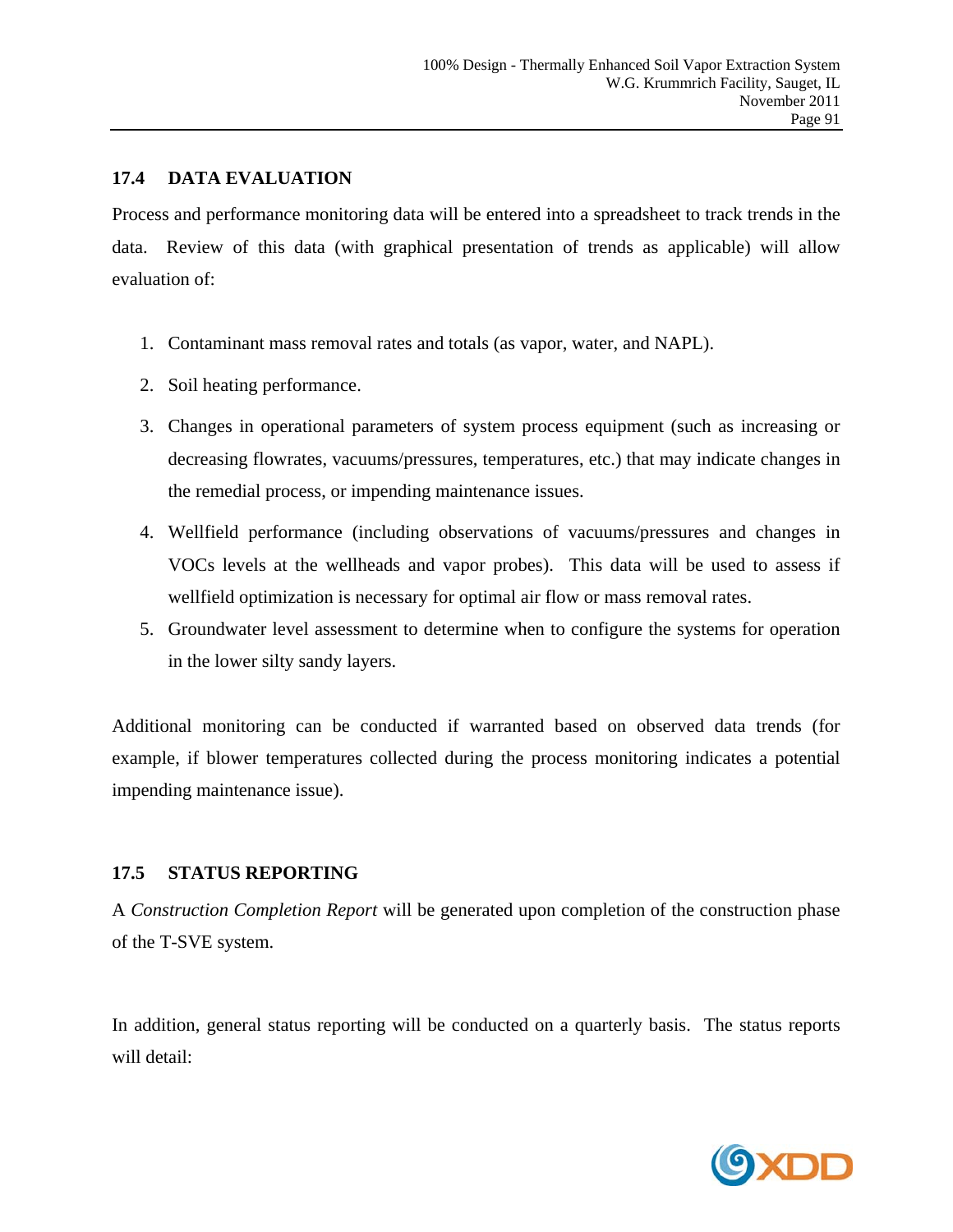## 17.4 DATA EVALUATION

Process and performance monitoring data will be entered into a spreadsheet to track trends in the data. Review of this data (with graphical presentation of trends as applicable) will allow evaluation of:

1. Contaminant mass removal rates and totals (as vapor, water, and NAPL).
2. Soil heating performance.
3. Changes in operational parameters of system process equipment (such as increasing or decreasing flowrates, vacuums/pressures, temperatures, etc.) that may indicate changes in the remedial process, or impending maintenance issues.
4. Wellfield performance (including observations of vacuums/pressures and changes in VOCs levels at the wellheads and vapor probes). This data will be used to assess if wellfield optimization is necessary for optimal air flow or mass removal rates.
5. Groundwater level assessment to determine when to configure the systems for operation in the lower silty sandy layers.

Additional monitoring can be conducted if warranted based on observed data trends (for example, if blower temperatures collected during the process monitoring indicates a potential impending maintenance issue).

## 17.5 STATUS REPORTING

A *Construction Completion Report* will be generated upon completion of the construction phase of the T-SVE system.

In addition, general status reporting will be conducted on a quarterly basis. The status reports will detail: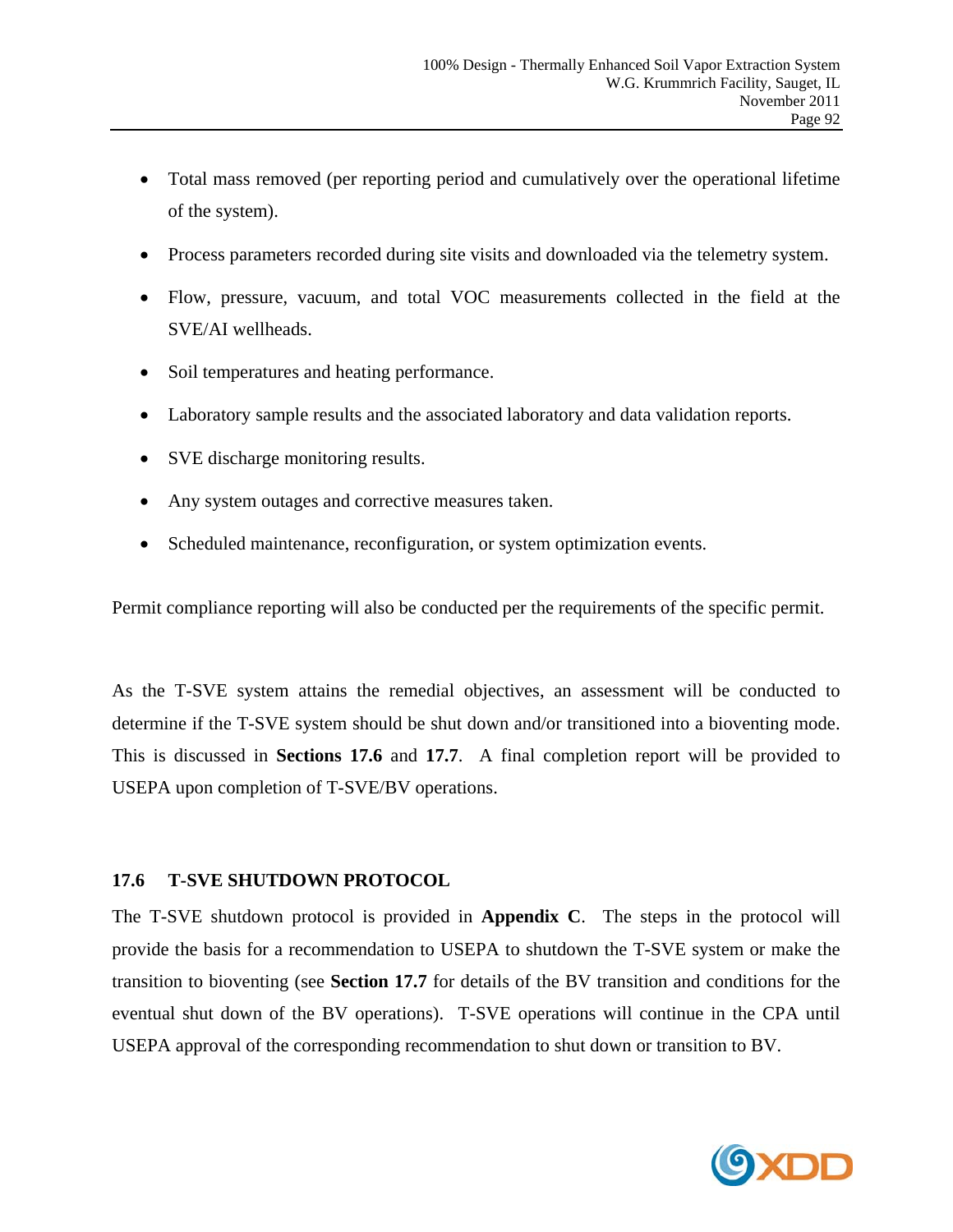- Total mass removed (per reporting period and cumulatively over the operational lifetime of the system).
- Process parameters recorded during site visits and downloaded via the telemetry system.
- Flow, pressure, vacuum, and total VOC measurements collected in the field at the SVE/AI wellheads.
- Soil temperatures and heating performance.
- Laboratory sample results and the associated laboratory and data validation reports.
- SVE discharge monitoring results.
- Any system outages and corrective measures taken.
- Scheduled maintenance, reconfiguration, or system optimization events.

Permit compliance reporting will also be conducted per the requirements of the specific permit.

As the T-SVE system attains the remedial objectives, an assessment will be conducted to determine if the T-SVE system should be shut down and/or transitioned into a bioventing mode. This is discussed in **Sections 17.6** and **17.7**. A final completion report will be provided to USEPA upon completion of T-SVE/BV operations.

### 17.6 T-SVE SHUTDOWN PROTOCOL

The T-SVE shutdown protocol is provided in **Appendix C**. The steps in the protocol will provide the basis for a recommendation to USEPA to shutdown the T-SVE system or make the transition to bioventing (see **Section 17.7** for details of the BV transition and conditions for the eventual shut down of the BV operations). T-SVE operations will continue in the CPA until USEPA approval of the corresponding recommendation to shut down or transition to BV.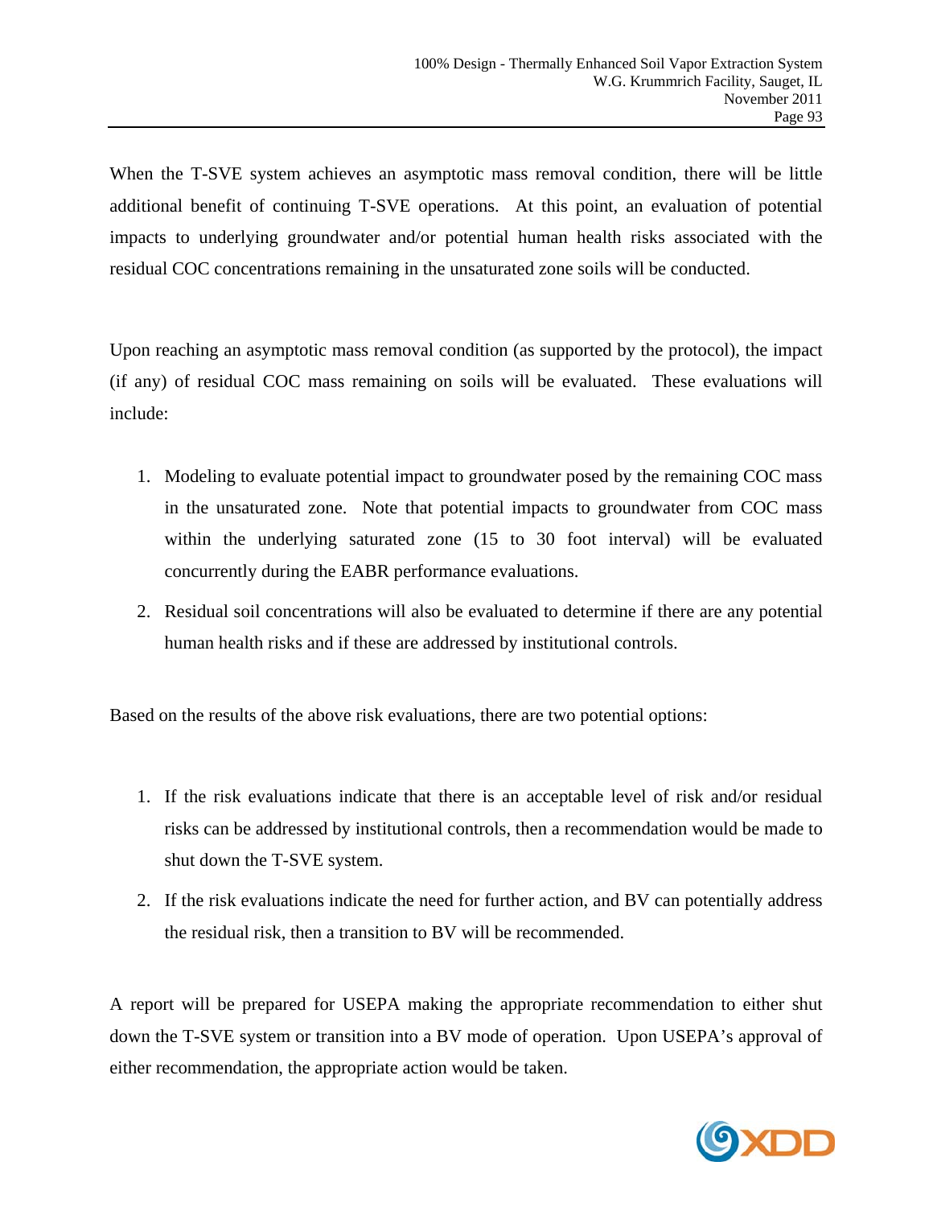When the T-SVE system achieves an asymptotic mass removal condition, there will be little additional benefit of continuing T-SVE operations. At this point, an evaluation of potential impacts to underlying groundwater and/or potential human health risks associated with the residual COC concentrations remaining in the unsaturated zone soils will be conducted.

Upon reaching an asymptotic mass removal condition (as supported by the protocol), the impact (if any) of residual COC mass remaining on soils will be evaluated. These evaluations will include:

1. Modeling to evaluate potential impact to groundwater posed by the remaining COC mass in the unsaturated zone. Note that potential impacts to groundwater from COC mass within the underlying saturated zone (15 to 30 foot interval) will be evaluated concurrently during the EABR performance evaluations.
2. Residual soil concentrations will also be evaluated to determine if there are any potential human health risks and if these are addressed by institutional controls.

Based on the results of the above risk evaluations, there are two potential options:

1. If the risk evaluations indicate that there is an acceptable level of risk and/or residual risks can be addressed by institutional controls, then a recommendation would be made to shut down the T-SVE system.
2. If the risk evaluations indicate the need for further action, and BV can potentially address the residual risk, then a transition to BV will be recommended.

A report will be prepared for USEPA making the appropriate recommendation to either shut down the T-SVE system or transition into a BV mode of operation. Upon USEPA's approval of either recommendation, the appropriate action would be taken.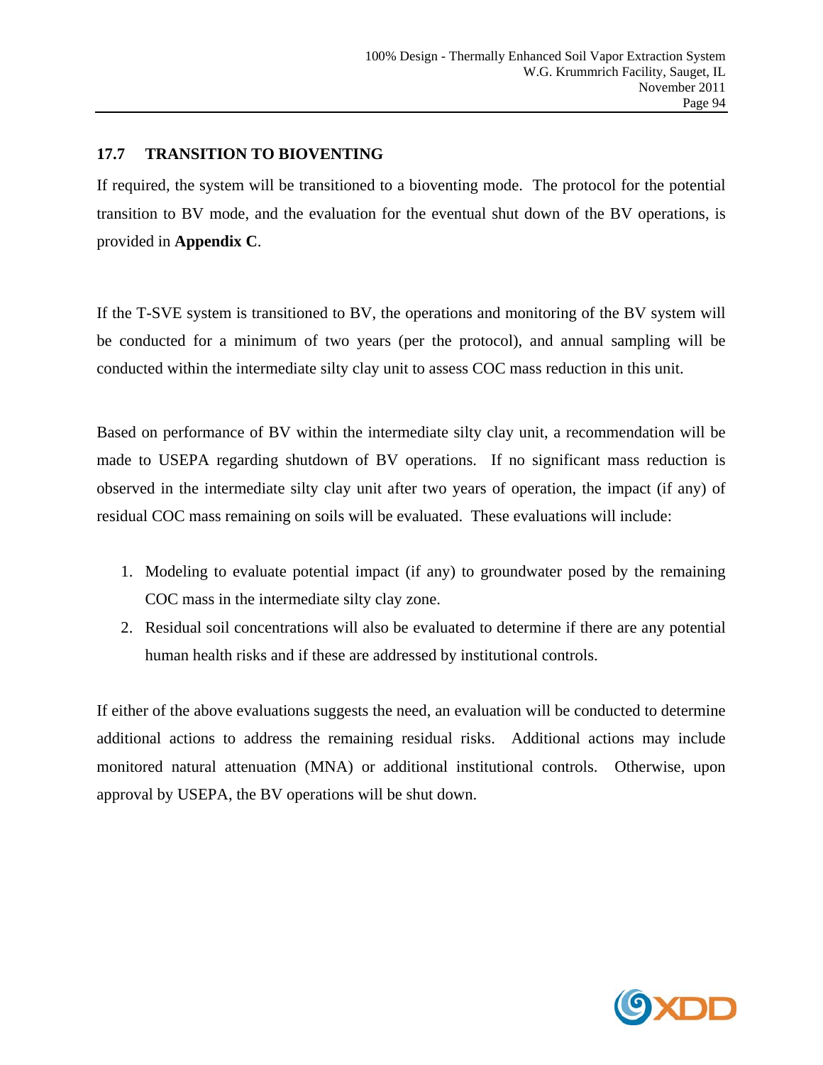### 17.7 TRANSITION TO BIOVENTING

If required, the system will be transitioned to a bioventing mode. The protocol for the potential transition to BV mode, and the evaluation for the eventual shut down of the BV operations, is provided in **Appendix C**.

If the T-SVE system is transitioned to BV, the operations and monitoring of the BV system will be conducted for a minimum of two years (per the protocol), and annual sampling will be conducted within the intermediate silty clay unit to assess COC mass reduction in this unit.

Based on performance of BV within the intermediate silty clay unit, a recommendation will be made to USEPA regarding shutdown of BV operations. If no significant mass reduction is observed in the intermediate silty clay unit after two years of operation, the impact (if any) of residual COC mass remaining on soils will be evaluated. These evaluations will include:

1. Modeling to evaluate potential impact (if any) to groundwater posed by the remaining COC mass in the intermediate silty clay zone.
2. Residual soil concentrations will also be evaluated to determine if there are any potential human health risks and if these are addressed by institutional controls.

If either of the above evaluations suggests the need, an evaluation will be conducted to determine additional actions to address the remaining residual risks. Additional actions may include monitored natural attenuation (MNA) or additional institutional controls. Otherwise, upon approval by USEPA, the BV operations will be shut down.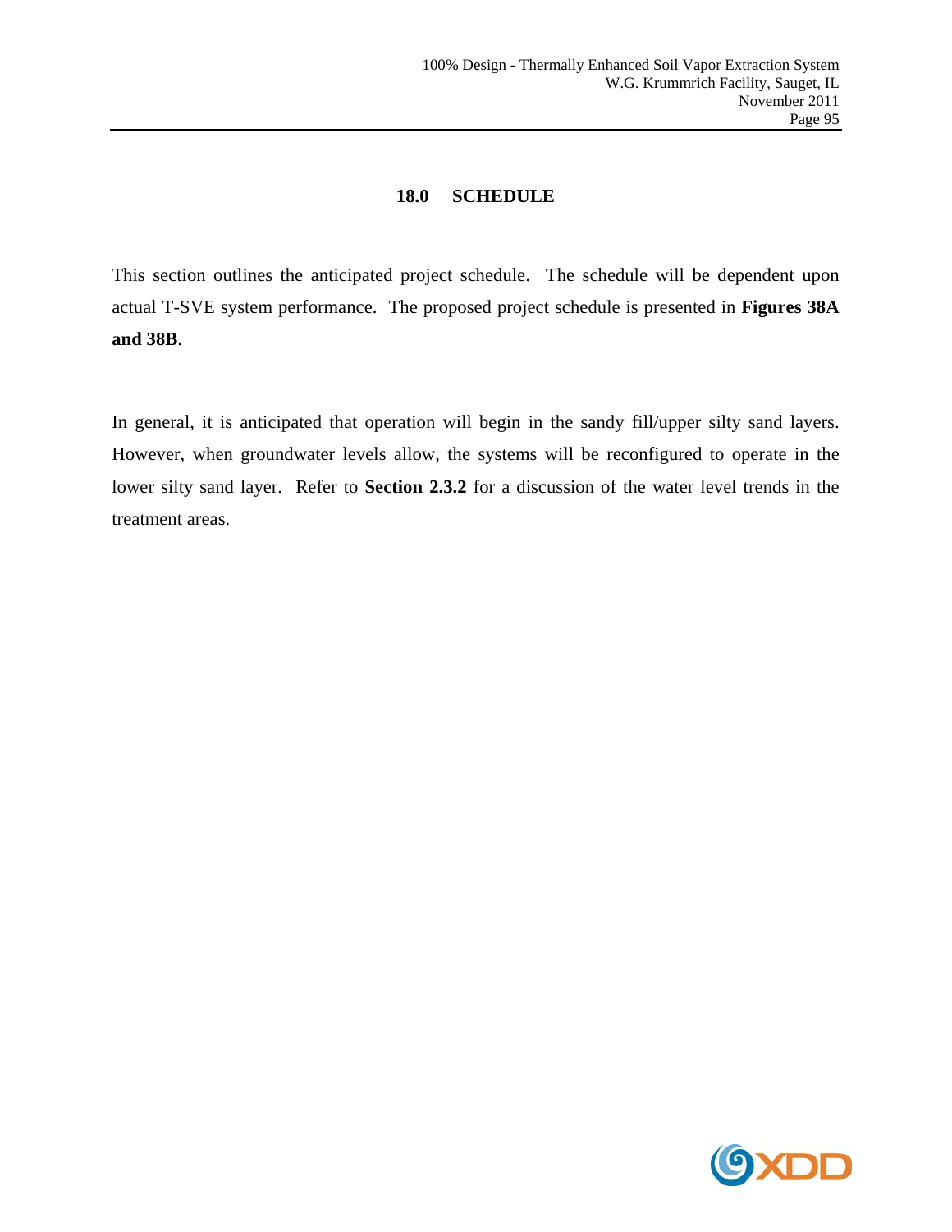# 18.0 SCHEDULE

This section outlines the anticipated project schedule. The schedule will be dependent upon actual T-SVE system performance. The proposed project schedule is presented in **Figures 38A and 38B**.

In general, it is anticipated that operation will begin in the sandy fill/upper silty sand layers. However, when groundwater levels allow, the systems will be reconfigured to operate in the lower silty sand layer. Refer to **Section 2.3.2** for a discussion of the water level trends in the treatment areas.